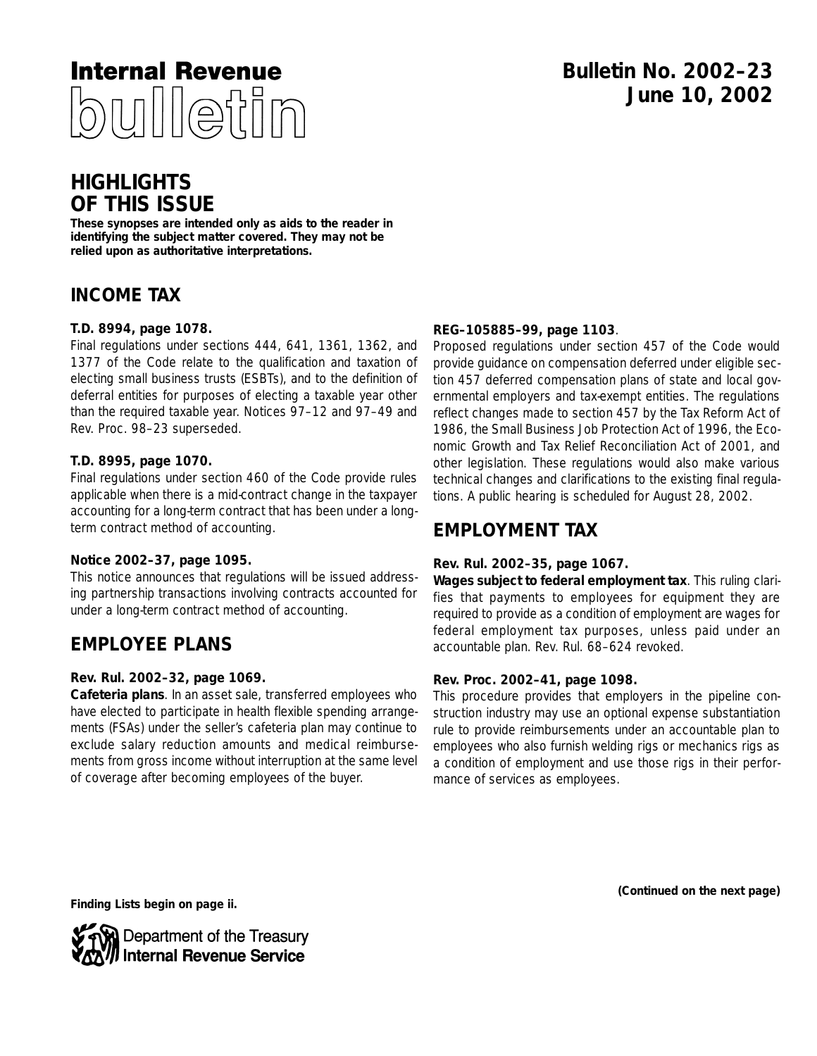# Internal Revenue bulletin

**Bulletin No. 2002–23**
**June 10, 2002**

## HIGHLIGHTS OF THIS ISSUE

**These synopses are intended only as aids to the reader in identifying the subject matter covered. They may not be relied upon as authoritative interpretations.**

## INCOME TAX

**T.D. 8994, page 1078.**

Final regulations under sections 444, 641, 1361, 1362, and 1377 of the Code relate to the qualification and taxation of electing small business trusts (ESBTs), and to the definition of deferral entities for purposes of electing a taxable year other than the required taxable year. Notices 97–12 and 97–49 and Rev. Proc. 98–23 superseded.

**T.D. 8995, page 1070.**

Final regulations under section 460 of the Code provide rules applicable when there is a mid-contract change in the taxpayer accounting for a long-term contract that has been under a long-term contract method of accounting.

**Notice 2002–37, page 1095.**

This notice announces that regulations will be issued addressing partnership transactions involving contracts accounted for under a long-term contract method of accounting.

**REG–105885–99, page 1103**.

Proposed regulations under section 457 of the Code would provide guidance on compensation deferred under eligible section 457 deferred compensation plans of state and local governmental employers and tax-exempt entities. The regulations reflect changes made to section 457 by the Tax Reform Act of 1986, the Small Business Job Protection Act of 1996, the Economic Growth and Tax Relief Reconciliation Act of 2001, and other legislation. These regulations would also make various technical changes and clarifications to the existing final regulations. A public hearing is scheduled for August 28, 2002.

## EMPLOYEE PLANS

**Rev. Rul. 2002–32, page 1069.**

**Cafeteria plans**. In an asset sale, transferred employees who have elected to participate in health flexible spending arrangements (FSAs) under the seller's cafeteria plan may continue to exclude salary reduction amounts and medical reimbursements from gross income without interruption at the same level of coverage after becoming employees of the buyer.

## EMPLOYMENT TAX

**Rev. Rul. 2002–35, page 1067.**

**Wages subject to federal employment tax**. This ruling clarifies that payments to employees for equipment they are required to provide as a condition of employment are wages for federal employment tax purposes, unless paid under an accountable plan. Rev. Rul. 68–624 revoked.

**Rev. Proc. 2002–41, page 1098.**

This procedure provides that employers in the pipeline construction industry may use an optional expense substantiation rule to provide reimbursements under an accountable plan to employees who also furnish welding rigs or mechanics rigs as a condition of employment and use those rigs in their performance of services as employees.

**(Continued on the next page)**

**Finding Lists begin on page ii.**

Department of the Treasury
Internal Revenue Service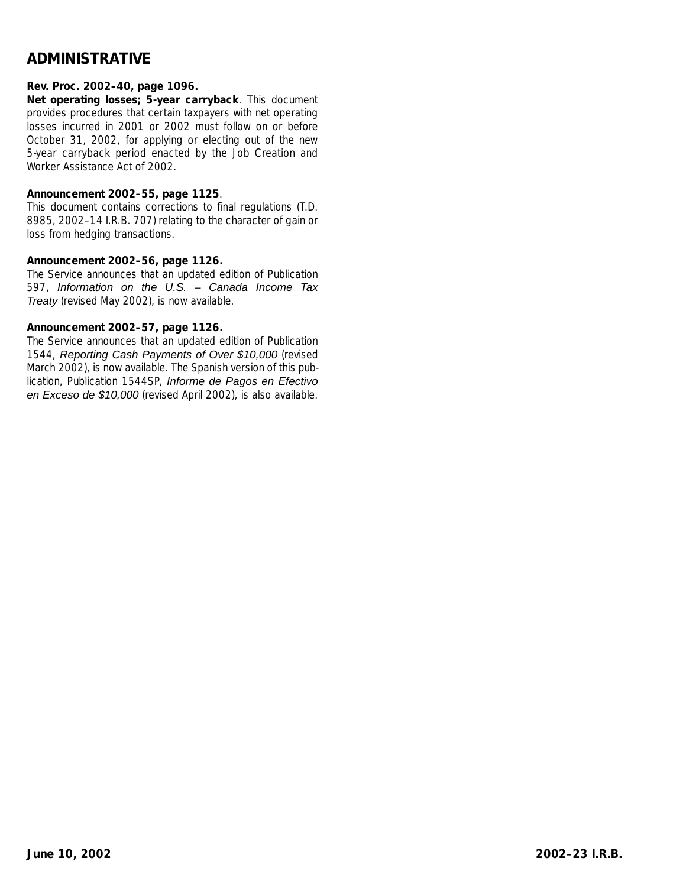## ADMINISTRATIVE

**Rev. Proc. 2002–40, page 1096.**

**Net operating losses; 5-year carryback**. This document provides procedures that certain taxpayers with net operating losses incurred in 2001 or 2002 must follow on or before October 31, 2002, for applying or electing out of the new 5-year carryback period enacted by the Job Creation and Worker Assistance Act of 2002.

**Announcement 2002–55, page 1125**.

This document contains corrections to final regulations (T.D. 8985, 2002–14 I.R.B. 707) relating to the character of gain or loss from hedging transactions.

**Announcement 2002–56, page 1126.**

The Service announces that an updated edition of Publication 597, *Information on the U.S. – Canada Income Tax Treaty* (revised May 2002), is now available.

**Announcement 2002–57, page 1126.**

The Service announces that an updated edition of Publication 1544, *Reporting Cash Payments of Over $10,000* (revised March 2002), is now available. The Spanish version of this publication, Publication 1544SP, *Informe de Pagos en Efectivo en Exceso de $10,000* (revised April 2002), is also available.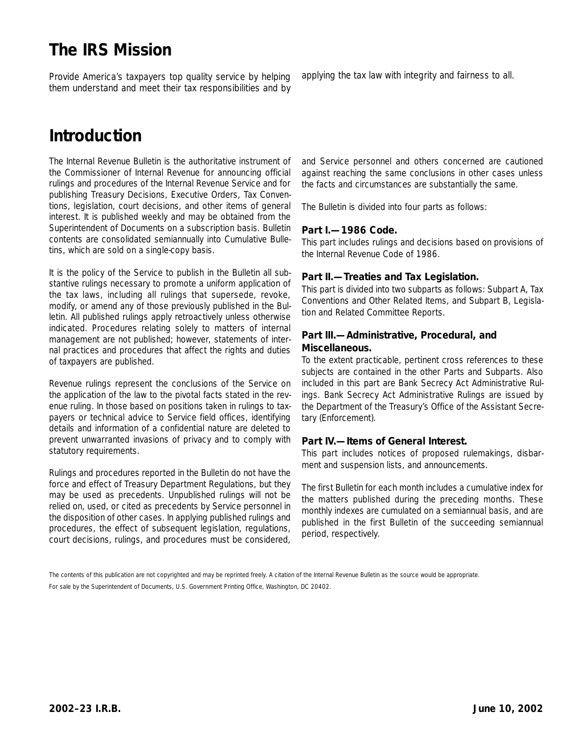# The IRS Mission

Provide America's taxpayers top quality service by helping them understand and meet their tax responsibilities and by applying the tax law with integrity and fairness to all.

# Introduction

The Internal Revenue Bulletin is the authoritative instrument of the Commissioner of Internal Revenue for announcing official rulings and procedures of the Internal Revenue Service and for publishing Treasury Decisions, Executive Orders, Tax Conventions, legislation, court decisions, and other items of general interest. It is published weekly and may be obtained from the Superintendent of Documents on a subscription basis. Bulletin contents are consolidated semiannually into Cumulative Bulletins, which are sold on a single-copy basis.

It is the policy of the Service to publish in the Bulletin all substantive rulings necessary to promote a uniform application of the tax laws, including all rulings that supersede, revoke, modify, or amend any of those previously published in the Bulletin. All published rulings apply retroactively unless otherwise indicated. Procedures relating solely to matters of internal management are not published; however, statements of internal practices and procedures that affect the rights and duties of taxpayers are published.

Revenue rulings represent the conclusions of the Service on the application of the law to the pivotal facts stated in the revenue ruling. In those based on positions taken in rulings to taxpayers or technical advice to Service field offices, identifying details and information of a confidential nature are deleted to prevent unwarranted invasions of privacy and to comply with statutory requirements.

Rulings and procedures reported in the Bulletin do not have the force and effect of Treasury Department Regulations, but they may be used as precedents. Unpublished rulings will not be relied on, used, or cited as precedents by Service personnel in the disposition of other cases. In applying published rulings and procedures, the effect of subsequent legislation, regulations, court decisions, rulings, and procedures must be considered, and Service personnel and others concerned are cautioned against reaching the same conclusions in other cases unless the facts and circumstances are substantially the same.

The Bulletin is divided into four parts as follows:

### Part I.—1986 Code.

This part includes rulings and decisions based on provisions of the Internal Revenue Code of 1986.

### Part II.—Treaties and Tax Legislation.

This part is divided into two subparts as follows: Subpart A, Tax Conventions and Other Related Items, and Subpart B, Legislation and Related Committee Reports.

### Part III.—Administrative, Procedural, and Miscellaneous.

To the extent practicable, pertinent cross references to these subjects are contained in the other Parts and Subparts. Also included in this part are Bank Secrecy Act Administrative Rulings. Bank Secrecy Act Administrative Rulings are issued by the Department of the Treasury's Office of the Assistant Secretary (Enforcement).

### Part IV.—Items of General Interest.

This part includes notices of proposed rulemakings, disbarment and suspension lists, and announcements.

The first Bulletin for each month includes a cumulative index for the matters published during the preceding months. These monthly indexes are cumulated on a semiannual basis, and are published in the first Bulletin of the succeeding semiannual period, respectively.

The contents of this publication are not copyrighted and may be reprinted freely. A citation of the Internal Revenue Bulletin as the source would be appropriate.

For sale by the Superintendent of Documents, U.S. Government Printing Office, Washington, DC 20402.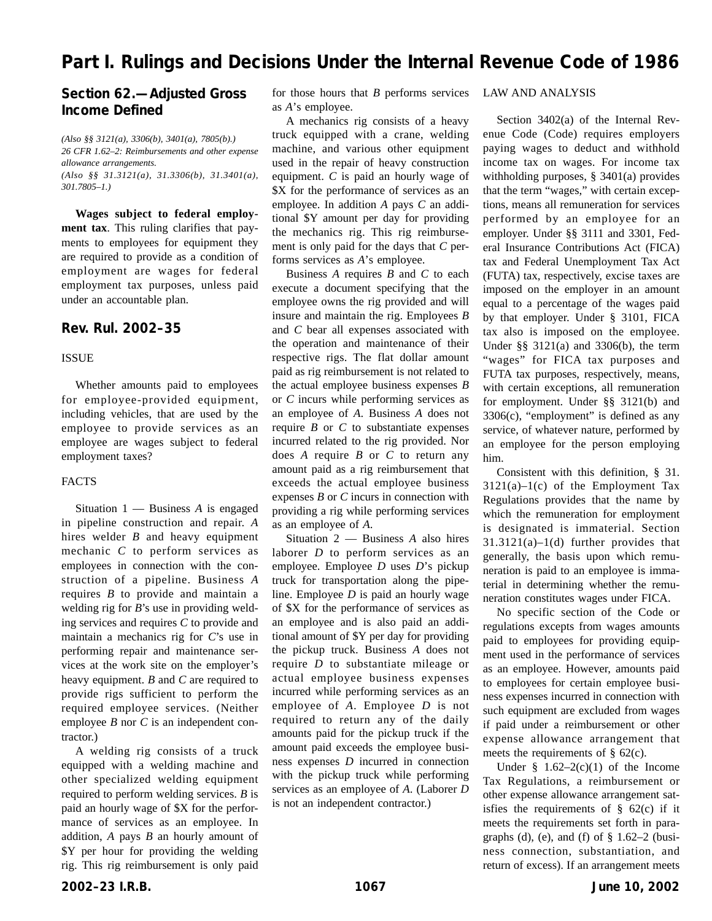# Part I. Rulings and Decisions Under the Internal Revenue Code of 1986

## Section 62.—Adjusted Gross Income Defined

*(Also §§ 3121(a), 3306(b), 3401(a), 7805(b).)*
*26 CFR 1.62–2: Reimbursements and other expense allowance arrangements.*
*(Also §§ 31.3121(a), 31.3306(b), 31.3401(a), 301.7805–1.)*

**Wages subject to federal employment tax**. This ruling clarifies that payments to employees for equipment they are required to provide as a condition of employment are wages for federal employment tax purposes, unless paid under an accountable plan.

## Rev. Rul. 2002–35

ISSUE

Whether amounts paid to employees for employee-provided equipment, including vehicles, that are used by the employee to provide services as an employee are wages subject to federal employment taxes?

FACTS

Situation 1 — Business *A* is engaged in pipeline construction and repair. *A* hires welder *B* and heavy equipment mechanic *C* to perform services as employees in connection with the construction of a pipeline. Business *A* requires *B* to provide and maintain a welding rig for *B*'s use in providing welding services and requires *C* to provide and maintain a mechanics rig for *C*'s use in performing repair and maintenance services at the work site on the employer's heavy equipment. *B* and *C* are required to provide rigs sufficient to perform the required employee services. (Neither employee *B* nor *C* is an independent contractor.)

A welding rig consists of a truck equipped with a welding machine and other specialized welding equipment required to perform welding services. *B* is paid an hourly wage of $X for the performance of services as an employee. In addition, *A* pays *B* an hourly amount of $Y per hour for providing the welding rig. This rig reimbursement is only paid for those hours that *B* performs services as *A*'s employee.

A mechanics rig consists of a heavy truck equipped with a crane, welding machine, and various other equipment used in the repair of heavy construction equipment. *C* is paid an hourly wage of $X for the performance of services as an employee. In addition *A* pays *C* an additional $Y amount per day for providing the mechanics rig. This rig reimbursement is only paid for the days that *C* performs services as *A*'s employee.

Business *A* requires *B* and *C* to each execute a document specifying that the employee owns the rig provided and will insure and maintain the rig. Employees *B* and *C* bear all expenses associated with the operation and maintenance of their respective rigs. The flat dollar amount paid as rig reimbursement is not related to the actual employee business expenses *B* or *C* incurs while performing services as an employee of *A*. Business *A* does not require *B* or *C* to substantiate expenses incurred related to the rig provided. Nor does *A* require *B* or *C* to return any amount paid as a rig reimbursement that exceeds the actual employee business expenses *B* or *C* incurs in connection with providing a rig while performing services as an employee of *A*.

Situation 2 — Business *A* also hires laborer *D* to perform services as an employee. Employee *D* uses *D*'s pickup truck for transportation along the pipeline. Employee *D* is paid an hourly wage of $X for the performance of services as an employee and is also paid an additional amount of $Y per day for providing the pickup truck. Business *A* does not require *D* to substantiate mileage or actual employee business expenses incurred while performing services as an employee of *A*. Employee *D* is not required to return any of the daily amounts paid for the pickup truck if the amount paid exceeds the employee business expenses *D* incurred in connection with the pickup truck while performing services as an employee of *A*. (Laborer *D* is not an independent contractor.)

LAW AND ANALYSIS

Section 3402(a) of the Internal Revenue Code (Code) requires employers paying wages to deduct and withhold income tax on wages. For income tax withholding purposes, § 3401(a) provides that the term "wages," with certain exceptions, means all remuneration for services performed by an employee for an employer. Under §§ 3111 and 3301, Federal Insurance Contributions Act (FICA) tax and Federal Unemployment Tax Act (FUTA) tax, respectively, excise taxes are imposed on the employer in an amount equal to a percentage of the wages paid by that employer. Under § 3101, FICA tax also is imposed on the employee. Under §§ 3121(a) and 3306(b), the term "wages" for FICA tax purposes and FUTA tax purposes, respectively, means, with certain exceptions, all remuneration for employment. Under §§ 3121(b) and 3306(c), "employment" is defined as any service, of whatever nature, performed by an employee for the person employing him.

Consistent with this definition, § 31.3121(a)–1(c) of the Employment Tax Regulations provides that the name by which the remuneration for employment is designated is immaterial. Section 31.3121(a)–1(d) further provides that generally, the basis upon which remuneration is paid to an employee is immaterial in determining whether the remuneration constitutes wages under FICA.

No specific section of the Code or regulations excepts from wages amounts paid to employees for providing equipment used in the performance of services as an employee. However, amounts paid to employees for certain employee business expenses incurred in connection with such equipment are excluded from wages if paid under a reimbursement or other expense allowance arrangement that meets the requirements of § 62(c).

Under § 1.62–2(c)(1) of the Income Tax Regulations, a reimbursement or other expense allowance arrangement satisfies the requirements of § 62(c) if it meets the requirements set forth in paragraphs (d), (e), and (f) of § 1.62–2 (business connection, substantiation, and return of excess). If an arrangement meets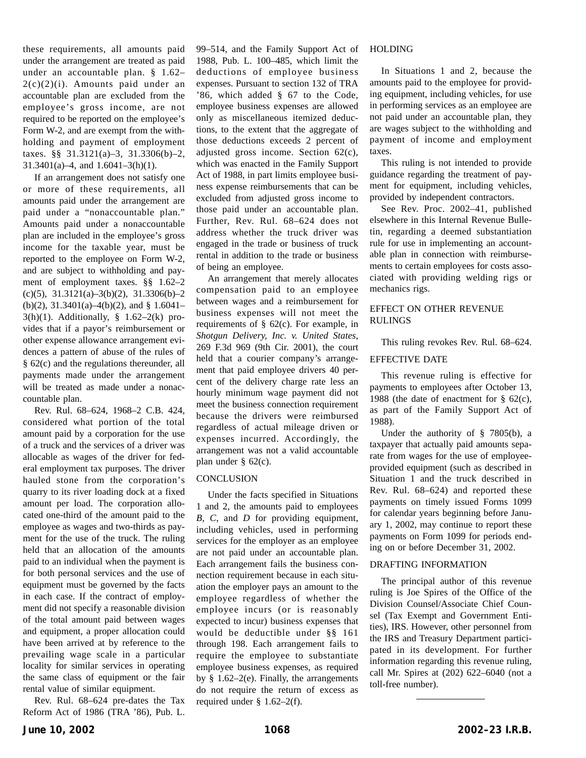these requirements, all amounts paid under the arrangement are treated as paid under an accountable plan. § 1.62–2(c)(2)(i). Amounts paid under an accountable plan are excluded from the employee's gross income, are not required to be reported on the employee's Form W-2, and are exempt from the withholding and payment of employment taxes. §§ 31.3121(a)–3, 31.3306(b)–2, 31.3401(a)–4, and 1.6041–3(h)(1).

If an arrangement does not satisfy one or more of these requirements, all amounts paid under the arrangement are paid under a "nonaccountable plan." Amounts paid under a nonaccountable plan are included in the employee's gross income for the taxable year, must be reported to the employee on Form W-2, and are subject to withholding and payment of employment taxes. §§ 1.62–2 (c)(5), 31.3121(a)–3(b)(2), 31.3306(b)–2 (b)(2), 31.3401(a)–4(b)(2), and § 1.6041–3(h)(1). Additionally, § 1.62–2(k) provides that if a payor's reimbursement or other expense allowance arrangement evidences a pattern of abuse of the rules of § 62(c) and the regulations thereunder, all payments made under the arrangement will be treated as made under a nonaccountable plan.

Rev. Rul. 68–624, 1968–2 C.B. 424, considered what portion of the total amount paid by a corporation for the use of a truck and the services of a driver was allocable as wages of the driver for federal employment tax purposes. The driver hauled stone from the corporation's quarry to its river loading dock at a fixed amount per load. The corporation allocated one-third of the amount paid to the employee as wages and two-thirds as payment for the use of the truck. The ruling held that an allocation of the amounts paid to an individual when the payment is for both personal services and the use of equipment must be governed by the facts in each case. If the contract of employment did not specify a reasonable division of the total amount paid between wages and equipment, a proper allocation could have been arrived at by reference to the prevailing wage scale in a particular locality for similar services in operating the same class of equipment or the fair rental value of similar equipment.

Rev. Rul. 68–624 pre-dates the Tax Reform Act of 1986 (TRA '86), Pub. L. 99–514, and the Family Support Act of 1988, Pub. L. 100–485, which limit the deductions of employee business expenses. Pursuant to section 132 of TRA '86, which added § 67 to the Code, employee business expenses are allowed only as miscellaneous itemized deductions, to the extent that the aggregate of those deductions exceeds 2 percent of adjusted gross income. Section 62(c), which was enacted in the Family Support Act of 1988, in part limits employee business expense reimbursements that can be excluded from adjusted gross income to those paid under an accountable plan. Further, Rev. Rul. 68–624 does not address whether the truck driver was engaged in the trade or business of truck rental in addition to the trade or business of being an employee.

An arrangement that merely allocates compensation paid to an employee between wages and a reimbursement for business expenses will not meet the requirements of § 62(c). For example, in *Shotgun Delivery, Inc. v. United States*, 269 F.3d 969 (9th Cir. 2001), the court held that a courier company's arrangement that paid employee drivers 40 percent of the delivery charge rate less an hourly minimum wage payment did not meet the business connection requirement because the drivers were reimbursed regardless of actual mileage driven or expenses incurred. Accordingly, the arrangement was not a valid accountable plan under § 62(c).

## CONCLUSION

Under the facts specified in Situations 1 and 2, the amounts paid to employees *B*, *C*, and *D* for providing equipment, including vehicles, used in performing services for the employer as an employee are not paid under an accountable plan. Each arrangement fails the business connection requirement because in each situation the employer pays an amount to the employee regardless of whether the employee incurs (or is reasonably expected to incur) business expenses that would be deductible under §§ 161 through 198. Each arrangement fails to require the employee to substantiate employee business expenses, as required by § 1.62–2(e). Finally, the arrangements do not require the return of excess as required under § 1.62–2(f).

## HOLDING

In Situations 1 and 2, because the amounts paid to the employee for providing equipment, including vehicles, for use in performing services as an employee are not paid under an accountable plan, they are wages subject to the withholding and payment of income and employment taxes.

This ruling is not intended to provide guidance regarding the treatment of payment for equipment, including vehicles, provided by independent contractors.

See Rev. Proc. 2002–41, published elsewhere in this Internal Revenue Bulletin, regarding a deemed substantiation rule for use in implementing an accountable plan in connection with reimbursements to certain employees for costs associated with providing welding rigs or mechanics rigs.

## EFFECT ON OTHER REVENUE RULINGS

This ruling revokes Rev. Rul. 68–624.

## EFFECTIVE DATE

This revenue ruling is effective for payments to employees after October 13, 1988 (the date of enactment for § 62(c), as part of the Family Support Act of 1988).

Under the authority of § 7805(b), a taxpayer that actually paid amounts separate from wages for the use of employee-provided equipment (such as described in Situation 1 and the truck described in Rev. Rul. 68–624) and reported these payments on timely issued Forms 1099 for calendar years beginning before January 1, 2002, may continue to report these payments on Form 1099 for periods ending on or before December 31, 2002.

## DRAFTING INFORMATION

The principal author of this revenue ruling is Joe Spires of the Office of the Division Counsel/Associate Chief Counsel (Tax Exempt and Government Entities), IRS. However, other personnel from the IRS and Treasury Department participated in its development. For further information regarding this revenue ruling, call Mr. Spires at (202) 622–6040 (not a toll-free number).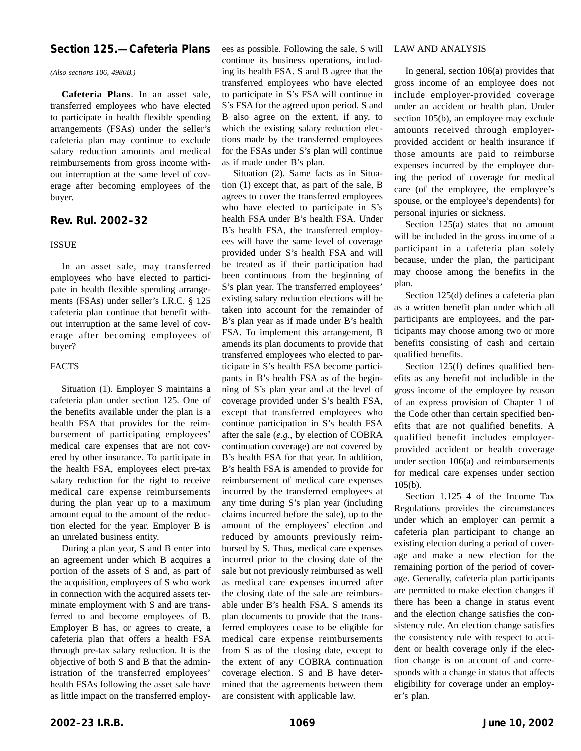## Section 125.—Cafeteria Plans

*(Also sections 106, 4980B.)*

**Cafeteria Plans**. In an asset sale, transferred employees who have elected to participate in health flexible spending arrangements (FSAs) under the seller's cafeteria plan may continue to exclude salary reduction amounts and medical reimbursements from gross income without interruption at the same level of coverage after becoming employees of the buyer.

## Rev. Rul. 2002–32

ISSUE

In an asset sale, may transferred employees who have elected to participate in health flexible spending arrangements (FSAs) under seller's I.R.C. § 125 cafeteria plan continue that benefit without interruption at the same level of coverage after becoming employees of buyer?

FACTS

Situation (1). Employer S maintains a cafeteria plan under section 125. One of the benefits available under the plan is a health FSA that provides for the reimbursement of participating employees' medical care expenses that are not covered by other insurance. To participate in the health FSA, employees elect pre-tax salary reduction for the right to receive medical care expense reimbursements during the plan year up to a maximum amount equal to the amount of the reduction elected for the year. Employer B is an unrelated business entity.

During a plan year, S and B enter into an agreement under which B acquires a portion of the assets of S and, as part of the acquisition, employees of S who work in connection with the acquired assets terminate employment with S and are transferred to and become employees of B. Employer B has, or agrees to create, a cafeteria plan that offers a health FSA through pre-tax salary reduction. It is the objective of both S and B that the administration of the transferred employees' health FSAs following the asset sale have as little impact on the transferred employees as possible. Following the sale, S will continue its business operations, including its health FSA. S and B agree that the transferred employees who have elected to participate in S's FSA will continue in S's FSA for the agreed upon period. S and B also agree on the extent, if any, to which the existing salary reduction elections made by the transferred employees for the FSAs under S's plan will continue as if made under B's plan.

Situation (2). Same facts as in Situation (1) except that, as part of the sale, B agrees to cover the transferred employees who have elected to participate in S's health FSA under B's health FSA. Under B's health FSA, the transferred employees will have the same level of coverage provided under S's health FSA and will be treated as if their participation had been continuous from the beginning of S's plan year. The transferred employees' existing salary reduction elections will be taken into account for the remainder of B's plan year as if made under B's health FSA. To implement this arrangement, B amends its plan documents to provide that transferred employees who elected to participate in S's health FSA become participants in B's health FSA as of the beginning of S's plan year and at the level of coverage provided under S's health FSA, except that transferred employees who continue participation in S's health FSA after the sale (*e.g.*, by election of COBRA continuation coverage) are not covered by B's health FSA for that year. In addition, B's health FSA is amended to provide for reimbursement of medical care expenses incurred by the transferred employees at any time during S's plan year (including claims incurred before the sale), up to the amount of the employees' election and reduced by amounts previously reimbursed by S. Thus, medical care expenses incurred prior to the closing date of the sale but not previously reimbursed as well as medical care expenses incurred after the closing date of the sale are reimbursable under B's health FSA. S amends its plan documents to provide that the transferred employees cease to be eligible for medical care expense reimbursements from S as of the closing date, except to the extent of any COBRA continuation coverage election. S and B have determined that the agreements between them are consistent with applicable law.

LAW AND ANALYSIS

In general, section 106(a) provides that gross income of an employee does not include employer-provided coverage under an accident or health plan. Under section 105(b), an employee may exclude amounts received through employer-provided accident or health insurance if those amounts are paid to reimburse expenses incurred by the employee during the period of coverage for medical care (of the employee, the employee's spouse, or the employee's dependents) for personal injuries or sickness.

Section 125(a) states that no amount will be included in the gross income of a participant in a cafeteria plan solely because, under the plan, the participant may choose among the benefits in the plan.

Section 125(d) defines a cafeteria plan as a written benefit plan under which all participants are employees, and the participants may choose among two or more benefits consisting of cash and certain qualified benefits.

Section 125(f) defines qualified benefits as any benefit not includible in the gross income of the employee by reason of an express provision of Chapter 1 of the Code other than certain specified benefits that are not qualified benefits. A qualified benefit includes employer-provided accident or health coverage under section 106(a) and reimbursements for medical care expenses under section 105(b).

Section 1.125–4 of the Income Tax Regulations provides the circumstances under which an employer can permit a cafeteria plan participant to change an existing election during a period of coverage and make a new election for the remaining portion of the period of coverage. Generally, cafeteria plan participants are permitted to make election changes if there has been a change in status event and the election change satisfies the consistency rule. An election change satisfies the consistency rule with respect to accident or health coverage only if the election change is on account of and corresponds with a change in status that affects eligibility for coverage under an employer's plan.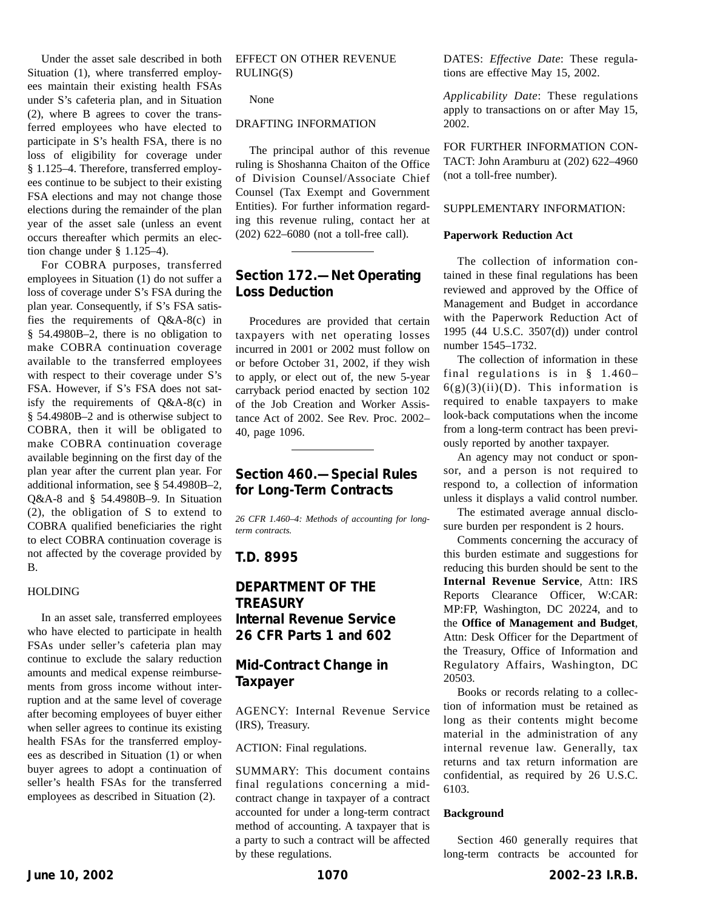Under the asset sale described in both Situation (1), where transferred employees maintain their existing health FSAs under S's cafeteria plan, and in Situation (2), where B agrees to cover the transferred employees who have elected to participate in S's health FSA, there is no loss of eligibility for coverage under § 1.125–4. Therefore, transferred employees continue to be subject to their existing FSA elections and may not change those elections during the remainder of the plan year of the asset sale (unless an event occurs thereafter which permits an election change under § 1.125–4).

For COBRA purposes, transferred employees in Situation (1) do not suffer a loss of coverage under S's FSA during the plan year. Consequently, if S's FSA satisfies the requirements of Q&A-8(c) in § 54.4980B–2, there is no obligation to make COBRA continuation coverage available to the transferred employees with respect to their coverage under S's FSA. However, if S's FSA does not satisfy the requirements of Q&A-8(c) in § 54.4980B–2 and is otherwise subject to COBRA, then it will be obligated to make COBRA continuation coverage available beginning on the first day of the plan year after the current plan year. For additional information, see § 54.4980B–2, Q&A-8 and § 54.4980B–9. In Situation (2), the obligation of S to extend to COBRA qualified beneficiaries the right to elect COBRA continuation coverage is not affected by the coverage provided by B.

HOLDING

In an asset sale, transferred employees who have elected to participate in health FSAs under seller's cafeteria plan may continue to exclude the salary reduction amounts and medical expense reimbursements from gross income without interruption and at the same level of coverage after becoming employees of buyer either when seller agrees to continue its existing health FSAs for the transferred employees as described in Situation (1) or when buyer agrees to adopt a continuation of seller's health FSAs for the transferred employees as described in Situation (2).

EFFECT ON OTHER REVENUE RULING(S)

None

DRAFTING INFORMATION

The principal author of this revenue ruling is Shoshanna Chaiton of the Office of Division Counsel/Associate Chief Counsel (Tax Exempt and Government Entities). For further information regarding this revenue ruling, contact her at (202) 622–6080 (not a toll-free call).

---

## Section 172.—Net Operating Loss Deduction

Procedures are provided that certain taxpayers with net operating losses incurred in 2001 or 2002 must follow on or before October 31, 2002, if they wish to apply, or elect out of, the new 5-year carryback period enacted by section 102 of the Job Creation and Worker Assistance Act of 2002. See Rev. Proc. 2002–40, page 1096.

---

## Section 460.—Special Rules for Long-Term Contracts

*26 CFR 1.460–4: Methods of accounting for long-term contracts.*

## T.D. 8995

## DEPARTMENT OF THE TREASURY
## Internal Revenue Service
## 26 CFR Parts 1 and 602

## Mid-Contract Change in Taxpayer

AGENCY: Internal Revenue Service (IRS), Treasury.

ACTION: Final regulations.

SUMMARY: This document contains final regulations concerning a mid-contract change in taxpayer of a contract accounted for under a long-term contract method of accounting. A taxpayer that is a party to such a contract will be affected by these regulations.

DATES: *Effective Date*: These regulations are effective May 15, 2002.

*Applicability Date*: These regulations apply to transactions on or after May 15, 2002.

FOR FURTHER INFORMATION CONTACT: John Aramburu at (202) 622–4960 (not a toll-free number).

SUPPLEMENTARY INFORMATION:

**Paperwork Reduction Act**

The collection of information contained in these final regulations has been reviewed and approved by the Office of Management and Budget in accordance with the Paperwork Reduction Act of 1995 (44 U.S.C. 3507(d)) under control number 1545–1732.

The collection of information in these final regulations is in § 1.460–6(g)(3)(ii)(D). This information is required to enable taxpayers to make look-back computations when the income from a long-term contract has been previously reported by another taxpayer.

An agency may not conduct or sponsor, and a person is not required to respond to, a collection of information unless it displays a valid control number.

The estimated average annual disclosure burden per respondent is 2 hours.

Comments concerning the accuracy of this burden estimate and suggestions for reducing this burden should be sent to the **Internal Revenue Service**, Attn: IRS Reports Clearance Officer, W:CAR: MP:FP, Washington, DC 20224, and to the **Office of Management and Budget**, Attn: Desk Officer for the Department of the Treasury, Office of Information and Regulatory Affairs, Washington, DC 20503.

Books or records relating to a collection of information must be retained as long as their contents might become material in the administration of any internal revenue law. Generally, tax returns and tax return information are confidential, as required by 26 U.S.C. 6103.

**Background**

Section 460 generally requires that long-term contracts be accounted for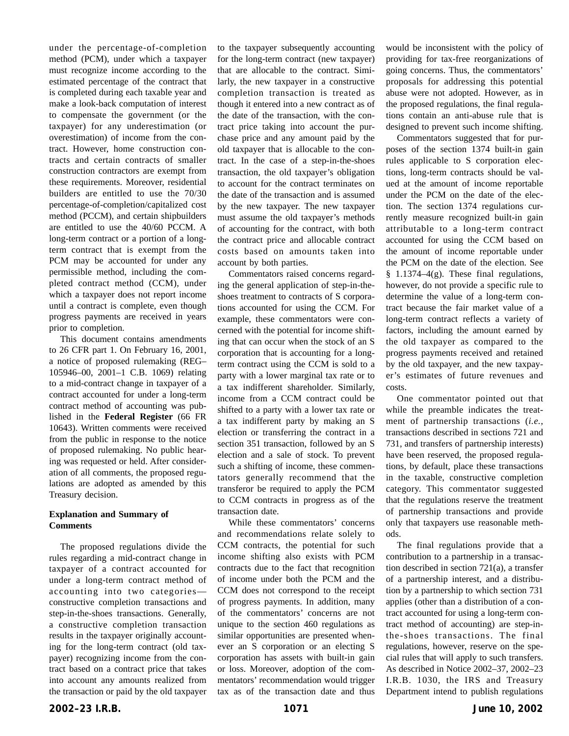under the percentage-of-completion method (PCM), under which a taxpayer must recognize income according to the estimated percentage of the contract that is completed during each taxable year and make a look-back computation of interest to compensate the government (or the taxpayer) for any underestimation (or overestimation) of income from the contract. However, home construction contracts and certain contracts of smaller construction contractors are exempt from these requirements. Moreover, residential builders are entitled to use the 70/30 percentage-of-completion/capitalized cost method (PCCM), and certain shipbuilders are entitled to use the 40/60 PCCM. A long-term contract or a portion of a long-term contract that is exempt from the PCM may be accounted for under any permissible method, including the completed contract method (CCM), under which a taxpayer does not report income until a contract is complete, even though progress payments are received in years prior to completion.

This document contains amendments to 26 CFR part 1. On February 16, 2001, a notice of proposed rulemaking (REG–105946–00, 2001–1 C.B. 1069) relating to a mid-contract change in taxpayer of a contract accounted for under a long-term contract method of accounting was published in the **Federal Register** (66 FR 10643). Written comments were received from the public in response to the notice of proposed rulemaking. No public hearing was requested or held. After consideration of all comments, the proposed regulations are adopted as amended by this Treasury decision.

**Explanation and Summary of Comments**

The proposed regulations divide the rules regarding a mid-contract change in taxpayer of a contract accounted for under a long-term contract method of accounting into two categories—constructive completion transactions and step-in-the-shoes transactions. Generally, a constructive completion transaction results in the taxpayer originally accounting for the long-term contract (old taxpayer) recognizing income from the contract based on a contract price that takes into account any amounts realized from the transaction or paid by the old taxpayer to the taxpayer subsequently accounting for the long-term contract (new taxpayer) that are allocable to the contract. Similarly, the new taxpayer in a constructive completion transaction is treated as though it entered into a new contract as of the date of the transaction, with the contract price taking into account the purchase price and any amount paid by the old taxpayer that is allocable to the contract. In the case of a step-in-the-shoes transaction, the old taxpayer's obligation to account for the contract terminates on the date of the transaction and is assumed by the new taxpayer. The new taxpayer must assume the old taxpayer's methods of accounting for the contract, with both the contract price and allocable contract costs based on amounts taken into account by both parties.

Commentators raised concerns regarding the general application of step-in-the-shoes treatment to contracts of S corporations accounted for using the CCM. For example, these commentators were concerned with the potential for income shifting that can occur when the stock of an S corporation that is accounting for a long-term contract using the CCM is sold to a party with a lower marginal tax rate or to a tax indifferent shareholder. Similarly, income from a CCM contract could be shifted to a party with a lower tax rate or a tax indifferent party by making an S election or transferring the contract in a section 351 transaction, followed by an S election and a sale of stock. To prevent such a shifting of income, these commentators generally recommend that the transferor be required to apply the PCM to CCM contracts in progress as of the transaction date.

While these commentators' concerns and recommendations relate solely to CCM contracts, the potential for such income shifting also exists with PCM contracts due to the fact that recognition of income under both the PCM and the CCM does not correspond to the receipt of progress payments. In addition, many of the commentators' concerns are not unique to the section 460 regulations as similar opportunities are presented whenever an S corporation or an electing S corporation has assets with built-in gain or loss. Moreover, adoption of the commentators' recommendation would trigger tax as of the transaction date and thus would be inconsistent with the policy of providing for tax-free reorganizations of going concerns. Thus, the commentators' proposals for addressing this potential abuse were not adopted. However, as in the proposed regulations, the final regulations contain an anti-abuse rule that is designed to prevent such income shifting.

Commentators suggested that for purposes of the section 1374 built-in gain rules applicable to S corporation elections, long-term contracts should be valued at the amount of income reportable under the PCM on the date of the election. The section 1374 regulations currently measure recognized built-in gain attributable to a long-term contract accounted for using the CCM based on the amount of income reportable under the PCM on the date of the election. See § 1.1374–4(g). These final regulations, however, do not provide a specific rule to determine the value of a long-term contract because the fair market value of a long-term contract reflects a variety of factors, including the amount earned by the old taxpayer as compared to the progress payments received and retained by the old taxpayer, and the new taxpayer's estimates of future revenues and costs.

One commentator pointed out that while the preamble indicates the treatment of partnership transactions (*i.e.*, transactions described in sections 721 and 731, and transfers of partnership interests) have been reserved, the proposed regulations, by default, place these transactions in the taxable, constructive completion category. This commentator suggested that the regulations reserve the treatment of partnership transactions and provide only that taxpayers use reasonable methods.

The final regulations provide that a contribution to a partnership in a transaction described in section 721(a), a transfer of a partnership interest, and a distribution by a partnership to which section 731 applies (other than a distribution of a contract accounted for using a long-term contract method of accounting) are step-in-the-shoes transactions. The final regulations, however, reserve on the special rules that will apply to such transfers. As described in Notice 2002–37, 2002–23 I.R.B. 1030, the IRS and Treasury Department intend to publish regulations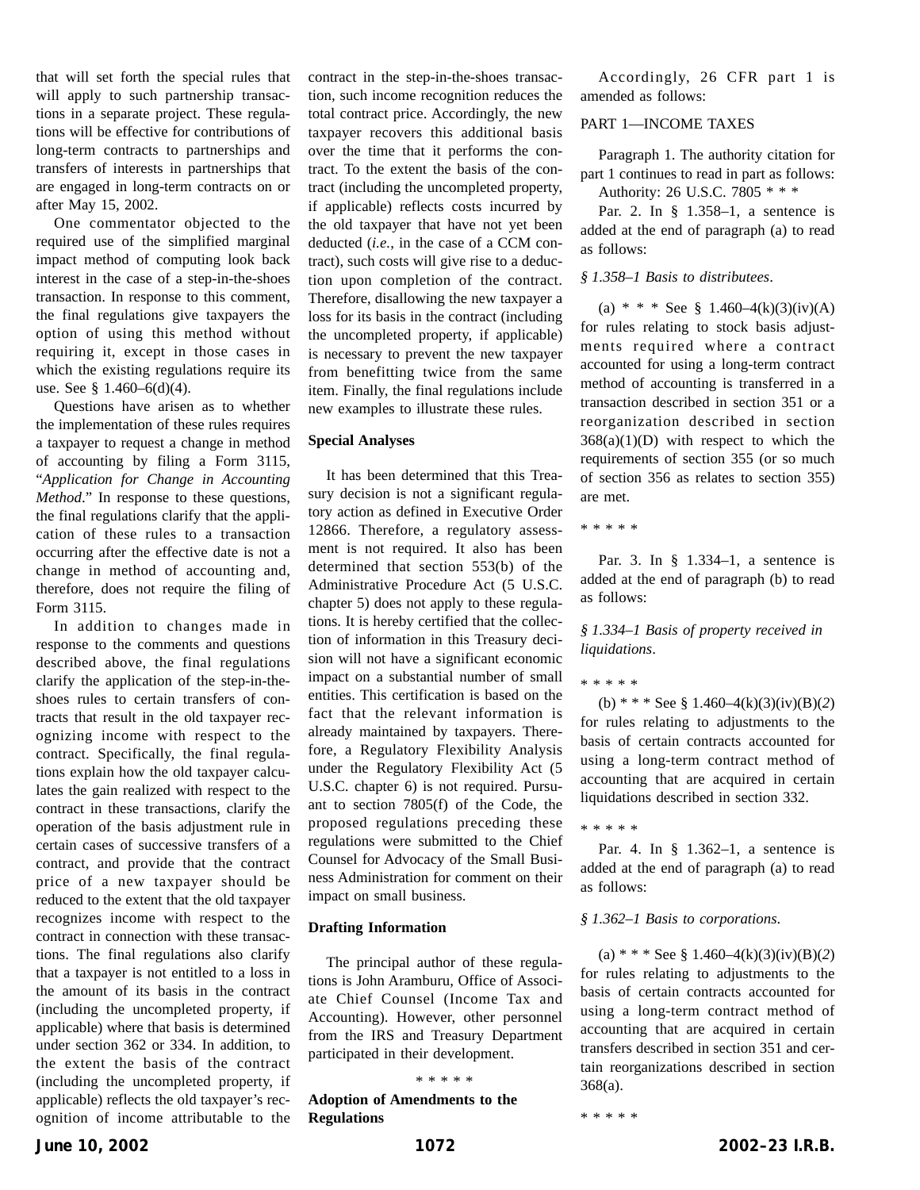that will set forth the special rules that will apply to such partnership transactions in a separate project. These regulations will be effective for contributions of long-term contracts to partnerships and transfers of interests in partnerships that are engaged in long-term contracts on or after May 15, 2002.

One commentator objected to the required use of the simplified marginal impact method of computing look back interest in the case of a step-in-the-shoes transaction. In response to this comment, the final regulations give taxpayers the option of using this method without requiring it, except in those cases in which the existing regulations require its use. See § 1.460–6(d)(4).

Questions have arisen as to whether the implementation of these rules requires a taxpayer to request a change in method of accounting by filing a Form 3115, "*Application for Change in Accounting Method*." In response to these questions, the final regulations clarify that the application of these rules to a transaction occurring after the effective date is not a change in method of accounting and, therefore, does not require the filing of Form 3115.

In addition to changes made in response to the comments and questions described above, the final regulations clarify the application of the step-in-the-shoes rules to certain transfers of contracts that result in the old taxpayer recognizing income with respect to the contract. Specifically, the final regulations explain how the old taxpayer calculates the gain realized with respect to the contract in these transactions, clarify the operation of the basis adjustment rule in certain cases of successive transfers of a contract, and provide that the contract price of a new taxpayer should be reduced to the extent that the old taxpayer recognizes income with respect to the contract in connection with these transactions. The final regulations also clarify that a taxpayer is not entitled to a loss in the amount of its basis in the contract (including the uncompleted property, if applicable) where that basis is determined under section 362 or 334. In addition, to the extent the basis of the contract (including the uncompleted property, if applicable) reflects the old taxpayer's recognition of income attributable to the contract in the step-in-the-shoes transaction, such income recognition reduces the total contract price. Accordingly, the new taxpayer recovers this additional basis over the time that it performs the contract. To the extent the basis of the contract (including the uncompleted property, if applicable) reflects costs incurred by the old taxpayer that have not yet been deducted (*i.e.*, in the case of a CCM contract), such costs will give rise to a deduction upon completion of the contract. Therefore, disallowing the new taxpayer a loss for its basis in the contract (including the uncompleted property, if applicable) is necessary to prevent the new taxpayer from benefitting twice from the same item. Finally, the final regulations include new examples to illustrate these rules.

**Special Analyses**

It has been determined that this Treasury decision is not a significant regulatory action as defined in Executive Order 12866. Therefore, a regulatory assessment is not required. It also has been determined that section 553(b) of the Administrative Procedure Act (5 U.S.C. chapter 5) does not apply to these regulations. It is hereby certified that the collection of information in this Treasury decision will not have a significant economic impact on a substantial number of small entities. This certification is based on the fact that the relevant information is already maintained by taxpayers. Therefore, a Regulatory Flexibility Analysis under the Regulatory Flexibility Act (5 U.S.C. chapter 6) is not required. Pursuant to section 7805(f) of the Code, the proposed regulations preceding these regulations were submitted to the Chief Counsel for Advocacy of the Small Business Administration for comment on their impact on small business.

**Drafting Information**

The principal author of these regulations is John Aramburu, Office of Associate Chief Counsel (Income Tax and Accounting). However, other personnel from the IRS and Treasury Department participated in their development.

\* \* \* \* \*

**Adoption of Amendments to the Regulations**

Accordingly, 26 CFR part 1 is amended as follows:

PART 1—INCOME TAXES

Paragraph 1. The authority citation for part 1 continues to read in part as follows:

Authority: 26 U.S.C. 7805 * * *

Par. 2. In § 1.358–1, a sentence is added at the end of paragraph (a) to read as follows:

*§ 1.358–1 Basis to distributees*.

(a) * * * See § 1.460–4(k)(3)(iv)(A) for rules relating to stock basis adjustments required where a contract accounted for using a long-term contract method of accounting is transferred in a transaction described in section 351 or a reorganization described in section 368(a)(1)(D) with respect to which the requirements of section 355 (or so much of section 356 as relates to section 355) are met.

\* \* \* \* \*

Par. 3. In § 1.334–1, a sentence is added at the end of paragraph (b) to read as follows:

*§ 1.334–1 Basis of property received in liquidations*.

\* \* \* \* \*

(b) * * * See § 1.460–4(k)(3)(iv)(B)(*2*) for rules relating to adjustments to the basis of certain contracts accounted for using a long-term contract method of accounting that are acquired in certain liquidations described in section 332.

\* \* \* \* \*

Par. 4. In § 1.362–1, a sentence is added at the end of paragraph (a) to read as follows:

*§ 1.362–1 Basis to corporations*.

(a) * * * See § 1.460–4(k)(3)(iv)(B)(*2*) for rules relating to adjustments to the basis of certain contracts accounted for using a long-term contract method of accounting that are acquired in certain transfers described in section 351 and certain reorganizations described in section 368(a).

\* \* \* \* \*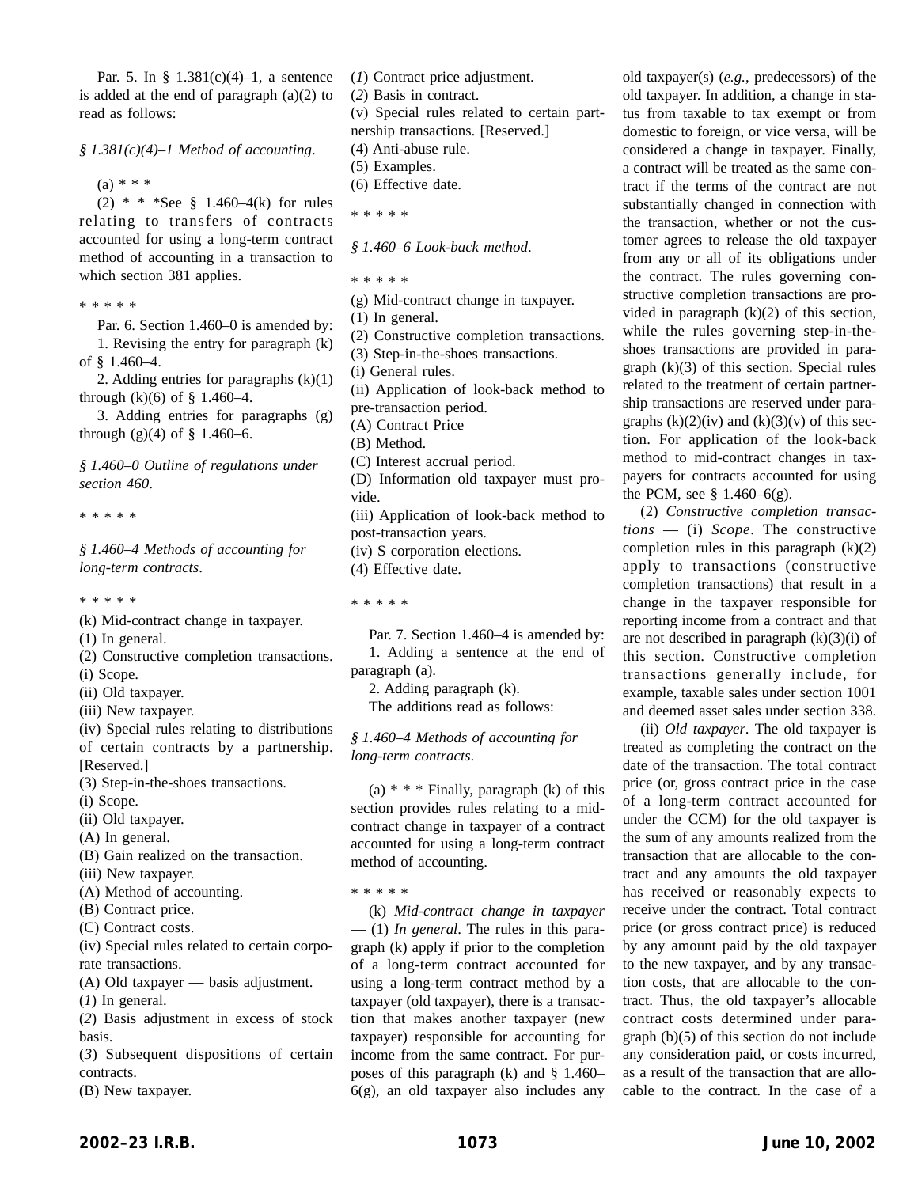Par. 5. In § 1.381(c)(4)–1, a sentence is added at the end of paragraph (a)(2) to read as follows:

*§ 1.381(c)(4)–1 Method of accounting.*

(a) * * *

(2) * * *See § 1.460–4(k) for rules relating to transfers of contracts accounted for using a long-term contract method of accounting in a transaction to which section 381 applies.

* * * * *

Par. 6. Section 1.460–0 is amended by:

1. Revising the entry for paragraph (k) of § 1.460–4.

2. Adding entries for paragraphs (k)(1) through (k)(6) of § 1.460–4.

3. Adding entries for paragraphs (g) through (g)(4) of § 1.460–6.

*§ 1.460–0 Outline of regulations under section 460.*

* * * * *

*§ 1.460–4 Methods of accounting for long-term contracts.*

* * * * *

(k) Mid-contract change in taxpayer.
(1) In general.
(2) Constructive completion transactions.
(i) Scope.
(ii) Old taxpayer.
(iii) New taxpayer.
(iv) Special rules relating to distributions of certain contracts by a partnership. [Reserved.]
(3) Step-in-the-shoes transactions.
(i) Scope.
(ii) Old taxpayer.
(A) In general.
(B) Gain realized on the transaction.
(iii) New taxpayer.
(A) Method of accounting.
(B) Contract price.
(C) Contract costs.
(iv) Special rules related to certain corporate transactions.
(A) Old taxpayer — basis adjustment.
(*1*) In general.
(*2*) Basis adjustment in excess of stock basis.
(*3*) Subsequent dispositions of certain contracts.
(B) New taxpayer.
(*1*) Contract price adjustment.
(*2*) Basis in contract.
(v) Special rules related to certain partnership transactions. [Reserved.]
(4) Anti-abuse rule.
(5) Examples.
(6) Effective date.

* * * * *

*§ 1.460–6 Look-back method.*

* * * * *

(g) Mid-contract change in taxpayer.
(1) In general.
(2) Constructive completion transactions.
(3) Step-in-the-shoes transactions.
(i) General rules.
(ii) Application of look-back method to pre-transaction period.
(A) Contract Price
(B) Method.
(C) Interest accrual period.
(D) Information old taxpayer must provide.
(iii) Application of look-back method to post-transaction years.
(iv) S corporation elections.
(4) Effective date.

* * * * *

Par. 7. Section 1.460–4 is amended by:

1. Adding a sentence at the end of paragraph (a).

2. Adding paragraph (k).

The additions read as follows:

*§ 1.460–4 Methods of accounting for long-term contracts.*

(a) * * * Finally, paragraph (k) of this section provides rules relating to a mid-contract change in taxpayer of a contract accounted for using a long-term contract method of accounting.

* * * * *

(k) *Mid-contract change in taxpayer* — (1) *In general*. The rules in this paragraph (k) apply if prior to the completion of a long-term contract accounted for using a long-term contract method by a taxpayer (old taxpayer), there is a transaction that makes another taxpayer (new taxpayer) responsible for accounting for income from the same contract. For purposes of this paragraph (k) and § 1.460–6(g), an old taxpayer also includes any old taxpayer(s) (*e.g.*, predecessors) of the old taxpayer. In addition, a change in status from taxable to tax exempt or from domestic to foreign, or vice versa, will be considered a change in taxpayer. Finally, a contract will be treated as the same contract if the terms of the contract are not substantially changed in connection with the transaction, whether or not the customer agrees to release the old taxpayer from any or all of its obligations under the contract. The rules governing constructive completion transactions are provided in paragraph (k)(2) of this section, while the rules governing step-in-the-shoes transactions are provided in paragraph (k)(3) of this section. Special rules related to the treatment of certain partnership transactions are reserved under paragraphs (k)(2)(iv) and (k)(3)(v) of this section. For application of the look-back method to mid-contract changes in taxpayers for contracts accounted for using the PCM, see § 1.460–6(g).

(2) *Constructive completion transactions* — (i) *Scope*. The constructive completion rules in this paragraph (k)(2) apply to transactions (constructive completion transactions) that result in a change in the taxpayer responsible for reporting income from a contract and that are not described in paragraph (k)(3)(i) of this section. Constructive completion transactions generally include, for example, taxable sales under section 1001 and deemed asset sales under section 338.

(ii) *Old taxpayer*. The old taxpayer is treated as completing the contract on the date of the transaction. The total contract price (or, gross contract price in the case of a long-term contract accounted for under the CCM) for the old taxpayer is the sum of any amounts realized from the transaction that are allocable to the contract and any amounts the old taxpayer has received or reasonably expects to receive under the contract. Total contract price (or gross contract price) is reduced by any amount paid by the old taxpayer to the new taxpayer, and by any transaction costs, that are allocable to the contract. Thus, the old taxpayer's allocable contract costs determined under paragraph (b)(5) of this section do not include any consideration paid, or costs incurred, as a result of the transaction that are allocable to the contract. In the case of a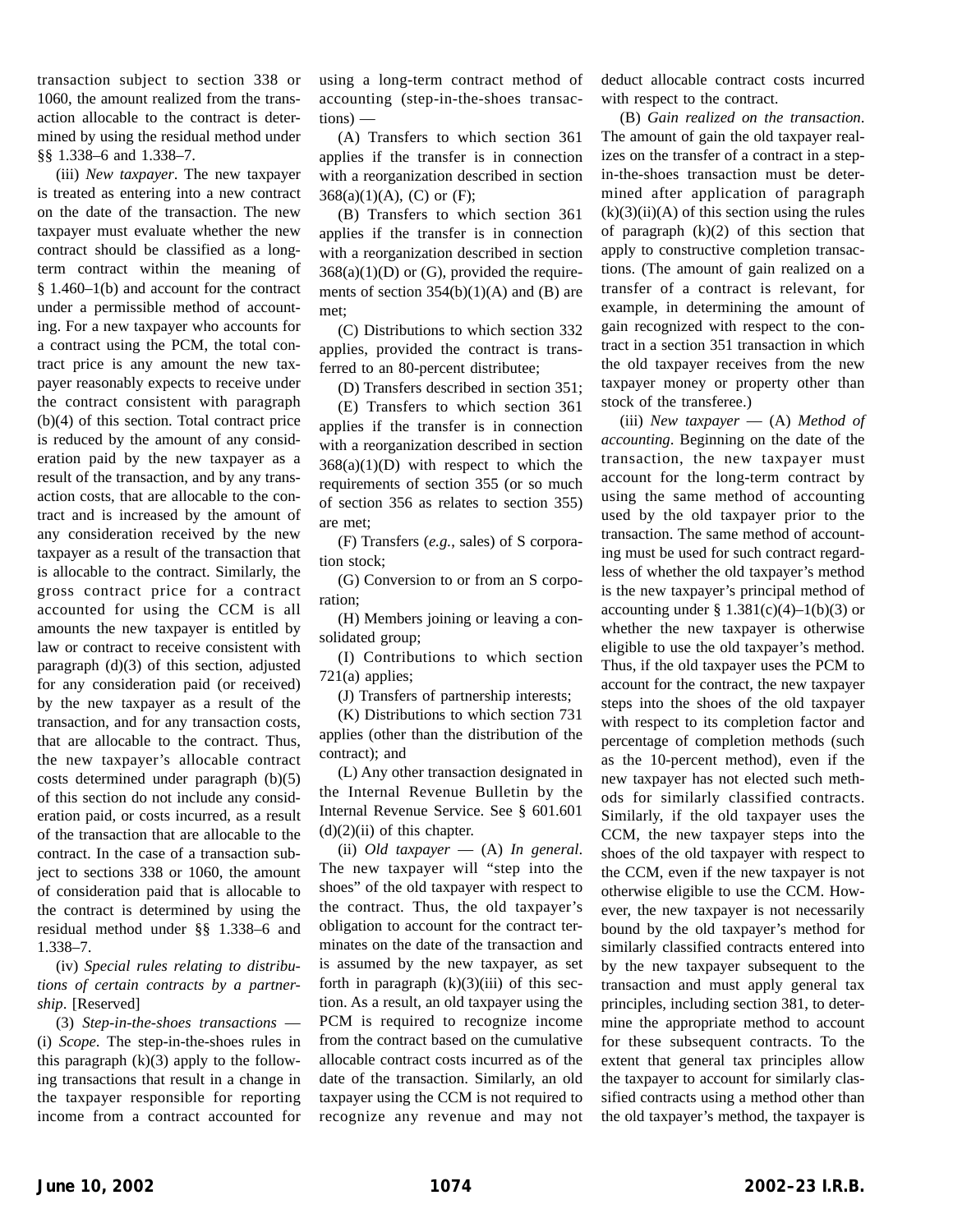transaction subject to section 338 or 1060, the amount realized from the transaction allocable to the contract is determined by using the residual method under §§ 1.338–6 and 1.338–7.

(iii) *New taxpayer*. The new taxpayer is treated as entering into a new contract on the date of the transaction. The new taxpayer must evaluate whether the new contract should be classified as a long-term contract within the meaning of § 1.460–1(b) and account for the contract under a permissible method of accounting. For a new taxpayer who accounts for a contract using the PCM, the total contract price is any amount the new taxpayer reasonably expects to receive under the contract consistent with paragraph (b)(4) of this section. Total contract price is reduced by the amount of any consideration paid by the new taxpayer as a result of the transaction, and by any transaction costs, that are allocable to the contract and is increased by the amount of any consideration received by the new taxpayer as a result of the transaction that is allocable to the contract. Similarly, the gross contract price for a contract accounted for using the CCM is all amounts the new taxpayer is entitled by law or contract to receive consistent with paragraph (d)(3) of this section, adjusted for any consideration paid (or received) by the new taxpayer as a result of the transaction, and for any transaction costs, that are allocable to the contract. Thus, the new taxpayer's allocable contract costs determined under paragraph (b)(5) of this section do not include any consideration paid, or costs incurred, as a result of the transaction that are allocable to the contract. In the case of a transaction subject to sections 338 or 1060, the amount of consideration paid that is allocable to the contract is determined by using the residual method under §§ 1.338–6 and 1.338–7.

(iv) *Special rules relating to distributions of certain contracts by a partnership*. [Reserved]

(3) *Step-in-the-shoes transactions* — (i) *Scope*. The step-in-the-shoes rules in this paragraph (k)(3) apply to the following transactions that result in a change in the taxpayer responsible for reporting income from a contract accounted for using a long-term contract method of accounting (step-in-the-shoes transactions) —

(A) Transfers to which section 361 applies if the transfer is in connection with a reorganization described in section 368(a)(1)(A), (C) or (F);

(B) Transfers to which section 361 applies if the transfer is in connection with a reorganization described in section 368(a)(1)(D) or (G), provided the requirements of section 354(b)(1)(A) and (B) are met;

(C) Distributions to which section 332 applies, provided the contract is transferred to an 80-percent distributee;

(D) Transfers described in section 351;

(E) Transfers to which section 361 applies if the transfer is in connection with a reorganization described in section 368(a)(1)(D) with respect to which the requirements of section 355 (or so much of section 356 as relates to section 355) are met;

(F) Transfers (*e.g.*, sales) of S corporation stock;

(G) Conversion to or from an S corporation;

(H) Members joining or leaving a consolidated group;

(I) Contributions to which section 721(a) applies;

(J) Transfers of partnership interests;

(K) Distributions to which section 731 applies (other than the distribution of the contract); and

(L) Any other transaction designated in the Internal Revenue Bulletin by the Internal Revenue Service. See § 601.601 (d)(2)(ii) of this chapter.

(ii) *Old taxpayer* — (A) *In general*. The new taxpayer will "step into the shoes" of the old taxpayer with respect to the contract. Thus, the old taxpayer's obligation to account for the contract terminates on the date of the transaction and is assumed by the new taxpayer, as set forth in paragraph (k)(3)(iii) of this section. As a result, an old taxpayer using the PCM is required to recognize income from the contract based on the cumulative allocable contract costs incurred as of the date of the transaction. Similarly, an old taxpayer using the CCM is not required to recognize any revenue and may not deduct allocable contract costs incurred with respect to the contract.

(B) *Gain realized on the transaction*. The amount of gain the old taxpayer realizes on the transfer of a contract in a step-in-the-shoes transaction must be determined after application of paragraph (k)(3)(ii)(A) of this section using the rules of paragraph (k)(2) of this section that apply to constructive completion transactions. (The amount of gain realized on a transfer of a contract is relevant, for example, in determining the amount of gain recognized with respect to the contract in a section 351 transaction in which the old taxpayer receives from the new taxpayer money or property other than stock of the transferee.)

(iii) *New taxpayer* — (A) *Method of accounting*. Beginning on the date of the transaction, the new taxpayer must account for the long-term contract by using the same method of accounting used by the old taxpayer prior to the transaction. The same method of accounting must be used for such contract regardless of whether the old taxpayer's method is the new taxpayer's principal method of accounting under § 1.381(c)(4)–1(b)(3) or whether the new taxpayer is otherwise eligible to use the old taxpayer's method. Thus, if the old taxpayer uses the PCM to account for the contract, the new taxpayer steps into the shoes of the old taxpayer with respect to its completion factor and percentage of completion methods (such as the 10-percent method), even if the new taxpayer has not elected such methods for similarly classified contracts. Similarly, if the old taxpayer uses the CCM, the new taxpayer steps into the shoes of the old taxpayer with respect to the CCM, even if the new taxpayer is not otherwise eligible to use the CCM. However, the new taxpayer is not necessarily bound by the old taxpayer's method for similarly classified contracts entered into by the new taxpayer subsequent to the transaction and must apply general tax principles, including section 381, to determine the appropriate method to account for these subsequent contracts. To the extent that general tax principles allow the taxpayer to account for similarly classified contracts using a method other than the old taxpayer's method, the taxpayer is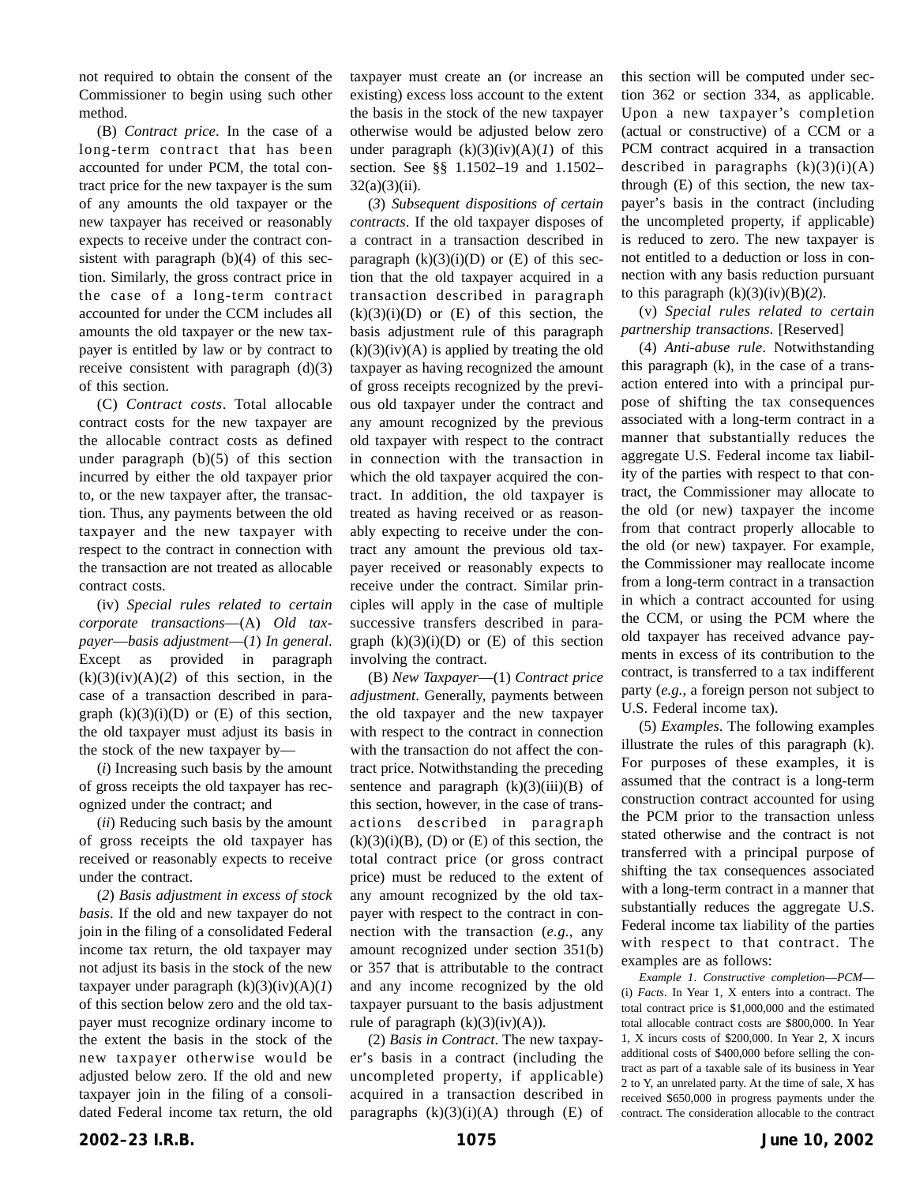not required to obtain the consent of the Commissioner to begin using such other method.

(B) *Contract price*. In the case of a long-term contract that has been accounted for under PCM, the total contract price for the new taxpayer is the sum of any amounts the old taxpayer or the new taxpayer has received or reasonably expects to receive under the contract consistent with paragraph (b)(4) of this section. Similarly, the gross contract price in the case of a long-term contract accounted for under the CCM includes all amounts the old taxpayer or the new taxpayer is entitled by law or by contract to receive consistent with paragraph (d)(3) of this section.

(C) *Contract costs*. Total allocable contract costs for the new taxpayer are the allocable contract costs as defined under paragraph (b)(5) of this section incurred by either the old taxpayer prior to, or the new taxpayer after, the transaction. Thus, any payments between the old taxpayer and the new taxpayer with respect to the contract in connection with the transaction are not treated as allocable contract costs.

(iv) *Special rules related to certain corporate transactions*—(A) *Old taxpayer—basis adjustment*—(*1*) *In general*. Except as provided in paragraph (k)(3)(iv)(A)(*2*) of this section, in the case of a transaction described in paragraph (k)(3)(i)(D) or (E) of this section, the old taxpayer must adjust its basis in the stock of the new taxpayer by—

(*i*) Increasing such basis by the amount of gross receipts the old taxpayer has recognized under the contract; and

(*ii*) Reducing such basis by the amount of gross receipts the old taxpayer has received or reasonably expects to receive under the contract.

(*2*) *Basis adjustment in excess of stock basis*. If the old and new taxpayer do not join in the filing of a consolidated Federal income tax return, the old taxpayer may not adjust its basis in the stock of the new taxpayer under paragraph (k)(3)(iv)(A)(*1*) of this section below zero and the old taxpayer must recognize ordinary income to the extent the basis in the stock of the new taxpayer otherwise would be adjusted below zero. If the old and new taxpayer join in the filing of a consolidated Federal income tax return, the old taxpayer must create an (or increase an existing) excess loss account to the extent the basis in the stock of the new taxpayer otherwise would be adjusted below zero under paragraph (k)(3)(iv)(A)(*1*) of this section. See §§ 1.1502–19 and 1.1502–32(a)(3)(ii).

(*3*) *Subsequent dispositions of certain contracts*. If the old taxpayer disposes of a contract in a transaction described in paragraph (k)(3)(i)(D) or (E) of this section that the old taxpayer acquired in a transaction described in paragraph (k)(3)(i)(D) or (E) of this section, the basis adjustment rule of this paragraph (k)(3)(iv)(A) is applied by treating the old taxpayer as having recognized the amount of gross receipts recognized by the previous old taxpayer under the contract and any amount recognized by the previous old taxpayer with respect to the contract in connection with the transaction in which the old taxpayer acquired the contract. In addition, the old taxpayer is treated as having received or as reasonably expecting to receive under the contract any amount the previous old taxpayer received or reasonably expects to receive under the contract. Similar principles will apply in the case of multiple successive transfers described in paragraph (k)(3)(i)(D) or (E) of this section involving the contract.

(B) *New Taxpayer*—(1) *Contract price adjustment*. Generally, payments between the old taxpayer and the new taxpayer with respect to the contract in connection with the transaction do not affect the contract price. Notwithstanding the preceding sentence and paragraph (k)(3)(iii)(B) of this section, however, in the case of transactions described in paragraph (k)(3)(i)(B), (D) or (E) of this section, the total contract price (or gross contract price) must be reduced to the extent of any amount recognized by the old taxpayer with respect to the contract in connection with the transaction (*e.g.*, any amount recognized under section 351(b) or 357 that is attributable to the contract and any income recognized by the old taxpayer pursuant to the basis adjustment rule of paragraph (k)(3)(iv)(A)).

(2) *Basis in Contract*. The new taxpayer's basis in a contract (including the uncompleted property, if applicable) acquired in a transaction described in paragraphs (k)(3)(i)(A) through (E) of this section will be computed under section 362 or section 334, as applicable. Upon a new taxpayer's completion (actual or constructive) of a CCM or a PCM contract acquired in a transaction described in paragraphs (k)(3)(i)(A) through (E) of this section, the new taxpayer's basis in the contract (including the uncompleted property, if applicable) is reduced to zero. The new taxpayer is not entitled to a deduction or loss in connection with any basis reduction pursuant to this paragraph (k)(3)(iv)(B)(*2*).

(v) *Special rules related to certain partnership transactions*. [Reserved]

(4) *Anti-abuse rule*. Notwithstanding this paragraph (k), in the case of a transaction entered into with a principal purpose of shifting the tax consequences associated with a long-term contract in a manner that substantially reduces the aggregate U.S. Federal income tax liability of the parties with respect to that contract, the Commissioner may allocate to the old (or new) taxpayer the income from that contract properly allocable to the old (or new) taxpayer. For example, the Commissioner may reallocate income from a long-term contract in a transaction in which a contract accounted for using the CCM, or using the PCM where the old taxpayer has received advance payments in excess of its contribution to the contract, is transferred to a tax indifferent party (*e.g.*, a foreign person not subject to U.S. Federal income tax).

(5) *Examples*. The following examples illustrate the rules of this paragraph (k). For purposes of these examples, it is assumed that the contract is a long-term construction contract accounted for using the PCM prior to the transaction unless stated otherwise and the contract is not transferred with a principal purpose of shifting the tax consequences associated with a long-term contract in a manner that substantially reduces the aggregate U.S. Federal income tax liability of the parties with respect to that contract. The examples are as follows:

*Example 1. Constructive completion—PCM*—(i) *Facts*. In Year 1, X enters into a contract. The total contract price is $1,000,000 and the estimated total allocable contract costs are $800,000. In Year 1, X incurs costs of $200,000. In Year 2, X incurs additional costs of $400,000 before selling the contract as part of a taxable sale of its business in Year 2 to Y, an unrelated party. At the time of sale, X has received $650,000 in progress payments under the contract. The consideration allocable to the contract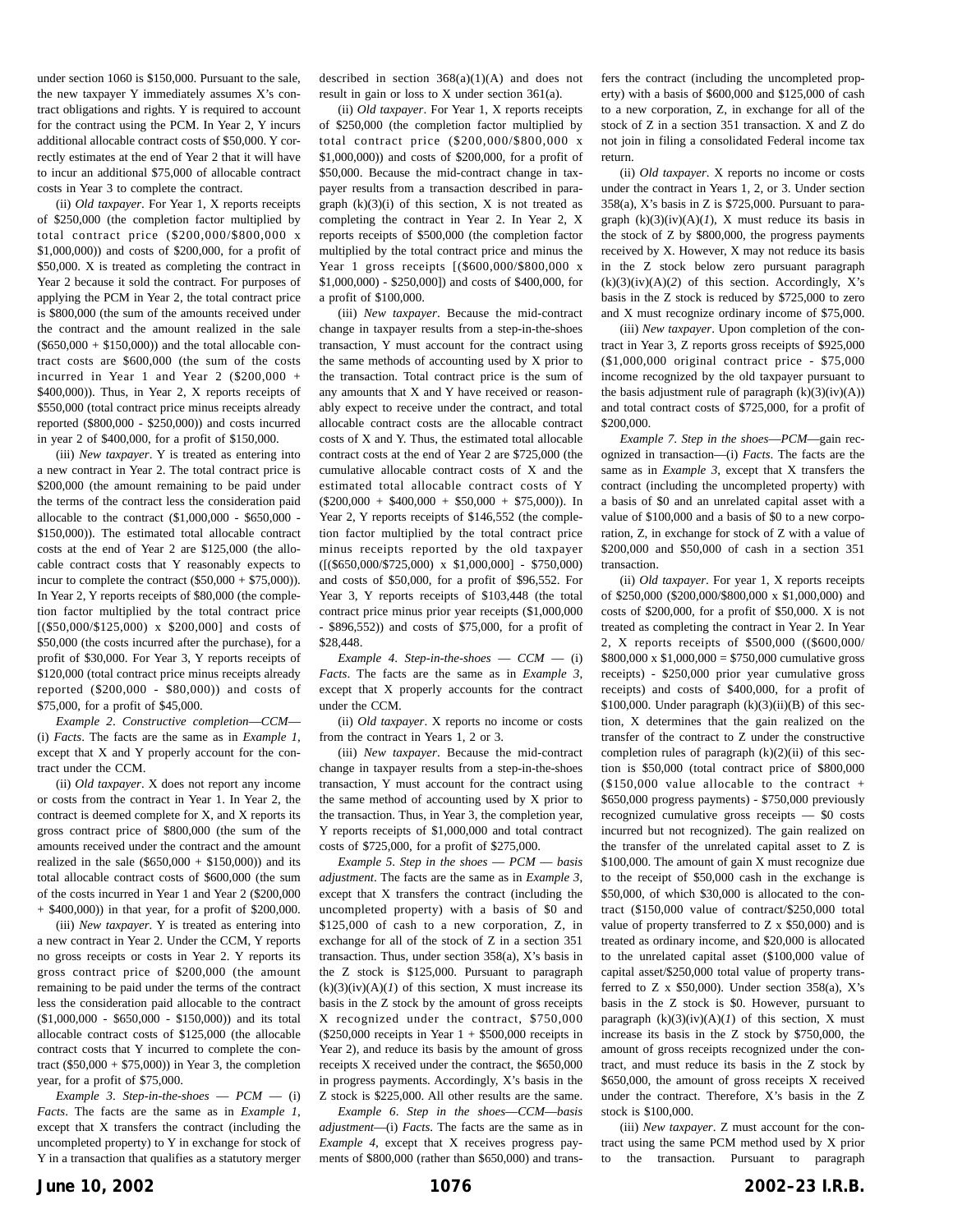under section 1060 is $150,000. Pursuant to the sale, the new taxpayer Y immediately assumes X's contract obligations and rights. Y is required to account for the contract using the PCM. In Year 2, Y incurs additional allocable contract costs of $50,000. Y correctly estimates at the end of Year 2 that it will have to incur an additional $75,000 of allocable contract costs in Year 3 to complete the contract.

(ii) *Old taxpayer*. For Year 1, X reports receipts of $250,000 (the completion factor multiplied by total contract price ($200,000/$800,000 x $1,000,000)) and costs of $200,000, for a profit of $50,000. X is treated as completing the contract in Year 2 because it sold the contract. For purposes of applying the PCM in Year 2, the total contract price is $800,000 (the sum of the amounts received under the contract and the amount realized in the sale ($650,000 + $150,000)) and the total allocable contract costs are $600,000 (the sum of the costs incurred in Year 1 and Year 2 ($200,000 + $400,000)). Thus, in Year 2, X reports receipts of $550,000 (total contract price minus receipts already reported ($800,000 - $250,000)) and costs incurred in year 2 of $400,000, for a profit of $150,000.

(iii) *New taxpayer*. Y is treated as entering into a new contract in Year 2. The total contract price is $200,000 (the amount remaining to be paid under the terms of the contract less the consideration paid allocable to the contract ($1,000,000 - $650,000 - $150,000)). The estimated total allocable contract costs at the end of Year 2 are $125,000 (the allocable contract costs that Y reasonably expects to incur to complete the contract ($50,000 + $75,000)). In Year 2, Y reports receipts of $80,000 (the completion factor multiplied by the total contract price [($50,000/$125,000) x $200,000] and costs of $50,000 (the costs incurred after the purchase), for a profit of $30,000. For Year 3, Y reports receipts of $120,000 (total contract price minus receipts already reported ($200,000 - $80,000)) and costs of $75,000, for a profit of $45,000.

*Example 2*. *Constructive completion—CCM*—(i) *Facts*. The facts are the same as in *Example 1*, except that X and Y properly account for the contract under the CCM.

(ii) *Old taxpayer*. X does not report any income or costs from the contract in Year 1. In Year 2, the contract is deemed complete for X, and X reports its gross contract price of $800,000 (the sum of the amounts received under the contract and the amount realized in the sale ($650,000 + $150,000)) and its total allocable contract costs of $600,000 (the sum of the costs incurred in Year 1 and Year 2 ($200,000 + $400,000)) in that year, for a profit of $200,000.

(iii) *New taxpayer*. Y is treated as entering into a new contract in Year 2. Under the CCM, Y reports no gross receipts or costs in Year 2. Y reports its gross contract price of $200,000 (the amount remaining to be paid under the terms of the contract less the consideration paid allocable to the contract ($1,000,000 - $650,000 - $150,000)) and its total allocable contract costs of $125,000 (the allocable contract costs that Y incurred to complete the contract ($50,000 + $75,000)) in Year 3, the completion year, for a profit of $75,000.

*Example 3*. *Step-in-the-shoes — PCM* — (i) *Facts*. The facts are the same as in *Example 1*, except that X transfers the contract (including the uncompleted property) to Y in exchange for stock of Y in a transaction that qualifies as a statutory merger described in section 368(a)(1)(A) and does not result in gain or loss to X under section 361(a).

(ii) *Old taxpayer*. For Year 1, X reports receipts of $250,000 (the completion factor multiplied by total contract price ($200,000/$800,000 x $1,000,000)) and costs of $200,000, for a profit of $50,000. Because the mid-contract change in taxpayer results from a transaction described in paragraph (k)(3)(i) of this section, X is not treated as completing the contract in Year 2. In Year 2, X reports receipts of $500,000 (the completion factor multiplied by the total contract price and minus the Year 1 gross receipts [($600,000/$800,000 x $1,000,000) - $250,000]) and costs of $400,000, for a profit of $100,000.

(iii) *New taxpayer*. Because the mid-contract change in taxpayer results from a step-in-the-shoes transaction, Y must account for the contract using the same methods of accounting used by X prior to the transaction. Total contract price is the sum of any amounts that X and Y have received or reasonably expect to receive under the contract, and total allocable contract costs are the allocable contract costs of X and Y. Thus, the estimated total allocable contract costs at the end of Year 2 are $725,000 (the cumulative allocable contract costs of X and the estimated total allocable contract costs of Y ($200,000 + $400,000 + $50,000 + $75,000)). In Year 2, Y reports receipts of $146,552 (the completion factor multiplied by the total contract price minus receipts reported by the old taxpayer ([($650,000/$725,000) x $1,000,000] - $750,000) and costs of $50,000, for a profit of $96,552. For Year 3, Y reports receipts of $103,448 (the total contract price minus prior year receipts ($1,000,000 - $896,552)) and costs of $75,000, for a profit of $28,448.

*Example 4*. *Step-in-the-shoes — CCM* — (i) *Facts*. The facts are the same as in *Example 3*, except that X properly accounts for the contract under the CCM.

(ii) *Old taxpayer*. X reports no income or costs from the contract in Years 1, 2 or 3.

(iii) *New taxpayer*. Because the mid-contract change in taxpayer results from a step-in-the-shoes transaction, Y must account for the contract using the same method of accounting used by X prior to the transaction. Thus, in Year 3, the completion year, Y reports gross receipts of $1,000,000 and total contract costs of $725,000, for a profit of $275,000.

*Example 5*. *Step in the shoes — PCM — basis adjustment*. The facts are the same as in *Example 3*, except that X transfers the contract (including the uncompleted property) with a basis of $0 and $125,000 of cash to a new corporation, Z, in exchange for all of the stock of Z in a section 351 transaction. Thus, under section 358(a), X's basis in the Z stock is $125,000. Pursuant to paragraph (k)(3)(iv)(A)(*1*) of this section, X must increase its basis in the Z stock by the amount of gross receipts X recognized under the contract, $750,000 ($250,000 receipts in Year 1 + $500,000 receipts in Year 2), and reduce its basis by the amount of gross receipts X received under the contract, the $650,000 in progress payments. Accordingly, X's basis in the Z stock is $225,000. All other results are the same.

*Example 6*. *Step in the shoes—CCM—basis adjustment*—(i) *Facts*. The facts are the same as in *Example 4*, except that X receives progress payments of $800,000 (rather than $650,000) and transfers the contract (including the uncompleted property) with a basis of $600,000 and $125,000 of cash to a new corporation, Z, in exchange for all of the stock of Z in a section 351 transaction. X and Z do not join in filing a consolidated Federal income tax return.

(ii) *Old taxpayer*. X reports no income or costs under the contract in Years 1, 2, or 3. Under section 358(a), X's basis in Z is $725,000. Pursuant to paragraph (k)(3)(iv)(A)(*1*), X must reduce its basis in the stock of Z by $800,000, the progress payments received by X. However, X may not reduce its basis in the Z stock below zero pursuant paragraph (k)(3)(iv)(A)(*2*) of this section. Accordingly, X's basis in the Z stock is reduced by $725,000 to zero and X must recognize ordinary income of $75,000.

(iii) *New taxpayer*. Upon completion of the contract in Year 3, Z reports gross receipts of $925,000 ($1,000,000 original contract price - $75,000 income recognized by the old taxpayer pursuant to the basis adjustment rule of paragraph (k)(3)(iv)(A)) and total contract costs of $725,000, for a profit of $200,000.

*Example 7*. *Step in the shoes—PCM—gain recognized in transaction*—(i) *Facts*. The facts are the same as in *Example 3*, except that X transfers the contract (including the uncompleted property) with a basis of $0 and an unrelated capital asset with a value of $100,000 and a basis of $0 to a new corporation, Z, in exchange for stock of Z with a value of $200,000 and $50,000 of cash in a section 351 transaction.

(ii) *Old taxpayer*. For year 1, X reports receipts of $250,000 ($200,000/$800,000 x $1,000,000) and costs of $200,000, for a profit of $50,000. X is not treated as completing the contract in Year 2. In Year 2, X reports receipts of $500,000 (($600,000/$800,000 x $1,000,000 = $750,000 cumulative gross receipts) - $250,000 prior year cumulative gross receipts) and costs of $400,000, for a profit of $100,000. Under paragraph (k)(3)(ii)(B) of this section, X determines that the gain realized on the transfer of the contract to Z under the constructive completion rules of paragraph (k)(2)(ii) of this section is $50,000 (total contract price of $800,000 ($150,000 value allocable to the contract + $650,000 progress payments) - $750,000 previously recognized cumulative gross receipts — $0 costs incurred but not recognized). The gain realized on the transfer of the unrelated capital asset to Z is $100,000. The amount of gain X must recognize due to the receipt of $50,000 cash in the exchange is $50,000, of which $30,000 is allocated to the contract ($150,000 value of contract/$250,000 total value of property transferred to Z x $50,000) and is treated as ordinary income, and $20,000 is allocated to the unrelated capital asset ($100,000 value of capital asset/$250,000 total value of property transferred to Z x $50,000). Under section 358(a), X's basis in the Z stock is $0. However, pursuant to paragraph (k)(3)(iv)(A)(*1*) of this section, X must increase its basis in the Z stock by $750,000, the amount of gross receipts recognized under the contract, and must reduce its basis in the Z stock by $650,000, the amount of gross receipts X received under the contract. Therefore, X's basis in the Z stock is $100,000.

(iii) *New taxpayer*. Z must account for the contract using the same PCM method used by X prior to the transaction. Pursuant to paragraph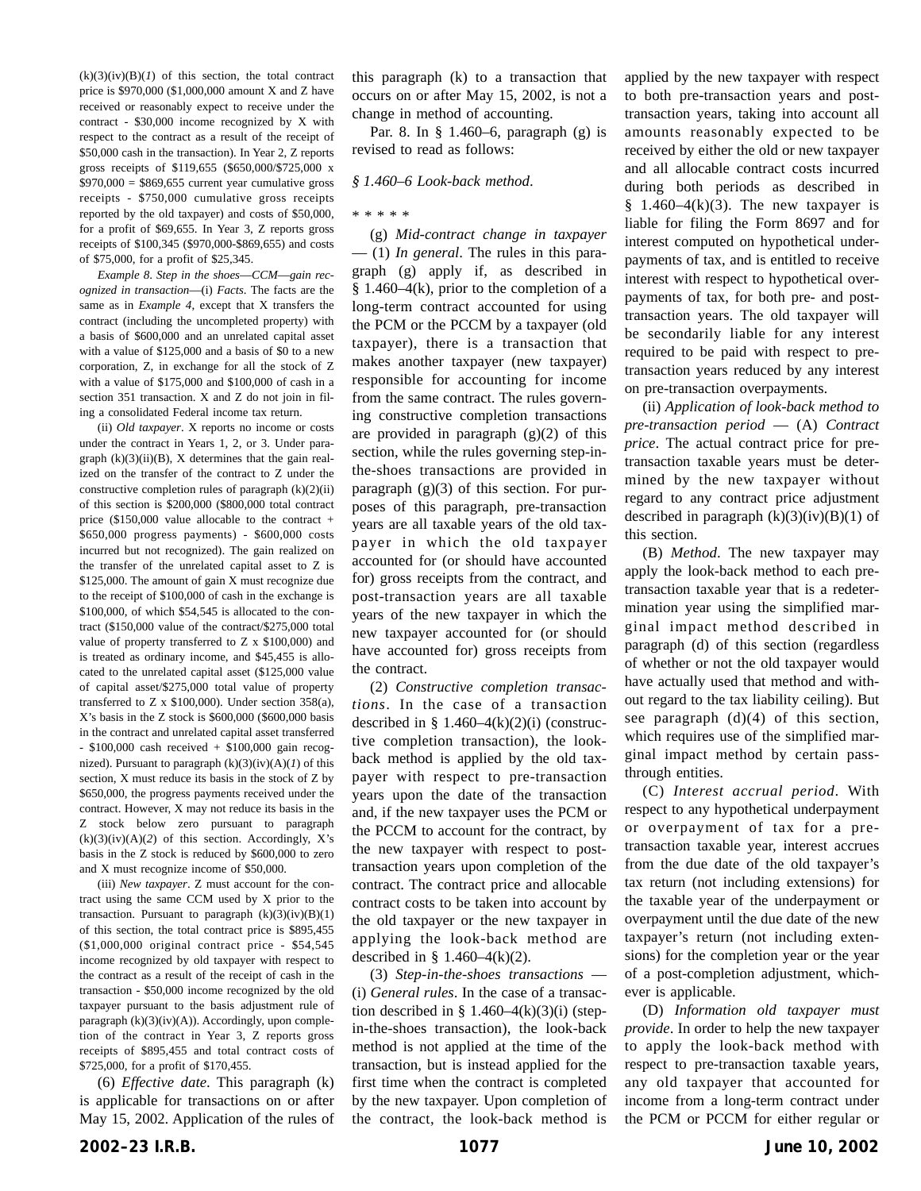(k)(3)(iv)(B)(*1*) of this section, the total contract price is $970,000 ($1,000,000 amount X and Z have received or reasonably expect to receive under the contract - $30,000 income recognized by X with respect to the contract as a result of the receipt of $50,000 cash in the transaction). In Year 2, Z reports gross receipts of $119,655 ($650,000/$725,000 x $970,000 = $869,655 current year cumulative gross receipts - $750,000 cumulative gross receipts reported by the old taxpayer) and costs of $50,000, for a profit of $69,655. In Year 3, Z reports gross receipts of $100,345 ($970,000-$869,655) and costs of $75,000, for a profit of $25,345.

*Example 8. Step in the shoes—CCM—gain recognized in transaction*—(i) *Facts*. The facts are the same as in *Example 4*, except that X transfers the contract (including the uncompleted property) with a basis of $600,000 and an unrelated capital asset with a value of $125,000 and a basis of $0 to a new corporation, Z, in exchange for all the stock of Z with a value of $175,000 and $100,000 of cash in a section 351 transaction. X and Z do not join in filing a consolidated Federal income tax return.

(ii) *Old taxpayer*. X reports no income or costs under the contract in Years 1, 2, or 3. Under paragraph (k)(3)(ii)(B), X determines that the gain realized on the transfer of the contract to Z under the constructive completion rules of paragraph (k)(2)(ii) of this section is $200,000 ($800,000 total contract price ($150,000 value allocable to the contract + $650,000 progress payments) - $600,000 costs incurred but not recognized). The gain realized on the transfer of the unrelated capital asset to Z is $125,000. The amount of gain X must recognize due to the receipt of $100,000 of cash in the exchange is $100,000, of which $54,545 is allocated to the contract ($150,000 value of the contract/$275,000 total value of property transferred to Z x $100,000) and is treated as ordinary income, and $45,455 is allocated to the unrelated capital asset ($125,000 value of capital asset/$275,000 total value of property transferred to Z x $100,000). Under section 358(a), X's basis in the Z stock is $600,000 ($600,000 basis in the contract and unrelated capital asset transferred - $100,000 cash received + $100,000 gain recognized). Pursuant to paragraph (k)(3)(iv)(A)(*1*) of this section, X must reduce its basis in the stock of Z by $650,000, the progress payments received under the contract. However, X may not reduce its basis in the Z stock below zero pursuant to paragraph (k)(3)(iv)(A)(*2*) of this section. Accordingly, X's basis in the Z stock is reduced by $600,000 to zero and X must recognize income of $50,000.

(iii) *New taxpayer*. Z must account for the contract using the same CCM used by X prior to the transaction. Pursuant to paragraph (k)(3)(iv)(B)(1) of this section, the total contract price is $895,455 ($1,000,000 original contract price - $54,545 income recognized by old taxpayer with respect to the contract as a result of the receipt of cash in the transaction - $50,000 income recognized by the old taxpayer pursuant to the basis adjustment rule of paragraph (k)(3)(iv)(A)). Accordingly, upon completion of the contract in Year 3, Z reports gross receipts of $895,455 and total contract costs of $725,000, for a profit of $170,455.

(6) *Effective date*. This paragraph (k) is applicable for transactions on or after May 15, 2002. Application of the rules of this paragraph (k) to a transaction that occurs on or after May 15, 2002, is not a change in method of accounting.

Par. 8. In § 1.460–6, paragraph (g) is revised to read as follows:

*§ 1.460–6 Look-back method*.

\* \* \* \* \*

(g) *Mid-contract change in taxpayer* — (1) *In general*. The rules in this paragraph (g) apply if, as described in § 1.460–4(k), prior to the completion of a long-term contract accounted for using the PCM or the PCCM by a taxpayer (old taxpayer), there is a transaction that makes another taxpayer (new taxpayer) responsible for accounting for income from the same contract. The rules governing constructive completion transactions are provided in paragraph (g)(2) of this section, while the rules governing step-in-the-shoes transactions are provided in paragraph (g)(3) of this section. For purposes of this paragraph, pre-transaction years are all taxable years of the old taxpayer in which the old taxpayer accounted for (or should have accounted for) gross receipts from the contract, and post-transaction years are all taxable years of the new taxpayer in which the new taxpayer accounted for (or should have accounted for) gross receipts from the contract.

(2) *Constructive completion transactions*. In the case of a transaction described in § 1.460–4(k)(2)(i) (constructive completion transaction), the look-back method is applied by the old taxpayer with respect to pre-transaction years upon the date of the transaction and, if the new taxpayer uses the PCM or the PCCM to account for the contract, by the new taxpayer with respect to post-transaction years upon completion of the contract. The contract price and allocable contract costs to be taken into account by the old taxpayer or the new taxpayer in applying the look-back method are described in § 1.460–4(k)(2).

(3) *Step-in-the-shoes transactions* — (i) *General rules*. In the case of a transaction described in § 1.460–4(k)(3)(i) (step-in-the-shoes transaction), the look-back method is not applied at the time of the transaction, but is instead applied for the first time when the contract is completed by the new taxpayer. Upon completion of the contract, the look-back method is applied by the new taxpayer with respect to both pre-transaction years and post-transaction years, taking into account all amounts reasonably expected to be received by either the old or new taxpayer and all allocable contract costs incurred during both periods as described in § 1.460–4(k)(3). The new taxpayer is liable for filing the Form 8697 and for interest computed on hypothetical underpayments of tax, and is entitled to receive interest with respect to hypothetical overpayments of tax, for both pre- and post-transaction years. The old taxpayer will be secondarily liable for any interest required to be paid with respect to pre-transaction years reduced by any interest on pre-transaction overpayments.

(ii) *Application of look-back method to pre-transaction period* — (A) *Contract price*. The actual contract price for pre-transaction taxable years must be determined by the new taxpayer without regard to any contract price adjustment described in paragraph (k)(3)(iv)(B)(1) of this section.

(B) *Method*. The new taxpayer may apply the look-back method to each pre-transaction taxable year that is a redetermination year using the simplified marginal impact method described in paragraph (d) of this section (regardless of whether or not the old taxpayer would have actually used that method and without regard to the tax liability ceiling). But see paragraph (d)(4) of this section, which requires use of the simplified marginal impact method by certain pass-through entities.

(C) *Interest accrual period*. With respect to any hypothetical underpayment or overpayment of tax for a pre-transaction taxable year, interest accrues from the due date of the old taxpayer's tax return (not including extensions) for the taxable year of the underpayment or overpayment until the due date of the new taxpayer's return (not including extensions) for the completion year or the year of a post-completion adjustment, whichever is applicable.

(D) *Information old taxpayer must provide*. In order to help the new taxpayer to apply the look-back method with respect to pre-transaction taxable years, any old taxpayer that accounted for income from a long-term contract under the PCM or PCCM for either regular or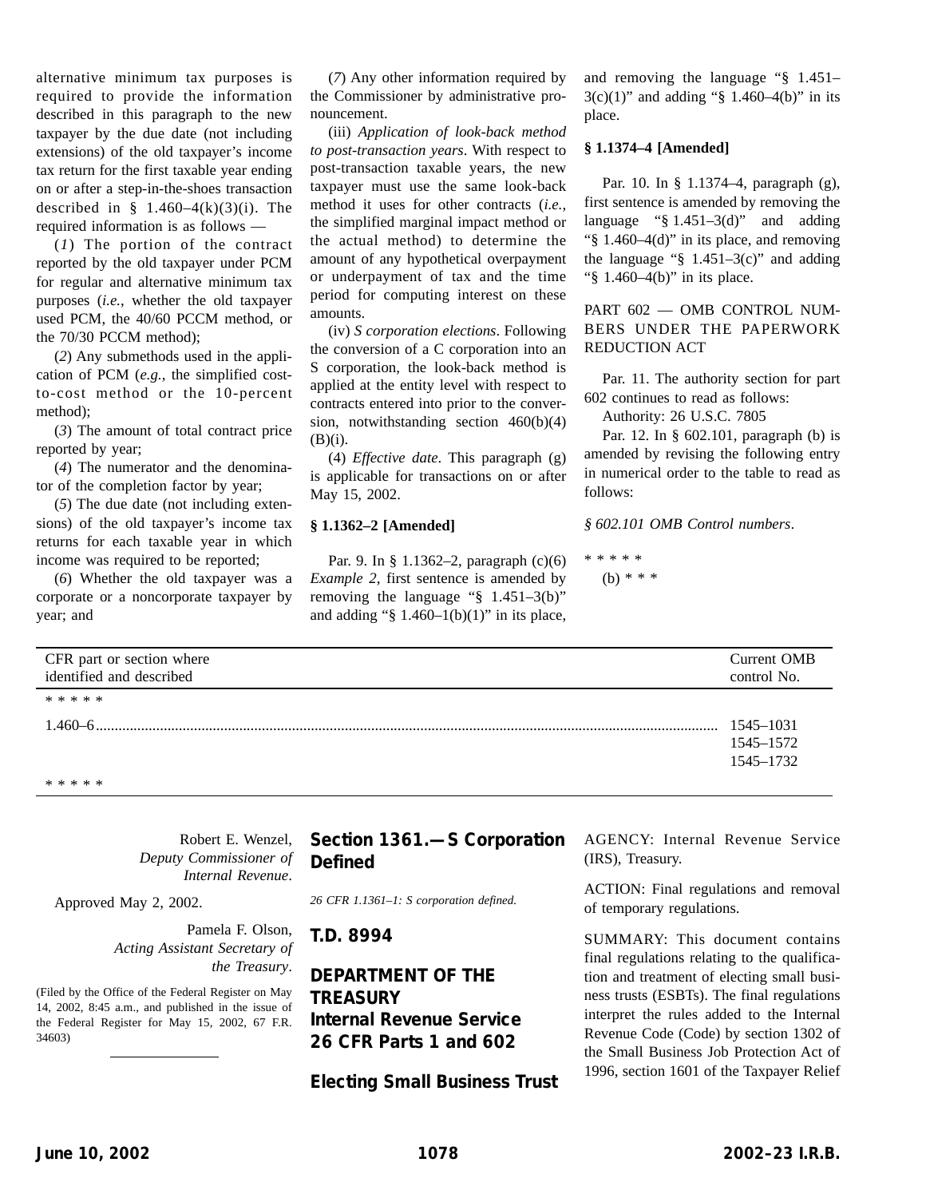alternative minimum tax purposes is required to provide the information described in this paragraph to the new taxpayer by the due date (not including extensions) of the old taxpayer's income tax return for the first taxable year ending on or after a step-in-the-shoes transaction described in § 1.460–4(k)(3)(i). The required information is as follows —

(*1*) The portion of the contract reported by the old taxpayer under PCM for regular and alternative minimum tax purposes (*i.e.*, whether the old taxpayer used PCM, the 40/60 PCCM method, or the 70/30 PCCM method);

(*2*) Any submethods used in the application of PCM (*e.g.*, the simplified cost-to-cost method or the 10-percent method);

(*3*) The amount of total contract price reported by year;

(*4*) The numerator and the denominator of the completion factor by year;

(*5*) The due date (not including extensions) of the old taxpayer's income tax returns for each taxable year in which income was required to be reported;

(*6*) Whether the old taxpayer was a corporate or a noncorporate taxpayer by year; and

(*7*) Any other information required by the Commissioner by administrative pronouncement.

(iii) *Application of look-back method to post-transaction years*. With respect to post-transaction taxable years, the new taxpayer must use the same look-back method it uses for other contracts (*i.e.*, the simplified marginal impact method or the actual method) to determine the amount of any hypothetical overpayment or underpayment of tax and the time period for computing interest on these amounts.

(iv) *S corporation elections*. Following the conversion of a C corporation into an S corporation, the look-back method is applied at the entity level with respect to contracts entered into prior to the conversion, notwithstanding section 460(b)(4)(B)(i).

(4) *Effective date*. This paragraph (g) is applicable for transactions on or after May 15, 2002.

**§ 1.1362–2 [Amended]**

Par. 9. In § 1.1362–2, paragraph (c)(6) *Example 2*, first sentence is amended by removing the language "§ 1.451–3(b)" and adding "§ 1.460–1(b)(1)" in its place, and removing the language "§ 1.451–3(c)(1)" and adding "§ 1.460–4(b)" in its place.

**§ 1.1374–4 [Amended]**

Par. 10. In § 1.1374–4, paragraph (g), first sentence is amended by removing the language "§ 1.451–3(d)" and adding "§ 1.460–4(d)" in its place, and removing the language "§ 1.451–3(c)" and adding "§ 1.460–4(b)" in its place.

PART 602 — OMB CONTROL NUMBERS UNDER THE PAPERWORK REDUCTION ACT

Par. 11. The authority section for part 602 continues to read as follows:

Authority: 26 U.S.C. 7805

Par. 12. In § 602.101, paragraph (b) is amended by revising the following entry in numerical order to the table to read as follows:

*§ 602.101 OMB Control numbers*.

\* \* \* \* \*

(b) \* \* \*

| CFR part or section where identified and described | Current OMB control No. |
|---|---|
| \* \* \* \* \* | |
| 1.460–6 | 1545–1031<br>1545–1572<br>1545–1732 |
| \* \* \* \* \* | |

Robert E. Wenzel,
*Deputy Commissioner of Internal Revenue*.

Approved May 2, 2002.

Pamela F. Olson,
*Acting Assistant Secretary of the Treasury*.

(Filed by the Office of the Federal Register on May 14, 2002, 8:45 a.m., and published in the issue of the Federal Register for May 15, 2002, 67 F.R. 34603)

---

## Section 1361.—S Corporation Defined

*26 CFR 1.1361–1: S corporation defined.*

## T.D. 8994

## DEPARTMENT OF THE TREASURY Internal Revenue Service 26 CFR Parts 1 and 602

## Electing Small Business Trust

AGENCY: Internal Revenue Service (IRS), Treasury.

ACTION: Final regulations and removal of temporary regulations.

SUMMARY: This document contains final regulations relating to the qualification and treatment of electing small business trusts (ESBTs). The final regulations interpret the rules added to the Internal Revenue Code (Code) by section 1302 of the Small Business Job Protection Act of 1996, section 1601 of the Taxpayer Relief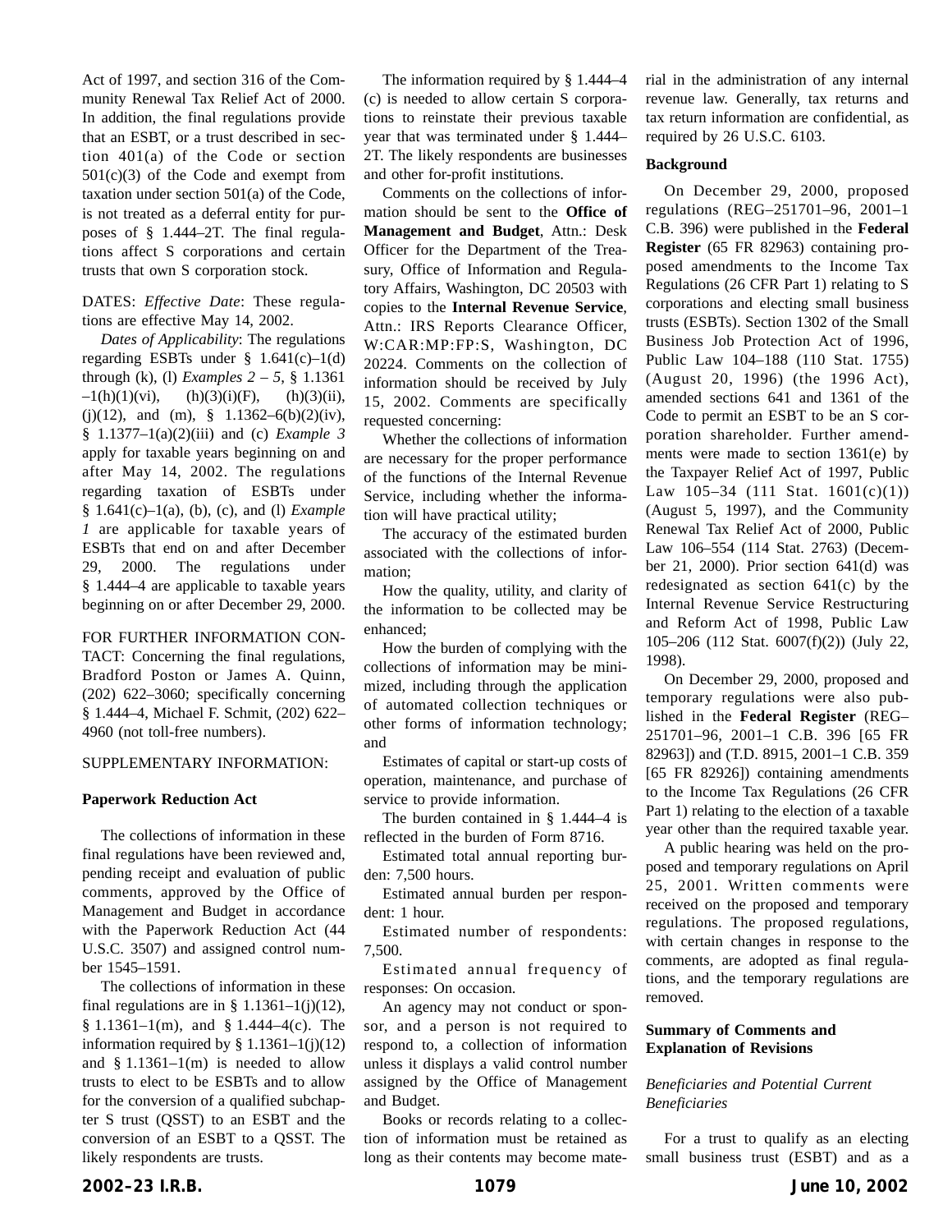Act of 1997, and section 316 of the Community Renewal Tax Relief Act of 2000. In addition, the final regulations provide that an ESBT, or a trust described in section 401(a) of the Code or section 501(c)(3) of the Code and exempt from taxation under section 501(a) of the Code, is not treated as a deferral entity for purposes of § 1.444–2T. The final regulations affect S corporations and certain trusts that own S corporation stock.

DATES: *Effective Date*: These regulations are effective May 14, 2002.

*Dates of Applicability*: The regulations regarding ESBTs under § 1.641(c)–1(d) through (k), (l) *Examples 2 – 5*, § 1.1361–1(h)(1)(vi), (h)(3)(i)(F), (h)(3)(ii), (j)(12), and (m), § 1.1362–6(b)(2)(iv), § 1.1377–1(a)(2)(iii) and (c) *Example 3* apply for taxable years beginning on and after May 14, 2002. The regulations regarding taxation of ESBTs under § 1.641(c)–1(a), (b), (c), and (l) *Example 1* are applicable for taxable years of ESBTs that end on and after December 29, 2000. The regulations under § 1.444–4 are applicable to taxable years beginning on or after December 29, 2000.

FOR FURTHER INFORMATION CONTACT: Concerning the final regulations, Bradford Poston or James A. Quinn, (202) 622–3060; specifically concerning § 1.444–4, Michael F. Schmit, (202) 622–4960 (not toll-free numbers).

SUPPLEMENTARY INFORMATION:

**Paperwork Reduction Act**

The collections of information in these final regulations have been reviewed and, pending receipt and evaluation of public comments, approved by the Office of Management and Budget in accordance with the Paperwork Reduction Act (44 U.S.C. 3507) and assigned control number 1545–1591.

The collections of information in these final regulations are in § 1.1361–1(j)(12), § 1.1361–1(m), and § 1.444–4(c). The information required by § 1.1361–1(j)(12) and § 1.1361–1(m) is needed to allow trusts to elect to be ESBTs and to allow for the conversion of a qualified subchapter S trust (QSST) to an ESBT and the conversion of an ESBT to a QSST. The likely respondents are trusts.

The information required by § 1.444–4 (c) is needed to allow certain S corporations to reinstate their previous taxable year that was terminated under § 1.444–2T. The likely respondents are businesses and other for-profit institutions.

Comments on the collections of information should be sent to the **Office of Management and Budget**, Attn.: Desk Officer for the Department of the Treasury, Office of Information and Regulatory Affairs, Washington, DC 20503 with copies to the **Internal Revenue Service**, Attn.: IRS Reports Clearance Officer, W:CAR:MP:FP:S, Washington, DC 20224. Comments on the collection of information should be received by July 15, 2002. Comments are specifically requested concerning:

Whether the collections of information are necessary for the proper performance of the functions of the Internal Revenue Service, including whether the information will have practical utility;

The accuracy of the estimated burden associated with the collections of information;

How the quality, utility, and clarity of the information to be collected may be enhanced;

How the burden of complying with the collections of information may be minimized, including through the application of automated collection techniques or other forms of information technology; and

Estimates of capital or start-up costs of operation, maintenance, and purchase of service to provide information.

The burden contained in § 1.444–4 is reflected in the burden of Form 8716.

Estimated total annual reporting burden: 7,500 hours.

Estimated annual burden per respondent: 1 hour.

Estimated number of respondents: 7,500.

Estimated annual frequency of responses: On occasion.

An agency may not conduct or sponsor, and a person is not required to respond to, a collection of information unless it displays a valid control number assigned by the Office of Management and Budget.

Books or records relating to a collection of information must be retained as long as their contents may become material in the administration of any internal revenue law. Generally, tax returns and tax return information are confidential, as required by 26 U.S.C. 6103.

**Background**

On December 29, 2000, proposed regulations (REG–251701–96, 2001–1 C.B. 396) were published in the **Federal Register** (65 FR 82963) containing proposed amendments to the Income Tax Regulations (26 CFR Part 1) relating to S corporations and electing small business trusts (ESBTs). Section 1302 of the Small Business Job Protection Act of 1996, Public Law 104–188 (110 Stat. 1755) (August 20, 1996) (the 1996 Act), amended sections 641 and 1361 of the Code to permit an ESBT to be an S corporation shareholder. Further amendments were made to section 1361(e) by the Taxpayer Relief Act of 1997, Public Law 105–34 (111 Stat. 1601(c)(1)) (August 5, 1997), and the Community Renewal Tax Relief Act of 2000, Public Law 106–554 (114 Stat. 2763) (December 21, 2000). Prior section 641(d) was redesignated as section 641(c) by the Internal Revenue Service Restructuring and Reform Act of 1998, Public Law 105–206 (112 Stat. 6007(f)(2)) (July 22, 1998).

On December 29, 2000, proposed and temporary regulations were also published in the **Federal Register** (REG–251701–96, 2001–1 C.B. 396 [65 FR 82963]) and (T.D. 8915, 2001–1 C.B. 359 [65 FR 82926]) containing amendments to the Income Tax Regulations (26 CFR Part 1) relating to the election of a taxable year other than the required taxable year.

A public hearing was held on the proposed and temporary regulations on April 25, 2001. Written comments were received on the proposed and temporary regulations. The proposed regulations, with certain changes in response to the comments, are adopted as final regulations, and the temporary regulations are removed.

**Summary of Comments and Explanation of Revisions**

*Beneficiaries and Potential Current Beneficiaries*

For a trust to qualify as an electing small business trust (ESBT) and as a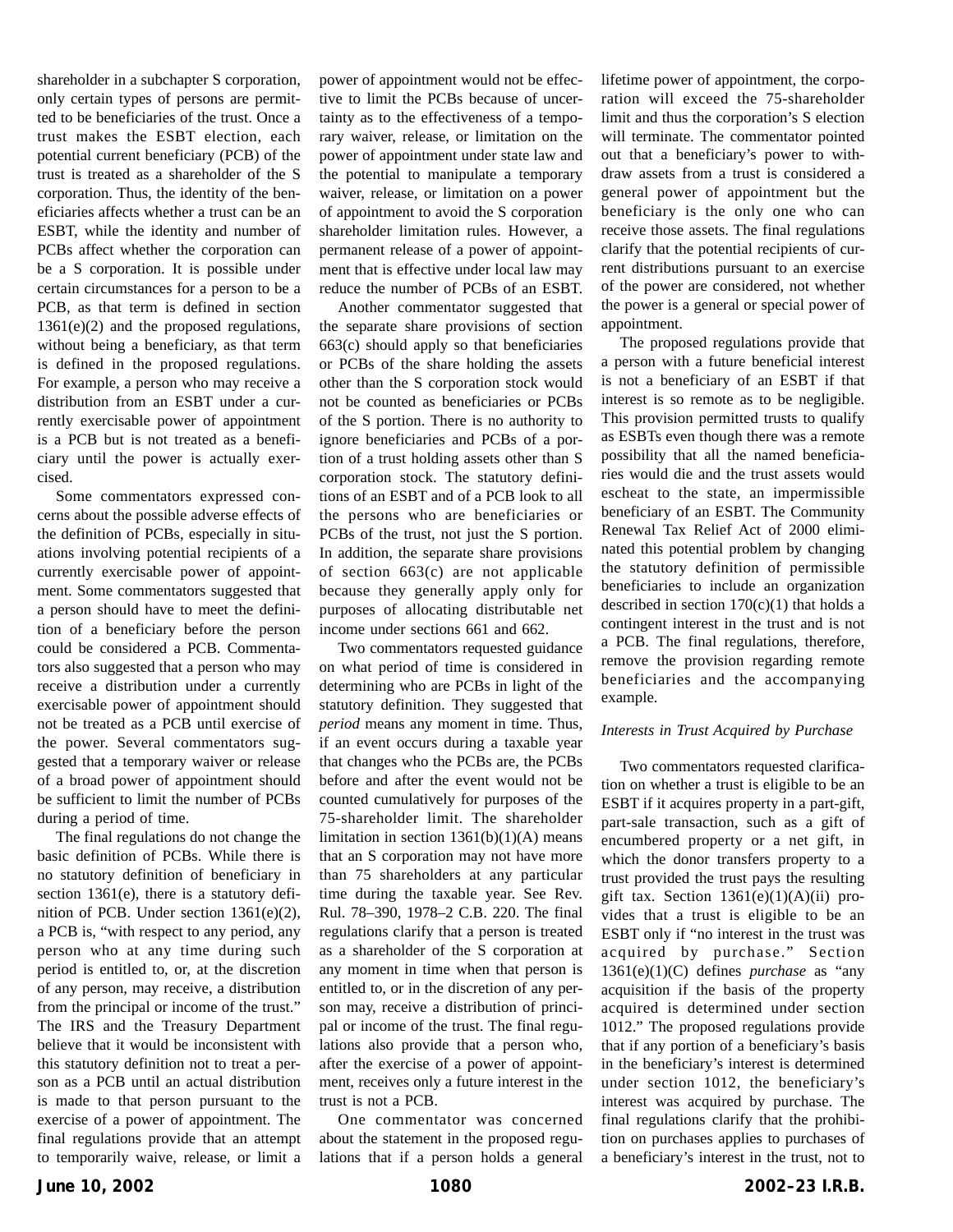shareholder in a subchapter S corporation, only certain types of persons are permitted to be beneficiaries of the trust. Once a trust makes the ESBT election, each potential current beneficiary (PCB) of the trust is treated as a shareholder of the S corporation. Thus, the identity of the beneficiaries affects whether a trust can be an ESBT, while the identity and number of PCBs affect whether the corporation can be a S corporation. It is possible under certain circumstances for a person to be a PCB, as that term is defined in section 1361(e)(2) and the proposed regulations, without being a beneficiary, as that term is defined in the proposed regulations. For example, a person who may receive a distribution from an ESBT under a currently exercisable power of appointment is a PCB but is not treated as a beneficiary until the power is actually exercised.

Some commentators expressed concerns about the possible adverse effects of the definition of PCBs, especially in situations involving potential recipients of a currently exercisable power of appointment. Some commentators suggested that a person should have to meet the definition of a beneficiary before the person could be considered a PCB. Commentators also suggested that a person who may receive a distribution under a currently exercisable power of appointment should not be treated as a PCB until exercise of the power. Several commentators suggested that a temporary waiver or release of a broad power of appointment should be sufficient to limit the number of PCBs during a period of time.

The final regulations do not change the basic definition of PCBs. While there is no statutory definition of beneficiary in section 1361(e), there is a statutory definition of PCB. Under section 1361(e)(2), a PCB is, "with respect to any period, any person who at any time during such period is entitled to, or, at the discretion of any person, may receive, a distribution from the principal or income of the trust." The IRS and the Treasury Department believe that it would be inconsistent with this statutory definition not to treat a person as a PCB until an actual distribution is made to that person pursuant to the exercise of a power of appointment. The final regulations provide that an attempt to temporarily waive, release, or limit a power of appointment would not be effective to limit the PCBs because of uncertainty as to the effectiveness of a temporary waiver, release, or limitation on the power of appointment under state law and the potential to manipulate a temporary waiver, release, or limitation on a power of appointment to avoid the S corporation shareholder limitation rules. However, a permanent release of a power of appointment that is effective under local law may reduce the number of PCBs of an ESBT.

Another commentator suggested that the separate share provisions of section 663(c) should apply so that beneficiaries or PCBs of the share holding the assets other than the S corporation stock would not be counted as beneficiaries or PCBs of the S portion. There is no authority to ignore beneficiaries and PCBs of a portion of a trust holding assets other than S corporation stock. The statutory definitions of an ESBT and of a PCB look to all the persons who are beneficiaries or PCBs of the trust, not just the S portion. In addition, the separate share provisions of section 663(c) are not applicable because they generally apply only for purposes of allocating distributable net income under sections 661 and 662.

Two commentators requested guidance on what period of time is considered in determining who are PCBs in light of the statutory definition. They suggested that *period* means any moment in time. Thus, if an event occurs during a taxable year that changes who the PCBs are, the PCBs before and after the event would not be counted cumulatively for purposes of the 75-shareholder limit. The shareholder limitation in section 1361(b)(1)(A) means that an S corporation may not have more than 75 shareholders at any particular time during the taxable year. See Rev. Rul. 78–390, 1978–2 C.B. 220. The final regulations clarify that a person is treated as a shareholder of the S corporation at any moment in time when that person is entitled to, or in the discretion of any person may, receive a distribution of principal or income of the trust. The final regulations also provide that a person who, after the exercise of a power of appointment, receives only a future interest in the trust is not a PCB.

One commentator was concerned about the statement in the proposed regulations that if a person holds a general lifetime power of appointment, the corporation will exceed the 75-shareholder limit and thus the corporation's S election will terminate. The commentator pointed out that a beneficiary's power to withdraw assets from a trust is considered a general power of appointment but the beneficiary is the only one who can receive those assets. The final regulations clarify that the potential recipients of current distributions pursuant to an exercise of the power are considered, not whether the power is a general or special power of appointment.

The proposed regulations provide that a person with a future beneficial interest is not a beneficiary of an ESBT if that interest is so remote as to be negligible. This provision permitted trusts to qualify as ESBTs even though there was a remote possibility that all the named beneficiaries would die and the trust assets would escheat to the state, an impermissible beneficiary of an ESBT. The Community Renewal Tax Relief Act of 2000 eliminated this potential problem by changing the statutory definition of permissible beneficiaries to include an organization described in section 170(c)(1) that holds a contingent interest in the trust and is not a PCB. The final regulations, therefore, remove the provision regarding remote beneficiaries and the accompanying example.

*Interests in Trust Acquired by Purchase*

Two commentators requested clarification on whether a trust is eligible to be an ESBT if it acquires property in a part-gift, part-sale transaction, such as a gift of encumbered property or a net gift, in which the donor transfers property to a trust provided the trust pays the resulting gift tax. Section 1361(e)(1)(A)(ii) provides that a trust is eligible to be an ESBT only if "no interest in the trust was acquired by purchase." Section 1361(e)(1)(C) defines *purchase* as "any acquisition if the basis of the property acquired is determined under section 1012." The proposed regulations provide that if any portion of a beneficiary's basis in the beneficiary's interest is determined under section 1012, the beneficiary's interest was acquired by purchase. The final regulations clarify that the prohibition on purchases applies to purchases of a beneficiary's interest in the trust, not to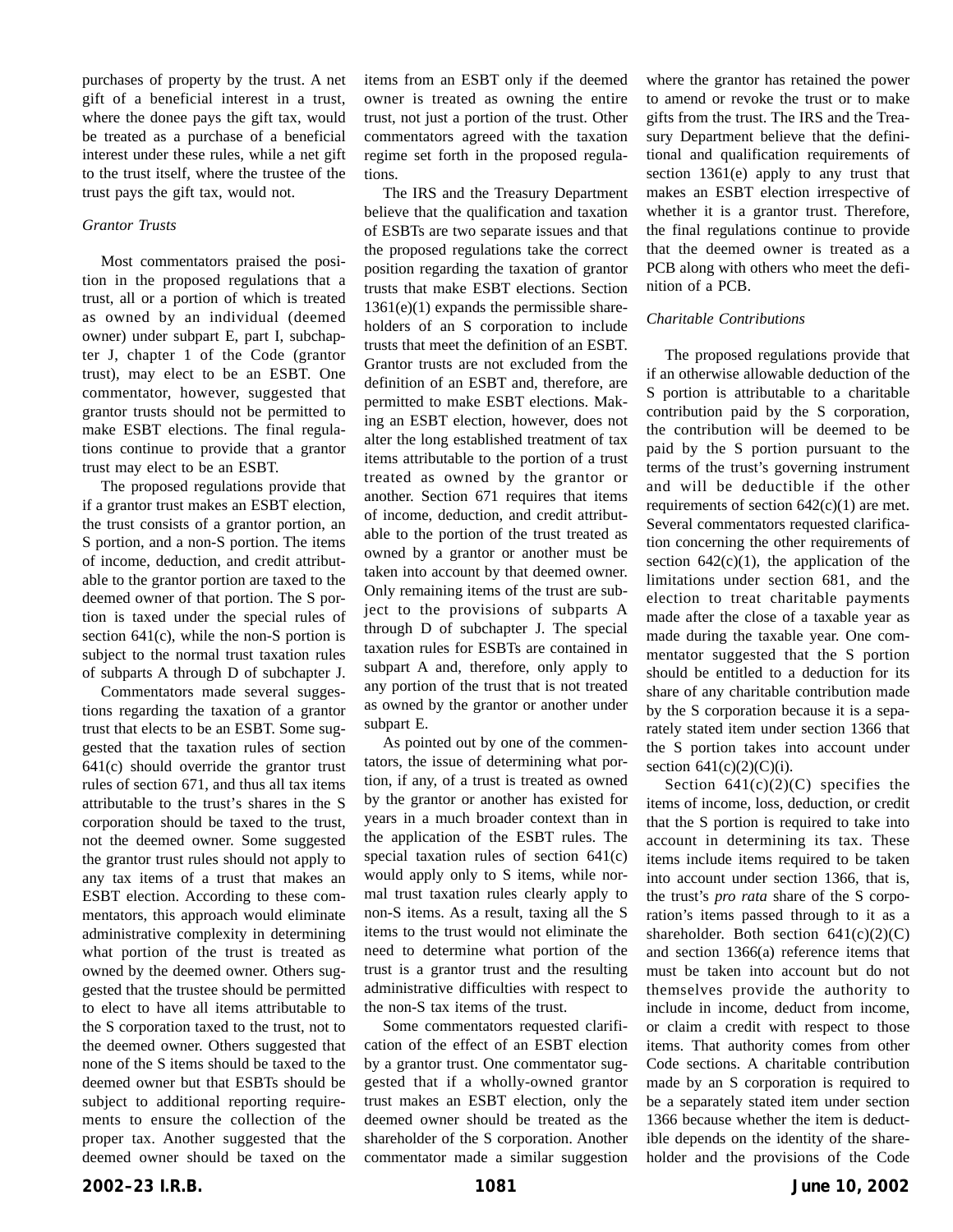purchases of property by the trust. A net gift of a beneficial interest in a trust, where the donee pays the gift tax, would be treated as a purchase of a beneficial interest under these rules, while a net gift to the trust itself, where the trustee of the trust pays the gift tax, would not.

*Grantor Trusts*

Most commentators praised the position in the proposed regulations that a trust, all or a portion of which is treated as owned by an individual (deemed owner) under subpart E, part I, subchapter J, chapter 1 of the Code (grantor trust), may elect to be an ESBT. One commentator, however, suggested that grantor trusts should not be permitted to make ESBT elections. The final regulations continue to provide that a grantor trust may elect to be an ESBT.

The proposed regulations provide that if a grantor trust makes an ESBT election, the trust consists of a grantor portion, an S portion, and a non-S portion. The items of income, deduction, and credit attributable to the grantor portion are taxed to the deemed owner of that portion. The S portion is taxed under the special rules of section 641(c), while the non-S portion is subject to the normal trust taxation rules of subparts A through D of subchapter J.

Commentators made several suggestions regarding the taxation of a grantor trust that elects to be an ESBT. Some suggested that the taxation rules of section 641(c) should override the grantor trust rules of section 671, and thus all tax items attributable to the trust's shares in the S corporation should be taxed to the trust, not the deemed owner. Some suggested the grantor trust rules should not apply to any tax items of a trust that makes an ESBT election. According to these commentators, this approach would eliminate administrative complexity in determining what portion of the trust is treated as owned by the deemed owner. Others suggested that the trustee should be permitted to elect to have all items attributable to the S corporation taxed to the trust, not to the deemed owner. Others suggested that none of the S items should be taxed to the deemed owner but that ESBTs should be subject to additional reporting requirements to ensure the collection of the proper tax. Another suggested that the deemed owner should be taxed on the items from an ESBT only if the deemed owner is treated as owning the entire trust, not just a portion of the trust. Other commentators agreed with the taxation regime set forth in the proposed regulations.

The IRS and the Treasury Department believe that the qualification and taxation of ESBTs are two separate issues and that the proposed regulations take the correct position regarding the taxation of grantor trusts that make ESBT elections. Section 1361(e)(1) expands the permissible shareholders of an S corporation to include trusts that meet the definition of an ESBT. Grantor trusts are not excluded from the definition of an ESBT and, therefore, are permitted to make ESBT elections. Making an ESBT election, however, does not alter the long established treatment of tax items attributable to the portion of a trust treated as owned by the grantor or another. Section 671 requires that items of income, deduction, and credit attributable to the portion of the trust treated as owned by a grantor or another must be taken into account by that deemed owner. Only remaining items of the trust are subject to the provisions of subparts A through D of subchapter J. The special taxation rules for ESBTs are contained in subpart A and, therefore, only apply to any portion of the trust that is not treated as owned by the grantor or another under subpart E.

As pointed out by one of the commentators, the issue of determining what portion, if any, of a trust is treated as owned by the grantor or another has existed for years in a much broader context than in the application of the ESBT rules. The special taxation rules of section 641(c) would apply only to S items, while normal trust taxation rules clearly apply to non-S items. As a result, taxing all the S items to the trust would not eliminate the need to determine what portion of the trust is a grantor trust and the resulting administrative difficulties with respect to the non-S tax items of the trust.

Some commentators requested clarification of the effect of an ESBT election by a grantor trust. One commentator suggested that if a wholly-owned grantor trust makes an ESBT election, only the deemed owner should be treated as the shareholder of the S corporation. Another commentator made a similar suggestion where the grantor has retained the power to amend or revoke the trust or to make gifts from the trust. The IRS and the Treasury Department believe that the definitional and qualification requirements of section 1361(e) apply to any trust that makes an ESBT election irrespective of whether it is a grantor trust. Therefore, the final regulations continue to provide that the deemed owner is treated as a PCB along with others who meet the definition of a PCB.

*Charitable Contributions*

The proposed regulations provide that if an otherwise allowable deduction of the S portion is attributable to a charitable contribution paid by the S corporation, the contribution will be deemed to be paid by the S portion pursuant to the terms of the trust's governing instrument and will be deductible if the other requirements of section 642(c)(1) are met. Several commentators requested clarification concerning the other requirements of section 642(c)(1), the application of the limitations under section 681, and the election to treat charitable payments made after the close of a taxable year as made during the taxable year. One commentator suggested that the S portion should be entitled to a deduction for its share of any charitable contribution made by the S corporation because it is a separately stated item under section 1366 that the S portion takes into account under section 641(c)(2)(C)(i).

Section 641(c)(2)(C) specifies the items of income, loss, deduction, or credit that the S portion is required to take into account in determining its tax. These items include items required to be taken into account under section 1366, that is, the trust's *pro rata* share of the S corporation's items passed through to it as a shareholder. Both section 641(c)(2)(C) and section 1366(a) reference items that must be taken into account but do not themselves provide the authority to include in income, deduct from income, or claim a credit with respect to those items. That authority comes from other Code sections. A charitable contribution made by an S corporation is required to be a separately stated item under section 1366 because whether the item is deductible depends on the identity of the shareholder and the provisions of the Code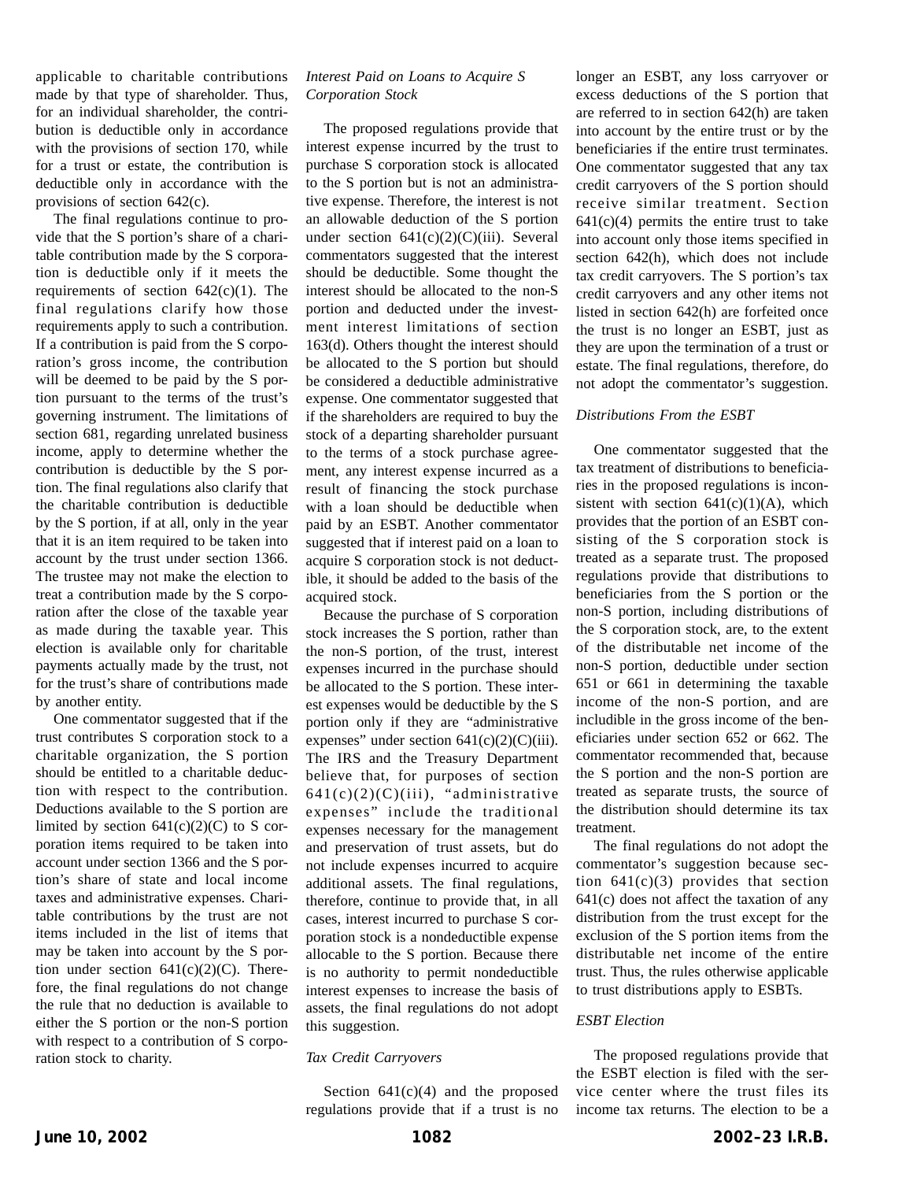applicable to charitable contributions made by that type of shareholder. Thus, for an individual shareholder, the contribution is deductible only in accordance with the provisions of section 170, while for a trust or estate, the contribution is deductible only in accordance with the provisions of section 642(c).

The final regulations continue to provide that the S portion's share of a charitable contribution made by the S corporation is deductible only if it meets the requirements of section 642(c)(1). The final regulations clarify how those requirements apply to such a contribution. If a contribution is paid from the S corporation's gross income, the contribution will be deemed to be paid by the S portion pursuant to the terms of the trust's governing instrument. The limitations of section 681, regarding unrelated business income, apply to determine whether the contribution is deductible by the S portion. The final regulations also clarify that the charitable contribution is deductible by the S portion, if at all, only in the year that it is an item required to be taken into account by the trust under section 1366. The trustee may not make the election to treat a contribution made by the S corporation after the close of the taxable year as made during the taxable year. This election is available only for charitable payments actually made by the trust, not for the trust's share of contributions made by another entity.

One commentator suggested that if the trust contributes S corporation stock to a charitable organization, the S portion should be entitled to a charitable deduction with respect to the contribution. Deductions available to the S portion are limited by section 641(c)(2)(C) to S corporation items required to be taken into account under section 1366 and the S portion's share of state and local income taxes and administrative expenses. Charitable contributions by the trust are not items included in the list of items that may be taken into account by the S portion under section 641(c)(2)(C). Therefore, the final regulations do not change the rule that no deduction is available to either the S portion or the non-S portion with respect to a contribution of S corporation stock to charity.

*Interest Paid on Loans to Acquire S Corporation Stock*

The proposed regulations provide that interest expense incurred by the trust to purchase S corporation stock is allocated to the S portion but is not an administrative expense. Therefore, the interest is not an allowable deduction of the S portion under section 641(c)(2)(C)(iii). Several commentators suggested that the interest should be deductible. Some thought the interest should be allocated to the non-S portion and deducted under the investment interest limitations of section 163(d). Others thought the interest should be allocated to the S portion but should be considered a deductible administrative expense. One commentator suggested that if the shareholders are required to buy the stock of a departing shareholder pursuant to the terms of a stock purchase agreement, any interest expense incurred as a result of financing the stock purchase with a loan should be deductible when paid by an ESBT. Another commentator suggested that if interest paid on a loan to acquire S corporation stock is not deductible, it should be added to the basis of the acquired stock.

Because the purchase of S corporation stock increases the S portion, rather than the non-S portion, of the trust, interest expenses incurred in the purchase should be allocated to the S portion. These interest expenses would be deductible by the S portion only if they are "administrative expenses" under section 641(c)(2)(C)(iii). The IRS and the Treasury Department believe that, for purposes of section 641(c)(2)(C)(iii), "administrative expenses" include the traditional expenses necessary for the management and preservation of trust assets, but do not include expenses incurred to acquire additional assets. The final regulations, therefore, continue to provide that, in all cases, interest incurred to purchase S corporation stock is a nondeductible expense allocable to the S portion. Because there is no authority to permit nondeductible interest expenses to increase the basis of assets, the final regulations do not adopt this suggestion.

*Tax Credit Carryovers*

Section 641(c)(4) and the proposed regulations provide that if a trust is no longer an ESBT, any loss carryover or excess deductions of the S portion that are referred to in section 642(h) are taken into account by the entire trust or by the beneficiaries if the entire trust terminates. One commentator suggested that any tax credit carryovers of the S portion should receive similar treatment. Section 641(c)(4) permits the entire trust to take into account only those items specified in section 642(h), which does not include tax credit carryovers. The S portion's tax credit carryovers and any other items not listed in section 642(h) are forfeited once the trust is no longer an ESBT, just as they are upon the termination of a trust or estate. The final regulations, therefore, do not adopt the commentator's suggestion.

*Distributions From the ESBT*

One commentator suggested that the tax treatment of distributions to beneficiaries in the proposed regulations is inconsistent with section 641(c)(1)(A), which provides that the portion of an ESBT consisting of the S corporation stock is treated as a separate trust. The proposed regulations provide that distributions to beneficiaries from the S portion or the non-S portion, including distributions of the S corporation stock, are, to the extent of the distributable net income of the non-S portion, deductible under section 651 or 661 in determining the taxable income of the non-S portion, and are includible in the gross income of the beneficiaries under section 652 or 662. The commentator recommended that, because the S portion and the non-S portion are treated as separate trusts, the source of the distribution should determine its tax treatment.

The final regulations do not adopt the commentator's suggestion because section 641(c)(3) provides that section 641(c) does not affect the taxation of any distribution from the trust except for the exclusion of the S portion items from the distributable net income of the entire trust. Thus, the rules otherwise applicable to trust distributions apply to ESBTs.

*ESBT Election*

The proposed regulations provide that the ESBT election is filed with the service center where the trust files its income tax returns. The election to be a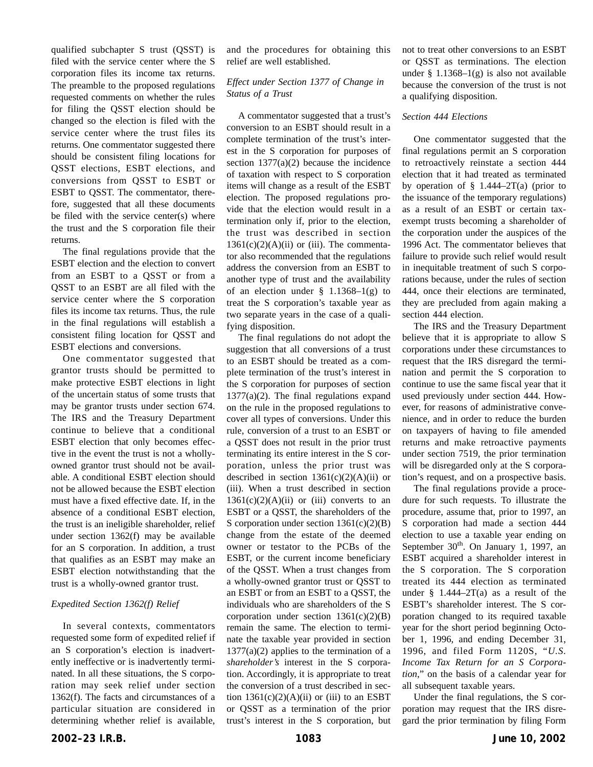qualified subchapter S trust (QSST) is filed with the service center where the S corporation files its income tax returns. The preamble to the proposed regulations requested comments on whether the rules for filing the QSST election should be changed so the election is filed with the service center where the trust files its returns. One commentator suggested there should be consistent filing locations for QSST elections, ESBT elections, and conversions from QSST to ESBT or ESBT to QSST. The commentator, therefore, suggested that all these documents be filed with the service center(s) where the trust and the S corporation file their returns.

The final regulations provide that the ESBT election and the election to convert from an ESBT to a QSST or from a QSST to an ESBT are all filed with the service center where the S corporation files its income tax returns. Thus, the rule in the final regulations will establish a consistent filing location for QSST and ESBT elections and conversions.

One commentator suggested that grantor trusts should be permitted to make protective ESBT elections in light of the uncertain status of some trusts that may be grantor trusts under section 674. The IRS and the Treasury Department continue to believe that a conditional ESBT election that only becomes effective in the event the trust is not a wholly-owned grantor trust should not be available. A conditional ESBT election should not be allowed because the ESBT election must have a fixed effective date. If, in the absence of a conditional ESBT election, the trust is an ineligible shareholder, relief under section 1362(f) may be available for an S corporation. In addition, a trust that qualifies as an ESBT may make an ESBT election notwithstanding that the trust is a wholly-owned grantor trust.

*Expedited Section 1362(f) Relief*

In several contexts, commentators requested some form of expedited relief if an S corporation's election is inadvertently ineffective or is inadvertently terminated. In all these situations, the S corporation may seek relief under section 1362(f). The facts and circumstances of a particular situation are considered in determining whether relief is available, and the procedures for obtaining this relief are well established.

*Effect under Section 1377 of Change in Status of a Trust*

A commentator suggested that a trust's conversion to an ESBT should result in a complete termination of the trust's interest in the S corporation for purposes of section 1377(a)(2) because the incidence of taxation with respect to S corporation items will change as a result of the ESBT election. The proposed regulations provide that the election would result in a termination only if, prior to the election, the trust was described in section 1361(c)(2)(A)(ii) or (iii). The commentator also recommended that the regulations address the conversion from an ESBT to another type of trust and the availability of an election under § 1.1368–1(g) to treat the S corporation's taxable year as two separate years in the case of a qualifying disposition.

The final regulations do not adopt the suggestion that all conversions of a trust to an ESBT should be treated as a complete termination of the trust's interest in the S corporation for purposes of section 1377(a)(2). The final regulations expand on the rule in the proposed regulations to cover all types of conversions. Under this rule, conversion of a trust to an ESBT or a QSST does not result in the prior trust terminating its entire interest in the S corporation, unless the prior trust was described in section 1361(c)(2)(A)(ii) or (iii). When a trust described in section 1361(c)(2)(A)(ii) or (iii) converts to an ESBT or a QSST, the shareholders of the S corporation under section 1361(c)(2)(B) change from the estate of the deemed owner or testator to the PCBs of the ESBT, or the current income beneficiary of the QSST. When a trust changes from a wholly-owned grantor trust or QSST to an ESBT or from an ESBT to a QSST, the individuals who are shareholders of the S corporation under section 1361(c)(2)(B) remain the same. The election to terminate the taxable year provided in section 1377(a)(2) applies to the termination of a *shareholder's* interest in the S corporation. Accordingly, it is appropriate to treat the conversion of a trust described in section 1361(c)(2)(A)(ii) or (iii) to an ESBT or QSST as a termination of the prior trust's interest in the S corporation, but not to treat other conversions to an ESBT or QSST as terminations. The election under § 1.1368–1(g) is also not available because the conversion of the trust is not a qualifying disposition.

*Section 444 Elections*

One commentator suggested that the final regulations permit an S corporation to retroactively reinstate a section 444 election that it had treated as terminated by operation of § 1.444–2T(a) (prior to the issuance of the temporary regulations) as a result of an ESBT or certain tax-exempt trusts becoming a shareholder of the corporation under the auspices of the 1996 Act. The commentator believes that failure to provide such relief would result in inequitable treatment of such S corporations because, under the rules of section 444, once their elections are terminated, they are precluded from again making a section 444 election.

The IRS and the Treasury Department believe that it is appropriate to allow S corporations under these circumstances to request that the IRS disregard the termination and permit the S corporation to continue to use the same fiscal year that it used previously under section 444. However, for reasons of administrative convenience, and in order to reduce the burden on taxpayers of having to file amended returns and make retroactive payments under section 7519, the prior termination will be disregarded only at the S corporation's request, and on a prospective basis.

The final regulations provide a procedure for such requests. To illustrate the procedure, assume that, prior to 1997, an S corporation had made a section 444 election to use a taxable year ending on September 30th. On January 1, 1997, an ESBT acquired a shareholder interest in the S corporation. The S corporation treated its 444 election as terminated under § 1.444–2T(a) as a result of the ESBT's shareholder interest. The S corporation changed to its required taxable year for the short period beginning October 1, 1996, and ending December 31, 1996, and filed Form 1120S, "*U.S. Income Tax Return for an S Corporation*," on the basis of a calendar year for all subsequent taxable years.

Under the final regulations, the S corporation may request that the IRS disregard the prior termination by filing Form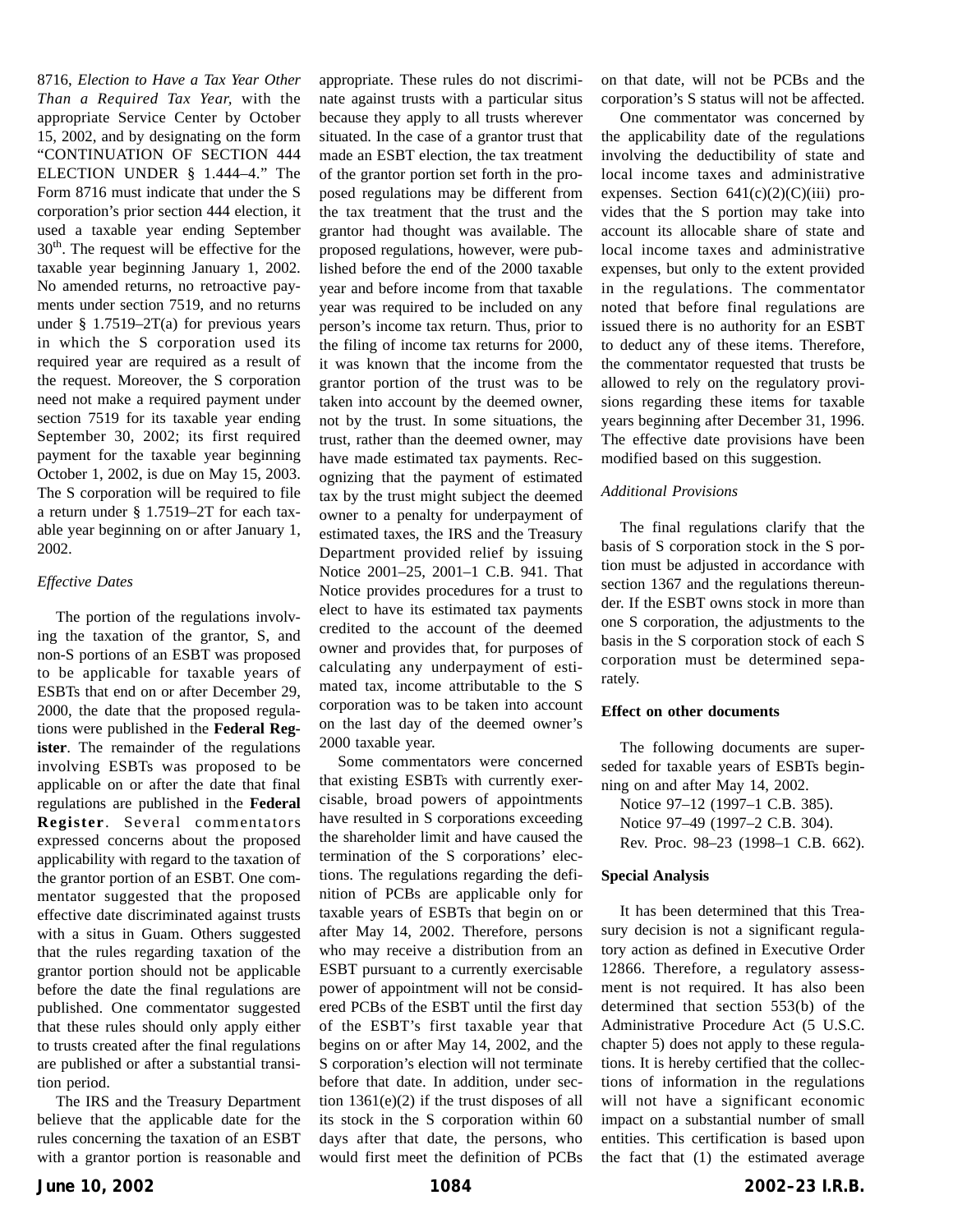8716, *Election to Have a Tax Year Other Than a Required Tax Year,* with the appropriate Service Center by October 15, 2002, and by designating on the form "CONTINUATION OF SECTION 444 ELECTION UNDER § 1.444–4." The Form 8716 must indicate that under the S corporation's prior section 444 election, it used a taxable year ending September 30th. The request will be effective for the taxable year beginning January 1, 2002. No amended returns, no retroactive payments under section 7519, and no returns under § 1.7519–2T(a) for previous years in which the S corporation used its required year are required as a result of the request. Moreover, the S corporation need not make a required payment under section 7519 for its taxable year ending September 30, 2002; its first required payment for the taxable year beginning October 1, 2002, is due on May 15, 2003. The S corporation will be required to file a return under § 1.7519–2T for each taxable year beginning on or after January 1, 2002.

*Effective Dates*

The portion of the regulations involving the taxation of the grantor, S, and non-S portions of an ESBT was proposed to be applicable for taxable years of ESBTs that end on or after December 29, 2000, the date that the proposed regulations were published in the **Federal Register**. The remainder of the regulations involving ESBTs was proposed to be applicable on or after the date that final regulations are published in the **Federal Register**. Several commentators expressed concerns about the proposed applicability with regard to the taxation of the grantor portion of an ESBT. One commentator suggested that the proposed effective date discriminated against trusts with a situs in Guam. Others suggested that the rules regarding taxation of the grantor portion should not be applicable before the date the final regulations are published. One commentator suggested that these rules should only apply either to trusts created after the final regulations are published or after a substantial transition period.

The IRS and the Treasury Department believe that the applicable date for the rules concerning the taxation of an ESBT with a grantor portion is reasonable and appropriate. These rules do not discriminate against trusts with a particular situs because they apply to all trusts wherever situated. In the case of a grantor trust that made an ESBT election, the tax treatment of the grantor portion set forth in the proposed regulations may be different from the tax treatment that the trust and the grantor had thought was available. The proposed regulations, however, were published before the end of the 2000 taxable year and before income from that taxable year was required to be included on any person's income tax return. Thus, prior to the filing of income tax returns for 2000, it was known that the income from the grantor portion of the trust was to be taken into account by the deemed owner, not by the trust. In some situations, the trust, rather than the deemed owner, may have made estimated tax payments. Recognizing that the payment of estimated tax by the trust might subject the deemed owner to a penalty for underpayment of estimated taxes, the IRS and the Treasury Department provided relief by issuing Notice 2001–25, 2001–1 C.B. 941. That Notice provides procedures for a trust to elect to have its estimated tax payments credited to the account of the deemed owner and provides that, for purposes of calculating any underpayment of estimated tax, income attributable to the S corporation was to be taken into account on the last day of the deemed owner's 2000 taxable year.

Some commentators were concerned that existing ESBTs with currently exercisable, broad powers of appointments have resulted in S corporations exceeding the shareholder limit and have caused the termination of the S corporations' elections. The regulations regarding the definition of PCBs are applicable only for taxable years of ESBTs that begin on or after May 14, 2002. Therefore, persons who may receive a distribution from an ESBT pursuant to a currently exercisable power of appointment will not be considered PCBs of the ESBT until the first day of the ESBT's first taxable year that begins on or after May 14, 2002, and the S corporation's election will not terminate before that date. In addition, under section 1361(e)(2) if the trust disposes of all its stock in the S corporation within 60 days after that date, the persons, who would first meet the definition of PCBs on that date, will not be PCBs and the corporation's S status will not be affected.

One commentator was concerned by the applicability date of the regulations involving the deductibility of state and local income taxes and administrative expenses. Section 641(c)(2)(C)(iii) provides that the S portion may take into account its allocable share of state and local income taxes and administrative expenses, but only to the extent provided in the regulations. The commentator noted that before final regulations are issued there is no authority for an ESBT to deduct any of these items. Therefore, the commentator requested that trusts be allowed to rely on the regulatory provisions regarding these items for taxable years beginning after December 31, 1996. The effective date provisions have been modified based on this suggestion.

*Additional Provisions*

The final regulations clarify that the basis of S corporation stock in the S portion must be adjusted in accordance with section 1367 and the regulations thereunder. If the ESBT owns stock in more than one S corporation, the adjustments to the basis in the S corporation stock of each S corporation must be determined separately.

**Effect on other documents**

The following documents are superseded for taxable years of ESBTs beginning on and after May 14, 2002.

Notice 97–12 (1997–1 C.B. 385).
Notice 97–49 (1997–2 C.B. 304).
Rev. Proc. 98–23 (1998–1 C.B. 662).

**Special Analysis**

It has been determined that this Treasury decision is not a significant regulatory action as defined in Executive Order 12866. Therefore, a regulatory assessment is not required. It has also been determined that section 553(b) of the Administrative Procedure Act (5 U.S.C. chapter 5) does not apply to these regulations. It is hereby certified that the collections of information in the regulations will not have a significant economic impact on a substantial number of small entities. This certification is based upon the fact that (1) the estimated average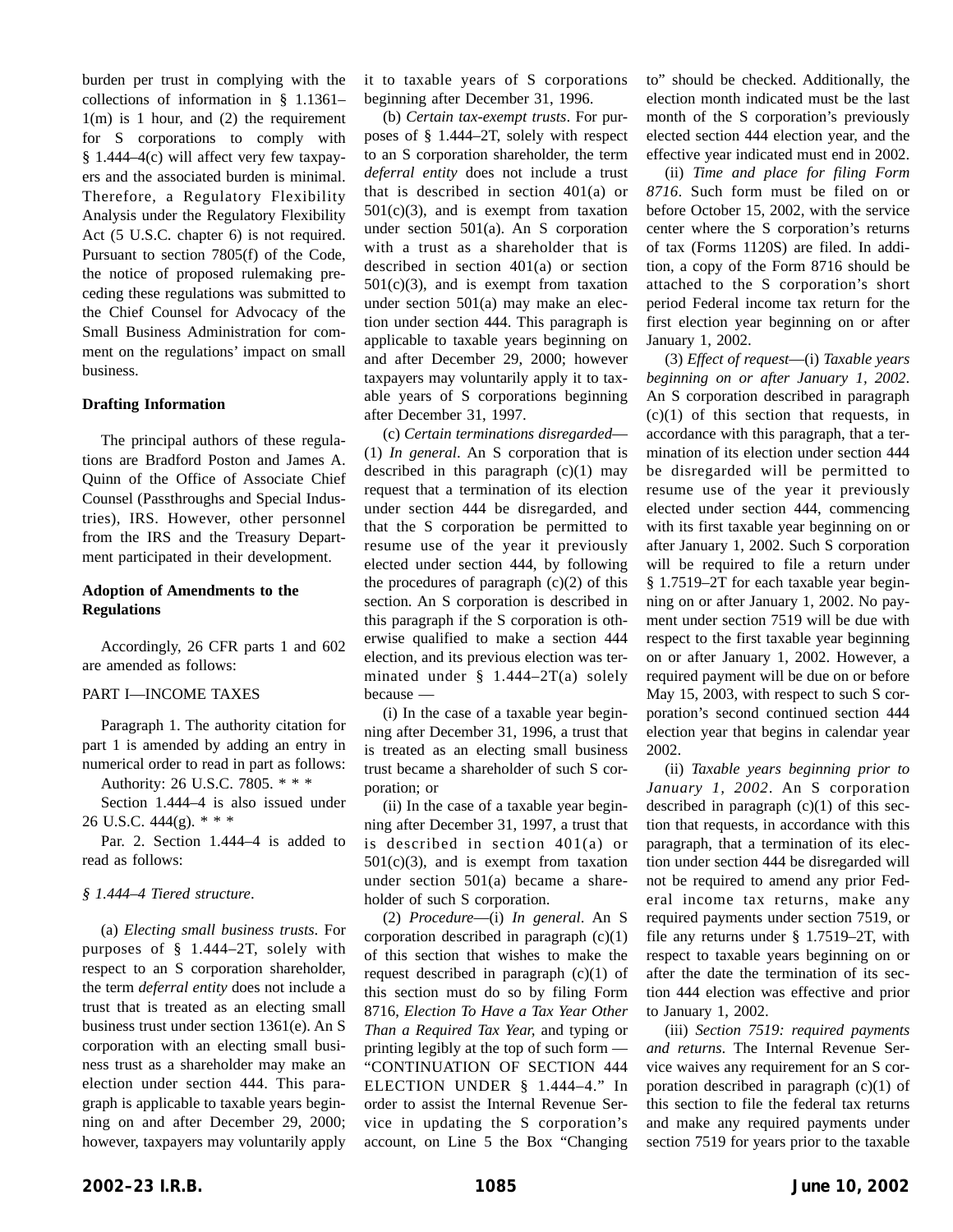burden per trust in complying with the collections of information in § 1.1361–1(m) is 1 hour, and (2) the requirement for S corporations to comply with § 1.444–4(c) will affect very few taxpayers and the associated burden is minimal. Therefore, a Regulatory Flexibility Analysis under the Regulatory Flexibility Act (5 U.S.C. chapter 6) is not required. Pursuant to section 7805(f) of the Code, the notice of proposed rulemaking preceding these regulations was submitted to the Chief Counsel for Advocacy of the Small Business Administration for comment on the regulations' impact on small business.

**Drafting Information**

The principal authors of these regulations are Bradford Poston and James A. Quinn of the Office of Associate Chief Counsel (Passthroughs and Special Industries), IRS. However, other personnel from the IRS and the Treasury Department participated in their development.

**Adoption of Amendments to the Regulations**

Accordingly, 26 CFR parts 1 and 602 are amended as follows:

PART I—INCOME TAXES

Paragraph 1. The authority citation for part 1 is amended by adding an entry in numerical order to read in part as follows:

Authority: 26 U.S.C. 7805. * * *

Section 1.444–4 is also issued under 26 U.S.C. 444(g). * * *

Par. 2. Section 1.444–4 is added to read as follows:

*§ 1.444–4 Tiered structure.*

(a) *Electing small business trusts*. For purposes of § 1.444–2T, solely with respect to an S corporation shareholder, the term *deferral entity* does not include a trust that is treated as an electing small business trust under section 1361(e). An S corporation with an electing small business trust as a shareholder may make an election under section 444. This paragraph is applicable to taxable years beginning on and after December 29, 2000; however, taxpayers may voluntarily apply it to taxable years of S corporations beginning after December 31, 1996.

(b) *Certain tax-exempt trusts*. For purposes of § 1.444–2T, solely with respect to an S corporation shareholder, the term *deferral entity* does not include a trust that is described in section 401(a) or 501(c)(3), and is exempt from taxation under section 501(a). An S corporation with a trust as a shareholder that is described in section 401(a) or section 501(c)(3), and is exempt from taxation under section 501(a) may make an election under section 444. This paragraph is applicable to taxable years beginning on and after December 29, 2000; however taxpayers may voluntarily apply it to taxable years of S corporations beginning after December 31, 1997.

(c) *Certain terminations disregarded*—(1) *In general*. An S corporation that is described in this paragraph (c)(1) may request that a termination of its election under section 444 be disregarded, and that the S corporation be permitted to resume use of the year it previously elected under section 444, by following the procedures of paragraph (c)(2) of this section. An S corporation is described in this paragraph if the S corporation is otherwise qualified to make a section 444 election, and its previous election was terminated under § 1.444–2T(a) solely because —

(i) In the case of a taxable year beginning after December 31, 1996, a trust that is treated as an electing small business trust became a shareholder of such S corporation; or

(ii) In the case of a taxable year beginning after December 31, 1997, a trust that is described in section 401(a) or 501(c)(3), and is exempt from taxation under section 501(a) became a shareholder of such S corporation.

(2) *Procedure*—(i) *In general*. An S corporation described in paragraph (c)(1) of this section that wishes to make the request described in paragraph (c)(1) of this section must do so by filing Form 8716, *Election To Have a Tax Year Other Than a Required Tax Year,* and typing or printing legibly at the top of such form — "CONTINUATION OF SECTION 444 ELECTION UNDER § 1.444–4." In order to assist the Internal Revenue Service in updating the S corporation's account, on Line 5 the Box "Changing to" should be checked. Additionally, the election month indicated must be the last month of the S corporation's previously elected section 444 election year, and the effective year indicated must end in 2002.

(ii) *Time and place for filing Form 8716*. Such form must be filed on or before October 15, 2002, with the service center where the S corporation's returns of tax (Forms 1120S) are filed. In addition, a copy of the Form 8716 should be attached to the S corporation's short period Federal income tax return for the first election year beginning on or after January 1, 2002.

(3) *Effect of request*—(i) *Taxable years beginning on or after January 1, 2002*. An S corporation described in paragraph (c)(1) of this section that requests, in accordance with this paragraph, that a termination of its election under section 444 be disregarded will be permitted to resume use of the year it previously elected under section 444, commencing with its first taxable year beginning on or after January 1, 2002. Such S corporation will be required to file a return under § 1.7519–2T for each taxable year beginning on or after January 1, 2002. No payment under section 7519 will be due with respect to the first taxable year beginning on or after January 1, 2002. However, a required payment will be due on or before May 15, 2003, with respect to such S corporation's second continued section 444 election year that begins in calendar year 2002.

(ii) *Taxable years beginning prior to January 1, 2002*. An S corporation described in paragraph (c)(1) of this section that requests, in accordance with this paragraph, that a termination of its election under section 444 be disregarded will not be required to amend any prior Federal income tax returns, make any required payments under section 7519, or file any returns under § 1.7519–2T, with respect to taxable years beginning on or after the date the termination of its section 444 election was effective and prior to January 1, 2002.

(iii) *Section 7519: required payments and returns*. The Internal Revenue Service waives any requirement for an S corporation described in paragraph (c)(1) of this section to file the federal tax returns and make any required payments under section 7519 for years prior to the taxable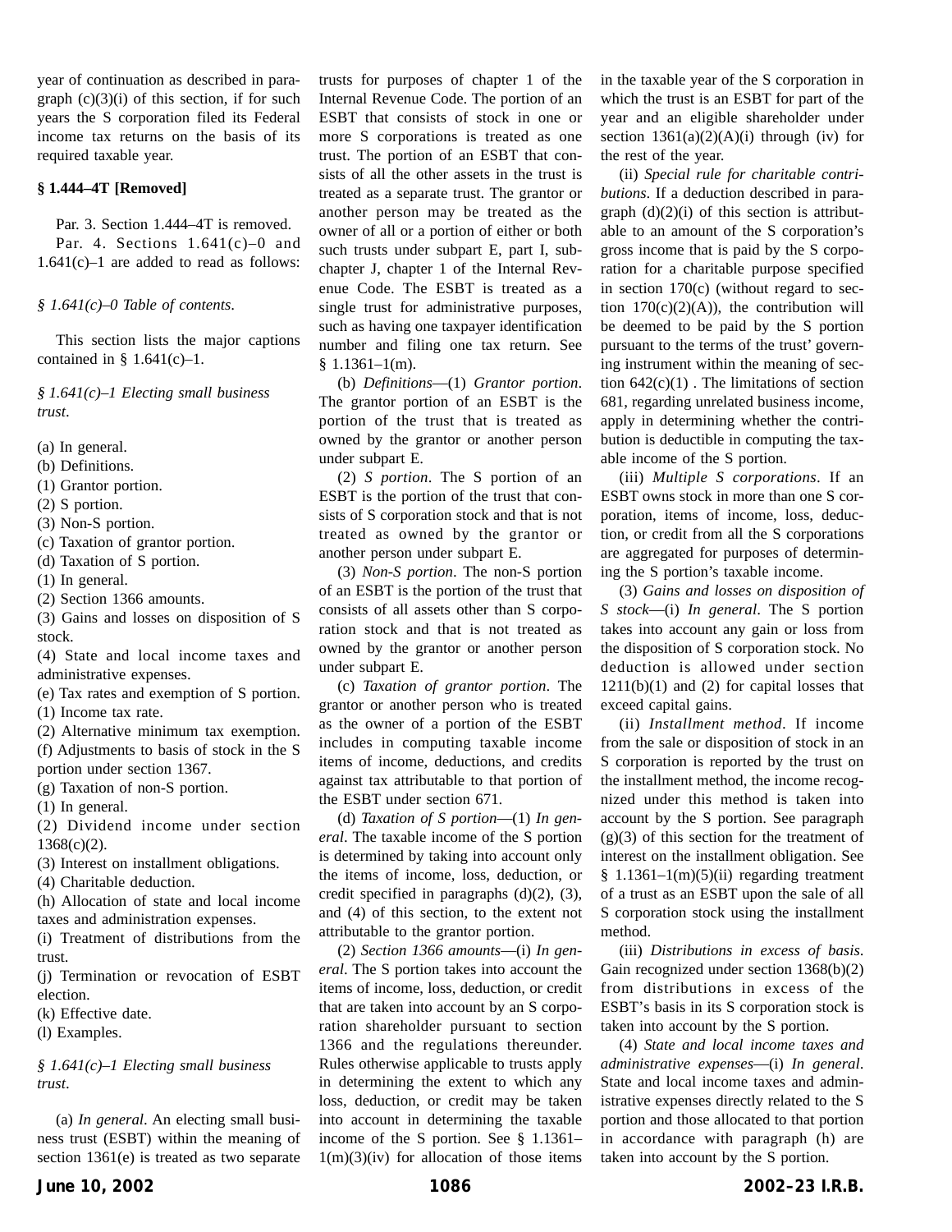year of continuation as described in paragraph (c)(3)(i) of this section, if for such years the S corporation filed its Federal income tax returns on the basis of its required taxable year.

**§ 1.444–4T [Removed]**

Par. 3. Section 1.444–4T is removed.

Par. 4. Sections 1.641(c)–0 and 1.641(c)–1 are added to read as follows:

*§ 1.641(c)–0 Table of contents.*

This section lists the major captions contained in § 1.641(c)–1.

*§ 1.641(c)–1 Electing small business trust.*

(a) In general.
(b) Definitions.
(1) Grantor portion.
(2) S portion.
(3) Non-S portion.
(c) Taxation of grantor portion.
(d) Taxation of S portion.
(1) In general.
(2) Section 1366 amounts.
(3) Gains and losses on disposition of S stock.
(4) State and local income taxes and administrative expenses.
(e) Tax rates and exemption of S portion.
(1) Income tax rate.
(2) Alternative minimum tax exemption.
(f) Adjustments to basis of stock in the S portion under section 1367.
(g) Taxation of non-S portion.
(1) In general.
(2) Dividend income under section 1368(c)(2).
(3) Interest on installment obligations.
(4) Charitable deduction.
(h) Allocation of state and local income taxes and administration expenses.
(i) Treatment of distributions from the trust.
(j) Termination or revocation of ESBT election.
(k) Effective date.
(l) Examples.

*§ 1.641(c)–1 Electing small business trust.*

(a) *In general*. An electing small business trust (ESBT) within the meaning of section 1361(e) is treated as two separate trusts for purposes of chapter 1 of the Internal Revenue Code. The portion of an ESBT that consists of stock in one or more S corporations is treated as one trust. The portion of an ESBT that consists of all the other assets in the trust is treated as a separate trust. The grantor or another person may be treated as the owner of all or a portion of either or both such trusts under subpart E, part I, subchapter J, chapter 1 of the Internal Revenue Code. The ESBT is treated as a single trust for administrative purposes, such as having one taxpayer identification number and filing one tax return. See § 1.1361–1(m).

(b) *Definitions*—(1) *Grantor portion*. The grantor portion of an ESBT is the portion of the trust that is treated as owned by the grantor or another person under subpart E.

(2) *S portion*. The S portion of an ESBT is the portion of the trust that consists of S corporation stock and that is not treated as owned by the grantor or another person under subpart E.

(3) *Non-S portion*. The non-S portion of an ESBT is the portion of the trust that consists of all assets other than S corporation stock and that is not treated as owned by the grantor or another person under subpart E.

(c) *Taxation of grantor portion*. The grantor or another person who is treated as the owner of a portion of the ESBT includes in computing taxable income items of income, deductions, and credits against tax attributable to that portion of the ESBT under section 671.

(d) *Taxation of S portion*—(1) *In general*. The taxable income of the S portion is determined by taking into account only the items of income, loss, deduction, or credit specified in paragraphs (d)(2), (3), and (4) of this section, to the extent not attributable to the grantor portion.

(2) *Section 1366 amounts*—(i) *In general*. The S portion takes into account the items of income, loss, deduction, or credit that are taken into account by an S corporation shareholder pursuant to section 1366 and the regulations thereunder. Rules otherwise applicable to trusts apply in determining the extent to which any loss, deduction, or credit may be taken into account in determining the taxable income of the S portion. See § 1.1361–1(m)(3)(iv) for allocation of those items in the taxable year of the S corporation in which the trust is an ESBT for part of the year and an eligible shareholder under section 1361(a)(2)(A)(i) through (iv) for the rest of the year.

(ii) *Special rule for charitable contributions*. If a deduction described in paragraph (d)(2)(i) of this section is attributable to an amount of the S corporation's gross income that is paid by the S corporation for a charitable purpose specified in section 170(c) (without regard to section 170(c)(2)(A)), the contribution will be deemed to be paid by the S portion pursuant to the terms of the trust' governing instrument within the meaning of section 642(c)(1) . The limitations of section 681, regarding unrelated business income, apply in determining whether the contribution is deductible in computing the taxable income of the S portion.

(iii) *Multiple S corporations*. If an ESBT owns stock in more than one S corporation, items of income, loss, deduction, or credit from all the S corporations are aggregated for purposes of determining the S portion's taxable income.

(3) *Gains and losses on disposition of S stock*—(i) *In general*. The S portion takes into account any gain or loss from the disposition of S corporation stock. No deduction is allowed under section 1211(b)(1) and (2) for capital losses that exceed capital gains.

(ii) *Installment method*. If income from the sale or disposition of stock in an S corporation is reported by the trust on the installment method, the income recognized under this method is taken into account by the S portion. See paragraph (g)(3) of this section for the treatment of interest on the installment obligation. See § 1.1361–1(m)(5)(ii) regarding treatment of a trust as an ESBT upon the sale of all S corporation stock using the installment method.

(iii) *Distributions in excess of basis*. Gain recognized under section 1368(b)(2) from distributions in excess of the ESBT's basis in its S corporation stock is taken into account by the S portion.

(4) *State and local income taxes and administrative expenses*—(i) *In general*. State and local income taxes and administrative expenses directly related to the S portion and those allocated to that portion in accordance with paragraph (h) are taken into account by the S portion.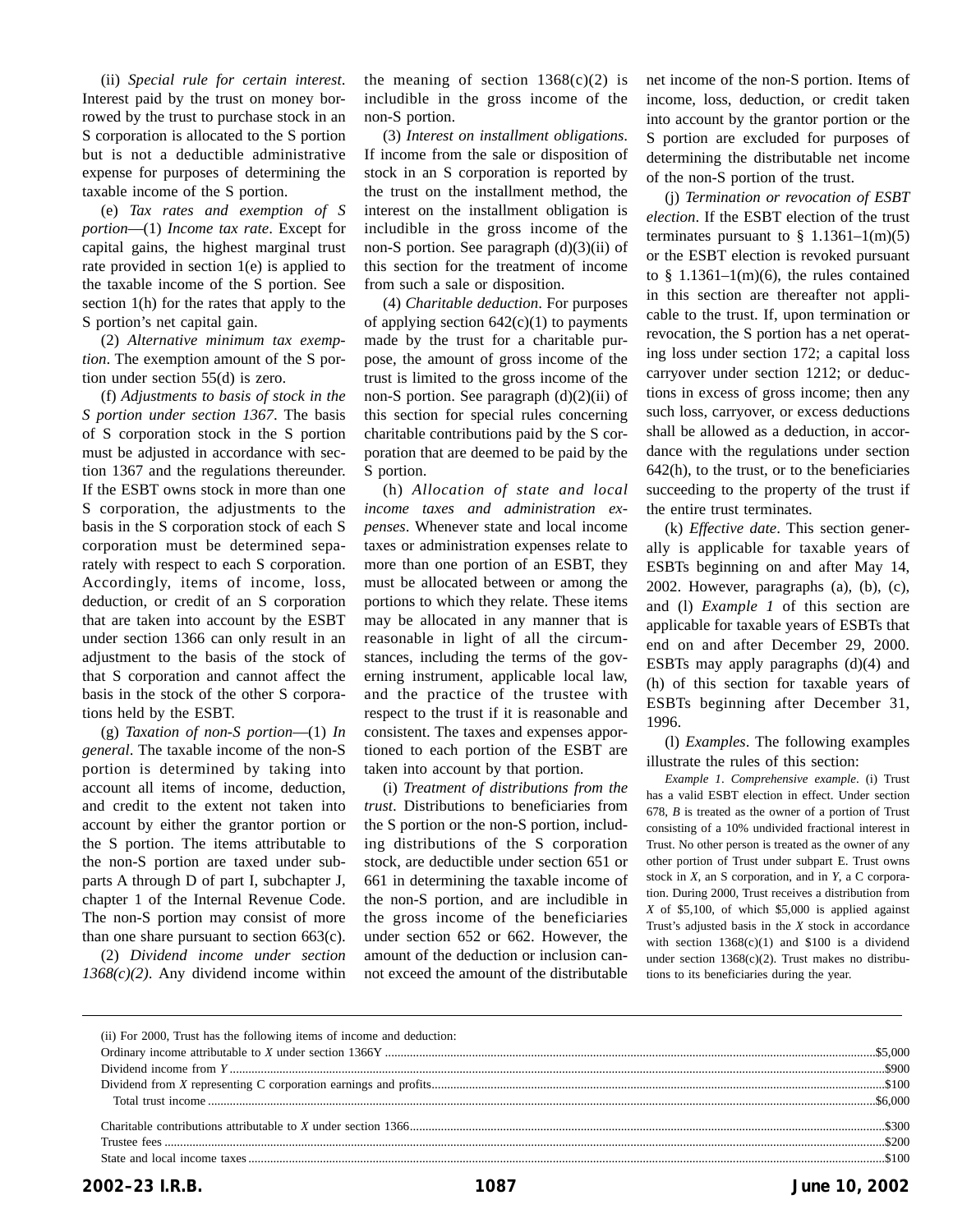(ii) *Special rule for certain interest.* Interest paid by the trust on money borrowed by the trust to purchase stock in an S corporation is allocated to the S portion but is not a deductible administrative expense for purposes of determining the taxable income of the S portion.

(e) *Tax rates and exemption of S portion*—(1) *Income tax rate*. Except for capital gains, the highest marginal trust rate provided in section 1(e) is applied to the taxable income of the S portion. See section 1(h) for the rates that apply to the S portion's net capital gain.

(2) *Alternative minimum tax exemption*. The exemption amount of the S portion under section 55(d) is zero.

(f) *Adjustments to basis of stock in the S portion under section 1367*. The basis of S corporation stock in the S portion must be adjusted in accordance with section 1367 and the regulations thereunder. If the ESBT owns stock in more than one S corporation, the adjustments to the basis in the S corporation stock of each S corporation must be determined separately with respect to each S corporation. Accordingly, items of income, loss, deduction, or credit of an S corporation that are taken into account by the ESBT under section 1366 can only result in an adjustment to the basis of the stock of that S corporation and cannot affect the basis in the stock of the other S corporations held by the ESBT.

(g) *Taxation of non-S portion*—(1) *In general*. The taxable income of the non-S portion is determined by taking into account all items of income, deduction, and credit to the extent not taken into account by either the grantor portion or the S portion. The items attributable to the non-S portion are taxed under subparts A through D of part I, subchapter J, chapter 1 of the Internal Revenue Code. The non-S portion may consist of more than one share pursuant to section 663(c).

(2) *Dividend income under section 1368(c)(2)*. Any dividend income within the meaning of section 1368(c)(2) is includible in the gross income of the non-S portion.

(3) *Interest on installment obligations*. If income from the sale or disposition of stock in an S corporation is reported by the trust on the installment method, the interest on the installment obligation is includible in the gross income of the non-S portion. See paragraph (d)(3)(ii) of this section for the treatment of income from such a sale or disposition.

(4) *Charitable deduction*. For purposes of applying section 642(c)(1) to payments made by the trust for a charitable purpose, the amount of gross income of the trust is limited to the gross income of the non-S portion. See paragraph (d)(2)(ii) of this section for special rules concerning charitable contributions paid by the S corporation that are deemed to be paid by the S portion.

(h) *Allocation of state and local income taxes and administration expenses*. Whenever state and local income taxes or administration expenses relate to more than one portion of an ESBT, they must be allocated between or among the portions to which they relate. These items may be allocated in any manner that is reasonable in light of all the circumstances, including the terms of the governing instrument, applicable local law, and the practice of the trustee with respect to the trust if it is reasonable and consistent. The taxes and expenses apportioned to each portion of the ESBT are taken into account by that portion.

(i) *Treatment of distributions from the trust*. Distributions to beneficiaries from the S portion or the non-S portion, including distributions of the S corporation stock, are deductible under section 651 or 661 in determining the taxable income of the non-S portion, and are includible in the gross income of the beneficiaries under section 652 or 662. However, the amount of the deduction or inclusion cannot exceed the amount of the distributable net income of the non-S portion. Items of income, loss, deduction, or credit taken into account by the grantor portion or the S portion are excluded for purposes of determining the distributable net income of the non-S portion of the trust.

(j) *Termination or revocation of ESBT election*. If the ESBT election of the trust terminates pursuant to § 1.1361–1(m)(5) or the ESBT election is revoked pursuant to § 1.1361–1(m)(6), the rules contained in this section are thereafter not applicable to the trust. If, upon termination or revocation, the S portion has a net operating loss under section 172; a capital loss carryover under section 1212; or deductions in excess of gross income; then any such loss, carryover, or excess deductions shall be allowed as a deduction, in accordance with the regulations under section 642(h), to the trust, or to the beneficiaries succeeding to the property of the trust if the entire trust terminates.

(k) *Effective date*. This section generally is applicable for taxable years of ESBTs beginning on and after May 14, 2002. However, paragraphs (a), (b), (c), and (l) *Example 1* of this section are applicable for taxable years of ESBTs that end on and after December 29, 2000. ESBTs may apply paragraphs (d)(4) and (h) of this section for taxable years of ESBTs beginning after December 31, 1996.

(l) *Examples*. The following examples illustrate the rules of this section:

*Example 1*. *Comprehensive example*. (i) Trust has a valid ESBT election in effect. Under section 678, *B* is treated as the owner of a portion of Trust consisting of a 10% undivided fractional interest in Trust. No other person is treated as the owner of any other portion of Trust under subpart E. Trust owns stock in *X*, an S corporation, and in *Y*, a C corporation. During 2000, Trust receives a distribution from *X* of $5,100, of which $5,000 is applied against Trust's adjusted basis in the *X* stock in accordance with section 1368(c)(1) and $100 is a dividend under section 1368(c)(2). Trust makes no distributions to its beneficiaries during the year.

(ii) For 2000, Trust has the following items of income and deduction:

| | |
|---|---|
| Ordinary income attributable to *X* under section 1366Y | $5,000 |
| Dividend income from *Y* | $900 |
| Dividend from *X* representing C corporation earnings and profits | $100 |
| Total trust income | $6,000 |
| | |
| Charitable contributions attributable to *X* under section 1366 | $300 |
| Trustee fees | $200 |
| State and local income taxes | $100 |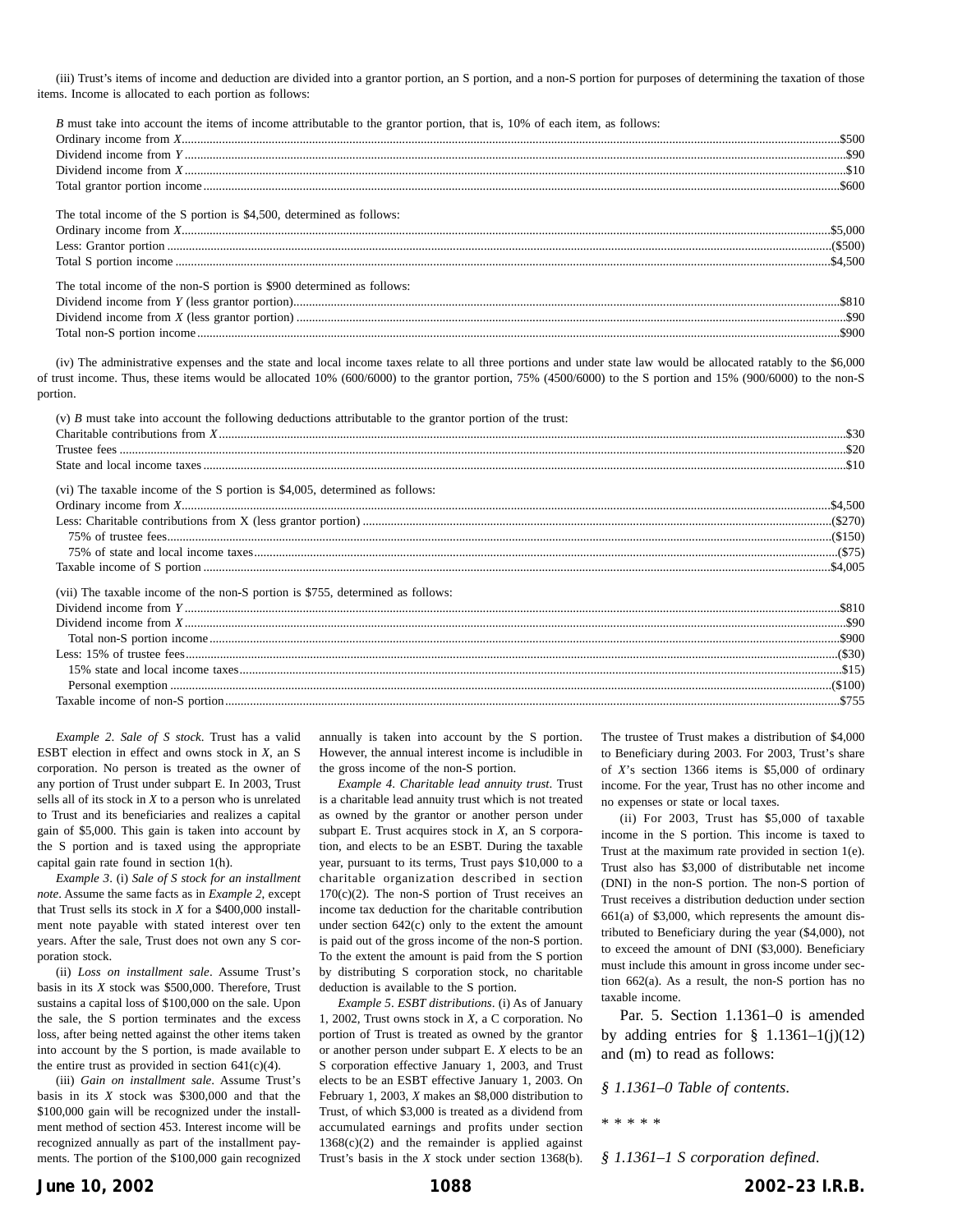(iii) Trust's items of income and deduction are divided into a grantor portion, an S portion, and a non-S portion for purposes of determining the taxation of those items. Income is allocated to each portion as follows:

*B* must take into account the items of income attributable to the grantor portion, that is, 10% of each item, as follows:

| | |
|---|---|
| Ordinary income from *X* | $500 |
| Dividend income from *Y* | $90 |
| Dividend income from *X* | $10 |
| Total grantor portion income | $600 |

The total income of the S portion is $4,500, determined as follows:

| | |
|---|---|
| Ordinary income from *X* | $5,000 |
| Less: Grantor portion | ($500) |
| Total S portion income | $4,500 |

The total income of the non-S portion is $900 determined as follows:

| | |
|---|---|
| Dividend income from *Y* (less grantor portion) | $810 |
| Dividend income from *X* (less grantor portion) | $90 |
| Total non-S portion income | $900 |

(iv) The administrative expenses and the state and local income taxes relate to all three portions and under state law would be allocated ratably to the $6,000 of trust income. Thus, these items would be allocated 10% (600/6000) to the grantor portion, 75% (4500/6000) to the S portion and 15% (900/6000) to the non-S portion.

(v) *B* must take into account the following deductions attributable to the grantor portion of the trust:

| | |
|---|---|
| Charitable contributions from *X* | $30 |
| Trustee fees | $20 |
| State and local income taxes | $10 |

(vi) The taxable income of the S portion is $4,005, determined as follows:

| | |
|---|---|
| Ordinary income from *X* | $4,500 |
| Less: Charitable contributions from X (less grantor portion) | ($270) |
| 75% of trustee fees | ($150) |
| 75% of state and local income taxes | ($75) |
| Taxable income of S portion | $4,005 |

(vii) The taxable income of the non-S portion is $755, determined as follows:

| | |
|---|---|
| Dividend income from *Y* | $810 |
| Dividend income from *X* | $90 |
| Total non-S portion income | $900 |
| Less: 15% of trustee fees | ($30) |
| 15% state and local income taxes | $15) |
| Personal exemption | ($100) |
| Taxable income of non-S portion | $755 |

*Example 2. Sale of S stock*. Trust has a valid ESBT election in effect and owns stock in *X*, an S corporation. No person is treated as the owner of any portion of Trust under subpart E. In 2003, Trust sells all of its stock in *X* to a person who is unrelated to Trust and its beneficiaries and realizes a capital gain of $5,000. This gain is taken into account by the S portion and is taxed using the appropriate capital gain rate found in section 1(h).

*Example 3*. (i) *Sale of S stock for an installment note*. Assume the same facts as in *Example 2*, except that Trust sells its stock in *X* for a $400,000 installment note payable with stated interest over ten years. After the sale, Trust does not own any S corporation stock.

(ii) *Loss on installment sale*. Assume Trust's basis in its *X* stock was $500,000. Therefore, Trust sustains a capital loss of $100,000 on the sale. Upon the sale, the S portion terminates and the excess loss, after being netted against the other items taken into account by the S portion, is made available to the entire trust as provided in section 641(c)(4).

(iii) *Gain on installment sale*. Assume Trust's basis in its *X* stock was $300,000 and that the $100,000 gain will be recognized under the installment method of section 453. Interest income will be recognized annually as part of the installment payments. The portion of the $100,000 gain recognized annually is taken into account by the S portion. However, the annual interest income is includible in the gross income of the non-S portion.

*Example 4. Charitable lead annuity trust*. Trust is a charitable lead annuity trust which is not treated as owned by the grantor or another person under subpart E. Trust acquires stock in *X*, an S corporation, and elects to be an ESBT. During the taxable year, pursuant to its terms, Trust pays $10,000 to a charitable organization described in section 170(c)(2). The non-S portion of Trust receives an income tax deduction for the charitable contribution under section 642(c) only to the extent the amount is paid out of the gross income of the non-S portion. To the extent the amount is paid from the S portion by distributing S corporation stock, no charitable deduction is available to the S portion.

*Example 5. ESBT distributions*. (i) As of January 1, 2002, Trust owns stock in *X*, a C corporation. No portion of Trust is treated as owned by the grantor or another person under subpart E. *X* elects to be an S corporation effective January 1, 2003, and Trust elects to be an ESBT effective January 1, 2003. On February 1, 2003, *X* makes an $8,000 distribution to Trust, of which $3,000 is treated as a dividend from accumulated earnings and profits under section 1368(c)(2) and the remainder is applied against Trust's basis in the *X* stock under section 1368(b). The trustee of Trust makes a distribution of $4,000 to Beneficiary during 2003. For 2003, Trust's share of *X*'s section 1366 items is $5,000 of ordinary income. For the year, Trust has no other income and no expenses or state or local taxes.

(ii) For 2003, Trust has $5,000 of taxable income in the S portion. This income is taxed to Trust at the maximum rate provided in section 1(e). Trust also has $3,000 of distributable net income (DNI) in the non-S portion. The non-S portion of Trust receives a distribution deduction under section 661(a) of $3,000, which represents the amount distributed to Beneficiary during the year ($4,000), not to exceed the amount of DNI ($3,000). Beneficiary must include this amount in gross income under section 662(a). As a result, the non-S portion has no taxable income.

Par. 5. Section 1.1361–0 is amended by adding entries for § 1.1361–1(j)(12) and (m) to read as follows:

*§ 1.1361–0 Table of contents.*

* * * * *

*§ 1.1361–1 S corporation defined.*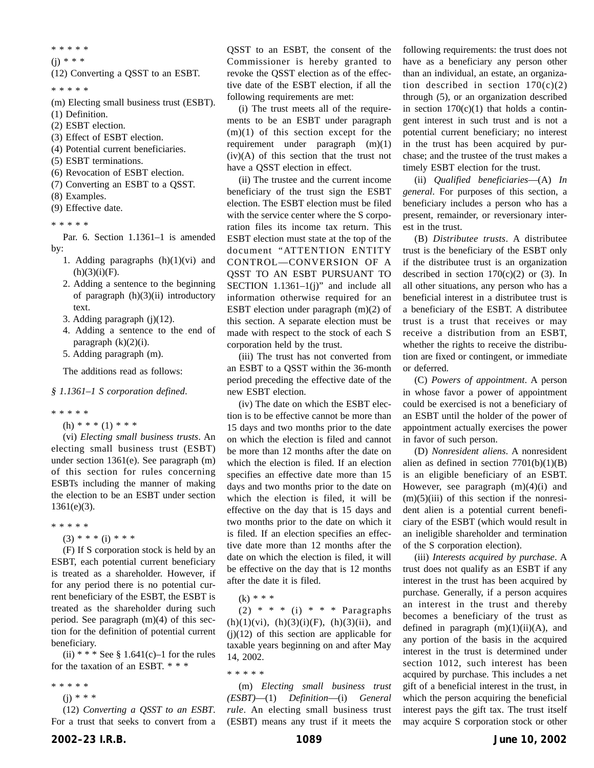\* \* \* \* \*

(j) \* \* \*

(12) Converting a QSST to an ESBT.

\* \* \* \* \*

(m) Electing small business trust (ESBT).

(1) Definition.

(2) ESBT election.

(3) Effect of ESBT election.

(4) Potential current beneficiaries.

(5) ESBT terminations.

(6) Revocation of ESBT election.

(7) Converting an ESBT to a QSST.

(8) Examples.

(9) Effective date.

\* \* \* \* \*

Par. 6. Section 1.1361–1 is amended by:

1. Adding paragraphs (h)(1)(vi) and (h)(3)(i)(F).
2. Adding a sentence to the beginning of paragraph (h)(3)(ii) introductory text.
3. Adding paragraph (j)(12).
4. Adding a sentence to the end of paragraph (k)(2)(i).
5. Adding paragraph (m).

The additions read as follows:

*§ 1.1361–1 S corporation defined*.

\* \* \* \* \*

(h) \* \* \* (1) \* \* \*

(vi) *Electing small business trusts*. An electing small business trust (ESBT) under section 1361(e). See paragraph (m) of this section for rules concerning ESBTs including the manner of making the election to be an ESBT under section 1361(e)(3).

\* \* \* \* \*

(3) \* \* \* (i) \* \* \*

(F) If S corporation stock is held by an ESBT, each potential current beneficiary is treated as a shareholder. However, if for any period there is no potential current beneficiary of the ESBT, the ESBT is treated as the shareholder during such period. See paragraph (m)(4) of this section for the definition of potential current beneficiary.

(ii) \* \* \* See § 1.641(c)–1 for the rules for the taxation of an ESBT. \* \* \*

\* \* \* \* \*

(j) \* \* \*

(12) *Converting a QSST to an ESBT*. For a trust that seeks to convert from a QSST to an ESBT, the consent of the Commissioner is hereby granted to revoke the QSST election as of the effective date of the ESBT election, if all the following requirements are met:

(i) The trust meets all of the requirements to be an ESBT under paragraph (m)(1) of this section except for the requirement under paragraph (m)(1)(iv)(A) of this section that the trust not have a QSST election in effect.

(ii) The trustee and the current income beneficiary of the trust sign the ESBT election. The ESBT election must be filed with the service center where the S corporation files its income tax return. This ESBT election must state at the top of the document "ATTENTION ENTITY CONTROL—CONVERSION OF A QSST TO AN ESBT PURSUANT TO SECTION 1.1361–1(j)" and include all information otherwise required for an ESBT election under paragraph (m)(2) of this section. A separate election must be made with respect to the stock of each S corporation held by the trust.

(iii) The trust has not converted from an ESBT to a QSST within the 36-month period preceding the effective date of the new ESBT election.

(iv) The date on which the ESBT election is to be effective cannot be more than 15 days and two months prior to the date on which the election is filed and cannot be more than 12 months after the date on which the election is filed. If an election specifies an effective date more than 15 days and two months prior to the date on which the election is filed, it will be effective on the day that is 15 days and two months prior to the date on which it is filed. If an election specifies an effective date more than 12 months after the date on which the election is filed, it will be effective on the day that is 12 months after the date it is filed.

(k) \* \* \*

(2) \* \* \* (i) \* \* \* Paragraphs (h)(1)(vi), (h)(3)(i)(F), (h)(3)(ii), and (j)(12) of this section are applicable for taxable years beginning on and after May 14, 2002.

\* \* \* \* \*

(m) *Electing small business trust (ESBT)*—(1) *Definition*—(i) *General rule*. An electing small business trust (ESBT) means any trust if it meets the following requirements: the trust does not have as a beneficiary any person other than an individual, an estate, an organization described in section 170(c)(2) through (5), or an organization described in section 170(c)(1) that holds a contingent interest in such trust and is not a potential current beneficiary; no interest in the trust has been acquired by purchase; and the trustee of the trust makes a timely ESBT election for the trust.

(ii) *Qualified beneficiaries*—(A) *In general*. For purposes of this section, a beneficiary includes a person who has a present, remainder, or reversionary interest in the trust.

(B) *Distributee trusts*. A distributee trust is the beneficiary of the ESBT only if the distributee trust is an organization described in section 170(c)(2) or (3). In all other situations, any person who has a beneficial interest in a distributee trust is a beneficiary of the ESBT. A distributee trust is a trust that receives or may receive a distribution from an ESBT, whether the rights to receive the distribution are fixed or contingent, or immediate or deferred.

(C) *Powers of appointment*. A person in whose favor a power of appointment could be exercised is not a beneficiary of an ESBT until the holder of the power of appointment actually exercises the power in favor of such person.

(D) *Nonresident aliens*. A nonresident alien as defined in section 7701(b)(1)(B) is an eligible beneficiary of an ESBT. However, see paragraph (m)(4)(i) and (m)(5)(iii) of this section if the nonresident alien is a potential current beneficiary of the ESBT (which would result in an ineligible shareholder and termination of the S corporation election).

(iii) *Interests acquired by purchase*. A trust does not qualify as an ESBT if any interest in the trust has been acquired by purchase. Generally, if a person acquires an interest in the trust and thereby becomes a beneficiary of the trust as defined in paragraph (m)(1)(ii)(A), and any portion of the basis in the acquired interest in the trust is determined under section 1012, such interest has been acquired by purchase. This includes a net gift of a beneficial interest in the trust, in which the person acquiring the beneficial interest pays the gift tax. The trust itself may acquire S corporation stock or other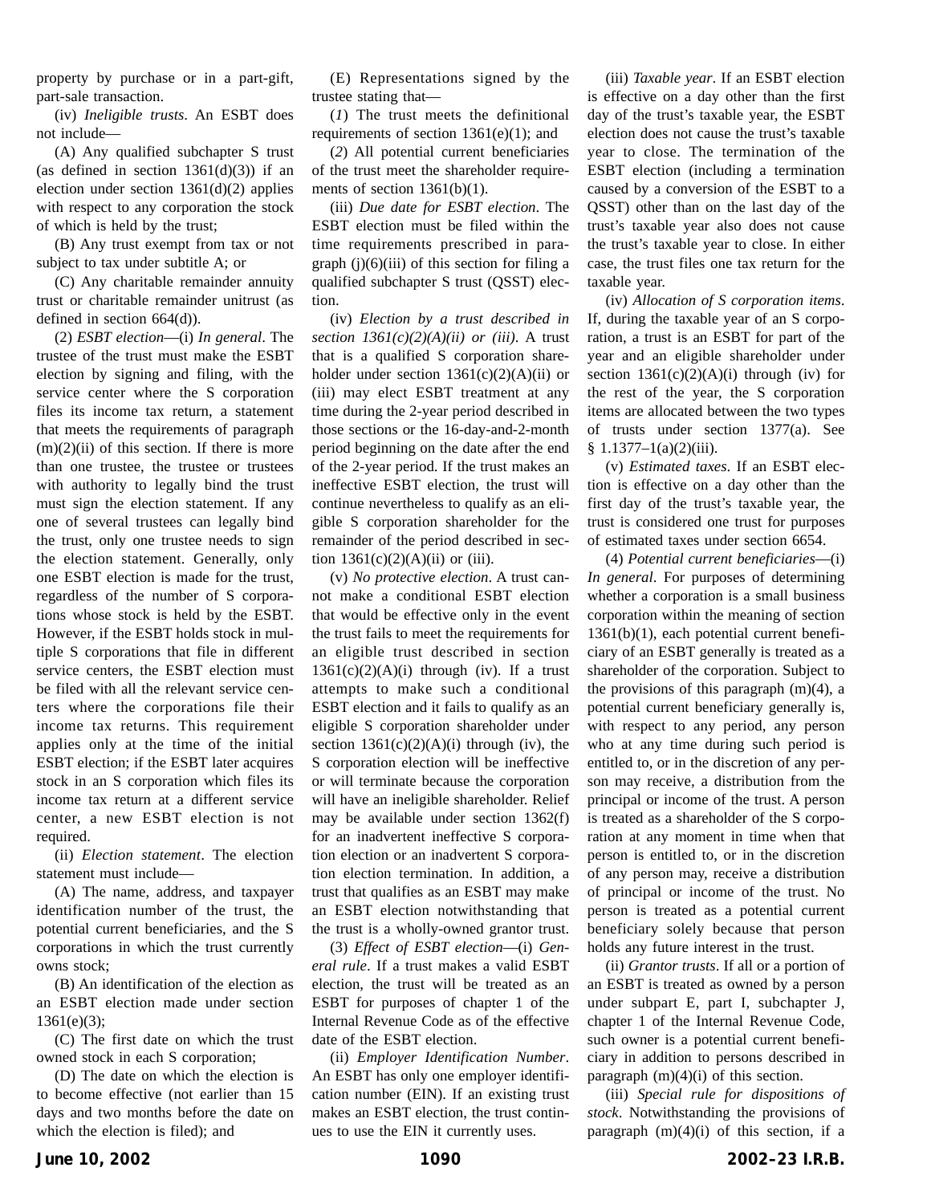property by purchase or in a part-gift, part-sale transaction.

(iv) *Ineligible trusts*. An ESBT does not include—

(A) Any qualified subchapter S trust (as defined in section 1361(d)(3)) if an election under section 1361(d)(2) applies with respect to any corporation the stock of which is held by the trust;

(B) Any trust exempt from tax or not subject to tax under subtitle A; or

(C) Any charitable remainder annuity trust or charitable remainder unitrust (as defined in section 664(d)).

(2) *ESBT election*—(i) *In general*. The trustee of the trust must make the ESBT election by signing and filing, with the service center where the S corporation files its income tax return, a statement that meets the requirements of paragraph (m)(2)(ii) of this section. If there is more than one trustee, the trustee or trustees with authority to legally bind the trust must sign the election statement. If any one of several trustees can legally bind the trust, only one trustee needs to sign the election statement. Generally, only one ESBT election is made for the trust, regardless of the number of S corporations whose stock is held by the ESBT. However, if the ESBT holds stock in multiple S corporations that file in different service centers, the ESBT election must be filed with all the relevant service centers where the corporations file their income tax returns. This requirement applies only at the time of the initial ESBT election; if the ESBT later acquires stock in an S corporation which files its income tax return at a different service center, a new ESBT election is not required.

(ii) *Election statement*. The election statement must include—

(A) The name, address, and taxpayer identification number of the trust, the potential current beneficiaries, and the S corporations in which the trust currently owns stock;

(B) An identification of the election as an ESBT election made under section 1361(e)(3);

(C) The first date on which the trust owned stock in each S corporation;

(D) The date on which the election is to become effective (not earlier than 15 days and two months before the date on which the election is filed); and

(E) Representations signed by the trustee stating that—

(*1*) The trust meets the definitional requirements of section 1361(e)(1); and

(*2*) All potential current beneficiaries of the trust meet the shareholder requirements of section 1361(b)(1).

(iii) *Due date for ESBT election*. The ESBT election must be filed within the time requirements prescribed in paragraph (j)(6)(iii) of this section for filing a qualified subchapter S trust (QSST) election.

(iv) *Election by a trust described in section 1361(c)(2)(A)(ii) or (iii)*. A trust that is a qualified S corporation shareholder under section 1361(c)(2)(A)(ii) or (iii) may elect ESBT treatment at any time during the 2-year period described in those sections or the 16-day-and-2-month period beginning on the date after the end of the 2-year period. If the trust makes an ineffective ESBT election, the trust will continue nevertheless to qualify as an eligible S corporation shareholder for the remainder of the period described in section 1361(c)(2)(A)(ii) or (iii).

(v) *No protective election*. A trust cannot make a conditional ESBT election that would be effective only in the event the trust fails to meet the requirements for an eligible trust described in section 1361(c)(2)(A)(i) through (iv). If a trust attempts to make such a conditional ESBT election and it fails to qualify as an eligible S corporation shareholder under section 1361(c)(2)(A)(i) through (iv), the S corporation election will be ineffective or will terminate because the corporation will have an ineligible shareholder. Relief may be available under section 1362(f) for an inadvertent ineffective S corporation election or an inadvertent S corporation election termination. In addition, a trust that qualifies as an ESBT may make an ESBT election notwithstanding that the trust is a wholly-owned grantor trust.

(3) *Effect of ESBT election*—(i) *General rule*. If a trust makes a valid ESBT election, the trust will be treated as an ESBT for purposes of chapter 1 of the Internal Revenue Code as of the effective date of the ESBT election.

(ii) *Employer Identification Number*. An ESBT has only one employer identification number (EIN). If an existing trust makes an ESBT election, the trust continues to use the EIN it currently uses.

(iii) *Taxable year*. If an ESBT election is effective on a day other than the first day of the trust's taxable year, the ESBT election does not cause the trust's taxable year to close. The termination of the ESBT election (including a termination caused by a conversion of the ESBT to a QSST) other than on the last day of the trust's taxable year also does not cause the trust's taxable year to close. In either case, the trust files one tax return for the taxable year.

(iv) *Allocation of S corporation items*. If, during the taxable year of an S corporation, a trust is an ESBT for part of the year and an eligible shareholder under section 1361(c)(2)(A)(i) through (iv) for the rest of the year, the S corporation items are allocated between the two types of trusts under section 1377(a). See § 1.1377–1(a)(2)(iii).

(v) *Estimated taxes*. If an ESBT election is effective on a day other than the first day of the trust's taxable year, the trust is considered one trust for purposes of estimated taxes under section 6654.

(4) *Potential current beneficiaries*—(i) *In general*. For purposes of determining whether a corporation is a small business corporation within the meaning of section 1361(b)(1), each potential current beneficiary of an ESBT generally is treated as a shareholder of the corporation. Subject to the provisions of this paragraph (m)(4), a potential current beneficiary generally is, with respect to any period, any person who at any time during such period is entitled to, or in the discretion of any person may receive, a distribution from the principal or income of the trust. A person is treated as a shareholder of the S corporation at any moment in time when that person is entitled to, or in the discretion of any person may, receive a distribution of principal or income of the trust. No person is treated as a potential current beneficiary solely because that person holds any future interest in the trust.

(ii) *Grantor trusts*. If all or a portion of an ESBT is treated as owned by a person under subpart E, part I, subchapter J, chapter 1 of the Internal Revenue Code, such owner is a potential current beneficiary in addition to persons described in paragraph (m)(4)(i) of this section.

(iii) *Special rule for dispositions of stock*. Notwithstanding the provisions of paragraph (m)(4)(i) of this section, if a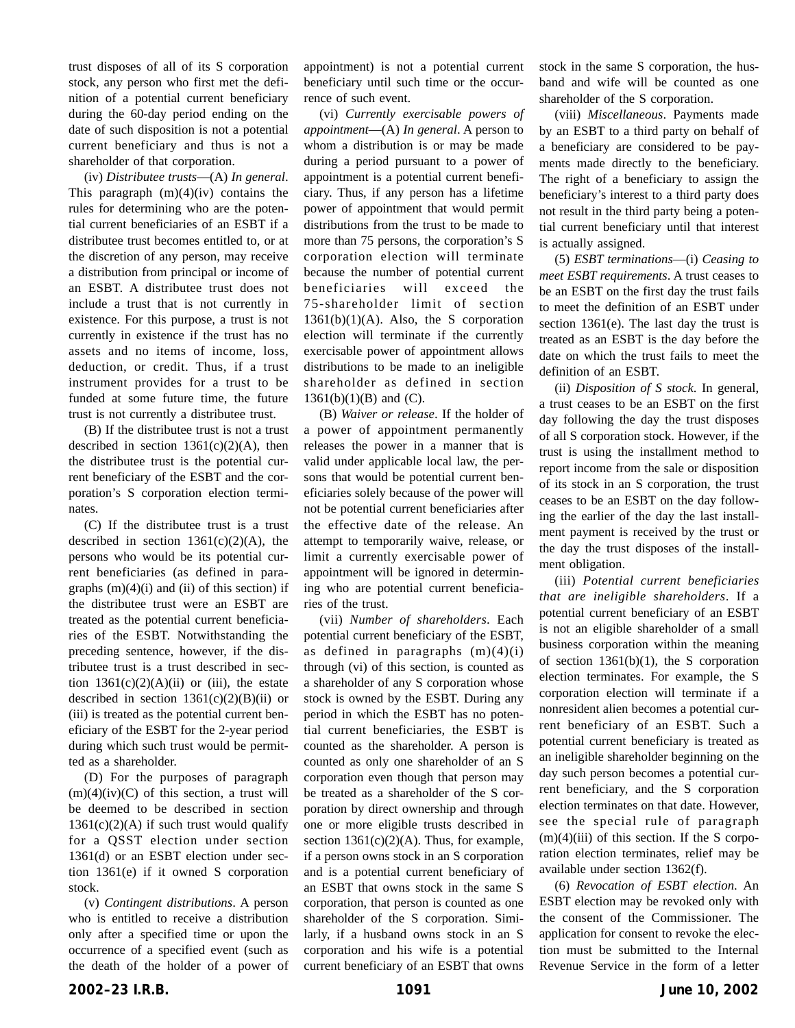trust disposes of all of its S corporation stock, any person who first met the definition of a potential current beneficiary during the 60-day period ending on the date of such disposition is not a potential current beneficiary and thus is not a shareholder of that corporation.

(iv) *Distributee trusts*—(A) *In general*. This paragraph (m)(4)(iv) contains the rules for determining who are the potential current beneficiaries of an ESBT if a distributee trust becomes entitled to, or at the discretion of any person, may receive a distribution from principal or income of an ESBT. A distributee trust does not include a trust that is not currently in existence. For this purpose, a trust is not currently in existence if the trust has no assets and no items of income, loss, deduction, or credit. Thus, if a trust instrument provides for a trust to be funded at some future time, the future trust is not currently a distributee trust.

(B) If the distributee trust is not a trust described in section 1361(c)(2)(A), then the distributee trust is the potential current beneficiary of the ESBT and the corporation's S corporation election terminates.

(C) If the distributee trust is a trust described in section 1361(c)(2)(A), the persons who would be its potential current beneficiaries (as defined in paragraphs (m)(4)(i) and (ii) of this section) if the distributee trust were an ESBT are treated as the potential current beneficiaries of the ESBT. Notwithstanding the preceding sentence, however, if the distributee trust is a trust described in section 1361(c)(2)(A)(ii) or (iii), the estate described in section 1361(c)(2)(B)(ii) or (iii) is treated as the potential current beneficiary of the ESBT for the 2-year period during which such trust would be permitted as a shareholder.

(D) For the purposes of paragraph (m)(4)(iv)(C) of this section, a trust will be deemed to be described in section 1361(c)(2)(A) if such trust would qualify for a QSST election under section 1361(d) or an ESBT election under section 1361(e) if it owned S corporation stock.

(v) *Contingent distributions*. A person who is entitled to receive a distribution only after a specified time or upon the occurrence of a specified event (such as the death of the holder of a power of appointment) is not a potential current beneficiary until such time or the occurrence of such event.

(vi) *Currently exercisable powers of appointment*—(A) *In general*. A person to whom a distribution is or may be made during a period pursuant to a power of appointment is a potential current beneficiary. Thus, if any person has a lifetime power of appointment that would permit distributions from the trust to be made to more than 75 persons, the corporation's S corporation election will terminate because the number of potential current beneficiaries will exceed the 75-shareholder limit of section 1361(b)(1)(A). Also, the S corporation election will terminate if the currently exercisable power of appointment allows distributions to be made to an ineligible shareholder as defined in section 1361(b)(1)(B) and (C).

(B) *Waiver or release*. If the holder of a power of appointment permanently releases the power in a manner that is valid under applicable local law, the persons that would be potential current beneficiaries solely because of the power will not be potential current beneficiaries after the effective date of the release. An attempt to temporarily waive, release, or limit a currently exercisable power of appointment will be ignored in determining who are potential current beneficiaries of the trust.

(vii) *Number of shareholders*. Each potential current beneficiary of the ESBT, as defined in paragraphs (m)(4)(i) through (vi) of this section, is counted as a shareholder of any S corporation whose stock is owned by the ESBT. During any period in which the ESBT has no potential current beneficiaries, the ESBT is counted as the shareholder. A person is counted as only one shareholder of an S corporation even though that person may be treated as a shareholder of the S corporation by direct ownership and through one or more eligible trusts described in section 1361(c)(2)(A). Thus, for example, if a person owns stock in an S corporation and is a potential current beneficiary of an ESBT that owns stock in the same S corporation, that person is counted as one shareholder of the S corporation. Similarly, if a husband owns stock in an S corporation and his wife is a potential current beneficiary of an ESBT that owns stock in the same S corporation, the husband and wife will be counted as one shareholder of the S corporation.

(viii) *Miscellaneous*. Payments made by an ESBT to a third party on behalf of a beneficiary are considered to be payments made directly to the beneficiary. The right of a beneficiary to assign the beneficiary's interest to a third party does not result in the third party being a potential current beneficiary until that interest is actually assigned.

(5) *ESBT terminations*—(i) *Ceasing to meet ESBT requirements*. A trust ceases to be an ESBT on the first day the trust fails to meet the definition of an ESBT under section 1361(e). The last day the trust is treated as an ESBT is the day before the date on which the trust fails to meet the definition of an ESBT.

(ii) *Disposition of S stock*. In general, a trust ceases to be an ESBT on the first day following the day the trust disposes of all S corporation stock. However, if the trust is using the installment method to report income from the sale or disposition of its stock in an S corporation, the trust ceases to be an ESBT on the day following the earlier of the day the last installment payment is received by the trust or the day the trust disposes of the installment obligation.

(iii) *Potential current beneficiaries that are ineligible shareholders*. If a potential current beneficiary of an ESBT is not an eligible shareholder of a small business corporation within the meaning of section 1361(b)(1), the S corporation election terminates. For example, the S corporation election will terminate if a nonresident alien becomes a potential current beneficiary of an ESBT. Such a potential current beneficiary is treated as an ineligible shareholder beginning on the day such person becomes a potential current beneficiary, and the S corporation election terminates on that date. However, see the special rule of paragraph (m)(4)(iii) of this section. If the S corporation election terminates, relief may be available under section 1362(f).

(6) *Revocation of ESBT election*. An ESBT election may be revoked only with the consent of the Commissioner. The application for consent to revoke the election must be submitted to the Internal Revenue Service in the form of a letter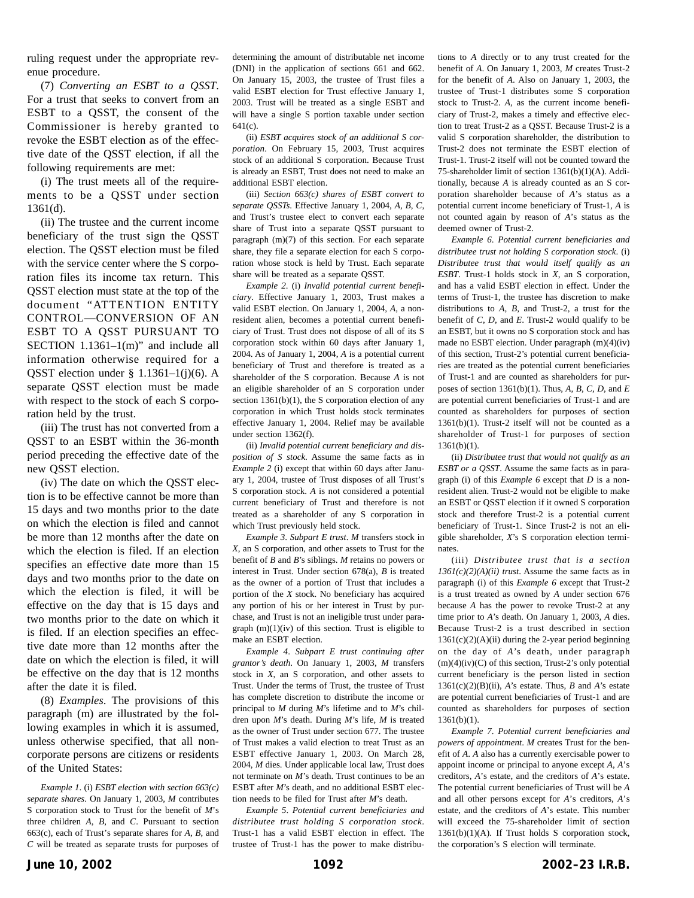ruling request under the appropriate revenue procedure.

(7) *Converting an ESBT to a QSST*. For a trust that seeks to convert from an ESBT to a QSST, the consent of the Commissioner is hereby granted to revoke the ESBT election as of the effective date of the QSST election, if all the following requirements are met:

(i) The trust meets all of the requirements to be a QSST under section 1361(d).

(ii) The trustee and the current income beneficiary of the trust sign the QSST election. The QSST election must be filed with the service center where the S corporation files its income tax return. This QSST election must state at the top of the document "ATTENTION ENTITY CONTROL—CONVERSION OF AN ESBT TO A QSST PURSUANT TO SECTION 1.1361–1(m)" and include all information otherwise required for a QSST election under § 1.1361–1(j)(6). A separate QSST election must be made with respect to the stock of each S corporation held by the trust.

(iii) The trust has not converted from a QSST to an ESBT within the 36-month period preceding the effective date of the new QSST election.

(iv) The date on which the QSST election is to be effective cannot be more than 15 days and two months prior to the date on which the election is filed and cannot be more than 12 months after the date on which the election is filed. If an election specifies an effective date more than 15 days and two months prior to the date on which the election is filed, it will be effective on the day that is 15 days and two months prior to the date on which it is filed. If an election specifies an effective date more than 12 months after the date on which the election is filed, it will be effective on the day that is 12 months after the date it is filed.

(8) *Examples*. The provisions of this paragraph (m) are illustrated by the following examples in which it is assumed, unless otherwise specified, that all noncorporate persons are citizens or residents of the United States:

*Example 1*. (i) *ESBT election with section 663(c) separate shares*. On January 1, 2003, *M* contributes S corporation stock to Trust for the benefit of *M*'s three children *A*, *B*, and *C*. Pursuant to section 663(c), each of Trust's separate shares for *A*, *B*, and *C* will be treated as separate trusts for purposes of determining the amount of distributable net income (DNI) in the application of sections 661 and 662. On January 15, 2003, the trustee of Trust files a valid ESBT election for Trust effective January 1, 2003. Trust will be treated as a single ESBT and will have a single S portion taxable under section 641(c).

(ii) *ESBT acquires stock of an additional S corporation*. On February 15, 2003, Trust acquires stock of an additional S corporation. Because Trust is already an ESBT, Trust does not need to make an additional ESBT election.

(iii) *Section 663(c) shares of ESBT convert to separate QSSTs*. Effective January 1, 2004, *A*, *B*, *C*, and Trust's trustee elect to convert each separate share of Trust into a separate QSST pursuant to paragraph (m)(7) of this section. For each separate share, they file a separate election for each S corporation whose stock is held by Trust. Each separate share will be treated as a separate QSST.

*Example 2*. (i) *Invalid potential current beneficiary*. Effective January 1, 2003, Trust makes a valid ESBT election. On January 1, 2004, *A*, a nonresident alien, becomes a potential current beneficiary of Trust. Trust does not dispose of all of its S corporation stock within 60 days after January 1, 2004. As of January 1, 2004, *A* is a potential current beneficiary of Trust and therefore is treated as a shareholder of the S corporation. Because *A* is not an eligible shareholder of an S corporation under section 1361(b)(1), the S corporation election of any corporation in which Trust holds stock terminates effective January 1, 2004. Relief may be available under section 1362(f).

(ii) *Invalid potential current beneficiary and disposition of S stock*. Assume the same facts as in *Example 2* (i) except that within 60 days after January 1, 2004, trustee of Trust disposes of all Trust's S corporation stock. *A* is not considered a potential current beneficiary of Trust and therefore is not treated as a shareholder of any S corporation in which Trust previously held stock.

*Example 3*. *Subpart E trust*. *M* transfers stock in *X*, an S corporation, and other assets to Trust for the benefit of *B* and *B*'s siblings. *M* retains no powers or interest in Trust. Under section 678(a), *B* is treated as the owner of a portion of Trust that includes a portion of the *X* stock. No beneficiary has acquired any portion of his or her interest in Trust by purchase, and Trust is not an ineligible trust under paragraph (m)(1)(iv) of this section. Trust is eligible to make an ESBT election.

*Example 4*. *Subpart E trust continuing after grantor's death*. On January 1, 2003, *M* transfers stock in *X*, an S corporation, and other assets to Trust. Under the terms of Trust, the trustee of Trust has complete discretion to distribute the income or principal to *M* during *M*'s lifetime and to *M*'s children upon *M*'s death. During *M*'s life, *M* is treated as the owner of Trust under section 677. The trustee of Trust makes a valid election to treat Trust as an ESBT effective January 1, 2003. On March 28, 2004, *M* dies. Under applicable local law, Trust does not terminate on *M*'s death. Trust continues to be an ESBT after *M*'s death, and no additional ESBT election needs to be filed for Trust after *M*'s death.

*Example 5*. *Potential current beneficiaries and distributee trust holding S corporation stock*. Trust-1 has a valid ESBT election in effect. The trustee of Trust-1 has the power to make distributions to *A* directly or to any trust created for the benefit of *A*. On January 1, 2003, *M* creates Trust-2 for the benefit of *A*. Also on January 1, 2003, the trustee of Trust-1 distributes some S corporation stock to Trust-2. *A*, as the current income beneficiary of Trust-2, makes a timely and effective election to treat Trust-2 as a QSST. Because Trust-2 is a valid S corporation shareholder, the distribution to Trust-2 does not terminate the ESBT election of Trust-1. Trust-2 itself will not be counted toward the 75-shareholder limit of section 1361(b)(1)(A). Additionally, because *A* is already counted as an S corporation shareholder because of *A*'s status as a potential current income beneficiary of Trust-1, *A* is not counted again by reason of *A*'s status as the deemed owner of Trust-2.

*Example 6*. *Potential current beneficiaries and distributee trust not holding S corporation stock*. (i) *Distributee trust that would itself qualify as an ESBT*. Trust-1 holds stock in *X*, an S corporation, and has a valid ESBT election in effect. Under the terms of Trust-1, the trustee has discretion to make distributions to *A*, *B*, and Trust-2, a trust for the benefit of *C*, *D*, and *E*. Trust-2 would qualify to be an ESBT, but it owns no S corporation stock and has made no ESBT election. Under paragraph (m)(4)(iv) of this section, Trust-2's potential current beneficiaries are treated as the potential current beneficiaries of Trust-1 and are counted as shareholders for purposes of section 1361(b)(1). Thus, *A*, *B*, *C*, *D*, and *E* are potential current beneficiaries of Trust-1 and are counted as shareholders for purposes of section 1361(b)(1). Trust-2 itself will not be counted as a shareholder of Trust-1 for purposes of section 1361(b)(1).

(ii) *Distributee trust that would not qualify as an ESBT or a QSST*. Assume the same facts as in paragraph (i) of this *Example 6* except that *D* is a nonresident alien. Trust-2 would not be eligible to make an ESBT or QSST election if it owned S corporation stock and therefore Trust-2 is a potential current beneficiary of Trust-1. Since Trust-2 is not an eligible shareholder, *X*'s S corporation election terminates.

(iii) *Distributee trust that is a section 1361(c)(2)(A)(ii) trust*. Assume the same facts as in paragraph (i) of this *Example 6* except that Trust-2 is a trust treated as owned by *A* under section 676 because *A* has the power to revoke Trust-2 at any time prior to *A*'s death. On January 1, 2003, *A* dies. Because Trust-2 is a trust described in section 1361(c)(2)(A)(ii) during the 2-year period beginning on the day of *A*'s death, under paragraph (m)(4)(iv)(C) of this section, Trust-2's only potential current beneficiary is the person listed in section 1361(c)(2)(B)(ii), *A*'s estate. Thus, *B* and *A*'s estate are potential current beneficiaries of Trust-1 and are counted as shareholders for purposes of section 1361(b)(1).

*Example 7*. *Potential current beneficiaries and powers of appointment*. *M* creates Trust for the benefit of *A*. *A* also has a currently exercisable power to appoint income or principal to anyone except *A*, *A*'s creditors, *A*'s estate, and the creditors of *A*'s estate. The potential current beneficiaries of Trust will be *A* and all other persons except for *A*'s creditors, *A*'s estate, and the creditors of *A*'s estate. This number will exceed the 75-shareholder limit of section 1361(b)(1)(A). If Trust holds S corporation stock, the corporation's S election will terminate.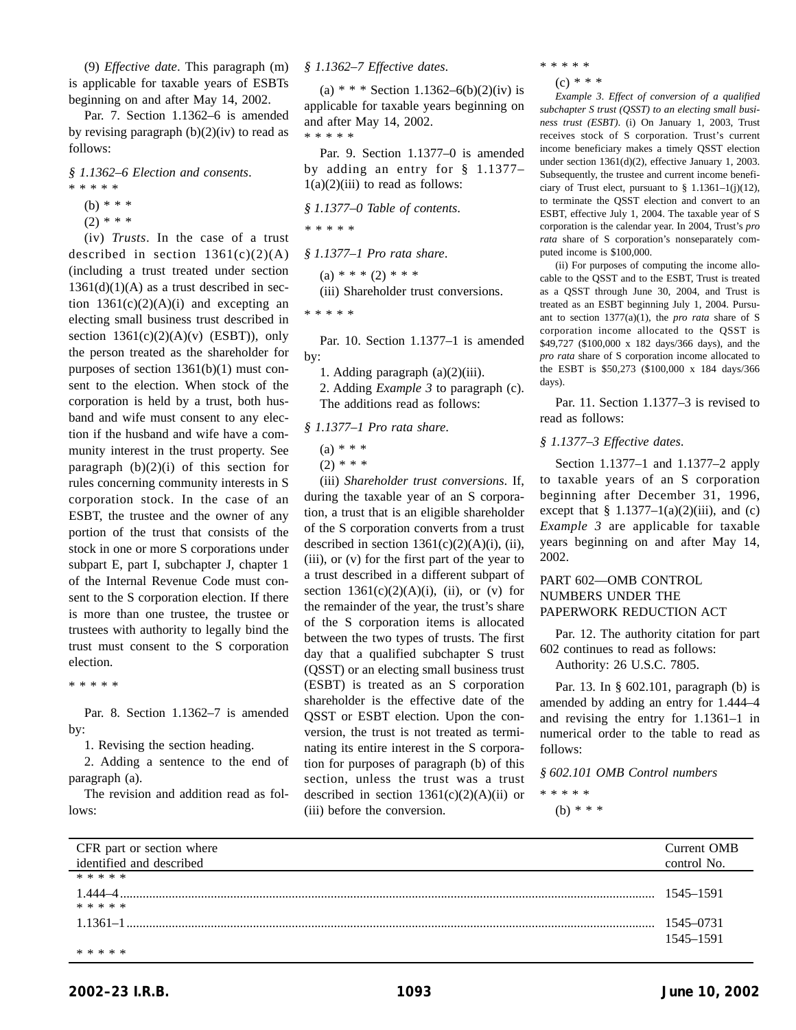(9) *Effective date*. This paragraph (m) is applicable for taxable years of ESBTs beginning on and after May 14, 2002.

Par. 7. Section 1.1362–6 is amended by revising paragraph (b)(2)(iv) to read as follows:

*§ 1.1362–6 Election and consents*.

* * * * *

(b) * * *

(2) * * *

(iv) *Trusts*. In the case of a trust described in section 1361(c)(2)(A) (including a trust treated under section 1361(d)(1)(A) as a trust described in section 1361(c)(2)(A)(i) and excepting an electing small business trust described in section 1361(c)(2)(A)(v) (ESBT)), only the person treated as the shareholder for purposes of section 1361(b)(1) must consent to the election. When stock of the corporation is held by a trust, both husband and wife must consent to any election if the husband and wife have a community interest in the trust property. See paragraph (b)(2)(i) of this section for rules concerning community interests in S corporation stock. In the case of an ESBT, the trustee and the owner of any portion of the trust that consists of the stock in one or more S corporations under subpart E, part I, subchapter J, chapter 1 of the Internal Revenue Code must consent to the S corporation election. If there is more than one trustee, the trustee or trustees with authority to legally bind the trust must consent to the S corporation election.

* * * * *

Par. 8. Section 1.1362–7 is amended by:

1. Revising the section heading.

2. Adding a sentence to the end of paragraph (a).

The revision and addition read as follows:

*§ 1.1362–7 Effective dates*.

(a) * * * Section 1.1362–6(b)(2)(iv) is applicable for taxable years beginning on and after May 14, 2002.

* * * * *

Par. 9. Section 1.1377–0 is amended by adding an entry for § 1.1377–1(a)(2)(iii) to read as follows:

*§ 1.1377–0 Table of contents*.

* * * * *

*§ 1.1377–1 Pro rata share*.

(a) * * * (2) * * *

(iii) Shareholder trust conversions.

* * * * *

Par. 10. Section 1.1377–1 is amended by:

1. Adding paragraph (a)(2)(iii).

2. Adding *Example 3* to paragraph (c).

The additions read as follows:

*§ 1.1377–1 Pro rata share*.

(a) * * *

(2) * * *

(iii) *Shareholder trust conversions*. If, during the taxable year of an S corporation, a trust that is an eligible shareholder of the S corporation converts from a trust described in section 1361(c)(2)(A)(i), (ii), (iii), or (v) for the first part of the year to a trust described in a different subpart of section 1361(c)(2)(A)(i), (ii), or (v) for the remainder of the year, the trust's share of the S corporation items is allocated between the two types of trusts. The first day that a qualified subchapter S trust (QSST) or an electing small business trust (ESBT) is treated as an S corporation shareholder is the effective date of the QSST or ESBT election. Upon the conversion, the trust is not treated as terminating its entire interest in the S corporation for purposes of paragraph (b) of this section, unless the trust was a trust described in section 1361(c)(2)(A)(ii) or (iii) before the conversion.

* * * * *

(c) * * *

*Example 3. Effect of conversion of a qualified subchapter S trust (QSST) to an electing small business trust (ESBT)*. (i) On January 1, 2003, Trust receives stock of S corporation. Trust's current income beneficiary makes a timely QSST election under section 1361(d)(2), effective January 1, 2003. Subsequently, the trustee and current income beneficiary of Trust elect, pursuant to § 1.1361–1(j)(12), to terminate the QSST election and convert to an ESBT, effective July 1, 2004. The taxable year of S corporation is the calendar year. In 2004, Trust's *pro rata* share of S corporation's nonseparately computed income is $100,000.

(ii) For purposes of computing the income allocable to the QSST and to the ESBT, Trust is treated as a QSST through June 30, 2004, and Trust is treated as an ESBT beginning July 1, 2004. Pursuant to section 1377(a)(1), the *pro rata* share of S corporation income allocated to the QSST is $49,727 ($100,000 x 182 days/366 days), and the *pro rata* share of S corporation income allocated to the ESBT is $50,273 ($100,000 x 184 days/366 days).

Par. 11. Section 1.1377–3 is revised to read as follows:

*§ 1.1377–3 Effective dates*.

Section 1.1377–1 and 1.1377–2 apply to taxable years of an S corporation beginning after December 31, 1996, except that § 1.1377–1(a)(2)(iii), and (c) *Example 3* are applicable for taxable years beginning on and after May 14, 2002.

PART 602—OMB CONTROL NUMBERS UNDER THE PAPERWORK REDUCTION ACT

Par. 12. The authority citation for part 602 continues to read as follows:

Authority: 26 U.S.C. 7805.

Par. 13. In § 602.101, paragraph (b) is amended by adding an entry for 1.444–4 and revising the entry for 1.1361–1 in numerical order to the table to read as follows:

*§ 602.101 OMB Control numbers*

* * * * *

(b) * * *

| CFR part or section where identified and described | Current OMB control No. |
|---|---|
| * * * * * | |
| 1.444–4 | 1545–1591 |
| * * * * * | |
| 1.1361–1 | 1545–0731<br>1545–1591 |
| * * * * * | |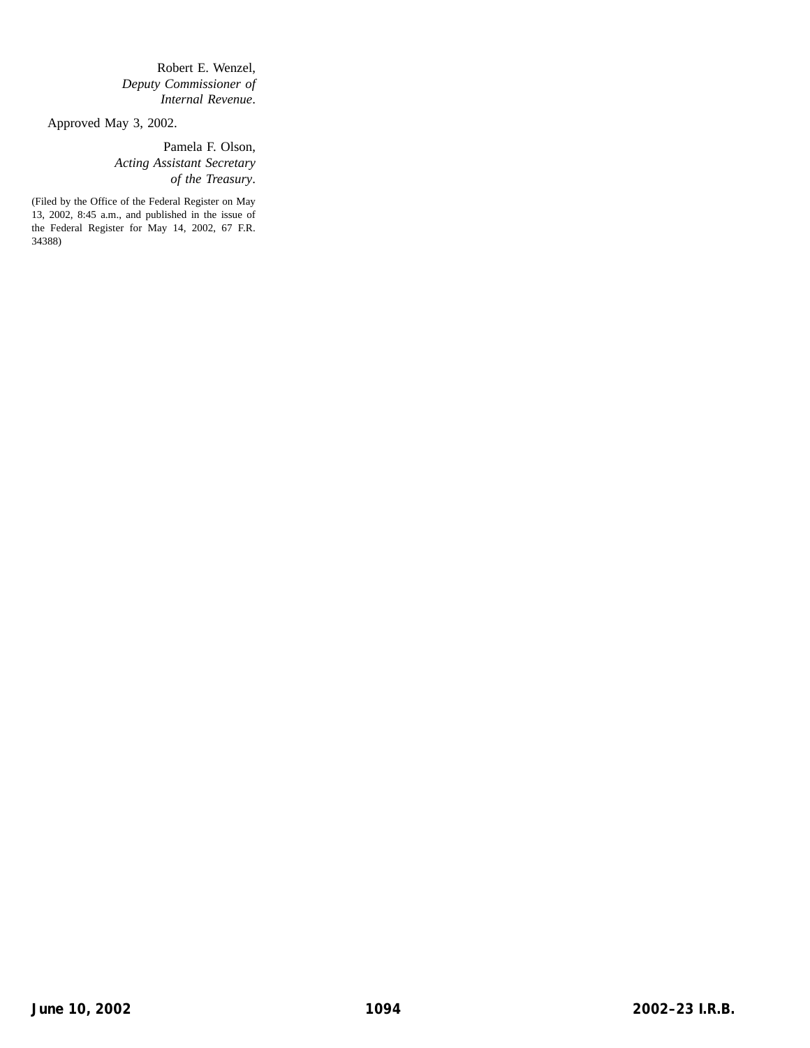Robert E. Wenzel,
*Deputy Commissioner of Internal Revenue*.

Approved May 3, 2002.

Pamela F. Olson,
*Acting Assistant Secretary of the Treasury*.

(Filed by the Office of the Federal Register on May 13, 2002, 8:45 a.m., and published in the issue of the Federal Register for May 14, 2002, 67 F.R. 34388)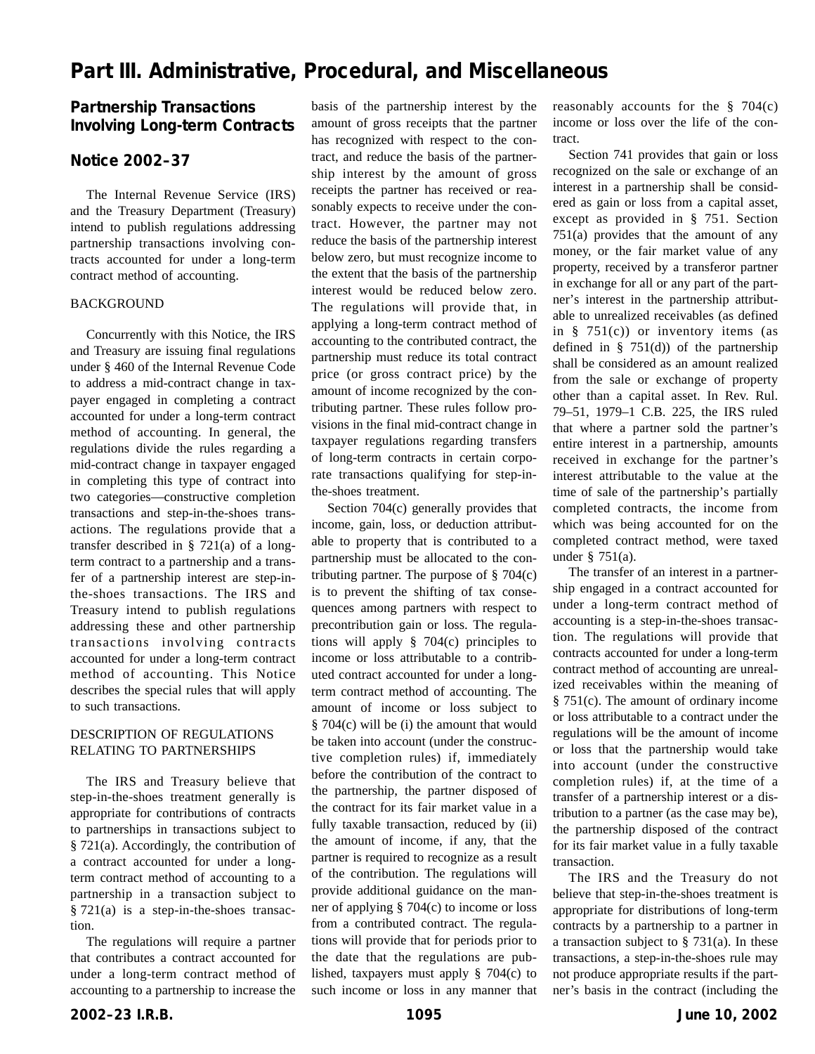# Part III. Administrative, Procedural, and Miscellaneous

## Partnership Transactions Involving Long-term Contracts

## Notice 2002–37

The Internal Revenue Service (IRS) and the Treasury Department (Treasury) intend to publish regulations addressing partnership transactions involving contracts accounted for under a long-term contract method of accounting.

BACKGROUND

Concurrently with this Notice, the IRS and Treasury are issuing final regulations under § 460 of the Internal Revenue Code to address a mid-contract change in taxpayer engaged in completing a contract accounted for under a long-term contract method of accounting. In general, the regulations divide the rules regarding a mid-contract change in taxpayer engaged in completing this type of contract into two categories—constructive completion transactions and step-in-the-shoes transactions. The regulations provide that a transfer described in § 721(a) of a long-term contract to a partnership and a transfer of a partnership interest are step-in-the-shoes transactions. The IRS and Treasury intend to publish regulations addressing these and other partnership transactions involving contracts accounted for under a long-term contract method of accounting. This Notice describes the special rules that will apply to such transactions.

DESCRIPTION OF REGULATIONS RELATING TO PARTNERSHIPS

The IRS and Treasury believe that step-in-the-shoes treatment generally is appropriate for contributions of contracts to partnerships in transactions subject to § 721(a). Accordingly, the contribution of a contract accounted for under a long-term contract method of accounting to a partnership in a transaction subject to § 721(a) is a step-in-the-shoes transaction.

The regulations will require a partner that contributes a contract accounted for under a long-term contract method of accounting to a partnership to increase the basis of the partnership interest by the amount of gross receipts that the partner has recognized with respect to the contract, and reduce the basis of the partnership interest by the amount of gross receipts the partner has received or reasonably expects to receive under the contract. However, the partner may not reduce the basis of the partnership interest below zero, but must recognize income to the extent that the basis of the partnership interest would be reduced below zero. The regulations will provide that, in applying a long-term contract method of accounting to the contributed contract, the partnership must reduce its total contract price (or gross contract price) by the amount of income recognized by the contributing partner. These rules follow provisions in the final mid-contract change in taxpayer regulations regarding transfers of long-term contracts in certain corporate transactions qualifying for step-in-the-shoes treatment.

Section 704(c) generally provides that income, gain, loss, or deduction attributable to property that is contributed to a partnership must be allocated to the contributing partner. The purpose of § 704(c) is to prevent the shifting of tax consequences among partners with respect to precontribution gain or loss. The regulations will apply § 704(c) principles to income or loss attributable to a contributed contract accounted for under a long-term contract method of accounting. The amount of income or loss subject to § 704(c) will be (i) the amount that would be taken into account (under the constructive completion rules) if, immediately before the contribution of the contract to the partnership, the partner disposed of the contract for its fair market value in a fully taxable transaction, reduced by (ii) the amount of income, if any, that the partner is required to recognize as a result of the contribution. The regulations will provide additional guidance on the manner of applying § 704(c) to income or loss from a contributed contract. The regulations will provide that for periods prior to the date that the regulations are published, taxpayers must apply § 704(c) to such income or loss in any manner that reasonably accounts for the § 704(c) income or loss over the life of the contract.

Section 741 provides that gain or loss recognized on the sale or exchange of an interest in a partnership shall be considered as gain or loss from a capital asset, except as provided in § 751. Section 751(a) provides that the amount of any money, or the fair market value of any property, received by a transferor partner in exchange for all or any part of the partner's interest in the partnership attributable to unrealized receivables (as defined in § 751(c)) or inventory items (as defined in § 751(d)) of the partnership shall be considered as an amount realized from the sale or exchange of property other than a capital asset. In Rev. Rul. 79–51, 1979–1 C.B. 225, the IRS ruled that where a partner sold the partner's entire interest in a partnership, amounts received in exchange for the partner's interest attributable to the value at the time of sale of the partnership's partially completed contracts, the income from which was being accounted for on the completed contract method, were taxed under § 751(a).

The transfer of an interest in a partnership engaged in a contract accounted for under a long-term contract method of accounting is a step-in-the-shoes transaction. The regulations will provide that contracts accounted for under a long-term contract method of accounting are unrealized receivables within the meaning of § 751(c). The amount of ordinary income or loss attributable to a contract under the regulations will be the amount of income or loss that the partnership would take into account (under the constructive completion rules) if, at the time of a transfer of a partnership interest or a distribution to a partner (as the case may be), the partnership disposed of the contract for its fair market value in a fully taxable transaction.

The IRS and the Treasury do not believe that step-in-the-shoes treatment is appropriate for distributions of long-term contracts by a partnership to a partner in a transaction subject to § 731(a). In these transactions, a step-in-the-shoes rule may not produce appropriate results if the partner's basis in the contract (including the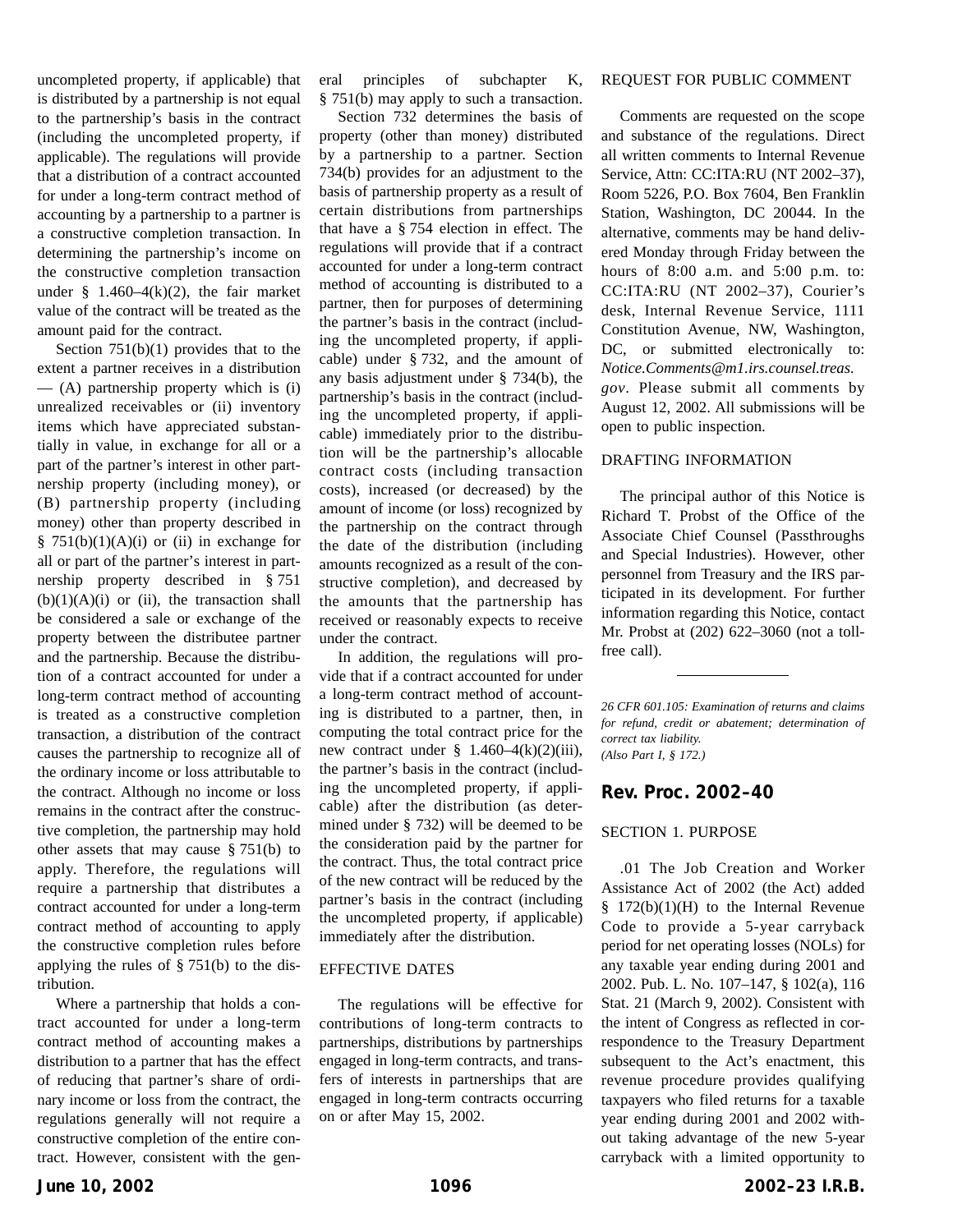uncompleted property, if applicable) that is distributed by a partnership is not equal to the partnership's basis in the contract (including the uncompleted property, if applicable). The regulations will provide that a distribution of a contract accounted for under a long-term contract method of accounting by a partnership to a partner is a constructive completion transaction. In determining the partnership's income on the constructive completion transaction under § 1.460–4(k)(2), the fair market value of the contract will be treated as the amount paid for the contract.

Section 751(b)(1) provides that to the extent a partner receives in a distribution — (A) partnership property which is (i) unrealized receivables or (ii) inventory items which have appreciated substantially in value, in exchange for all or a part of the partner's interest in other partnership property (including money), or (B) partnership property (including money) other than property described in § 751(b)(1)(A)(i) or (ii) in exchange for all or part of the partner's interest in partnership property described in § 751 (b)(1)(A)(i) or (ii), the transaction shall be considered a sale or exchange of the property between the distributee partner and the partnership. Because the distribution of a contract accounted for under a long-term contract method of accounting is treated as a constructive completion transaction, a distribution of the contract causes the partnership to recognize all of the ordinary income or loss attributable to the contract. Although no income or loss remains in the contract after the constructive completion, the partnership may hold other assets that may cause § 751(b) to apply. Therefore, the regulations will require a partnership that distributes a contract accounted for under a long-term contract method of accounting to apply the constructive completion rules before applying the rules of § 751(b) to the distribution.

Where a partnership that holds a contract accounted for under a long-term contract method of accounting makes a distribution to a partner that has the effect of reducing that partner's share of ordinary income or loss from the contract, the regulations generally will not require a constructive completion of the entire contract. However, consistent with the general principles of subchapter K, § 751(b) may apply to such a transaction.

Section 732 determines the basis of property (other than money) distributed by a partnership to a partner. Section 734(b) provides for an adjustment to the basis of partnership property as a result of certain distributions from partnerships that have a § 754 election in effect. The regulations will provide that if a contract accounted for under a long-term contract method of accounting is distributed to a partner, then for purposes of determining the partner's basis in the contract (including the uncompleted property, if applicable) under § 732, and the amount of any basis adjustment under § 734(b), the partnership's basis in the contract (including the uncompleted property, if applicable) immediately prior to the distribution will be the partnership's allocable contract costs (including transaction costs), increased (or decreased) by the amount of income (or loss) recognized by the partnership on the contract through the date of the distribution (including amounts recognized as a result of the constructive completion), and decreased by the amounts that the partnership has received or reasonably expects to receive under the contract.

In addition, the regulations will provide that if a contract accounted for under a long-term contract method of accounting is distributed to a partner, then, in computing the total contract price for the new contract under § 1.460–4(k)(2)(iii), the partner's basis in the contract (including the uncompleted property, if applicable) after the distribution (as determined under § 732) will be deemed to be the consideration paid by the partner for the contract. Thus, the total contract price of the new contract will be reduced by the partner's basis in the contract (including the uncompleted property, if applicable) immediately after the distribution.

EFFECTIVE DATES

The regulations will be effective for contributions of long-term contracts to partnerships, distributions by partnerships engaged in long-term contracts, and transfers of interests in partnerships that are engaged in long-term contracts occurring on or after May 15, 2002.

REQUEST FOR PUBLIC COMMENT

Comments are requested on the scope and substance of the regulations. Direct all written comments to Internal Revenue Service, Attn: CC:ITA:RU (NT 2002–37), Room 5226, P.O. Box 7604, Ben Franklin Station, Washington, DC 20044. In the alternative, comments may be hand delivered Monday through Friday between the hours of 8:00 a.m. and 5:00 p.m. to: CC:ITA:RU (NT 2002–37), Courier's desk, Internal Revenue Service, 1111 Constitution Avenue, NW, Washington, DC, or submitted electronically to: *Notice.Comments@m1.irs.counsel.treas.gov*. Please submit all comments by August 12, 2002. All submissions will be open to public inspection.

DRAFTING INFORMATION

The principal author of this Notice is Richard T. Probst of the Office of the Associate Chief Counsel (Passthroughs and Special Industries). However, other personnel from Treasury and the IRS participated in its development. For further information regarding this Notice, contact Mr. Probst at (202) 622–3060 (not a toll-free call).

---

*26 CFR 601.105: Examination of returns and claims for refund, credit or abatement; determination of correct tax liability.*
*(Also Part I, § 172.)*

## Rev. Proc. 2002–40

SECTION 1. PURPOSE

.01 The Job Creation and Worker Assistance Act of 2002 (the Act) added § 172(b)(1)(H) to the Internal Revenue Code to provide a 5-year carryback period for net operating losses (NOLs) for any taxable year ending during 2001 and 2002. Pub. L. No. 107–147, § 102(a), 116 Stat. 21 (March 9, 2002). Consistent with the intent of Congress as reflected in correspondence to the Treasury Department subsequent to the Act's enactment, this revenue procedure provides qualifying taxpayers who filed returns for a taxable year ending during 2001 and 2002 without taking advantage of the new 5-year carryback with a limited opportunity to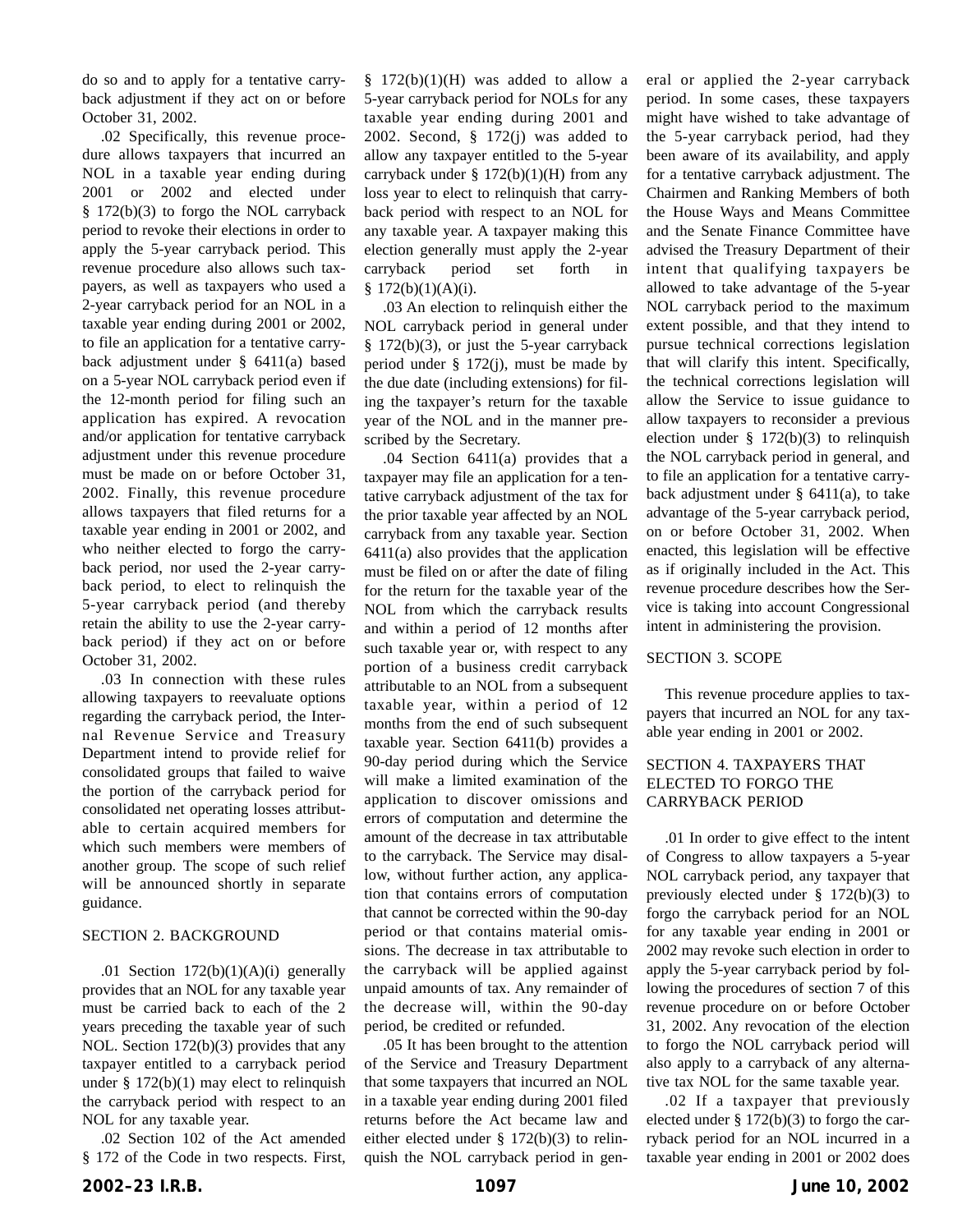do so and to apply for a tentative carryback adjustment if they act on or before October 31, 2002.

.02 Specifically, this revenue procedure allows taxpayers that incurred an NOL in a taxable year ending during 2001 or 2002 and elected under § 172(b)(3) to forgo the NOL carryback period to revoke their elections in order to apply the 5-year carryback period. This revenue procedure also allows such taxpayers, as well as taxpayers who used a 2-year carryback period for an NOL in a taxable year ending during 2001 or 2002, to file an application for a tentative carryback adjustment under § 6411(a) based on a 5-year NOL carryback period even if the 12-month period for filing such an application has expired. A revocation and/or application for tentative carryback adjustment under this revenue procedure must be made on or before October 31, 2002. Finally, this revenue procedure allows taxpayers that filed returns for a taxable year ending in 2001 or 2002, and who neither elected to forgo the carryback period, nor used the 2-year carryback period, to elect to relinquish the 5-year carryback period (and thereby retain the ability to use the 2-year carryback period) if they act on or before October 31, 2002.

.03 In connection with these rules allowing taxpayers to reevaluate options regarding the carryback period, the Internal Revenue Service and Treasury Department intend to provide relief for consolidated groups that failed to waive the portion of the carryback period for consolidated net operating losses attributable to certain acquired members for which such members were members of another group. The scope of such relief will be announced shortly in separate guidance.

SECTION 2. BACKGROUND

.01 Section 172(b)(1)(A)(i) generally provides that an NOL for any taxable year must be carried back to each of the 2 years preceding the taxable year of such NOL. Section 172(b)(3) provides that any taxpayer entitled to a carryback period under § 172(b)(1) may elect to relinquish the carryback period with respect to an NOL for any taxable year.

.02 Section 102 of the Act amended § 172 of the Code in two respects. First, § 172(b)(1)(H) was added to allow a 5-year carryback period for NOLs for any taxable year ending during 2001 and 2002. Second, § 172(j) was added to allow any taxpayer entitled to the 5-year carryback under § 172(b)(1)(H) from any loss year to elect to relinquish that carryback period with respect to an NOL for any taxable year. A taxpayer making this election generally must apply the 2-year carryback period set forth in § 172(b)(1)(A)(i).

.03 An election to relinquish either the NOL carryback period in general under § 172(b)(3), or just the 5-year carryback period under § 172(j), must be made by the due date (including extensions) for filing the taxpayer's return for the taxable year of the NOL and in the manner prescribed by the Secretary.

.04 Section 6411(a) provides that a taxpayer may file an application for a tentative carryback adjustment of the tax for the prior taxable year affected by an NOL carryback from any taxable year. Section 6411(a) also provides that the application must be filed on or after the date of filing for the return for the taxable year of the NOL from which the carryback results and within a period of 12 months after such taxable year or, with respect to any portion of a business credit carryback attributable to an NOL from a subsequent taxable year, within a period of 12 months from the end of such subsequent taxable year. Section 6411(b) provides a 90-day period during which the Service will make a limited examination of the application to discover omissions and errors of computation and determine the amount of the decrease in tax attributable to the carryback. The Service may disallow, without further action, any application that contains errors of computation that cannot be corrected within the 90-day period or that contains material omissions. The decrease in tax attributable to the carryback will be applied against unpaid amounts of tax. Any remainder of the decrease will, within the 90-day period, be credited or refunded.

.05 It has been brought to the attention of the Service and Treasury Department that some taxpayers that incurred an NOL in a taxable year ending during 2001 filed returns before the Act became law and either elected under § 172(b)(3) to relinquish the NOL carryback period in general or applied the 2-year carryback period. In some cases, these taxpayers might have wished to take advantage of the 5-year carryback period, had they been aware of its availability, and apply for a tentative carryback adjustment. The Chairmen and Ranking Members of both the House Ways and Means Committee and the Senate Finance Committee have advised the Treasury Department of their intent that qualifying taxpayers be allowed to take advantage of the 5-year NOL carryback period to the maximum extent possible, and that they intend to pursue technical corrections legislation that will clarify this intent. Specifically, the technical corrections legislation will allow the Service to issue guidance to allow taxpayers to reconsider a previous election under § 172(b)(3) to relinquish the NOL carryback period in general, and to file an application for a tentative carryback adjustment under § 6411(a), to take advantage of the 5-year carryback period, on or before October 31, 2002. When enacted, this legislation will be effective as if originally included in the Act. This revenue procedure describes how the Service is taking into account Congressional intent in administering the provision.

SECTION 3. SCOPE

This revenue procedure applies to taxpayers that incurred an NOL for any taxable year ending in 2001 or 2002.

SECTION 4. TAXPAYERS THAT ELECTED TO FORGO THE CARRYBACK PERIOD

.01 In order to give effect to the intent of Congress to allow taxpayers a 5-year NOL carryback period, any taxpayer that previously elected under § 172(b)(3) to forgo the carryback period for an NOL for any taxable year ending in 2001 or 2002 may revoke such election in order to apply the 5-year carryback period by following the procedures of section 7 of this revenue procedure on or before October 31, 2002. Any revocation of the election to forgo the NOL carryback period will also apply to a carryback of any alternative tax NOL for the same taxable year.

.02 If a taxpayer that previously elected under § 172(b)(3) to forgo the carryback period for an NOL incurred in a taxable year ending in 2001 or 2002 does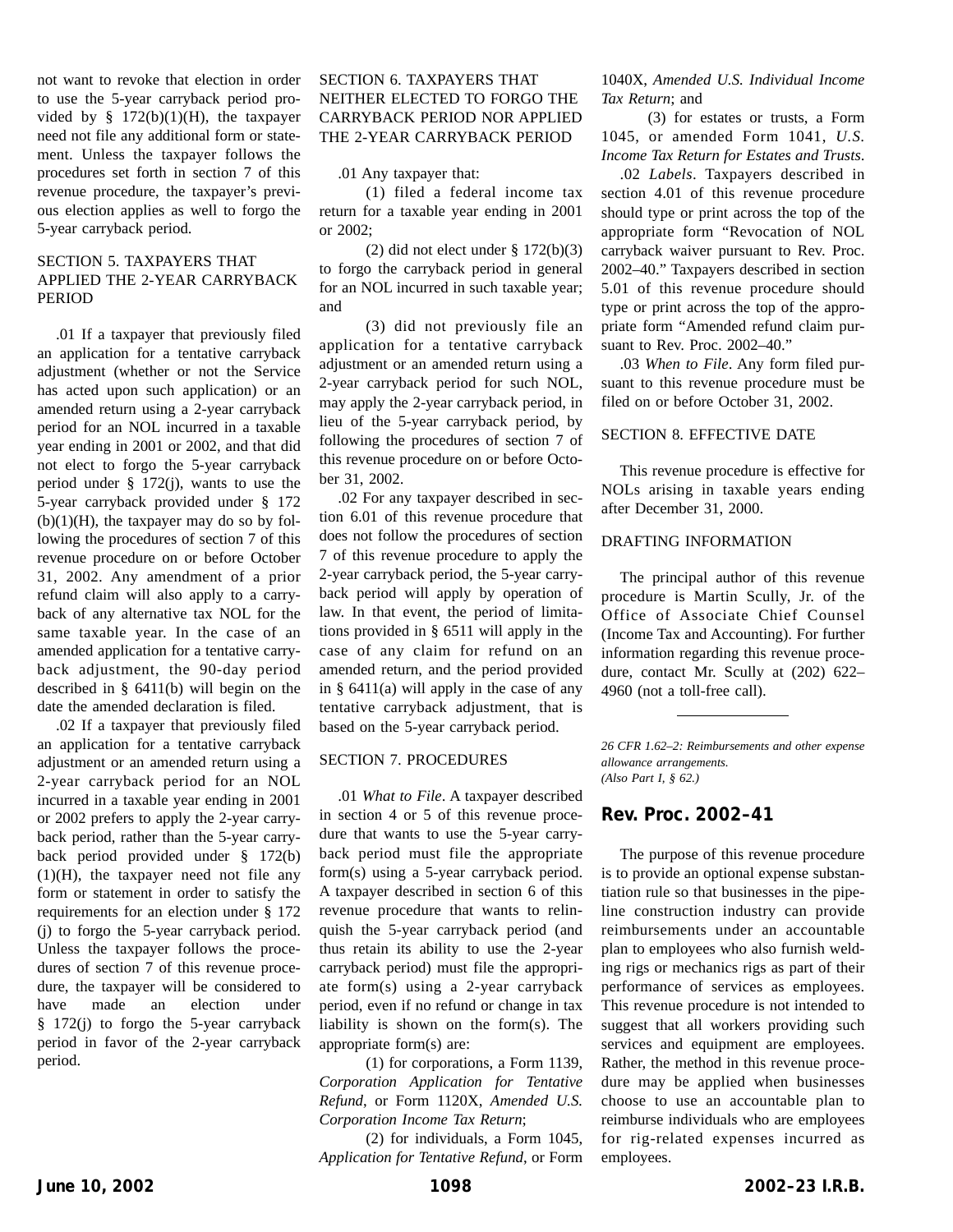not want to revoke that election in order to use the 5-year carryback period provided by § 172(b)(1)(H), the taxpayer need not file any additional form or statement. Unless the taxpayer follows the procedures set forth in section 7 of this revenue procedure, the taxpayer's previous election applies as well to forgo the 5-year carryback period.

SECTION 5. TAXPAYERS THAT APPLIED THE 2-YEAR CARRYBACK PERIOD

.01 If a taxpayer that previously filed an application for a tentative carryback adjustment (whether or not the Service has acted upon such application) or an amended return using a 2-year carryback period for an NOL incurred in a taxable year ending in 2001 or 2002, and that did not elect to forgo the 5-year carryback period under § 172(j), wants to use the 5-year carryback provided under § 172 (b)(1)(H), the taxpayer may do so by following the procedures of section 7 of this revenue procedure on or before October 31, 2002. Any amendment of a prior refund claim will also apply to a carryback of any alternative tax NOL for the same taxable year. In the case of an amended application for a tentative carryback adjustment, the 90-day period described in § 6411(b) will begin on the date the amended declaration is filed.

.02 If a taxpayer that previously filed an application for a tentative carryback adjustment or an amended return using a 2-year carryback period for an NOL incurred in a taxable year ending in 2001 or 2002 prefers to apply the 2-year carryback period, rather than the 5-year carryback period provided under § 172(b)(1)(H), the taxpayer need not file any form or statement in order to satisfy the requirements for an election under § 172 (j) to forgo the 5-year carryback period. Unless the taxpayer follows the procedures of section 7 of this revenue procedure, the taxpayer will be considered to have made an election under § 172(j) to forgo the 5-year carryback period in favor of the 2-year carryback period.

SECTION 6. TAXPAYERS THAT NEITHER ELECTED TO FORGO THE CARRYBACK PERIOD NOR APPLIED THE 2-YEAR CARRYBACK PERIOD

.01 Any taxpayer that:

(1) filed a federal income tax return for a taxable year ending in 2001 or 2002;

(2) did not elect under § 172(b)(3) to forgo the carryback period in general for an NOL incurred in such taxable year; and

(3) did not previously file an application for a tentative carryback adjustment or an amended return using a 2-year carryback period for such NOL, may apply the 2-year carryback period, in lieu of the 5-year carryback period, by following the procedures of section 7 of this revenue procedure on or before October 31, 2002.

.02 For any taxpayer described in section 6.01 of this revenue procedure that does not follow the procedures of section 7 of this revenue procedure to apply the 2-year carryback period, the 5-year carryback period will apply by operation of law. In that event, the period of limitations provided in § 6511 will apply in the case of any claim for refund on an amended return, and the period provided in § 6411(a) will apply in the case of any tentative carryback adjustment, that is based on the 5-year carryback period.

SECTION 7. PROCEDURES

.01 *What to File*. A taxpayer described in section 4 or 5 of this revenue procedure that wants to use the 5-year carryback period must file the appropriate form(s) using a 5-year carryback period. A taxpayer described in section 6 of this revenue procedure that wants to relinquish the 5-year carryback period (and thus retain its ability to use the 2-year carryback period) must file the appropriate form(s) using a 2-year carryback period, even if no refund or change in tax liability is shown on the form(s). The appropriate form(s) are:

(1) for corporations, a Form 1139, *Corporation Application for Tentative Refund*, or Form 1120X, *Amended U.S. Corporation Income Tax Return*;

(2) for individuals, a Form 1045, *Application for Tentative Refund*, or Form 1040X, *Amended U.S. Individual Income Tax Return*; and

(3) for estates or trusts, a Form 1045, or amended Form 1041, *U.S. Income Tax Return for Estates and Trusts*.

.02 *Labels*. Taxpayers described in section 4.01 of this revenue procedure should type or print across the top of the appropriate form "Revocation of NOL carryback waiver pursuant to Rev. Proc. 2002–40." Taxpayers described in section 5.01 of this revenue procedure should type or print across the top of the appropriate form "Amended refund claim pursuant to Rev. Proc. 2002–40."

.03 *When to File*. Any form filed pursuant to this revenue procedure must be filed on or before October 31, 2002.

SECTION 8. EFFECTIVE DATE

This revenue procedure is effective for NOLs arising in taxable years ending after December 31, 2000.

DRAFTING INFORMATION

The principal author of this revenue procedure is Martin Scully, Jr. of the Office of Associate Chief Counsel (Income Tax and Accounting). For further information regarding this revenue procedure, contact Mr. Scully at (202) 622–4960 (not a toll-free call).

---

*26 CFR 1.62–2: Reimbursements and other expense allowance arrangements.*
*(Also Part I, § 62.)*

## Rev. Proc. 2002–41

The purpose of this revenue procedure is to provide an optional expense substantiation rule so that businesses in the pipeline construction industry can provide reimbursements under an accountable plan to employees who also furnish welding rigs or mechanics rigs as part of their performance of services as employees. This revenue procedure is not intended to suggest that all workers providing such services and equipment are employees. Rather, the method in this revenue procedure may be applied when businesses choose to use an accountable plan to reimburse individuals who are employees for rig-related expenses incurred as employees.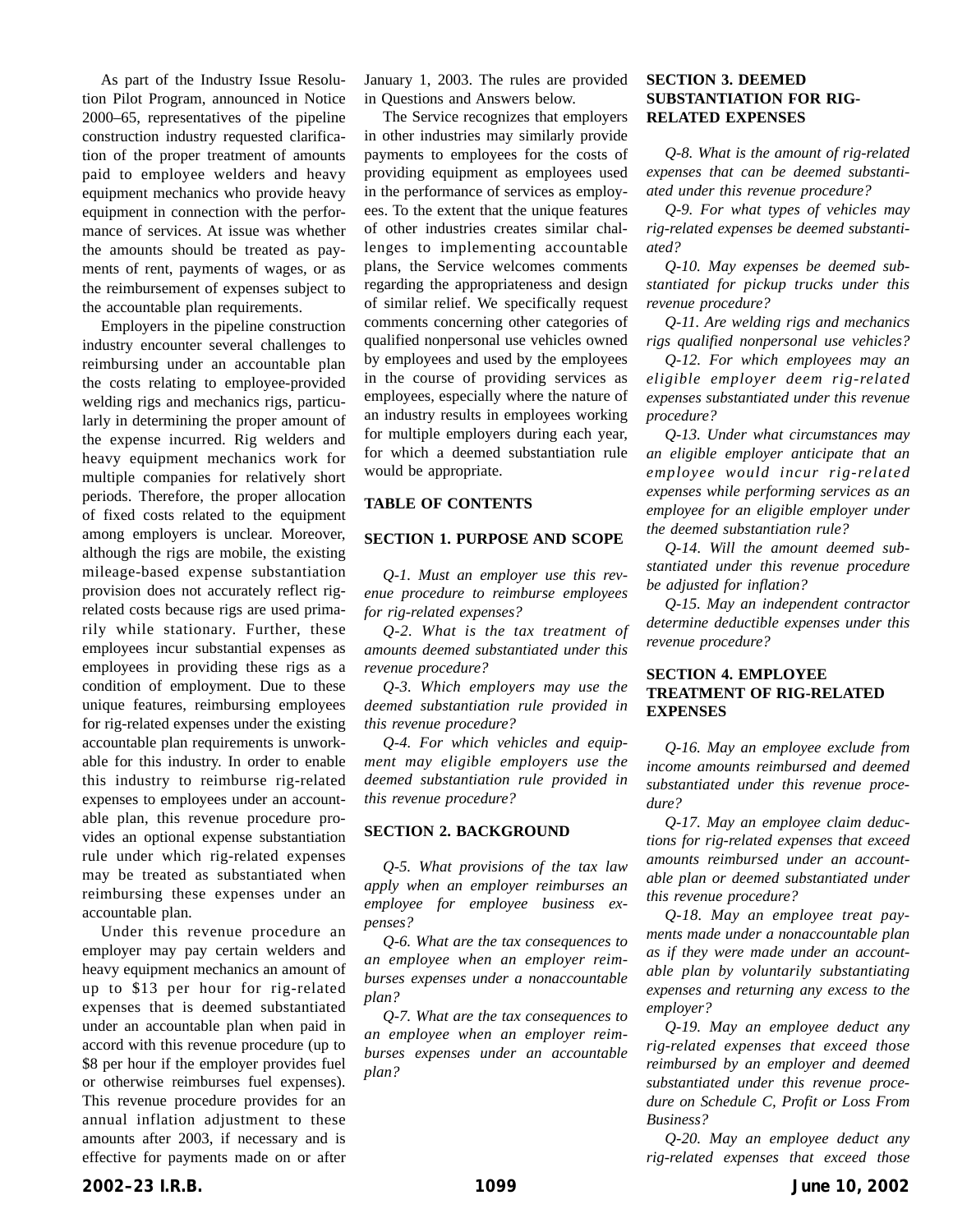As part of the Industry Issue Resolution Pilot Program, announced in Notice 2000–65, representatives of the pipeline construction industry requested clarification of the proper treatment of amounts paid to employee welders and heavy equipment mechanics who provide heavy equipment in connection with the performance of services. At issue was whether the amounts should be treated as payments of rent, payments of wages, or as the reimbursement of expenses subject to the accountable plan requirements.

Employers in the pipeline construction industry encounter several challenges to reimbursing under an accountable plan the costs relating to employee-provided welding rigs and mechanics rigs, particularly in determining the proper amount of the expense incurred. Rig welders and heavy equipment mechanics work for multiple companies for relatively short periods. Therefore, the proper allocation of fixed costs related to the equipment among employers is unclear. Moreover, although the rigs are mobile, the existing mileage-based expense substantiation provision does not accurately reflect rig-related costs because rigs are used primarily while stationary. Further, these employees incur substantial expenses as employees in providing these rigs as a condition of employment. Due to these unique features, reimbursing employees for rig-related expenses under the existing accountable plan requirements is unworkable for this industry. In order to enable this industry to reimburse rig-related expenses to employees under an accountable plan, this revenue procedure provides an optional expense substantiation rule under which rig-related expenses may be treated as substantiated when reimbursing these expenses under an accountable plan.

Under this revenue procedure an employer may pay certain welders and heavy equipment mechanics an amount of up to $13 per hour for rig-related expenses that is deemed substantiated under an accountable plan when paid in accord with this revenue procedure (up to $8 per hour if the employer provides fuel or otherwise reimburses fuel expenses). This revenue procedure provides for an annual inflation adjustment to these amounts after 2003, if necessary and is effective for payments made on or after January 1, 2003. The rules are provided in Questions and Answers below.

The Service recognizes that employers in other industries may similarly provide payments to employees for the costs of providing equipment as employees used in the performance of services as employees. To the extent that the unique features of other industries creates similar challenges to implementing accountable plans, the Service welcomes comments regarding the appropriateness and design of similar relief. We specifically request comments concerning other categories of qualified nonpersonal use vehicles owned by employees and used by the employees in the course of providing services as employees, especially where the nature of an industry results in employees working for multiple employers during each year, for which a deemed substantiation rule would be appropriate.

## TABLE OF CONTENTS

### SECTION 1. PURPOSE AND SCOPE

*Q-1. Must an employer use this revenue procedure to reimburse employees for rig-related expenses?*

*Q-2. What is the tax treatment of amounts deemed substantiated under this revenue procedure?*

*Q-3. Which employers may use the deemed substantiation rule provided in this revenue procedure?*

*Q-4. For which vehicles and equipment may eligible employers use the deemed substantiation rule provided in this revenue procedure?*

### SECTION 2. BACKGROUND

*Q-5. What provisions of the tax law apply when an employer reimburses an employee for employee business expenses?*

*Q-6. What are the tax consequences to an employee when an employer reimburses expenses under a nonaccountable plan?*

*Q-7. What are the tax consequences to an employee when an employer reimburses expenses under an accountable plan?*

### SECTION 3. DEEMED SUBSTANTIATION FOR RIG-RELATED EXPENSES

*Q-8. What is the amount of rig-related expenses that can be deemed substantiated under this revenue procedure?*

*Q-9. For what types of vehicles may rig-related expenses be deemed substantiated?*

*Q-10. May expenses be deemed substantiated for pickup trucks under this revenue procedure?*

*Q-11. Are welding rigs and mechanics rigs qualified nonpersonal use vehicles?*

*Q-12. For which employees may an eligible employer deem rig-related expenses substantiated under this revenue procedure?*

*Q-13. Under what circumstances may an eligible employer anticipate that an employee would incur rig-related expenses while performing services as an employee for an eligible employer under the deemed substantiation rule?*

*Q-14. Will the amount deemed substantiated under this revenue procedure be adjusted for inflation?*

*Q-15. May an independent contractor determine deductible expenses under this revenue procedure?*

### SECTION 4. EMPLOYEE TREATMENT OF RIG-RELATED EXPENSES

*Q-16. May an employee exclude from income amounts reimbursed and deemed substantiated under this revenue procedure?*

*Q-17. May an employee claim deductions for rig-related expenses that exceed amounts reimbursed under an accountable plan or deemed substantiated under this revenue procedure?*

*Q-18. May an employee treat payments made under a nonaccountable plan as if they were made under an accountable plan by voluntarily substantiating expenses and returning any excess to the employer?*

*Q-19. May an employee deduct any rig-related expenses that exceed those reimbursed by an employer and deemed substantiated under this revenue procedure on Schedule C, Profit or Loss From Business?*

*Q-20. May an employee deduct any rig-related expenses that exceed those*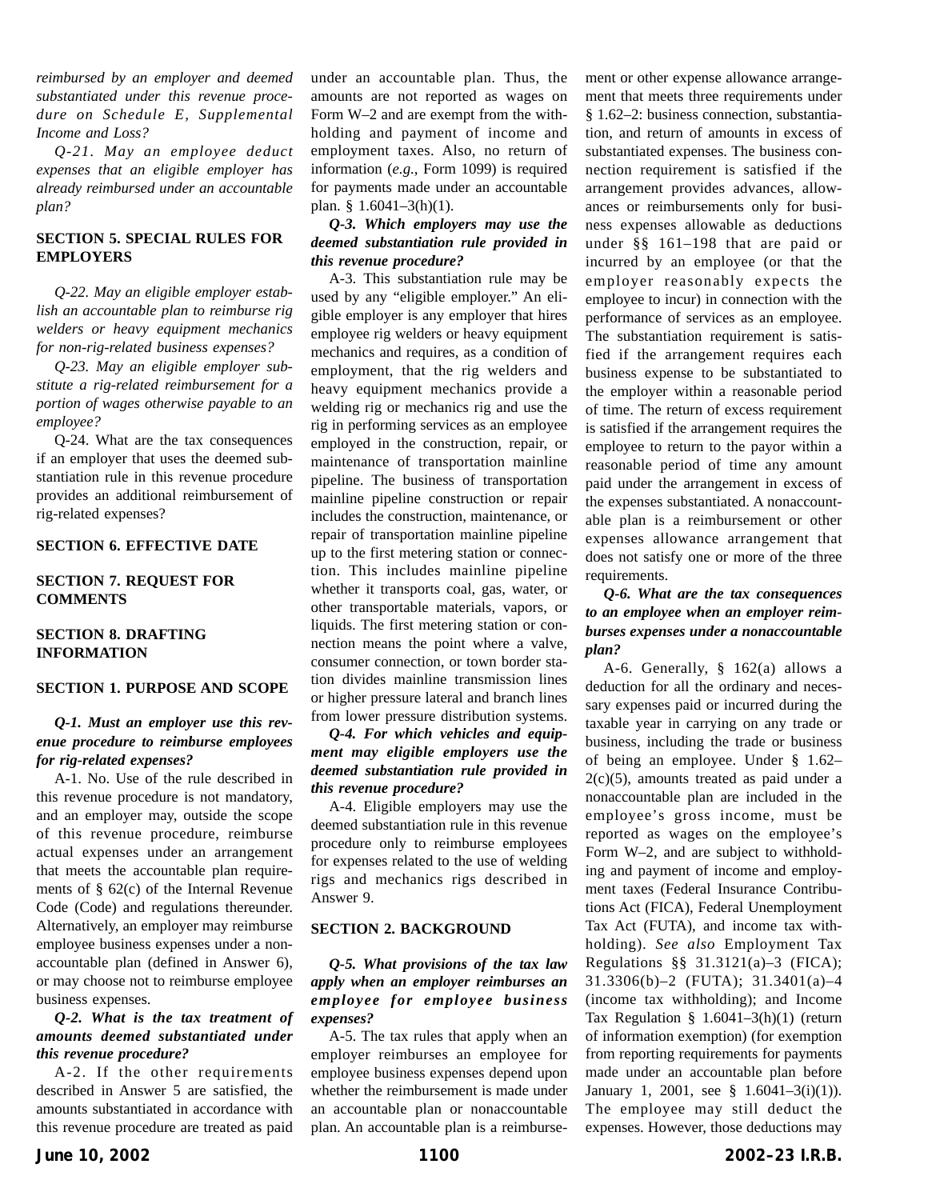*reimbursed by an employer and deemed substantiated under this revenue procedure on Schedule E, Supplemental Income and Loss?*

*Q-21. May an employee deduct expenses that an eligible employer has already reimbursed under an accountable plan?*

**SECTION 5. SPECIAL RULES FOR EMPLOYERS**

*Q-22. May an eligible employer establish an accountable plan to reimburse rig welders or heavy equipment mechanics for non-rig-related business expenses?*

*Q-23. May an eligible employer substitute a rig-related reimbursement for a portion of wages otherwise payable to an employee?*

Q-24. What are the tax consequences if an employer that uses the deemed substantiation rule in this revenue procedure provides an additional reimbursement of rig-related expenses?

**SECTION 6. EFFECTIVE DATE**

**SECTION 7. REQUEST FOR COMMENTS**

**SECTION 8. DRAFTING INFORMATION**

## SECTION 1. PURPOSE AND SCOPE

***Q-1. Must an employer use this revenue procedure to reimburse employees for rig-related expenses?***

A-1. No. Use of the rule described in this revenue procedure is not mandatory, and an employer may, outside the scope of this revenue procedure, reimburse actual expenses under an arrangement that meets the accountable plan requirements of § 62(c) of the Internal Revenue Code (Code) and regulations thereunder. Alternatively, an employer may reimburse employee business expenses under a nonaccountable plan (defined in Answer 6), or may choose not to reimburse employee business expenses.

***Q-2. What is the tax treatment of amounts deemed substantiated under this revenue procedure?***

A-2. If the other requirements described in Answer 5 are satisfied, the amounts substantiated in accordance with this revenue procedure are treated as paid under an accountable plan. Thus, the amounts are not reported as wages on Form W–2 and are exempt from the withholding and payment of income and employment taxes. Also, no return of information (*e.g.*, Form 1099) is required for payments made under an accountable plan. § 1.6041–3(h)(1).

***Q-3. Which employers may use the deemed substantiation rule provided in this revenue procedure?***

A-3. This substantiation rule may be used by any "eligible employer." An eligible employer is any employer that hires employee rig welders or heavy equipment mechanics and requires, as a condition of employment, that the rig welders and heavy equipment mechanics provide a welding rig or mechanics rig and use the rig in performing services as an employee employed in the construction, repair, or maintenance of transportation mainline pipeline. The business of transportation mainline pipeline construction or repair includes the construction, maintenance, or repair of transportation mainline pipeline up to the first metering station or connection. This includes mainline pipeline whether it transports coal, gas, water, or other transportable materials, vapors, or liquids. The first metering station or connection means the point where a valve, consumer connection, or town border station divides mainline transmission lines or higher pressure lateral and branch lines from lower pressure distribution systems.

***Q-4. For which vehicles and equipment may eligible employers use the deemed substantiation rule provided in this revenue procedure?***

A-4. Eligible employers may use the deemed substantiation rule in this revenue procedure only to reimburse employees for expenses related to the use of welding rigs and mechanics rigs described in Answer 9.

## SECTION 2. BACKGROUND

***Q-5. What provisions of the tax law apply when an employer reimburses an employee for employee business expenses?***

A-5. The tax rules that apply when an employer reimburses an employee for employee business expenses depend upon whether the reimbursement is made under an accountable plan or nonaccountable plan. An accountable plan is a reimbursement or other expense allowance arrangement that meets three requirements under § 1.62–2: business connection, substantiation, and return of amounts in excess of substantiated expenses. The business connection requirement is satisfied if the arrangement provides advances, allowances or reimbursements only for business expenses allowable as deductions under §§ 161–198 that are paid or incurred by an employee (or that the employer reasonably expects the employee to incur) in connection with the performance of services as an employee. The substantiation requirement is satisfied if the arrangement requires each business expense to be substantiated to the employer within a reasonable period of time. The return of excess requirement is satisfied if the arrangement requires the employee to return to the payor within a reasonable period of time any amount paid under the arrangement in excess of the expenses substantiated. A nonaccountable plan is a reimbursement or other expenses allowance arrangement that does not satisfy one or more of the three requirements.

***Q-6. What are the tax consequences to an employee when an employer reimburses expenses under a nonaccountable plan?***

A-6. Generally, § 162(a) allows a deduction for all the ordinary and necessary expenses paid or incurred during the taxable year in carrying on any trade or business, including the trade or business of being an employee. Under § 1.62–2(c)(5), amounts treated as paid under a nonaccountable plan are included in the employee's gross income, must be reported as wages on the employee's Form W–2, and are subject to withholding and payment of income and employment taxes (Federal Insurance Contributions Act (FICA), Federal Unemployment Tax Act (FUTA), and income tax withholding). *See also* Employment Tax Regulations §§ 31.3121(a)–3 (FICA); 31.3306(b)–2 (FUTA); 31.3401(a)–4 (income tax withholding); and Income Tax Regulation § 1.6041–3(h)(1) (return of information exemption) (for exemption from reporting requirements for payments made under an accountable plan before January 1, 2001, see § 1.6041–3(i)(1)). The employee may still deduct the expenses. However, those deductions may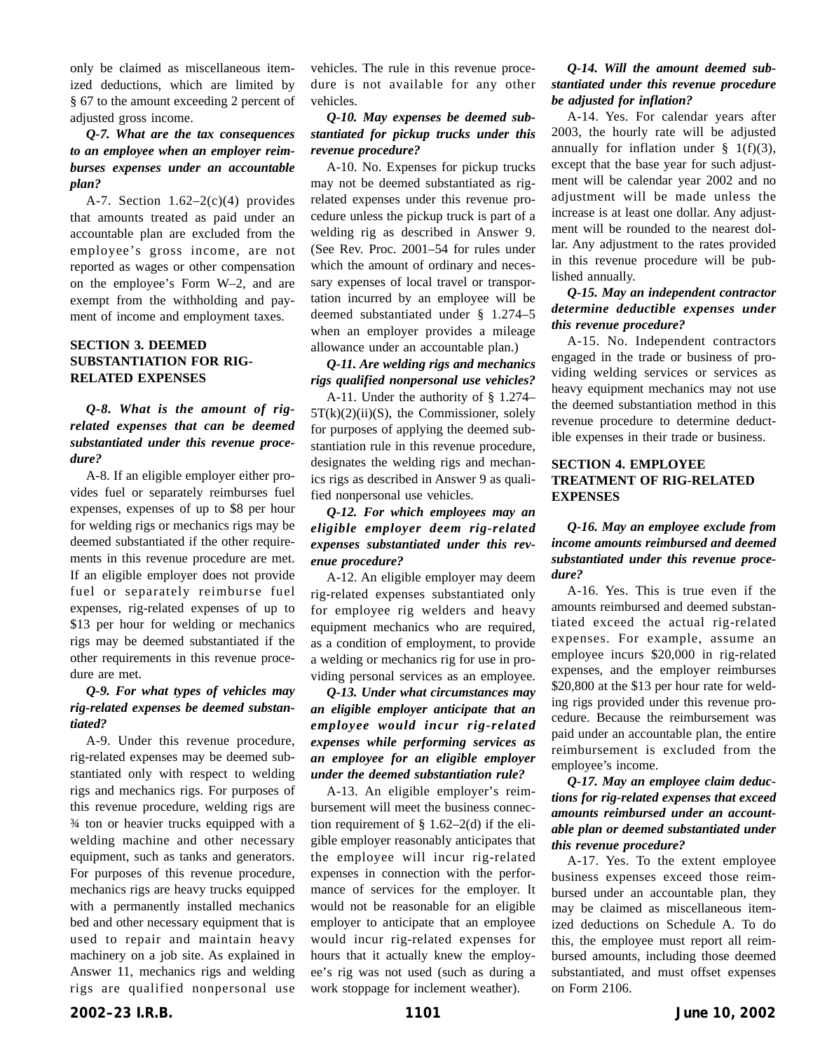only be claimed as miscellaneous itemized deductions, which are limited by § 67 to the amount exceeding 2 percent of adjusted gross income.

***Q-7. What are the tax consequences to an employee when an employer reimburses expenses under an accountable plan?***

A-7. Section 1.62–2(c)(4) provides that amounts treated as paid under an accountable plan are excluded from the employee's gross income, are not reported as wages or other compensation on the employee's Form W–2, and are exempt from the withholding and payment of income and employment taxes.

## SECTION 3. DEEMED SUBSTANTIATION FOR RIG-RELATED EXPENSES

***Q-8. What is the amount of rig-related expenses that can be deemed substantiated under this revenue procedure?***

A-8. If an eligible employer either provides fuel or separately reimburses fuel expenses, expenses of up to $8 per hour for welding rigs or mechanics rigs may be deemed substantiated if the other requirements in this revenue procedure are met. If an eligible employer does not provide fuel or separately reimburse fuel expenses, rig-related expenses of up to $13 per hour for welding or mechanics rigs may be deemed substantiated if the other requirements in this revenue procedure are met.

***Q-9. For what types of vehicles may rig-related expenses be deemed substantiated?***

A-9. Under this revenue procedure, rig-related expenses may be deemed substantiated only with respect to welding rigs and mechanics rigs. For purposes of this revenue procedure, welding rigs are ¾ ton or heavier trucks equipped with a welding machine and other necessary equipment, such as tanks and generators. For purposes of this revenue procedure, mechanics rigs are heavy trucks equipped with a permanently installed mechanics bed and other necessary equipment that is used to repair and maintain heavy machinery on a job site. As explained in Answer 11, mechanics rigs and welding rigs are qualified nonpersonal use vehicles. The rule in this revenue procedure is not available for any other vehicles.

***Q-10. May expenses be deemed substantiated for pickup trucks under this revenue procedure?***

A-10. No. Expenses for pickup trucks may not be deemed substantiated as rig-related expenses under this revenue procedure unless the pickup truck is part of a welding rig as described in Answer 9. (See Rev. Proc. 2001–54 for rules under which the amount of ordinary and necessary expenses of local travel or transportation incurred by an employee will be deemed substantiated under § 1.274–5 when an employer provides a mileage allowance under an accountable plan.)

***Q-11. Are welding rigs and mechanics rigs qualified nonpersonal use vehicles?***

A-11. Under the authority of § 1.274–5T(k)(2)(ii)(S), the Commissioner, solely for purposes of applying the deemed substantiation rule in this revenue procedure, designates the welding rigs and mechanics rigs as described in Answer 9 as qualified nonpersonal use vehicles.

***Q-12. For which employees may an eligible employer deem rig-related expenses substantiated under this revenue procedure?***

A-12. An eligible employer may deem rig-related expenses substantiated only for employee rig welders and heavy equipment mechanics who are required, as a condition of employment, to provide a welding or mechanics rig for use in providing personal services as an employee.

***Q-13. Under what circumstances may an eligible employer anticipate that an employee would incur rig-related expenses while performing services as an employee for an eligible employer under the deemed substantiation rule?***

A-13. An eligible employer's reimbursement will meet the business connection requirement of § 1.62–2(d) if the eligible employer reasonably anticipates that the employee will incur rig-related expenses in connection with the performance of services for the employer. It would not be reasonable for an eligible employer to anticipate that an employee would incur rig-related expenses for hours that it actually knew the employee's rig was not used (such as during a work stoppage for inclement weather).

***Q-14. Will the amount deemed substantiated under this revenue procedure be adjusted for inflation?***

A-14. Yes. For calendar years after 2003, the hourly rate will be adjusted annually for inflation under § 1(f)(3), except that the base year for such adjustment will be calendar year 2002 and no adjustment will be made unless the increase is at least one dollar. Any adjustment will be rounded to the nearest dollar. Any adjustment to the rates provided in this revenue procedure will be published annually.

***Q-15. May an independent contractor determine deductible expenses under this revenue procedure?***

A-15. No. Independent contractors engaged in the trade or business of providing welding services or services as heavy equipment mechanics may not use the deemed substantiation method in this revenue procedure to determine deductible expenses in their trade or business.

## SECTION 4. EMPLOYEE TREATMENT OF RIG-RELATED EXPENSES

***Q-16. May an employee exclude from income amounts reimbursed and deemed substantiated under this revenue procedure?***

A-16. Yes. This is true even if the amounts reimbursed and deemed substantiated exceed the actual rig-related expenses. For example, assume an employee incurs $20,000 in rig-related expenses, and the employer reimburses $20,800 at the $13 per hour rate for welding rigs provided under this revenue procedure. Because the reimbursement was paid under an accountable plan, the entire reimbursement is excluded from the employee's income.

***Q-17. May an employee claim deductions for rig-related expenses that exceed amounts reimbursed under an accountable plan or deemed substantiated under this revenue procedure?***

A-17. Yes. To the extent employee business expenses exceed those reimbursed under an accountable plan, they may be claimed as miscellaneous itemized deductions on Schedule A. To do this, the employee must report all reimbursed amounts, including those deemed substantiated, and must offset expenses on Form 2106.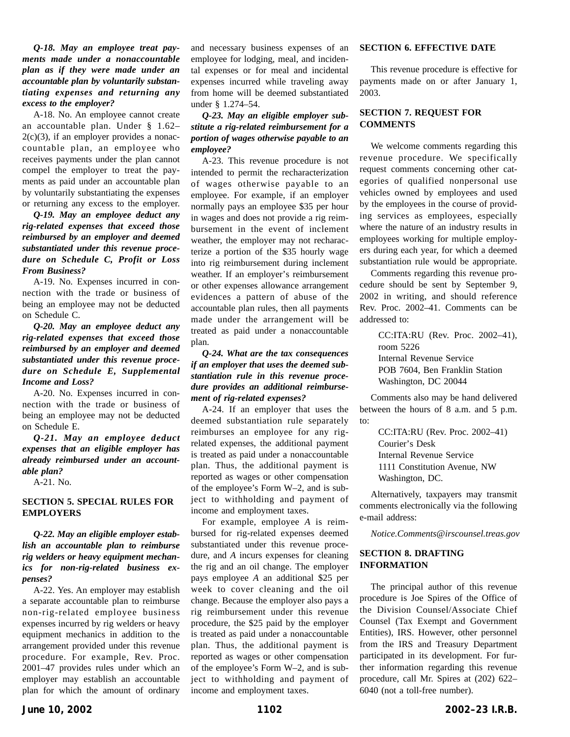***Q-18. May an employee treat payments made under a nonaccountable plan as if they were made under an accountable plan by voluntarily substantiating expenses and returning any excess to the employer?***

A-18. No. An employee cannot create an accountable plan. Under § 1.62–2(c)(3), if an employer provides a nonaccountable plan, an employee who receives payments under the plan cannot compel the employer to treat the payments as paid under an accountable plan by voluntarily substantiating the expenses or returning any excess to the employer.

***Q-19. May an employee deduct any rig-related expenses that exceed those reimbursed by an employer and deemed substantiated under this revenue procedure on Schedule C, Profit or Loss From Business?***

A-19. No. Expenses incurred in connection with the trade or business of being an employee may not be deducted on Schedule C.

***Q-20. May an employee deduct any rig-related expenses that exceed those reimbursed by an employer and deemed substantiated under this revenue procedure on Schedule E, Supplemental Income and Loss?***

A-20. No. Expenses incurred in connection with the trade or business of being an employee may not be deducted on Schedule E.

***Q-21. May an employee deduct expenses that an eligible employer has already reimbursed under an accountable plan?***

A-21. No.

## SECTION 5. SPECIAL RULES FOR EMPLOYERS

***Q-22. May an eligible employer establish an accountable plan to reimburse rig welders or heavy equipment mechanics for non-rig-related business expenses?***

A-22. Yes. An employer may establish a separate accountable plan to reimburse non-rig-related employee business expenses incurred by rig welders or heavy equipment mechanics in addition to the arrangement provided under this revenue procedure. For example, Rev. Proc. 2001–47 provides rules under which an employer may establish an accountable plan for which the amount of ordinary and necessary business expenses of an employee for lodging, meal, and incidental expenses or for meal and incidental expenses incurred while traveling away from home will be deemed substantiated under § 1.274–54.

***Q-23. May an eligible employer substitute a rig-related reimbursement for a portion of wages otherwise payable to an employee?***

A-23. This revenue procedure is not intended to permit the recharacterization of wages otherwise payable to an employee. For example, if an employer normally pays an employee $35 per hour in wages and does not provide a rig reimbursement in the event of inclement weather, the employer may not recharacterize a portion of the $35 hourly wage into rig reimbursement during inclement weather. If an employer's reimbursement or other expenses allowance arrangement evidences a pattern of abuse of the accountable plan rules, then all payments made under the arrangement will be treated as paid under a nonaccountable plan.

***Q-24. What are the tax consequences if an employer that uses the deemed substantiation rule in this revenue procedure provides an additional reimbursement of rig-related expenses?***

A-24. If an employer that uses the deemed substantiation rule separately reimburses an employee for any rig-related expenses, the additional payment is treated as paid under a nonaccountable plan. Thus, the additional payment is reported as wages or other compensation of the employee's Form W–2, and is subject to withholding and payment of income and employment taxes.

For example, employee *A* is reimbursed for rig-related expenses deemed substantiated under this revenue procedure, and *A* incurs expenses for cleaning the rig and an oil change. The employer pays employee *A* an additional $25 per week to cover cleaning and the oil change. Because the employer also pays a rig reimbursement under this revenue procedure, the $25 paid by the employer is treated as paid under a nonaccountable plan. Thus, the additional payment is reported as wages or other compensation of the employee's Form W–2, and is subject to withholding and payment of income and employment taxes.

## SECTION 6. EFFECTIVE DATE

This revenue procedure is effective for payments made on or after January 1, 2003.

## SECTION 7. REQUEST FOR COMMENTS

We welcome comments regarding this revenue procedure. We specifically request comments concerning other categories of qualified nonpersonal use vehicles owned by employees and used by the employees in the course of providing services as employees, especially where the nature of an industry results in employees working for multiple employers during each year, for which a deemed substantiation rule would be appropriate.

Comments regarding this revenue procedure should be sent by September 9, 2002 in writing, and should reference Rev. Proc. 2002–41. Comments can be addressed to:

CC:ITA:RU (Rev. Proc. 2002–41), room 5226
Internal Revenue Service
POB 7604, Ben Franklin Station
Washington, DC 20044

Comments also may be hand delivered between the hours of 8 a.m. and 5 p.m. to:

CC:ITA:RU (Rev. Proc. 2002–41)
Courier's Desk
Internal Revenue Service
1111 Constitution Avenue, NW
Washington, DC.

Alternatively, taxpayers may transmit comments electronically via the following e-mail address:

*Notice.Comments@irscounsel.treas.gov*

## SECTION 8. DRAFTING INFORMATION

The principal author of this revenue procedure is Joe Spires of the Office of the Division Counsel/Associate Chief Counsel (Tax Exempt and Government Entities), IRS. However, other personnel from the IRS and Treasury Department participated in its development. For further information regarding this revenue procedure, call Mr. Spires at (202) 622–6040 (not a toll-free number).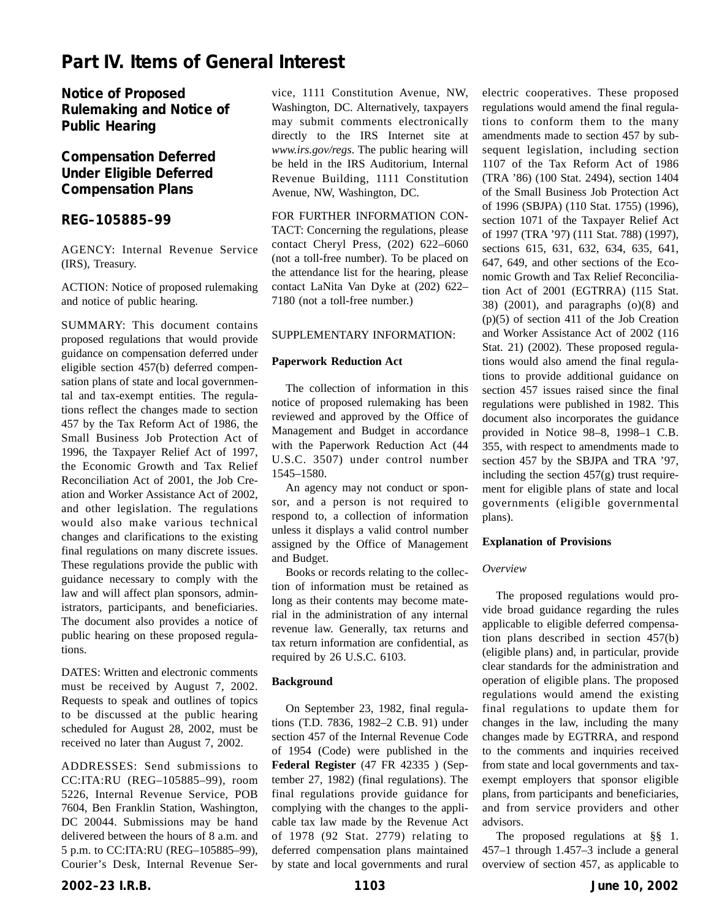# Part IV. Items of General Interest

## Notice of Proposed Rulemaking and Notice of Public Hearing

## Compensation Deferred Under Eligible Deferred Compensation Plans

## REG–105885–99

AGENCY: Internal Revenue Service (IRS), Treasury.

ACTION: Notice of proposed rulemaking and notice of public hearing.

SUMMARY: This document contains proposed regulations that would provide guidance on compensation deferred under eligible section 457(b) deferred compensation plans of state and local governmental and tax-exempt entities. The regulations reflect the changes made to section 457 by the Tax Reform Act of 1986, the Small Business Job Protection Act of 1996, the Taxpayer Relief Act of 1997, the Economic Growth and Tax Relief Reconciliation Act of 2001, the Job Creation and Worker Assistance Act of 2002, and other legislation. The regulations would also make various technical changes and clarifications to the existing final regulations on many discrete issues. These regulations provide the public with guidance necessary to comply with the law and will affect plan sponsors, administrators, participants, and beneficiaries. The document also provides a notice of public hearing on these proposed regulations.

DATES: Written and electronic comments must be received by August 7, 2002. Requests to speak and outlines of topics to be discussed at the public hearing scheduled for August 28, 2002, must be received no later than August 7, 2002.

ADDRESSES: Send submissions to CC:ITA:RU (REG–105885–99), room 5226, Internal Revenue Service, POB 7604, Ben Franklin Station, Washington, DC 20044. Submissions may be hand delivered between the hours of 8 a.m. and 5 p.m. to CC:ITA:RU (REG–105885–99), Courier's Desk, Internal Revenue Service, 1111 Constitution Avenue, NW, Washington, DC. Alternatively, taxpayers may submit comments electronically directly to the IRS Internet site at *www.irs.gov/regs*. The public hearing will be held in the IRS Auditorium, Internal Revenue Building, 1111 Constitution Avenue, NW, Washington, DC.

FOR FURTHER INFORMATION CONTACT: Concerning the regulations, please contact Cheryl Press, (202) 622–6060 (not a toll-free number). To be placed on the attendance list for the hearing, please contact LaNita Van Dyke at (202) 622–7180 (not a toll-free number.)

SUPPLEMENTARY INFORMATION:

**Paperwork Reduction Act**

The collection of information in this notice of proposed rulemaking has been reviewed and approved by the Office of Management and Budget in accordance with the Paperwork Reduction Act (44 U.S.C. 3507) under control number 1545–1580.

An agency may not conduct or sponsor, and a person is not required to respond to, a collection of information unless it displays a valid control number assigned by the Office of Management and Budget.

Books or records relating to the collection of information must be retained as long as their contents may become material in the administration of any internal revenue law. Generally, tax returns and tax return information are confidential, as required by 26 U.S.C. 6103.

**Background**

On September 23, 1982, final regulations (T.D. 7836, 1982–2 C.B. 91) under section 457 of the Internal Revenue Code of 1954 (Code) were published in the **Federal Register** (47 FR 42335 ) (September 27, 1982) (final regulations). The final regulations provide guidance for complying with the changes to the applicable tax law made by the Revenue Act of 1978 (92 Stat. 2779) relating to deferred compensation plans maintained by state and local governments and rural electric cooperatives. These proposed regulations would amend the final regulations to conform them to the many amendments made to section 457 by subsequent legislation, including section 1107 of the Tax Reform Act of 1986 (TRA '86) (100 Stat. 2494), section 1404 of the Small Business Job Protection Act of 1996 (SBJPA) (110 Stat. 1755) (1996), section 1071 of the Taxpayer Relief Act of 1997 (TRA '97) (111 Stat. 788) (1997), sections 615, 631, 632, 634, 635, 641, 647, 649, and other sections of the Economic Growth and Tax Relief Reconciliation Act of 2001 (EGTRRA) (115 Stat. 38) (2001), and paragraphs (o)(8) and (p)(5) of section 411 of the Job Creation and Worker Assistance Act of 2002 (116 Stat. 21) (2002). These proposed regulations would also amend the final regulations to provide additional guidance on section 457 issues raised since the final regulations were published in 1982. This document also incorporates the guidance provided in Notice 98–8, 1998–1 C.B. 355, with respect to amendments made to section 457 by the SBJPA and TRA '97, including the section 457(g) trust requirement for eligible plans of state and local governments (eligible governmental plans).

**Explanation of Provisions**

*Overview*

The proposed regulations would provide broad guidance regarding the rules applicable to eligible deferred compensation plans described in section 457(b) (eligible plans) and, in particular, provide clear standards for the administration and operation of eligible plans. The proposed regulations would amend the existing final regulations to update them for changes in the law, including the many changes made by EGTRRA, and respond to the comments and inquiries received from state and local governments and tax-exempt employers that sponsor eligible plans, from participants and beneficiaries, and from service providers and other advisors.

The proposed regulations at §§ 1.457–1 through 1.457–3 include a general overview of section 457, as applicable to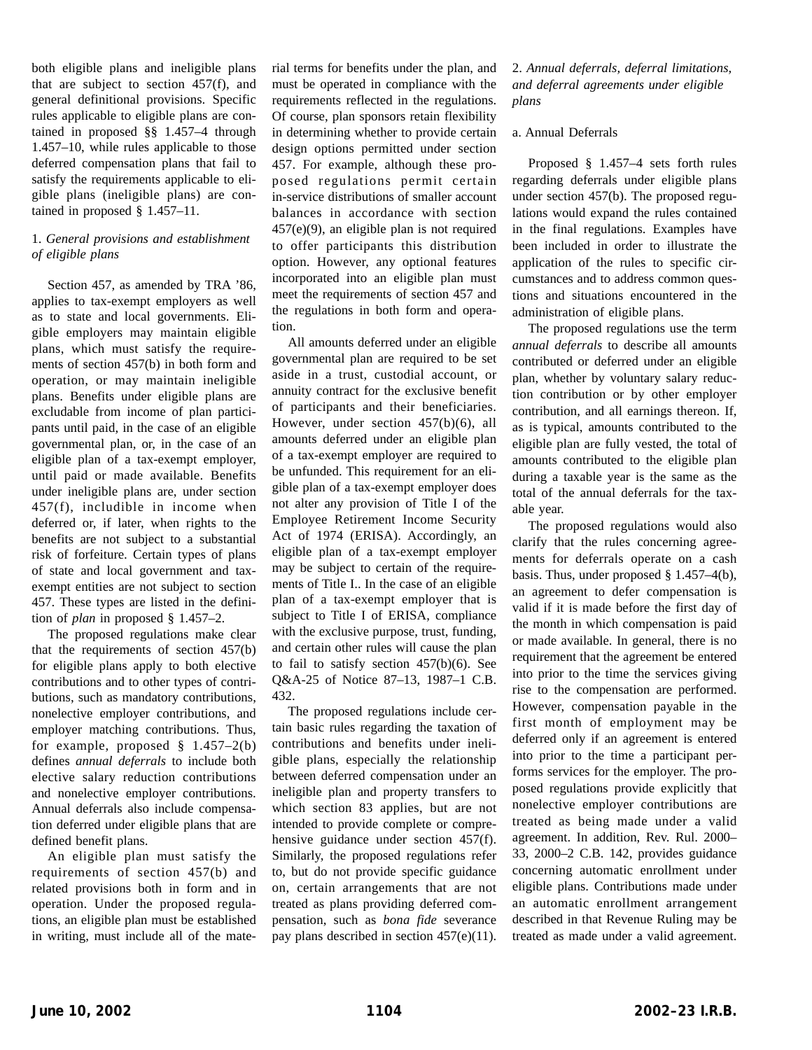both eligible plans and ineligible plans that are subject to section 457(f), and general definitional provisions. Specific rules applicable to eligible plans are contained in proposed §§ 1.457–4 through 1.457–10, while rules applicable to those deferred compensation plans that fail to satisfy the requirements applicable to eligible plans (ineligible plans) are contained in proposed § 1.457–11.

1. *General provisions and establishment of eligible plans*

Section 457, as amended by TRA '86, applies to tax-exempt employers as well as to state and local governments. Eligible employers may maintain eligible plans, which must satisfy the requirements of section 457(b) in both form and operation, or may maintain ineligible plans. Benefits under eligible plans are excludable from income of plan participants until paid, in the case of an eligible governmental plan, or, in the case of an eligible plan of a tax-exempt employer, until paid or made available. Benefits under ineligible plans are, under section 457(f), includible in income when deferred or, if later, when rights to the benefits are not subject to a substantial risk of forfeiture. Certain types of plans of state and local government and tax-exempt entities are not subject to section 457. These types are listed in the definition of *plan* in proposed § 1.457–2.

The proposed regulations make clear that the requirements of section 457(b) for eligible plans apply to both elective contributions and to other types of contributions, such as mandatory contributions, nonelective employer contributions, and employer matching contributions. Thus, for example, proposed § 1.457–2(b) defines *annual deferrals* to include both elective salary reduction contributions and nonelective employer contributions. Annual deferrals also include compensation deferred under eligible plans that are defined benefit plans.

An eligible plan must satisfy the requirements of section 457(b) and related provisions both in form and in operation. Under the proposed regulations, an eligible plan must be established in writing, must include all of the material terms for benefits under the plan, and must be operated in compliance with the requirements reflected in the regulations. Of course, plan sponsors retain flexibility in determining whether to provide certain design options permitted under section 457. For example, although these proposed regulations permit certain in-service distributions of smaller account balances in accordance with section 457(e)(9), an eligible plan is not required to offer participants this distribution option. However, any optional features incorporated into an eligible plan must meet the requirements of section 457 and the regulations in both form and operation.

All amounts deferred under an eligible governmental plan are required to be set aside in a trust, custodial account, or annuity contract for the exclusive benefit of participants and their beneficiaries. However, under section 457(b)(6), all amounts deferred under an eligible plan of a tax-exempt employer are required to be unfunded. This requirement for an eligible plan of a tax-exempt employer does not alter any provision of Title I of the Employee Retirement Income Security Act of 1974 (ERISA). Accordingly, an eligible plan of a tax-exempt employer may be subject to certain of the requirements of Title I.. In the case of an eligible plan of a tax-exempt employer that is subject to Title I of ERISA, compliance with the exclusive purpose, trust, funding, and certain other rules will cause the plan to fail to satisfy section 457(b)(6). See Q&A-25 of Notice 87–13, 1987–1 C.B. 432.

The proposed regulations include certain basic rules regarding the taxation of contributions and benefits under ineligible plans, especially the relationship between deferred compensation under an ineligible plan and property transfers to which section 83 applies, but are not intended to provide complete or comprehensive guidance under section 457(f). Similarly, the proposed regulations refer to, but do not provide specific guidance on, certain arrangements that are not treated as plans providing deferred compensation, such as *bona fide* severance pay plans described in section 457(e)(11).

2. *Annual deferrals, deferral limitations, and deferral agreements under eligible plans*

a. Annual Deferrals

Proposed § 1.457–4 sets forth rules regarding deferrals under eligible plans under section 457(b). The proposed regulations would expand the rules contained in the final regulations. Examples have been included in order to illustrate the application of the rules to specific circumstances and to address common questions and situations encountered in the administration of eligible plans.

The proposed regulations use the term *annual deferrals* to describe all amounts contributed or deferred under an eligible plan, whether by voluntary salary reduction contribution or by other employer contribution, and all earnings thereon. If, as is typical, amounts contributed to the eligible plan are fully vested, the total of amounts contributed to the eligible plan during a taxable year is the same as the total of the annual deferrals for the taxable year.

The proposed regulations would also clarify that the rules concerning agreements for deferrals operate on a cash basis. Thus, under proposed § 1.457–4(b), an agreement to defer compensation is valid if it is made before the first day of the month in which compensation is paid or made available. In general, there is no requirement that the agreement be entered into prior to the time the services giving rise to the compensation are performed. However, compensation payable in the first month of employment may be deferred only if an agreement is entered into prior to the time a participant performs services for the employer. The proposed regulations provide explicitly that nonelective employer contributions are treated as being made under a valid agreement. In addition, Rev. Rul. 2000–33, 2000–2 C.B. 142, provides guidance concerning automatic enrollment under eligible plans. Contributions made under an automatic enrollment arrangement described in that Revenue Ruling may be treated as made under a valid agreement.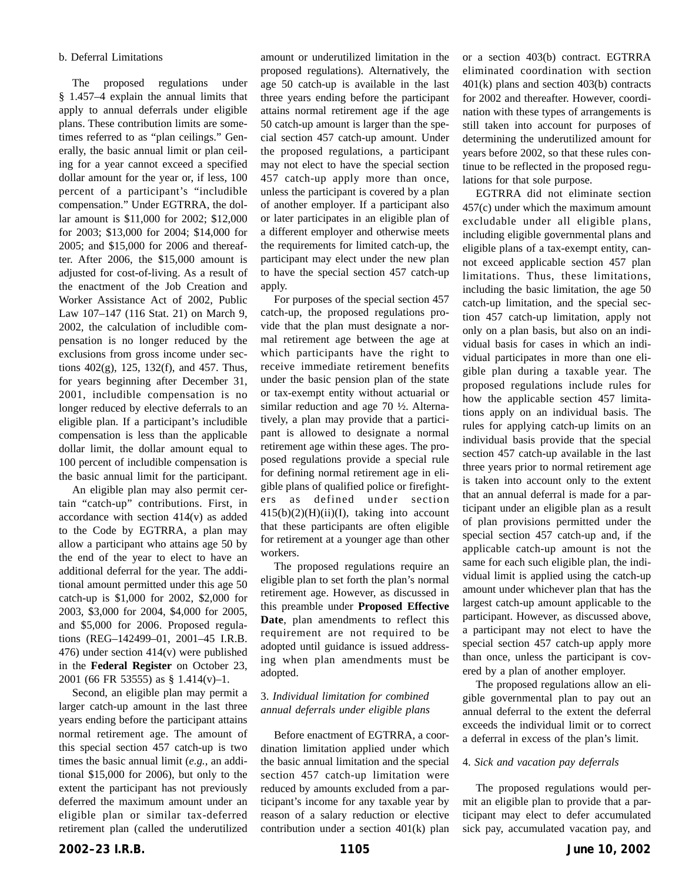b. Deferral Limitations

The proposed regulations under § 1.457–4 explain the annual limits that apply to annual deferrals under eligible plans. These contribution limits are sometimes referred to as "plan ceilings." Generally, the basic annual limit or plan ceiling for a year cannot exceed a specified dollar amount for the year or, if less, 100 percent of a participant's "includible compensation." Under EGTRRA, the dollar amount is $11,000 for 2002; $12,000 for 2003; $13,000 for 2004; $14,000 for 2005; and $15,000 for 2006 and thereafter. After 2006, the $15,000 amount is adjusted for cost-of-living. As a result of the enactment of the Job Creation and Worker Assistance Act of 2002, Public Law 107–147 (116 Stat. 21) on March 9, 2002, the calculation of includible compensation is no longer reduced by the exclusions from gross income under sections 402(g), 125, 132(f), and 457. Thus, for years beginning after December 31, 2001, includible compensation is no longer reduced by elective deferrals to an eligible plan. If a participant's includible compensation is less than the applicable dollar limit, the dollar amount equal to 100 percent of includible compensation is the basic annual limit for the participant.

An eligible plan may also permit certain "catch-up" contributions. First, in accordance with section 414(v) as added to the Code by EGTRRA, a plan may allow a participant who attains age 50 by the end of the year to elect to have an additional deferral for the year. The additional amount permitted under this age 50 catch-up is $1,000 for 2002, $2,000 for 2003, $3,000 for 2004, $4,000 for 2005, and $5,000 for 2006. Proposed regulations (REG–142499–01, 2001–45 I.R.B. 476) under section 414(v) were published in the **Federal Register** on October 23, 2001 (66 FR 53555) as § 1.414(v)–1.

Second, an eligible plan may permit a larger catch-up amount in the last three years ending before the participant attains normal retirement age. The amount of this special section 457 catch-up is two times the basic annual limit (*e.g.*, an additional $15,000 for 2006), but only to the extent the participant has not previously deferred the maximum amount under an eligible plan or similar tax-deferred retirement plan (called the underutilized amount or underutilized limitation in the proposed regulations). Alternatively, the age 50 catch-up is available in the last three years ending before the participant attains normal retirement age if the age 50 catch-up amount is larger than the special section 457 catch-up amount. Under the proposed regulations, a participant may not elect to have the special section 457 catch-up apply more than once, unless the participant is covered by a plan of another employer. If a participant also or later participates in an eligible plan of a different employer and otherwise meets the requirements for limited catch-up, the participant may elect under the new plan to have the special section 457 catch-up apply.

For purposes of the special section 457 catch-up, the proposed regulations provide that the plan must designate a normal retirement age between the age at which participants have the right to receive immediate retirement benefits under the basic pension plan of the state or tax-exempt entity without actuarial or similar reduction and age 70 ½. Alternatively, a plan may provide that a participant is allowed to designate a normal retirement age within these ages. The proposed regulations provide a special rule for defining normal retirement age in eligible plans of qualified police or firefighters as defined under section 415(b)(2)(H)(ii)(I), taking into account that these participants are often eligible for retirement at a younger age than other workers.

The proposed regulations require an eligible plan to set forth the plan's normal retirement age. However, as discussed in this preamble under **Proposed Effective Date**, plan amendments to reflect this requirement are not required to be adopted until guidance is issued addressing when plan amendments must be adopted.

3. *Individual limitation for combined annual deferrals under eligible plans*

Before enactment of EGTRRA, a coordination limitation applied under which the basic annual limitation and the special section 457 catch-up limitation were reduced by amounts excluded from a participant's income for any taxable year by reason of a salary reduction or elective contribution under a section 401(k) plan or a section 403(b) contract. EGTRRA eliminated coordination with section 401(k) plans and section 403(b) contracts for 2002 and thereafter. However, coordination with these types of arrangements is still taken into account for purposes of determining the underutilized amount for years before 2002, so that these rules continue to be reflected in the proposed regulations for that sole purpose.

EGTRRA did not eliminate section 457(c) under which the maximum amount excludable under all eligible plans, including eligible governmental plans and eligible plans of a tax-exempt entity, cannot exceed applicable section 457 plan limitations. Thus, these limitations, including the basic limitation, the age 50 catch-up limitation, and the special section 457 catch-up limitation, apply not only on a plan basis, but also on an individual basis for cases in which an individual participates in more than one eligible plan during a taxable year. The proposed regulations include rules for how the applicable section 457 limitations apply on an individual basis. The rules for applying catch-up limits on an individual basis provide that the special section 457 catch-up available in the last three years prior to normal retirement age is taken into account only to the extent that an annual deferral is made for a participant under an eligible plan as a result of plan provisions permitted under the special section 457 catch-up and, if the applicable catch-up amount is not the same for each such eligible plan, the individual limit is applied using the catch-up amount under whichever plan that has the largest catch-up amount applicable to the participant. However, as discussed above, a participant may not elect to have the special section 457 catch-up apply more than once, unless the participant is covered by a plan of another employer.

The proposed regulations allow an eligible governmental plan to pay out an annual deferral to the extent the deferral exceeds the individual limit or to correct a deferral in excess of the plan's limit.

4. *Sick and vacation pay deferrals*

The proposed regulations would permit an eligible plan to provide that a participant may elect to defer accumulated sick pay, accumulated vacation pay, and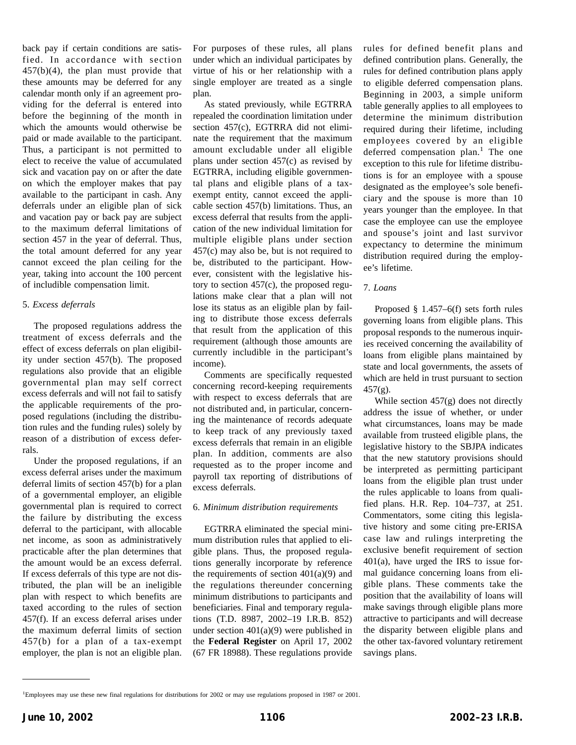back pay if certain conditions are satisfied. In accordance with section 457(b)(4), the plan must provide that these amounts may be deferred for any calendar month only if an agreement providing for the deferral is entered into before the beginning of the month in which the amounts would otherwise be paid or made available to the participant. Thus, a participant is not permitted to elect to receive the value of accumulated sick and vacation pay on or after the date on which the employer makes that pay available to the participant in cash. Any deferrals under an eligible plan of sick and vacation pay or back pay are subject to the maximum deferral limitations of section 457 in the year of deferral. Thus, the total amount deferred for any year cannot exceed the plan ceiling for the year, taking into account the 100 percent of includible compensation limit.

5. *Excess deferrals*

The proposed regulations address the treatment of excess deferrals and the effect of excess deferrals on plan eligibility under section 457(b). The proposed regulations also provide that an eligible governmental plan may self correct excess deferrals and will not fail to satisfy the applicable requirements of the proposed regulations (including the distribution rules and the funding rules) solely by reason of a distribution of excess deferrals.

Under the proposed regulations, if an excess deferral arises under the maximum deferral limits of section 457(b) for a plan of a governmental employer, an eligible governmental plan is required to correct the failure by distributing the excess deferral to the participant, with allocable net income, as soon as administratively practicable after the plan determines that the amount would be an excess deferral. If excess deferrals of this type are not distributed, the plan will be an ineligible plan with respect to which benefits are taxed according to the rules of section 457(f). If an excess deferral arises under the maximum deferral limits of section 457(b) for a plan of a tax-exempt employer, the plan is not an eligible plan. For purposes of these rules, all plans under which an individual participates by virtue of his or her relationship with a single employer are treated as a single plan.

As stated previously, while EGTRRA repealed the coordination limitation under section 457(c), EGTRRA did not eliminate the requirement that the maximum amount excludable under all eligible plans under section 457(c) as revised by EGTRRA, including eligible governmental plans and eligible plans of a tax-exempt entity, cannot exceed the applicable section 457(b) limitations. Thus, an excess deferral that results from the application of the new individual limitation for multiple eligible plans under section 457(c) may also be, but is not required to be, distributed to the participant. However, consistent with the legislative history to section 457(c), the proposed regulations make clear that a plan will not lose its status as an eligible plan by failing to distribute those excess deferrals that result from the application of this requirement (although those amounts are currently includible in the participant's income).

Comments are specifically requested concerning record-keeping requirements with respect to excess deferrals that are not distributed and, in particular, concerning the maintenance of records adequate to keep track of any previously taxed excess deferrals that remain in an eligible plan. In addition, comments are also requested as to the proper income and payroll tax reporting of distributions of excess deferrals.

6. *Minimum distribution requirements*

EGTRRA eliminated the special minimum distribution rules that applied to eligible plans. Thus, the proposed regulations generally incorporate by reference the requirements of section 401(a)(9) and the regulations thereunder concerning minimum distributions to participants and beneficiaries. Final and temporary regulations (T.D. 8987, 2002–19 I.R.B. 852) under section 401(a)(9) were published in the **Federal Register** on April 17, 2002 (67 FR 18988). These regulations provide rules for defined benefit plans and defined contribution plans. Generally, the rules for defined contribution plans apply to eligible deferred compensation plans. Beginning in 2003, a simple uniform table generally applies to all employees to determine the minimum distribution required during their lifetime, including employees covered by an eligible deferred compensation plan.[1] The one exception to this rule for lifetime distributions is for an employee with a spouse designated as the employee's sole beneficiary and the spouse is more than 10 years younger than the employee. In that case the employee can use the employee and spouse's joint and last survivor expectancy to determine the minimum distribution required during the employee's lifetime.

7. *Loans*

Proposed § 1.457–6(f) sets forth rules governing loans from eligible plans. This proposal responds to the numerous inquiries received concerning the availability of loans from eligible plans maintained by state and local governments, the assets of which are held in trust pursuant to section 457(g).

While section 457(g) does not directly address the issue of whether, or under what circumstances, loans may be made available from trusteed eligible plans, the legislative history to the SBJPA indicates that the new statutory provisions should be interpreted as permitting participant loans from the eligible plan trust under the rules applicable to loans from qualified plans. H.R. Rep. 104–737, at 251. Commentators, some citing this legislative history and some citing pre-ERISA case law and rulings interpreting the exclusive benefit requirement of section 401(a), have urged the IRS to issue formal guidance concerning loans from eligible plans. These comments take the position that the availability of loans will make savings through eligible plans more attractive to participants and will decrease the disparity between eligible plans and the other tax-favored voluntary retirement savings plans.

---

[1]Employees may use these new final regulations for distributions for 2002 or may use regulations proposed in 1987 or 2001.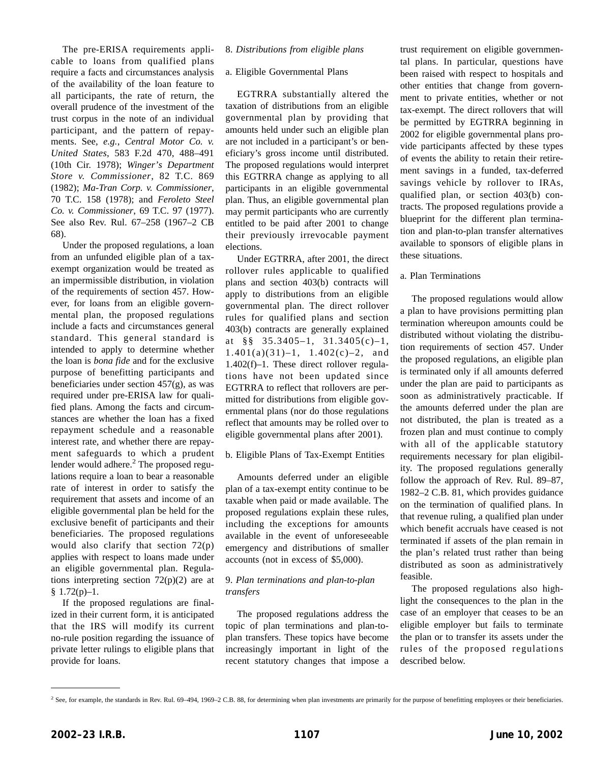The pre-ERISA requirements applicable to loans from qualified plans require a facts and circumstances analysis of the availability of the loan feature to all participants, the rate of return, the overall prudence of the investment of the trust corpus in the note of an individual participant, and the pattern of repayments. See, *e.g.*, *Central Motor Co. v. United States*, 583 F.2d 470, 488–491 (10th Cir. 1978); *Winger's Department Store v. Commissioner*, 82 T.C. 869 (1982); *Ma-Tran Corp. v. Commissioner*, 70 T.C. 158 (1978); and *Feroleto Steel Co. v. Commissioner*, 69 T.C. 97 (1977). See also Rev. Rul. 67–258 (1967–2 CB 68).

Under the proposed regulations, a loan from an unfunded eligible plan of a tax-exempt organization would be treated as an impermissible distribution, in violation of the requirements of section 457. However, for loans from an eligible governmental plan, the proposed regulations include a facts and circumstances general standard. This general standard is intended to apply to determine whether the loan is *bona fide* and for the exclusive purpose of benefitting participants and beneficiaries under section 457(g), as was required under pre-ERISA law for qualified plans. Among the facts and circumstances are whether the loan has a fixed repayment schedule and a reasonable interest rate, and whether there are repayment safeguards to which a prudent lender would adhere.[2] The proposed regulations require a loan to bear a reasonable rate of interest in order to satisfy the requirement that assets and income of an eligible governmental plan be held for the exclusive benefit of participants and their beneficiaries. The proposed regulations would also clarify that section 72(p) applies with respect to loans made under an eligible governmental plan. Regulations interpreting section 72(p)(2) are at § 1.72(p)–1.

If the proposed regulations are finalized in their current form, it is anticipated that the IRS will modify its current no-rule position regarding the issuance of private letter rulings to eligible plans that provide for loans.

8. *Distributions from eligible plans*

a. Eligible Governmental Plans

EGTRRA substantially altered the taxation of distributions from an eligible governmental plan by providing that amounts held under such an eligible plan are not included in a participant's or beneficiary's gross income until distributed. The proposed regulations would interpret this EGTRRA change as applying to all participants in an eligible governmental plan. Thus, an eligible governmental plan may permit participants who are currently entitled to be paid after 2001 to change their previously irrevocable payment elections.

Under EGTRRA, after 2001, the direct rollover rules applicable to qualified plans and section 403(b) contracts will apply to distributions from an eligible governmental plan. The direct rollover rules for qualified plans and section 403(b) contracts are generally explained at §§ 35.3405–1, 31.3405(c)–1, 1.401(a)(31)–1, 1.402(c)–2, and 1.402(f)–1. These direct rollover regulations have not been updated since EGTRRA to reflect that rollovers are permitted for distributions from eligible governmental plans (nor do those regulations reflect that amounts may be rolled over to eligible governmental plans after 2001).

b. Eligible Plans of Tax-Exempt Entities

Amounts deferred under an eligible plan of a tax-exempt entity continue to be taxable when paid or made available. The proposed regulations explain these rules, including the exceptions for amounts available in the event of unforeseeable emergency and distributions of smaller accounts (not in excess of $5,000).

9. *Plan terminations and plan-to-plan transfers*

The proposed regulations address the topic of plan terminations and plan-to-plan transfers. These topics have become increasingly important in light of the recent statutory changes that impose a trust requirement on eligible governmental plans. In particular, questions have been raised with respect to hospitals and other entities that change from government to private entities, whether or not tax-exempt. The direct rollovers that will be permitted by EGTRRA beginning in 2002 for eligible governmental plans provide participants affected by these types of events the ability to retain their retirement savings in a funded, tax-deferred savings vehicle by rollover to IRAs, qualified plan, or section 403(b) contracts. The proposed regulations provide a blueprint for the different plan termination and plan-to-plan transfer alternatives available to sponsors of eligible plans in these situations.

a. Plan Terminations

The proposed regulations would allow a plan to have provisions permitting plan termination whereupon amounts could be distributed without violating the distribution requirements of section 457. Under the proposed regulations, an eligible plan is terminated only if all amounts deferred under the plan are paid to participants as soon as administratively practicable. If the amounts deferred under the plan are not distributed, the plan is treated as a frozen plan and must continue to comply with all of the applicable statutory requirements necessary for plan eligibility. The proposed regulations generally follow the approach of Rev. Rul. 89–87, 1982–2 C.B. 81, which provides guidance on the termination of qualified plans. In that revenue ruling, a qualified plan under which benefit accruals have ceased is not terminated if assets of the plan remain in the plan's related trust rather than being distributed as soon as administratively feasible.

The proposed regulations also highlight the consequences to the plan in the case of an employer that ceases to be an eligible employer but fails to terminate the plan or to transfer its assets under the rules of the proposed regulations described below.

[2] See, for example, the standards in Rev. Rul. 69–494, 1969–2 C.B. 88, for determining when plan investments are primarily for the purpose of benefitting employees or their beneficiaries.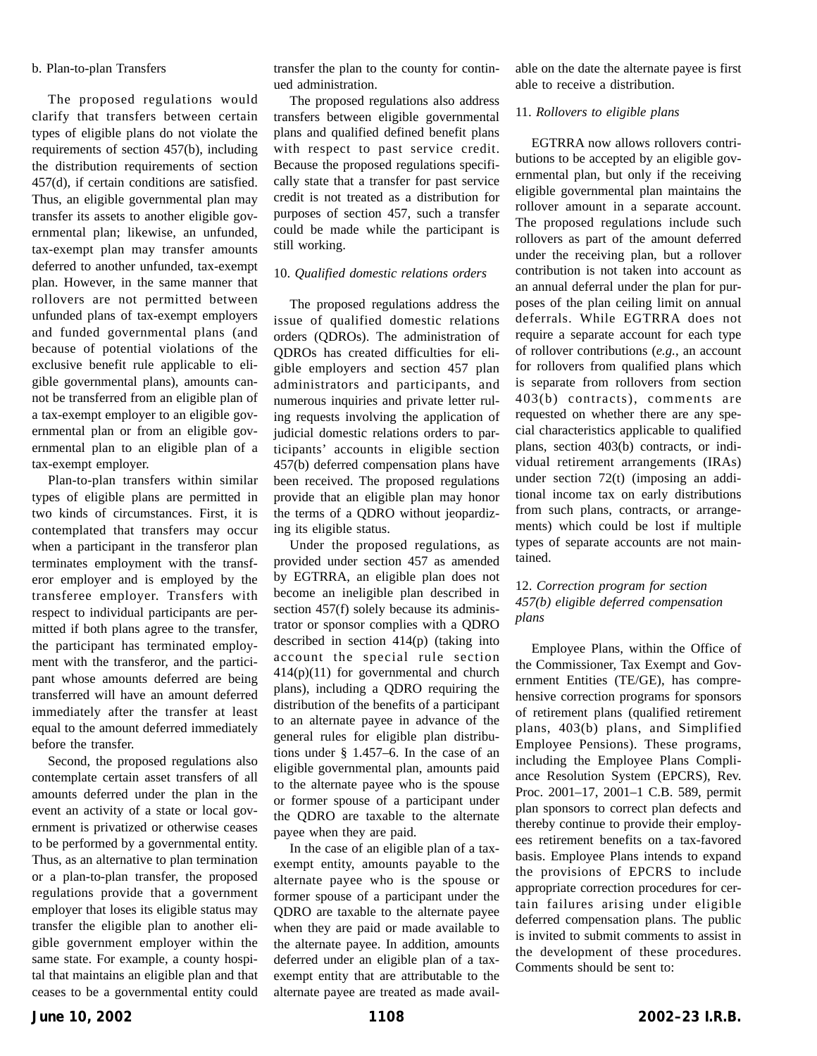b. Plan-to-plan Transfers

The proposed regulations would clarify that transfers between certain types of eligible plans do not violate the requirements of section 457(b), including the distribution requirements of section 457(d), if certain conditions are satisfied. Thus, an eligible governmental plan may transfer its assets to another eligible governmental plan; likewise, an unfunded, tax-exempt plan may transfer amounts deferred to another unfunded, tax-exempt plan. However, in the same manner that rollovers are not permitted between unfunded plans of tax-exempt employers and funded governmental plans (and because of potential violations of the exclusive benefit rule applicable to eligible governmental plans), amounts cannot be transferred from an eligible plan of a tax-exempt employer to an eligible governmental plan or from an eligible governmental plan to an eligible plan of a tax-exempt employer.

Plan-to-plan transfers within similar types of eligible plans are permitted in two kinds of circumstances. First, it is contemplated that transfers may occur when a participant in the transferor plan terminates employment with the transferor employer and is employed by the transferee employer. Transfers with respect to individual participants are permitted if both plans agree to the transfer, the participant has terminated employment with the transferor, and the participant whose amounts deferred are being transferred will have an amount deferred immediately after the transfer at least equal to the amount deferred immediately before the transfer.

Second, the proposed regulations also contemplate certain asset transfers of all amounts deferred under the plan in the event an activity of a state or local government is privatized or otherwise ceases to be performed by a governmental entity. Thus, as an alternative to plan termination or a plan-to-plan transfer, the proposed regulations provide that a government employer that loses its eligible status may transfer the eligible plan to another eligible government employer within the same state. For example, a county hospital that maintains an eligible plan and that ceases to be a governmental entity could transfer the plan to the county for continued administration.

The proposed regulations also address transfers between eligible governmental plans and qualified defined benefit plans with respect to past service credit. Because the proposed regulations specifically state that a transfer for past service credit is not treated as a distribution for purposes of section 457, such a transfer could be made while the participant is still working.

10. *Qualified domestic relations orders*

The proposed regulations address the issue of qualified domestic relations orders (QDROs). The administration of QDROs has created difficulties for eligible employers and section 457 plan administrators and participants, and numerous inquiries and private letter ruling requests involving the application of judicial domestic relations orders to participants' accounts in eligible section 457(b) deferred compensation plans have been received. The proposed regulations provide that an eligible plan may honor the terms of a QDRO without jeopardizing its eligible status.

Under the proposed regulations, as provided under section 457 as amended by EGTRRA, an eligible plan does not become an ineligible plan described in section 457(f) solely because its administrator or sponsor complies with a QDRO described in section 414(p) (taking into account the special rule section 414(p)(11) for governmental and church plans), including a QDRO requiring the distribution of the benefits of a participant to an alternate payee in advance of the general rules for eligible plan distributions under § 1.457–6. In the case of an eligible governmental plan, amounts paid to the alternate payee who is the spouse or former spouse of a participant under the QDRO are taxable to the alternate payee when they are paid.

In the case of an eligible plan of a tax-exempt entity, amounts payable to the alternate payee who is the spouse or former spouse of a participant under the QDRO are taxable to the alternate payee when they are paid or made available to the alternate payee. In addition, amounts deferred under an eligible plan of a tax-exempt entity that are attributable to the alternate payee are treated as made available on the date the alternate payee is first able to receive a distribution.

11. *Rollovers to eligible plans*

EGTRRA now allows rollovers contributions to be accepted by an eligible governmental plan, but only if the receiving eligible governmental plan maintains the rollover amount in a separate account. The proposed regulations include such rollovers as part of the amount deferred under the receiving plan, but a rollover contribution is not taken into account as an annual deferral under the plan for purposes of the plan ceiling limit on annual deferrals. While EGTRRA does not require a separate account for each type of rollover contributions (*e.g.*, an account for rollovers from qualified plans which is separate from rollovers from section 403(b) contracts), comments are requested on whether there are any special characteristics applicable to qualified plans, section 403(b) contracts, or individual retirement arrangements (IRAs) under section 72(t) (imposing an additional income tax on early distributions from such plans, contracts, or arrangements) which could be lost if multiple types of separate accounts are not maintained.

12. *Correction program for section 457(b) eligible deferred compensation plans*

Employee Plans, within the Office of the Commissioner, Tax Exempt and Government Entities (TE/GE), has comprehensive correction programs for sponsors of retirement plans (qualified retirement plans, 403(b) plans, and Simplified Employee Pensions). These programs, including the Employee Plans Compliance Resolution System (EPCRS), Rev. Proc. 2001–17, 2001–1 C.B. 589, permit plan sponsors to correct plan defects and thereby continue to provide their employees retirement benefits on a tax-favored basis. Employee Plans intends to expand the provisions of EPCRS to include appropriate correction procedures for certain failures arising under eligible deferred compensation plans. The public is invited to submit comments to assist in the development of these procedures. Comments should be sent to: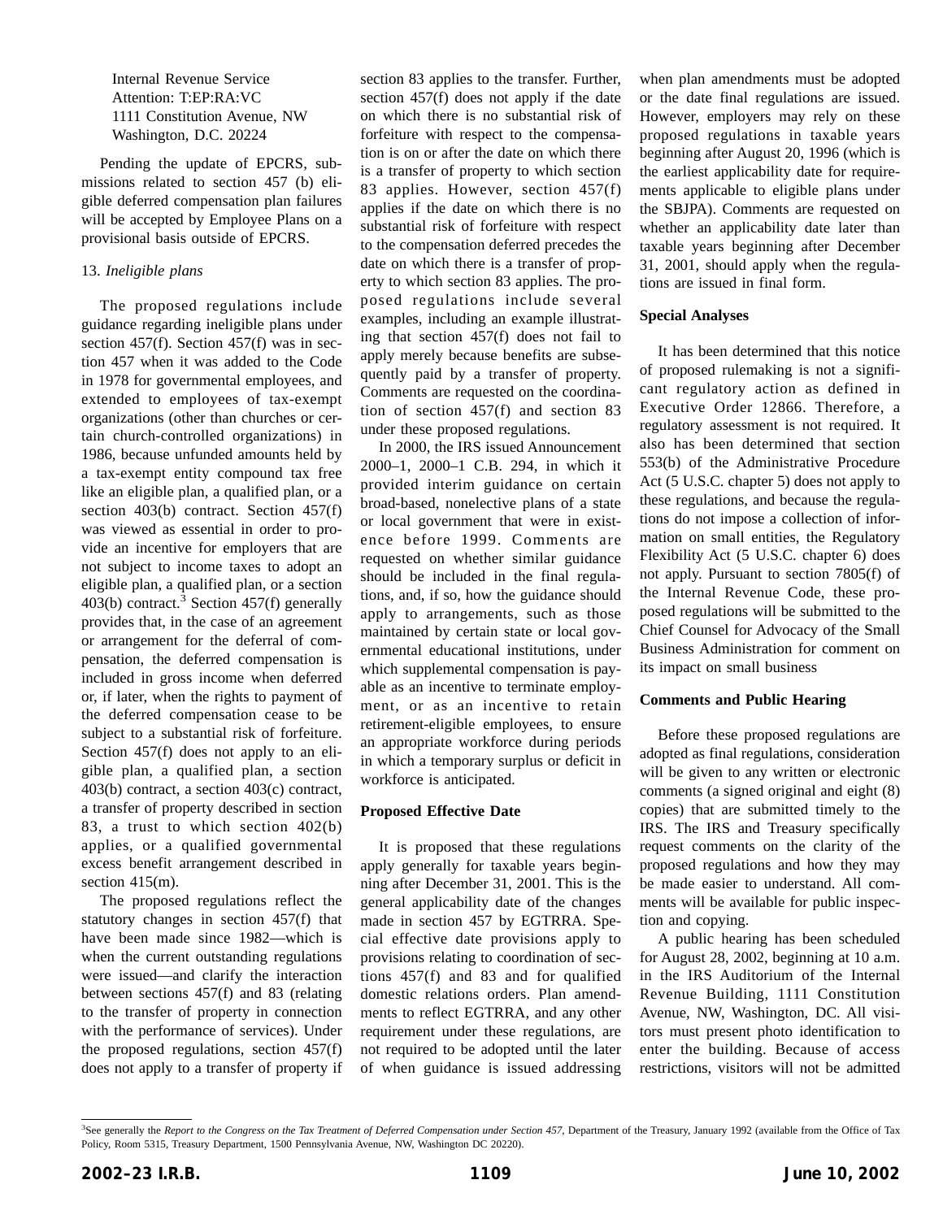Internal Revenue Service
Attention: T:EP:RA:VC
1111 Constitution Avenue, NW
Washington, D.C. 20224

Pending the update of EPCRS, submissions related to section 457 (b) eligible deferred compensation plan failures will be accepted by Employee Plans on a provisional basis outside of EPCRS.

13. *Ineligible plans*

The proposed regulations include guidance regarding ineligible plans under section 457(f). Section 457(f) was in section 457 when it was added to the Code in 1978 for governmental employees, and extended to employees of tax-exempt organizations (other than churches or certain church-controlled organizations) in 1986, because unfunded amounts held by a tax-exempt entity compound tax free like an eligible plan, a qualified plan, or a section 403(b) contract. Section 457(f) was viewed as essential in order to provide an incentive for employers that are not subject to income taxes to adopt an eligible plan, a qualified plan, or a section 403(b) contract.[3] Section 457(f) generally provides that, in the case of an agreement or arrangement for the deferral of compensation, the deferred compensation is included in gross income when deferred or, if later, when the rights to payment of the deferred compensation cease to be subject to a substantial risk of forfeiture. Section 457(f) does not apply to an eligible plan, a qualified plan, a section 403(b) contract, a section 403(c) contract, a transfer of property described in section 83, a trust to which section 402(b) applies, or a qualified governmental excess benefit arrangement described in section 415(m).

The proposed regulations reflect the statutory changes in section 457(f) that have been made since 1982—which is when the current outstanding regulations were issued—and clarify the interaction between sections 457(f) and 83 (relating to the transfer of property in connection with the performance of services). Under the proposed regulations, section 457(f) does not apply to a transfer of property if section 83 applies to the transfer. Further, section 457(f) does not apply if the date on which there is no substantial risk of forfeiture with respect to the compensation is on or after the date on which there is a transfer of property to which section 83 applies. However, section 457(f) applies if the date on which there is no substantial risk of forfeiture with respect to the compensation deferred precedes the date on which there is a transfer of property to which section 83 applies. The proposed regulations include several examples, including an example illustrating that section 457(f) does not fail to apply merely because benefits are subsequently paid by a transfer of property. Comments are requested on the coordination of section 457(f) and section 83 under these proposed regulations.

In 2000, the IRS issued Announcement 2000–1, 2000–1 C.B. 294, in which it provided interim guidance on certain broad-based, nonelective plans of a state or local government that were in existence before 1999. Comments are requested on whether similar guidance should be included in the final regulations, and, if so, how the guidance should apply to arrangements, such as those maintained by certain state or local governmental educational institutions, under which supplemental compensation is payable as an incentive to terminate employment, or as an incentive to retain retirement-eligible employees, to ensure an appropriate workforce during periods in which a temporary surplus or deficit in workforce is anticipated.

**Proposed Effective Date**

It is proposed that these regulations apply generally for taxable years beginning after December 31, 2001. This is the general applicability date of the changes made in section 457 by EGTRRA. Special effective date provisions apply to provisions relating to coordination of sections 457(f) and 83 and for qualified domestic relations orders. Plan amendments to reflect EGTRRA, and any other requirement under these regulations, are not required to be adopted until the later of when guidance is issued addressing when plan amendments must be adopted or the date final regulations are issued. However, employers may rely on these proposed regulations in taxable years beginning after August 20, 1996 (which is the earliest applicability date for requirements applicable to eligible plans under the SBJPA). Comments are requested on whether an applicability date later than taxable years beginning after December 31, 2001, should apply when the regulations are issued in final form.

**Special Analyses**

It has been determined that this notice of proposed rulemaking is not a significant regulatory action as defined in Executive Order 12866. Therefore, a regulatory assessment is not required. It also has been determined that section 553(b) of the Administrative Procedure Act (5 U.S.C. chapter 5) does not apply to these regulations, and because the regulations do not impose a collection of information on small entities, the Regulatory Flexibility Act (5 U.S.C. chapter 6) does not apply. Pursuant to section 7805(f) of the Internal Revenue Code, these proposed regulations will be submitted to the Chief Counsel for Advocacy of the Small Business Administration for comment on its impact on small business

**Comments and Public Hearing**

Before these proposed regulations are adopted as final regulations, consideration will be given to any written or electronic comments (a signed original and eight (8) copies) that are submitted timely to the IRS. The IRS and Treasury specifically request comments on the clarity of the proposed regulations and how they may be made easier to understand. All comments will be available for public inspection and copying.

A public hearing has been scheduled for August 28, 2002, beginning at 10 a.m. in the IRS Auditorium of the Internal Revenue Building, 1111 Constitution Avenue, NW, Washington, DC. All visitors must present photo identification to enter the building. Because of access restrictions, visitors will not be admitted

---

[3] See generally the *Report to the Congress on the Tax Treatment of Deferred Compensation under Section 457*, Department of the Treasury, January 1992 (available from the Office of Tax Policy, Room 5315, Treasury Department, 1500 Pennsylvania Avenue, NW, Washington DC 20220).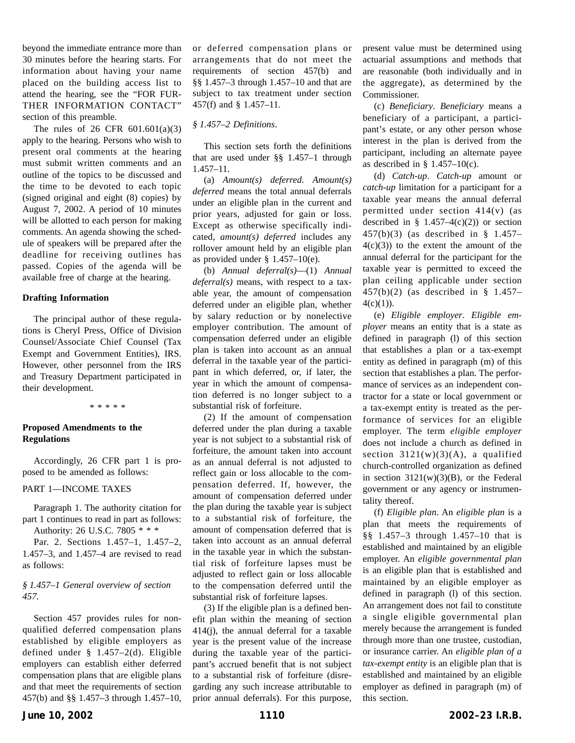beyond the immediate entrance more than 30 minutes before the hearing starts. For information about having your name placed on the building access list to attend the hearing, see the "FOR FURTHER INFORMATION CONTACT" section of this preamble.

The rules of 26 CFR 601.601(a)(3) apply to the hearing. Persons who wish to present oral comments at the hearing must submit written comments and an outline of the topics to be discussed and the time to be devoted to each topic (signed original and eight (8) copies) by August 7, 2002. A period of 10 minutes will be allotted to each person for making comments. An agenda showing the schedule of speakers will be prepared after the deadline for receiving outlines has passed. Copies of the agenda will be available free of charge at the hearing.

**Drafting Information**

The principal author of these regulations is Cheryl Press, Office of Division Counsel/Associate Chief Counsel (Tax Exempt and Government Entities), IRS. However, other personnel from the IRS and Treasury Department participated in their development.

\* \* \* \* \*

**Proposed Amendments to the Regulations**

Accordingly, 26 CFR part 1 is proposed to be amended as follows:

PART 1—INCOME TAXES

Paragraph 1. The authority citation for part 1 continues to read in part as follows:

Authority: 26 U.S.C. 7805 \* \* \*

Par. 2. Sections 1.457–1, 1.457–2, 1.457–3, and 1.457–4 are revised to read as follows:

*§ 1.457–1 General overview of section 457.*

Section 457 provides rules for nonqualified deferred compensation plans established by eligible employers as defined under § 1.457–2(d). Eligible employers can establish either deferred compensation plans that are eligible plans and that meet the requirements of section 457(b) and §§ 1.457–3 through 1.457–10, or deferred compensation plans or arrangements that do not meet the requirements of section 457(b) and §§ 1.457–3 through 1.457–10 and that are subject to tax treatment under section 457(f) and § 1.457–11.

*§ 1.457–2 Definitions.*

This section sets forth the definitions that are used under §§ 1.457–1 through 1.457–11.

(a) *Amount(s) deferred. Amount(s) deferred* means the total annual deferrals under an eligible plan in the current and prior years, adjusted for gain or loss. Except as otherwise specifically indicated, *amount(s) deferred* includes any rollover amount held by an eligible plan as provided under § 1.457–10(e).

(b) *Annual deferral(s)*—(1) *Annual deferral(s)* means, with respect to a taxable year, the amount of compensation deferred under an eligible plan, whether by salary reduction or by nonelective employer contribution. The amount of compensation deferred under an eligible plan is taken into account as an annual deferral in the taxable year of the participant in which deferred, or, if later, the year in which the amount of compensation deferred is no longer subject to a substantial risk of forfeiture.

(2) If the amount of compensation deferred under the plan during a taxable year is not subject to a substantial risk of forfeiture, the amount taken into account as an annual deferral is not adjusted to reflect gain or loss allocable to the compensation deferred. If, however, the amount of compensation deferred under the plan during the taxable year is subject to a substantial risk of forfeiture, the amount of compensation deferred that is taken into account as an annual deferral in the taxable year in which the substantial risk of forfeiture lapses must be adjusted to reflect gain or loss allocable to the compensation deferred until the substantial risk of forfeiture lapses.

(3) If the eligible plan is a defined benefit plan within the meaning of section 414(j), the annual deferral for a taxable year is the present value of the increase during the taxable year of the participant's accrued benefit that is not subject to a substantial risk of forfeiture (disregarding any such increase attributable to prior annual deferrals). For this purpose, present value must be determined using actuarial assumptions and methods that are reasonable (both individually and in the aggregate), as determined by the Commissioner.

(c) *Beneficiary*. *Beneficiary* means a beneficiary of a participant, a participant's estate, or any other person whose interest in the plan is derived from the participant, including an alternate payee as described in § 1.457–10(c).

(d) *Catch-up*. *Catch-up* amount or *catch-up* limitation for a participant for a taxable year means the annual deferral permitted under section 414(v) (as described in § 1.457–4(c)(2)) or section 457(b)(3) (as described in § 1.457–4(c)(3)) to the extent the amount of the annual deferral for the participant for the taxable year is permitted to exceed the plan ceiling applicable under section 457(b)(2) (as described in § 1.457–4(c)(1)).

(e) *Eligible employer*. *Eligible employer* means an entity that is a state as defined in paragraph (l) of this section that establishes a plan or a tax-exempt entity as defined in paragraph (m) of this section that establishes a plan. The performance of services as an independent contractor for a state or local government or a tax-exempt entity is treated as the performance of services for an eligible employer. The term *eligible employer* does not include a church as defined in section 3121(w)(3)(A), a qualified church-controlled organization as defined in section 3121(w)(3)(B), or the Federal government or any agency or instrumentality thereof.

(f) *Eligible plan*. An *eligible plan* is a plan that meets the requirements of §§ 1.457–3 through 1.457–10 that is established and maintained by an eligible employer. An *eligible governmental plan* is an eligible plan that is established and maintained by an eligible employer as defined in paragraph (l) of this section. An arrangement does not fail to constitute a single eligible governmental plan merely because the arrangement is funded through more than one trustee, custodian, or insurance carrier. An *eligible plan of a tax-exempt entity* is an eligible plan that is established and maintained by an eligible employer as defined in paragraph (m) of this section.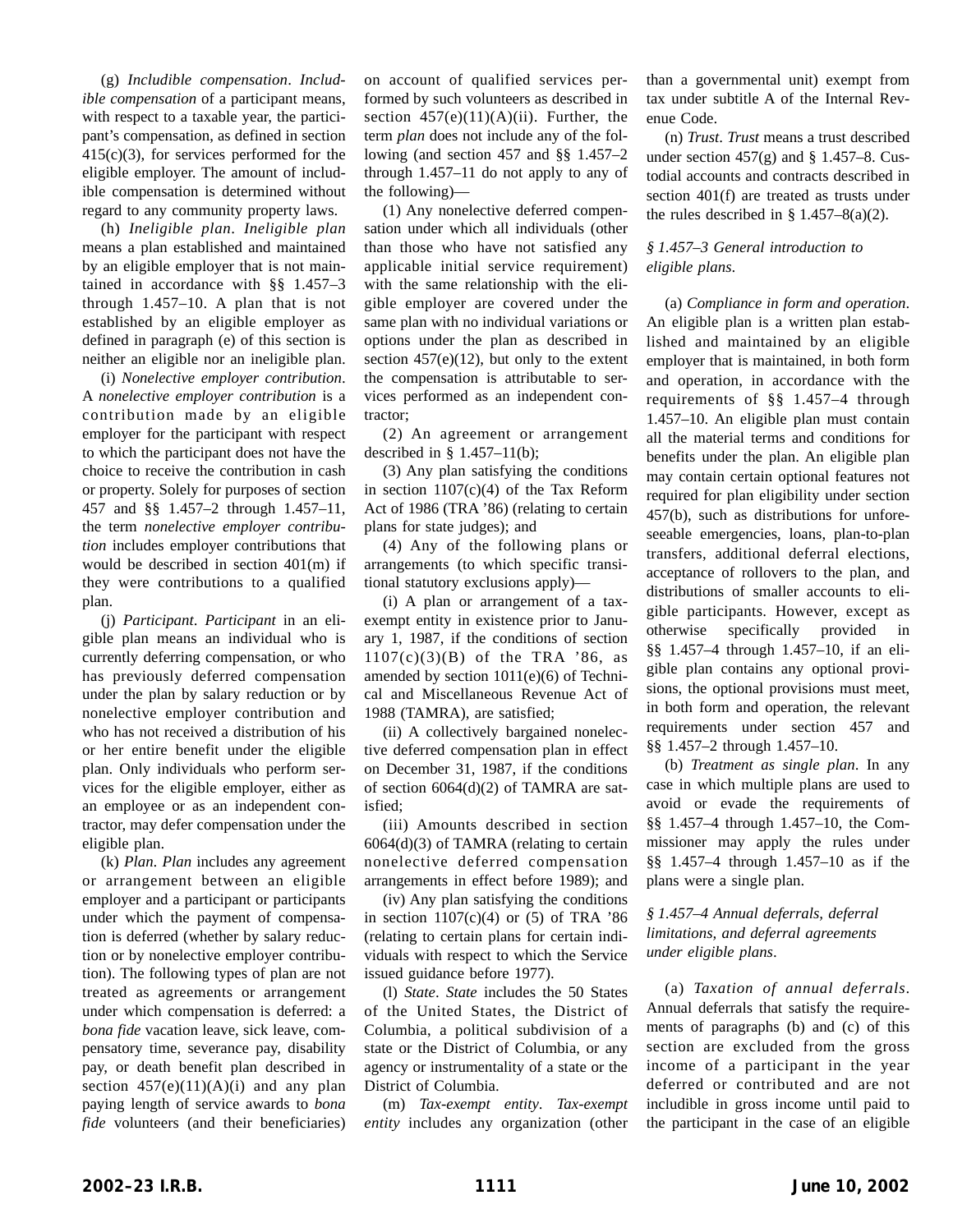(g) *Includible compensation*. *Includible compensation* of a participant means, with respect to a taxable year, the participant's compensation, as defined in section 415(c)(3), for services performed for the eligible employer. The amount of includible compensation is determined without regard to any community property laws.

(h) *Ineligible plan*. *Ineligible plan* means a plan established and maintained by an eligible employer that is not maintained in accordance with §§ 1.457–3 through 1.457–10. A plan that is not established by an eligible employer as defined in paragraph (e) of this section is neither an eligible nor an ineligible plan.

(i) *Nonelective employer contribution*. A *nonelective employer contribution* is a contribution made by an eligible employer for the participant with respect to which the participant does not have the choice to receive the contribution in cash or property. Solely for purposes of section 457 and §§ 1.457–2 through 1.457–11, the term *nonelective employer contribution* includes employer contributions that would be described in section 401(m) if they were contributions to a qualified plan.

(j) *Participant*. *Participant* in an eligible plan means an individual who is currently deferring compensation, or who has previously deferred compensation under the plan by salary reduction or by nonelective employer contribution and who has not received a distribution of his or her entire benefit under the eligible plan. Only individuals who perform services for the eligible employer, either as an employee or as an independent contractor, may defer compensation under the eligible plan.

(k) *Plan*. *Plan* includes any agreement or arrangement between an eligible employer and a participant or participants under which the payment of compensation is deferred (whether by salary reduction or by nonelective employer contribution). The following types of plan are not treated as agreements or arrangement under which compensation is deferred: a *bona fide* vacation leave, sick leave, compensatory time, severance pay, disability pay, or death benefit plan described in section 457(e)(11)(A)(i) and any plan paying length of service awards to *bona fide* volunteers (and their beneficiaries) on account of qualified services performed by such volunteers as described in section 457(e)(11)(A)(ii). Further, the term *plan* does not include any of the following (and section 457 and §§ 1.457–2 through 1.457–11 do not apply to any of the following)—

(1) Any nonelective deferred compensation under which all individuals (other than those who have not satisfied any applicable initial service requirement) with the same relationship with the eligible employer are covered under the same plan with no individual variations or options under the plan as described in section 457(e)(12), but only to the extent the compensation is attributable to services performed as an independent contractor;

(2) An agreement or arrangement described in § 1.457–11(b);

(3) Any plan satisfying the conditions in section 1107(c)(4) of the Tax Reform Act of 1986 (TRA '86) (relating to certain plans for state judges); and

(4) Any of the following plans or arrangements (to which specific transitional statutory exclusions apply)—

(i) A plan or arrangement of a tax-exempt entity in existence prior to January 1, 1987, if the conditions of section 1107(c)(3)(B) of the TRA '86, as amended by section 1011(e)(6) of Technical and Miscellaneous Revenue Act of 1988 (TAMRA), are satisfied;

(ii) A collectively bargained nonelective deferred compensation plan in effect on December 31, 1987, if the conditions of section 6064(d)(2) of TAMRA are satisfied;

(iii) Amounts described in section 6064(d)(3) of TAMRA (relating to certain nonelective deferred compensation arrangements in effect before 1989); and

(iv) Any plan satisfying the conditions in section 1107(c)(4) or (5) of TRA '86 (relating to certain plans for certain individuals with respect to which the Service issued guidance before 1977).

(l) *State*. *State* includes the 50 States of the United States, the District of Columbia, a political subdivision of a state or the District of Columbia, or any agency or instrumentality of a state or the District of Columbia.

(m) *Tax-exempt entity*. *Tax-exempt entity* includes any organization (other than a governmental unit) exempt from tax under subtitle A of the Internal Revenue Code.

(n) *Trust*. *Trust* means a trust described under section 457(g) and § 1.457–8. Custodial accounts and contracts described in section 401(f) are treated as trusts under the rules described in § 1.457–8(a)(2).

*§ 1.457–3 General introduction to eligible plans.*

(a) *Compliance in form and operation*. An eligible plan is a written plan established and maintained by an eligible employer that is maintained, in both form and operation, in accordance with the requirements of §§ 1.457–4 through 1.457–10. An eligible plan must contain all the material terms and conditions for benefits under the plan. An eligible plan may contain certain optional features not required for plan eligibility under section 457(b), such as distributions for unforeseeable emergencies, loans, plan-to-plan transfers, additional deferral elections, acceptance of rollovers to the plan, and distributions of smaller accounts to eligible participants. However, except as otherwise specifically provided in §§ 1.457–4 through 1.457–10, if an eligible plan contains any optional provisions, the optional provisions must meet, in both form and operation, the relevant requirements under section 457 and §§ 1.457–2 through 1.457–10.

(b) *Treatment as single plan*. In any case in which multiple plans are used to avoid or evade the requirements of §§ 1.457–4 through 1.457–10, the Commissioner may apply the rules under §§ 1.457–4 through 1.457–10 as if the plans were a single plan.

*§ 1.457–4 Annual deferrals, deferral limitations, and deferral agreements under eligible plans.*

(a) *Taxation of annual deferrals*. Annual deferrals that satisfy the requirements of paragraphs (b) and (c) of this section are excluded from the gross income of a participant in the year deferred or contributed and are not includible in gross income until paid to the participant in the case of an eligible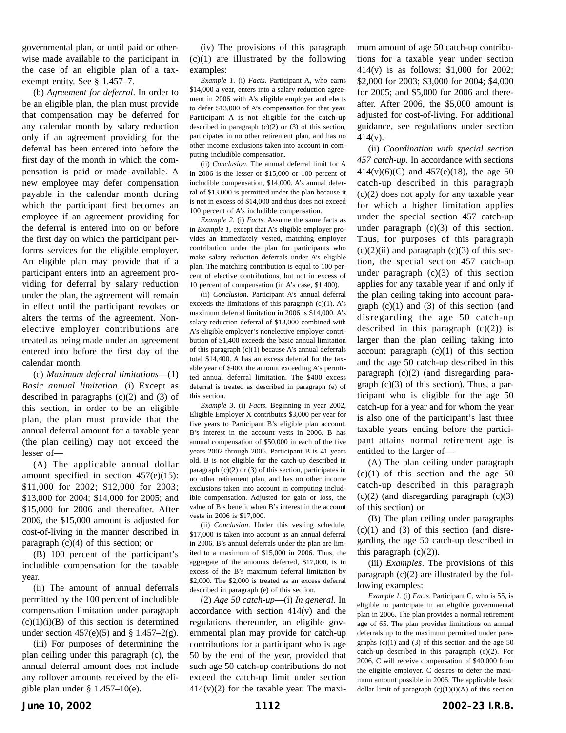governmental plan, or until paid or otherwise made available to the participant in the case of an eligible plan of a tax-exempt entity. See § 1.457–7.

(b) *Agreement for deferral*. In order to be an eligible plan, the plan must provide that compensation may be deferred for any calendar month by salary reduction only if an agreement providing for the deferral has been entered into before the first day of the month in which the compensation is paid or made available. A new employee may defer compensation payable in the calendar month during which the participant first becomes an employee if an agreement providing for the deferral is entered into on or before the first day on which the participant performs services for the eligible employer. An eligible plan may provide that if a participant enters into an agreement providing for deferral by salary reduction under the plan, the agreement will remain in effect until the participant revokes or alters the terms of the agreement. Nonelective employer contributions are treated as being made under an agreement entered into before the first day of the calendar month.

(c) *Maximum deferral limitations*—(1) *Basic annual limitation*. (i) Except as described in paragraphs (c)(2) and (3) of this section, in order to be an eligible plan, the plan must provide that the annual deferral amount for a taxable year (the plan ceiling) may not exceed the lesser of—

(A) The applicable annual dollar amount specified in section 457(e)(15): $11,000 for 2002; $12,000 for 2003; $13,000 for 2004; $14,000 for 2005; and $15,000 for 2006 and thereafter. After 2006, the $15,000 amount is adjusted for cost-of-living in the manner described in paragraph (c)(4) of this section; or

(B) 100 percent of the participant's includible compensation for the taxable year.

(ii) The amount of annual deferrals permitted by the 100 percent of includible compensation limitation under paragraph (c)(1)(i)(B) of this section is determined under section 457(e)(5) and § 1.457–2(g).

(iii) For purposes of determining the plan ceiling under this paragraph (c), the annual deferral amount does not include any rollover amounts received by the eligible plan under § 1.457–10(e).

(iv) The provisions of this paragraph (c)(1) are illustrated by the following examples:

*Example 1*. (i) *Facts*. Participant A, who earns $14,000 a year, enters into a salary reduction agreement in 2006 with A's eligible employer and elects to defer $13,000 of A's compensation for that year. Participant A is not eligible for the catch-up described in paragraph (c)(2) or (3) of this section, participates in no other retirement plan, and has no other income exclusions taken into account in computing includible compensation.

(ii) *Conclusion*. The annual deferral limit for A in 2006 is the lesser of $15,000 or 100 percent of includible compensation, $14,000. A's annual deferral of $13,000 is permitted under the plan because it is not in excess of $14,000 and thus does not exceed 100 percent of A's includible compensation.

*Example 2*. (i) *Facts*. Assume the same facts as in *Example 1*, except that A's eligible employer provides an immediately vested, matching employer contribution under the plan for participants who make salary reduction deferrals under A's eligible plan. The matching contribution is equal to 100 percent of elective contributions, but not in excess of 10 percent of compensation (in A's case, $1,400).

(ii) *Conclusion*. Participant A's annual deferral exceeds the limitations of this paragraph (c)(1). A's maximum deferral limitation in 2006 is $14,000. A's salary reduction deferral of $13,000 combined with A's eligible employer's nonelective employer contribution of $1,400 exceeds the basic annual limitation of this paragraph (c)(1) because A's annual deferrals total $14,400. A has an excess deferral for the taxable year of $400, the amount exceeding A's permitted annual deferral limitation. The $400 excess deferral is treated as described in paragraph (e) of this section.

*Example 3*. (i) *Facts*. Beginning in year 2002, Eligible Employer X contributes $3,000 per year for five years to Participant B's eligible plan account. B's interest in the account vests in 2006. B has annual compensation of $50,000 in each of the five years 2002 through 2006. Participant B is 41 years old. B is not eligible for the catch-up described in paragraph (c)(2) or (3) of this section, participates in no other retirement plan, and has no other income exclusions taken into account in computing includible compensation. Adjusted for gain or loss, the value of B's benefit when B's interest in the account vests in 2006 is $17,000.

(ii) *Conclusion*. Under this vesting schedule, $17,000 is taken into account as an annual deferral in 2006. B's annual deferrals under the plan are limited to a maximum of $15,000 in 2006. Thus, the aggregate of the amounts deferred, $17,000, is in excess of the B's maximum deferral limitation by $2,000. The $2,000 is treated as an excess deferral described in paragraph (e) of this section.

(2) *Age 50 catch-up*—(i) *In general*. In accordance with section 414(v) and the regulations thereunder, an eligible governmental plan may provide for catch-up contributions for a participant who is age 50 by the end of the year, provided that such age 50 catch-up contributions do not exceed the catch-up limit under section 414(v)(2) for the taxable year. The maximum amount of age 50 catch-up contributions for a taxable year under section 414(v) is as follows: $1,000 for 2002; $2,000 for 2003; $3,000 for 2004; $4,000 for 2005; and $5,000 for 2006 and thereafter. After 2006, the $5,000 amount is adjusted for cost-of-living. For additional guidance, see regulations under section 414(v).

(ii) *Coordination with special section 457 catch-up*. In accordance with sections 414(v)(6)(C) and 457(e)(18), the age 50 catch-up described in this paragraph (c)(2) does not apply for any taxable year for which a higher limitation applies under the special section 457 catch-up under paragraph (c)(3) of this section. Thus, for purposes of this paragraph (c)(2)(ii) and paragraph (c)(3) of this section, the special section 457 catch-up under paragraph (c)(3) of this section applies for any taxable year if and only if the plan ceiling taking into account paragraph (c)(1) and (3) of this section (and disregarding the age 50 catch-up described in this paragraph (c)(2)) is larger than the plan ceiling taking into account paragraph (c)(1) of this section and the age 50 catch-up described in this paragraph (c)(2) (and disregarding paragraph (c)(3) of this section). Thus, a participant who is eligible for the age 50 catch-up for a year and for whom the year is also one of the participant's last three taxable years ending before the participant attains normal retirement age is entitled to the larger of—

(A) The plan ceiling under paragraph (c)(1) of this section and the age 50 catch-up described in this paragraph (c)(2) (and disregarding paragraph (c)(3) of this section) or

(B) The plan ceiling under paragraphs (c)(1) and (3) of this section (and disregarding the age 50 catch-up described in this paragraph (c)(2)).

(iii) *Examples*. The provisions of this paragraph (c)(2) are illustrated by the following examples:

*Example 1*. (i) *Facts*. Participant C, who is 55, is eligible to participate in an eligible governmental plan in 2006. The plan provides a normal retirement age of 65. The plan provides limitations on annual deferrals up to the maximum permitted under paragraphs (c)(1) and (3) of this section and the age 50 catch-up described in this paragraph (c)(2). For 2006, C will receive compensation of $40,000 from the eligible employer. C desires to defer the maximum amount possible in 2006. The applicable basic dollar limit of paragraph (c)(1)(i)(A) of this section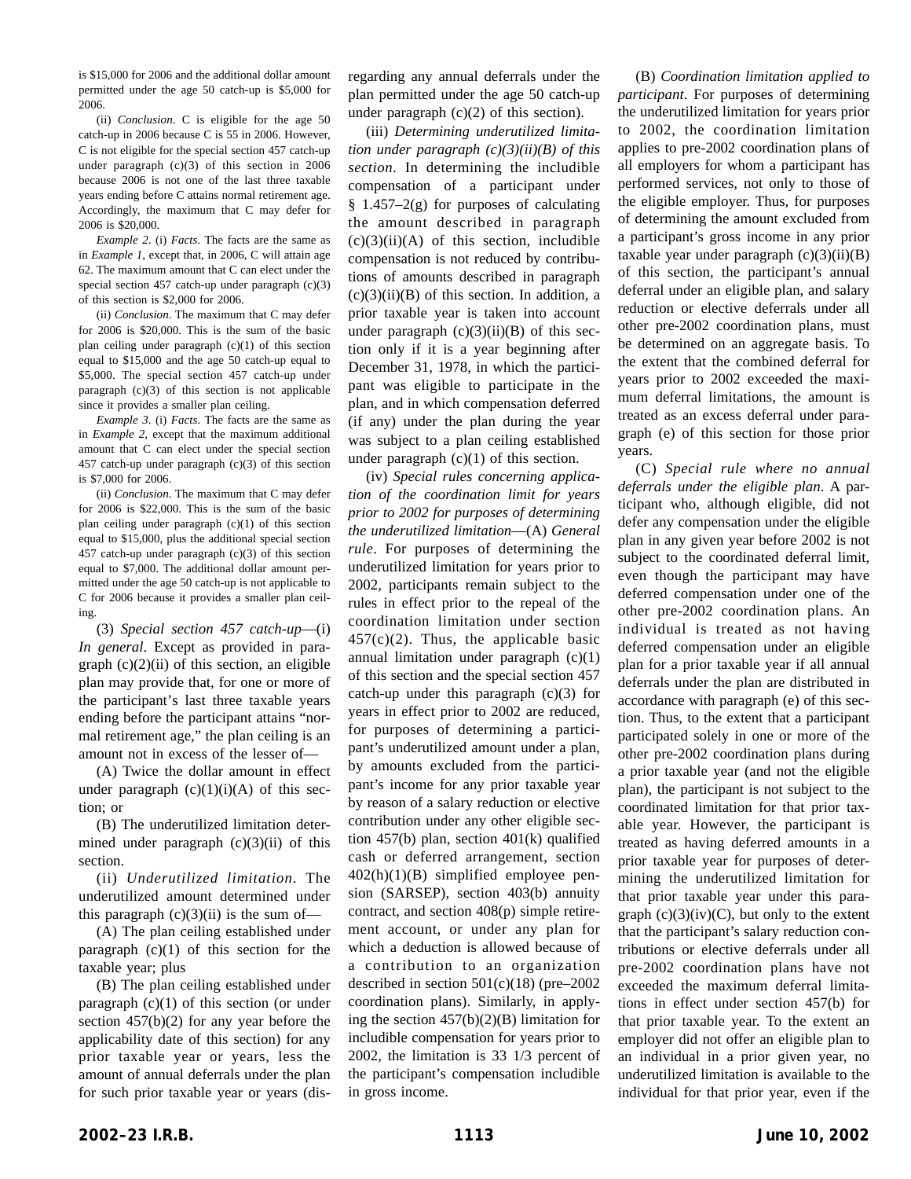is $15,000 for 2006 and the additional dollar amount permitted under the age 50 catch-up is $5,000 for 2006.

(ii) *Conclusion*. C is eligible for the age 50 catch-up in 2006 because C is 55 in 2006. However, C is not eligible for the special section 457 catch-up under paragraph (c)(3) of this section in 2006 because 2006 is not one of the last three taxable years ending before C attains normal retirement age. Accordingly, the maximum that C may defer for 2006 is $20,000.

*Example 2*. (i) *Facts*. The facts are the same as in *Example 1*, except that, in 2006, C will attain age 62. The maximum amount that C can elect under the special section 457 catch-up under paragraph (c)(3) of this section is $2,000 for 2006.

(ii) *Conclusion*. The maximum that C may defer for 2006 is $20,000. This is the sum of the basic plan ceiling under paragraph (c)(1) of this section equal to $15,000 and the age 50 catch-up equal to $5,000. The special section 457 catch-up under paragraph (c)(3) of this section is not applicable since it provides a smaller plan ceiling.

*Example 3*. (i) *Facts*. The facts are the same as in *Example 2*, except that the maximum additional amount that C can elect under the special section 457 catch-up under paragraph (c)(3) of this section is $7,000 for 2006.

(ii) *Conclusion*. The maximum that C may defer for 2006 is $22,000. This is the sum of the basic plan ceiling under paragraph (c)(1) of this section equal to $15,000, plus the additional special section 457 catch-up under paragraph (c)(3) of this section equal to $7,000. The additional dollar amount permitted under the age 50 catch-up is not applicable to C for 2006 because it provides a smaller plan ceiling.

(3) *Special section 457 catch-up*—(i) *In general*. Except as provided in paragraph (c)(2)(ii) of this section, an eligible plan may provide that, for one or more of the participant's last three taxable years ending before the participant attains "normal retirement age," the plan ceiling is an amount not in excess of the lesser of—

(A) Twice the dollar amount in effect under paragraph (c)(1)(i)(A) of this section; or

(B) The underutilized limitation determined under paragraph (c)(3)(ii) of this section.

(ii) *Underutilized limitation*. The underutilized amount determined under this paragraph (c)(3)(ii) is the sum of—

(A) The plan ceiling established under paragraph (c)(1) of this section for the taxable year; plus

(B) The plan ceiling established under paragraph (c)(1) of this section (or under section 457(b)(2) for any year before the applicability date of this section) for any prior taxable year or years, less the amount of annual deferrals under the plan for such prior taxable year or years (disregarding any annual deferrals under the plan permitted under the age 50 catch-up under paragraph (c)(2) of this section).

(iii) *Determining underutilized limitation under paragraph (c)(3)(ii)(B) of this section*. In determining the includible compensation of a participant under § 1.457–2(g) for purposes of calculating the amount described in paragraph (c)(3)(ii)(A) of this section, includible compensation is not reduced by contributions of amounts described in paragraph (c)(3)(ii)(B) of this section. In addition, a prior taxable year is taken into account under paragraph (c)(3)(ii)(B) of this section only if it is a year beginning after December 31, 1978, in which the participant was eligible to participate in the plan, and in which compensation deferred (if any) under the plan during the year was subject to a plan ceiling established under paragraph (c)(1) of this section.

(iv) *Special rules concerning application of the coordination limit for years prior to 2002 for purposes of determining the underutilized limitation*—(A) *General rule*. For purposes of determining the underutilized limitation for years prior to 2002, participants remain subject to the rules in effect prior to the repeal of the coordination limitation under section 457(c)(2). Thus, the applicable basic annual limitation under paragraph (c)(1) of this section and the special section 457 catch-up under this paragraph (c)(3) for years in effect prior to 2002 are reduced, for purposes of determining a participant's underutilized amount under a plan, by amounts excluded from the participant's income for any prior taxable year by reason of a salary reduction or elective contribution under any other eligible section 457(b) plan, section 401(k) qualified cash or deferred arrangement, section 402(h)(1)(B) simplified employee pension (SARSEP), section 403(b) annuity contract, and section 408(p) simple retirement account, or under any plan for which a deduction is allowed because of a contribution to an organization described in section 501(c)(18) (pre–2002 coordination plans). Similarly, in applying the section 457(b)(2)(B) limitation for includible compensation for years prior to 2002, the limitation is 33 1/3 percent of the participant's compensation includible in gross income.

(B) *Coordination limitation applied to participant*. For purposes of determining the underutilized limitation for years prior to 2002, the coordination limitation applies to pre-2002 coordination plans of all employers for whom a participant has performed services, not only to those of the eligible employer. Thus, for purposes of determining the amount excluded from a participant's gross income in any prior taxable year under paragraph (c)(3)(ii)(B) of this section, the participant's annual deferral under an eligible plan, and salary reduction or elective deferrals under all other pre-2002 coordination plans, must be determined on an aggregate basis. To the extent that the combined deferral for years prior to 2002 exceeded the maximum deferral limitations, the amount is treated as an excess deferral under paragraph (e) of this section for those prior years.

(C) *Special rule where no annual deferrals under the eligible plan*. A participant who, although eligible, did not defer any compensation under the eligible plan in any given year before 2002 is not subject to the coordinated deferral limit, even though the participant may have deferred compensation under one of the other pre-2002 coordination plans. An individual is treated as not having deferred compensation under an eligible plan for a prior taxable year if all annual deferrals under the plan are distributed in accordance with paragraph (e) of this section. Thus, to the extent that a participant participated solely in one or more of the other pre-2002 coordination plans during a prior taxable year (and not the eligible plan), the participant is not subject to the coordinated limitation for that prior taxable year. However, the participant is treated as having deferred amounts in a prior taxable year for purposes of determining the underutilized limitation for that prior taxable year under this paragraph (c)(3)(iv)(C), but only to the extent that the participant's salary reduction contributions or elective deferrals under all pre-2002 coordination plans have not exceeded the maximum deferral limitations in effect under section 457(b) for that prior taxable year. To the extent an employer did not offer an eligible plan to an individual in a prior given year, no underutilized limitation is available to the individual for that prior year, even if the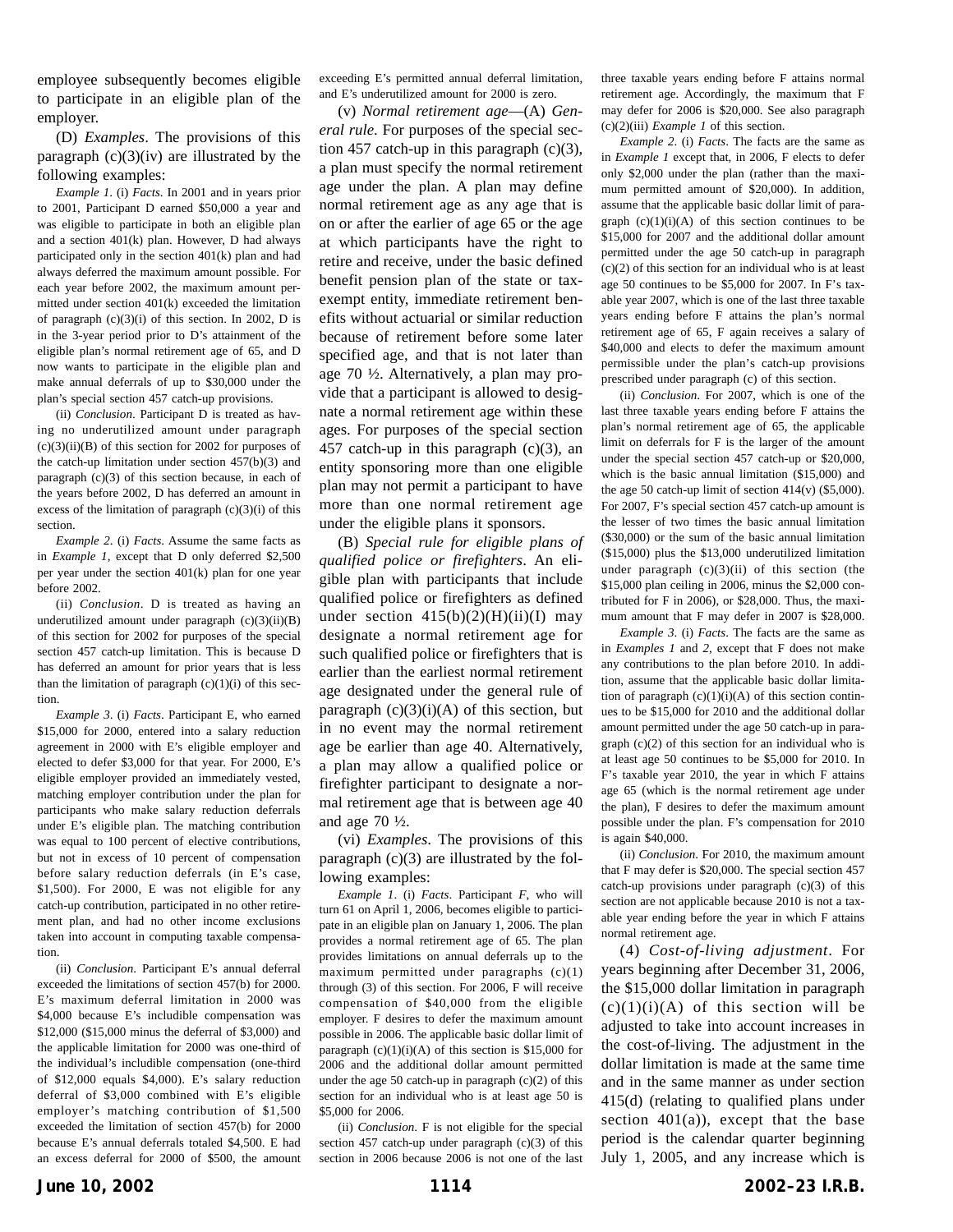employee subsequently becomes eligible to participate in an eligible plan of the employer.

(D) *Examples*. The provisions of this paragraph (c)(3)(iv) are illustrated by the following examples:

*Example 1*. (i) *Facts*. In 2001 and in years prior to 2001, Participant D earned $50,000 a year and was eligible to participate in both an eligible plan and a section 401(k) plan. However, D had always participated only in the section 401(k) plan and had always deferred the maximum amount possible. For each year before 2002, the maximum amount permitted under section 401(k) exceeded the limitation of paragraph (c)(3)(i) of this section. In 2002, D is in the 3-year period prior to D's attainment of the eligible plan's normal retirement age of 65, and D now wants to participate in the eligible plan and make annual deferrals of up to $30,000 under the plan's special section 457 catch-up provisions.

(ii) *Conclusion*. Participant D is treated as having no underutilized amount under paragraph (c)(3)(ii)(B) of this section for 2002 for purposes of the catch-up limitation under section 457(b)(3) and paragraph (c)(3) of this section because, in each of the years before 2002, D has deferred an amount in excess of the limitation of paragraph (c)(3)(i) of this section.

*Example 2*. (i) *Facts*. Assume the same facts as in *Example 1*, except that D only deferred $2,500 per year under the section 401(k) plan for one year before 2002.

(ii) *Conclusion*. D is treated as having an underutilized amount under paragraph (c)(3)(ii)(B) of this section for 2002 for purposes of the special section 457 catch-up limitation. This is because D has deferred an amount for prior years that is less than the limitation of paragraph (c)(1)(i) of this section.

*Example 3*. (i) *Facts*. Participant E, who earned $15,000 for 2000, entered into a salary reduction agreement in 2000 with E's eligible employer and elected to defer $3,000 for that year. For 2000, E's eligible employer provided an immediately vested, matching employer contribution under the plan for participants who make salary reduction deferrals under E's eligible plan. The matching contribution was equal to 100 percent of elective contributions, but not in excess of 10 percent of compensation before salary reduction deferrals (in E's case, $1,500). For 2000, E was not eligible for any catch-up contribution, participated in no other retirement plan, and had no other income exclusions taken into account in computing taxable compensation.

(ii) *Conclusion*. Participant E's annual deferral exceeded the limitations of section 457(b) for 2000. E's maximum deferral limitation in 2000 was $4,000 because E's includible compensation was $12,000 ($15,000 minus the deferral of $3,000) and the applicable limitation for 2000 was one-third of the individual's includible compensation (one-third of $12,000 equals $4,000). E's salary reduction deferral of $3,000 combined with E's eligible employer's matching contribution of $1,500 exceeded the limitation of section 457(b) for 2000 because E's annual deferrals totaled $4,500. E had an excess deferral for 2000 of $500, the amount exceeding E's permitted annual deferral limitation, and E's underutilized amount for 2000 is zero.

(v) *Normal retirement age*—(A) *General rule*. For purposes of the special section 457 catch-up in this paragraph (c)(3), a plan must specify the normal retirement age under the plan. A plan may define normal retirement age as any age that is on or after the earlier of age 65 or the age at which participants have the right to retire and receive, under the basic defined benefit pension plan of the state or tax-exempt entity, immediate retirement benefits without actuarial or similar reduction because of retirement before some later specified age, and that is not later than age 70 ½. Alternatively, a plan may provide that a participant is allowed to designate a normal retirement age within these ages. For purposes of the special section 457 catch-up in this paragraph (c)(3), an entity sponsoring more than one eligible plan may not permit a participant to have more than one normal retirement age under the eligible plans it sponsors.

(B) *Special rule for eligible plans of qualified police or firefighters*. An eligible plan with participants that include qualified police or firefighters as defined under section 415(b)(2)(H)(ii)(I) may designate a normal retirement age for such qualified police or firefighters that is earlier than the earliest normal retirement age designated under the general rule of paragraph (c)(3)(i)(A) of this section, but in no event may the normal retirement age be earlier than age 40. Alternatively, a plan may allow a qualified police or firefighter participant to designate a normal retirement age that is between age 40 and age 70 ½.

(vi) *Examples*. The provisions of this paragraph (c)(3) are illustrated by the following examples:

*Example 1*. (i) *Facts*. Participant *F*, who will turn 61 on April 1, 2006, becomes eligible to participate in an eligible plan on January 1, 2006. The plan provides a normal retirement age of 65. The plan provides limitations on annual deferrals up to the maximum permitted under paragraphs (c)(1) through (3) of this section. For 2006, F will receive compensation of $40,000 from the eligible employer. F desires to defer the maximum amount possible in 2006. The applicable basic dollar limit of paragraph (c)(1)(i)(A) of this section is $15,000 for 2006 and the additional dollar amount permitted under the age 50 catch-up in paragraph (c)(2) of this section for an individual who is at least age 50 is $5,000 for 2006.

(ii) *Conclusion*. F is not eligible for the special section 457 catch-up under paragraph (c)(3) of this section in 2006 because 2006 is not one of the last three taxable years ending before F attains normal retirement age. Accordingly, the maximum that F may defer for 2006 is $20,000. See also paragraph (c)(2)(iii) *Example 1* of this section.

*Example 2*. (i) *Facts*. The facts are the same as in *Example 1* except that, in 2006, F elects to defer only $2,000 under the plan (rather than the maximum permitted amount of $20,000). In addition, assume that the applicable basic dollar limit of paragraph (c)(1)(i)(A) of this section continues to be $15,000 for 2007 and the additional dollar amount permitted under the age 50 catch-up in paragraph (c)(2) of this section for an individual who is at least age 50 continues to be $5,000 for 2007. In F's taxable year 2007, which is one of the last three taxable years ending before F attains the plan's normal retirement age of 65, F again receives a salary of $40,000 and elects to defer the maximum amount permissible under the plan's catch-up provisions prescribed under paragraph (c) of this section.

(ii) *Conclusion*. For 2007, which is one of the last three taxable years ending before F attains the plan's normal retirement age of 65, the applicable limit on deferrals for F is the larger of the amount under the special section 457 catch-up or $20,000, which is the basic annual limitation ($15,000) and the age 50 catch-up limit of section 414(v) ($5,000). For 2007, F's special section 457 catch-up amount is the lesser of two times the basic annual limitation ($30,000) or the sum of the basic annual limitation ($15,000) plus the $13,000 underutilized limitation under paragraph (c)(3)(ii) of this section (the $15,000 plan ceiling in 2006, minus the $2,000 contributed for F in 2006), or $28,000. Thus, the maximum amount that F may defer in 2007 is $28,000.

*Example 3*. (i) *Facts*. The facts are the same as in *Examples 1* and *2*, except that F does not make any contributions to the plan before 2010. In addition, assume that the applicable basic dollar limitation of paragraph (c)(1)(i)(A) of this section continues to be $15,000 for 2010 and the additional dollar amount permitted under the age 50 catch-up in paragraph (c)(2) of this section for an individual who is at least age 50 continues to be $5,000 for 2010. In F's taxable year 2010, the year in which F attains age 65 (which is the normal retirement age under the plan), F desires to defer the maximum amount possible under the plan. F's compensation for 2010 is again $40,000.

(ii) *Conclusion*. For 2010, the maximum amount that F may defer is $20,000. The special section 457 catch-up provisions under paragraph (c)(3) of this section are not applicable because 2010 is not a taxable year ending before the year in which F attains normal retirement age.

(4) *Cost-of-living adjustment*. For years beginning after December 31, 2006, the $15,000 dollar limitation in paragraph (c)(1)(i)(A) of this section will be adjusted to take into account increases in the cost-of-living. The adjustment in the dollar limitation is made at the same time and in the same manner as under section 415(d) (relating to qualified plans under section 401(a)), except that the base period is the calendar quarter beginning July 1, 2005, and any increase which is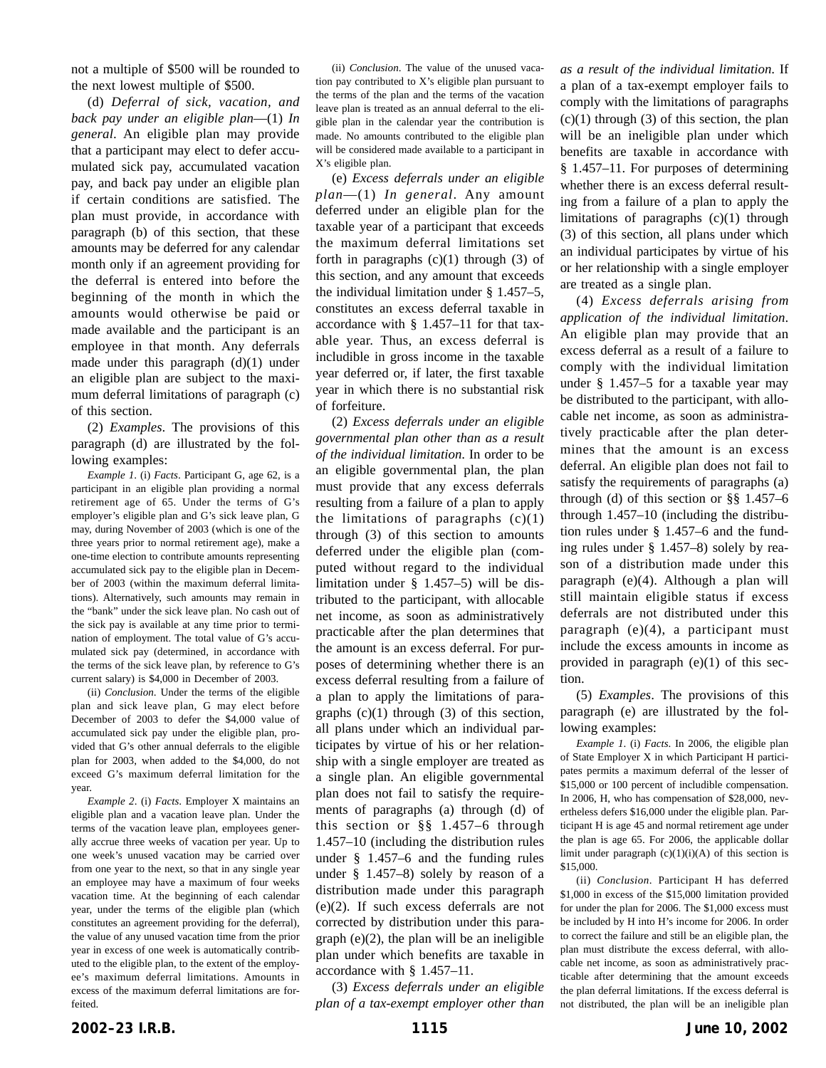not a multiple of $500 will be rounded to the next lowest multiple of $500.

(d) *Deferral of sick, vacation, and back pay under an eligible plan*—(1) *In general*. An eligible plan may provide that a participant may elect to defer accumulated sick pay, accumulated vacation pay, and back pay under an eligible plan if certain conditions are satisfied. The plan must provide, in accordance with paragraph (b) of this section, that these amounts may be deferred for any calendar month only if an agreement providing for the deferral is entered into before the beginning of the month in which the amounts would otherwise be paid or made available and the participant is an employee in that month. Any deferrals made under this paragraph (d)(1) under an eligible plan are subject to the maximum deferral limitations of paragraph (c) of this section.

(2) *Examples*. The provisions of this paragraph (d) are illustrated by the following examples:

*Example 1*. (i) *Facts*. Participant G, age 62, is a participant in an eligible plan providing a normal retirement age of 65. Under the terms of G's employer's eligible plan and G's sick leave plan, G may, during November of 2003 (which is one of the three years prior to normal retirement age), make a one-time election to contribute amounts representing accumulated sick pay to the eligible plan in December of 2003 (within the maximum deferral limitations). Alternatively, such amounts may remain in the "bank" under the sick leave plan. No cash out of the sick pay is available at any time prior to termination of employment. The total value of G's accumulated sick pay (determined, in accordance with the terms of the sick leave plan, by reference to G's current salary) is $4,000 in December of 2003.

(ii) *Conclusion*. Under the terms of the eligible plan and sick leave plan, G may elect before December of 2003 to defer the $4,000 value of accumulated sick pay under the eligible plan, provided that G's other annual deferrals to the eligible plan for 2003, when added to the $4,000, do not exceed G's maximum deferral limitation for the year.

*Example 2*. (i) *Facts*. Employer X maintains an eligible plan and a vacation leave plan. Under the terms of the vacation leave plan, employees generally accrue three weeks of vacation per year. Up to one week's unused vacation may be carried over from one year to the next, so that in any single year an employee may have a maximum of four weeks vacation time. At the beginning of each calendar year, under the terms of the eligible plan (which constitutes an agreement providing for the deferral), the value of any unused vacation time from the prior year in excess of one week is automatically contributed to the eligible plan, to the extent of the employee's maximum deferral limitations. Amounts in excess of the maximum deferral limitations are forfeited.

(ii) *Conclusion*. The value of the unused vacation pay contributed to X's eligible plan pursuant to the terms of the plan and the terms of the vacation leave plan is treated as an annual deferral to the eligible plan in the calendar year the contribution is made. No amounts contributed to the eligible plan will be considered made available to a participant in X's eligible plan.

(e) *Excess deferrals under an eligible plan*—(1) *In general*. Any amount deferred under an eligible plan for the taxable year of a participant that exceeds the maximum deferral limitations set forth in paragraphs (c)(1) through (3) of this section, and any amount that exceeds the individual limitation under § 1.457–5, constitutes an excess deferral taxable in accordance with § 1.457–11 for that taxable year. Thus, an excess deferral is includible in gross income in the taxable year deferred or, if later, the first taxable year in which there is no substantial risk of forfeiture.

(2) *Excess deferrals under an eligible governmental plan other than as a result of the individual limitation*. In order to be an eligible governmental plan, the plan must provide that any excess deferrals resulting from a failure of a plan to apply the limitations of paragraphs (c)(1) through (3) of this section to amounts deferred under the eligible plan (computed without regard to the individual limitation under § 1.457–5) will be distributed to the participant, with allocable net income, as soon as administratively practicable after the plan determines that the amount is an excess deferral. For purposes of determining whether there is an excess deferral resulting from a failure of a plan to apply the limitations of paragraphs (c)(1) through (3) of this section, all plans under which an individual participates by virtue of his or her relationship with a single employer are treated as a single plan. An eligible governmental plan does not fail to satisfy the requirements of paragraphs (a) through (d) of this section or §§ 1.457–6 through 1.457–10 (including the distribution rules under § 1.457–6 and the funding rules under § 1.457–8) solely by reason of a distribution made under this paragraph (e)(2). If such excess deferrals are not corrected by distribution under this paragraph (e)(2), the plan will be an ineligible plan under which benefits are taxable in accordance with § 1.457–11.

(3) *Excess deferrals under an eligible plan of a tax-exempt employer other than as a result of the individual limitation*. If a plan of a tax-exempt employer fails to comply with the limitations of paragraphs (c)(1) through (3) of this section, the plan will be an ineligible plan under which benefits are taxable in accordance with § 1.457–11. For purposes of determining whether there is an excess deferral resulting from a failure of a plan to apply the limitations of paragraphs (c)(1) through (3) of this section, all plans under which an individual participates by virtue of his or her relationship with a single employer are treated as a single plan.

(4) *Excess deferrals arising from application of the individual limitation*. An eligible plan may provide that an excess deferral as a result of a failure to comply with the individual limitation under § 1.457–5 for a taxable year may be distributed to the participant, with allocable net income, as soon as administratively practicable after the plan determines that the amount is an excess deferral. An eligible plan does not fail to satisfy the requirements of paragraphs (a) through (d) of this section or §§ 1.457–6 through 1.457–10 (including the distribution rules under § 1.457–6 and the funding rules under § 1.457–8) solely by reason of a distribution made under this paragraph (e)(4). Although a plan will still maintain eligible status if excess deferrals are not distributed under this paragraph (e)(4), a participant must include the excess amounts in income as provided in paragraph (e)(1) of this section.

(5) *Examples*. The provisions of this paragraph (e) are illustrated by the following examples:

*Example 1*. (i) *Facts*. In 2006, the eligible plan of State Employer X in which Participant H participates permits a maximum deferral of the lesser of $15,000 or 100 percent of includible compensation. In 2006, H, who has compensation of $28,000, nevertheless defers $16,000 under the eligible plan. Participant H is age 45 and normal retirement age under the plan is age 65. For 2006, the applicable dollar limit under paragraph (c)(1)(i)(A) of this section is $15,000.

(ii) *Conclusion*. Participant H has deferred $1,000 in excess of the $15,000 limitation provided for under the plan for 2006. The $1,000 excess must be included by H into H's income for 2006. In order to correct the failure and still be an eligible plan, the plan must distribute the excess deferral, with allocable net income, as soon as administratively practicable after determining that the amount exceeds the plan deferral limitations. If the excess deferral is not distributed, the plan will be an ineligible plan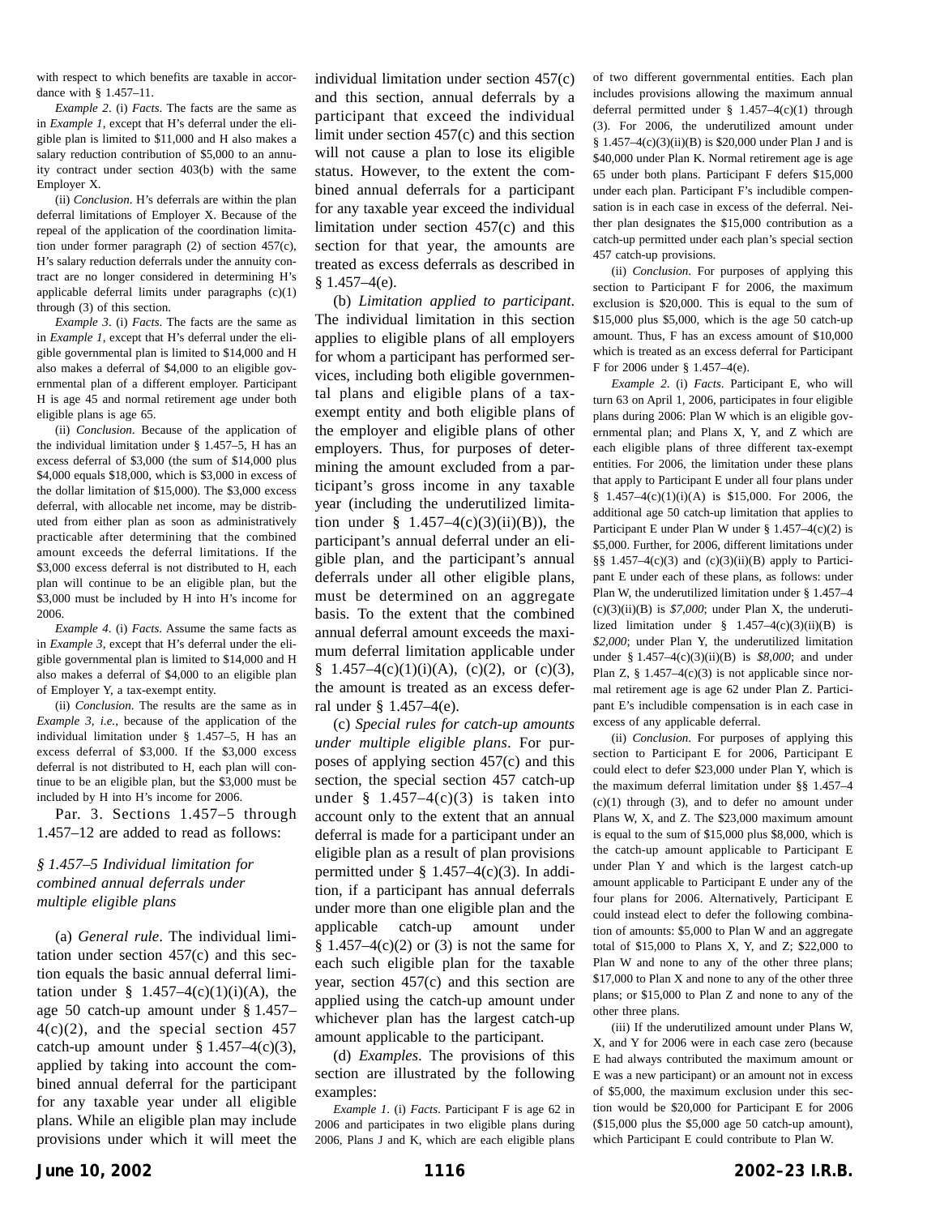with respect to which benefits are taxable in accordance with § 1.457–11.

*Example 2*. (i) *Facts*. The facts are the same as in *Example 1*, except that H's deferral under the eligible plan is limited to $11,000 and H also makes a salary reduction contribution of $5,000 to an annuity contract under section 403(b) with the same Employer X.

(ii) *Conclusion*. H's deferrals are within the plan deferral limitations of Employer X. Because of the repeal of the application of the coordination limitation under former paragraph (2) of section 457(c), H's salary reduction deferrals under the annuity contract are no longer considered in determining H's applicable deferral limits under paragraphs (c)(1) through (3) of this section.

*Example 3*. (i) *Facts*. The facts are the same as in *Example 1*, except that H's deferral under the eligible governmental plan is limited to $14,000 and H also makes a deferral of $4,000 to an eligible governmental plan of a different employer. Participant H is age 45 and normal retirement age under both eligible plans is age 65.

(ii) *Conclusion*. Because of the application of the individual limitation under § 1.457–5, H has an excess deferral of $3,000 (the sum of $14,000 plus $4,000 equals $18,000, which is $3,000 in excess of the dollar limitation of $15,000). The $3,000 excess deferral, with allocable net income, may be distributed from either plan as soon as administratively practicable after determining that the combined amount exceeds the deferral limitations. If the $3,000 excess deferral is not distributed to H, each plan will continue to be an eligible plan, but the $3,000 must be included by H into H's income for 2006.

*Example 4*. (i) *Facts*. Assume the same facts as in *Example 3*, except that H's deferral under the eligible governmental plan is limited to $14,000 and H also makes a deferral of $4,000 to an eligible plan of Employer Y, a tax-exempt entity.

(ii) *Conclusion*. The results are the same as in *Example 3*, *i.e.*, because of the application of the individual limitation under § 1.457–5, H has an excess deferral of $3,000. If the $3,000 excess deferral is not distributed to H, each plan will continue to be an eligible plan, but the $3,000 must be included by H into H's income for 2006.

Par. 3. Sections 1.457–5 through 1.457–12 are added to read as follows:

### *§ 1.457–5 Individual limitation for combined annual deferrals under multiple eligible plans*

(a) *General rule*. The individual limitation under section 457(c) and this section equals the basic annual deferral limitation under § 1.457–4(c)(1)(i)(A), the age 50 catch-up amount under § 1.457–4(c)(2), and the special section 457 catch-up amount under § 1.457–4(c)(3), applied by taking into account the combined annual deferral for the participant for any taxable year under all eligible plans. While an eligible plan may include provisions under which it will meet the individual limitation under section 457(c) and this section, annual deferrals by a participant that exceed the individual limit under section 457(c) and this section will not cause a plan to lose its eligible status. However, to the extent the combined annual deferrals for a participant for any taxable year exceed the individual limitation under section 457(c) and this section for that year, the amounts are treated as excess deferrals as described in § 1.457–4(e).

(b) *Limitation applied to participant*. The individual limitation in this section applies to eligible plans of all employers for whom a participant has performed services, including both eligible governmental plans and eligible plans of a tax-exempt entity and both eligible plans of the employer and eligible plans of other employers. Thus, for purposes of determining the amount excluded from a participant's gross income in any taxable year (including the underutilized limitation under § 1.457–4(c)(3)(ii)(B)), the participant's annual deferral under an eligible plan, and the participant's annual deferrals under all other eligible plans, must be determined on an aggregate basis. To the extent that the combined annual deferral amount exceeds the maximum deferral limitation applicable under § 1.457–4(c)(1)(i)(A), (c)(2), or (c)(3), the amount is treated as an excess deferral under § 1.457–4(e).

(c) *Special rules for catch-up amounts under multiple eligible plans*. For purposes of applying section 457(c) and this section, the special section 457 catch-up under § 1.457–4(c)(3) is taken into account only to the extent that an annual deferral is made for a participant under an eligible plan as a result of plan provisions permitted under § 1.457–4(c)(3). In addition, if a participant has annual deferrals under more than one eligible plan and the applicable catch-up amount under § 1.457–4(c)(2) or (3) is not the same for each such eligible plan for the taxable year, section 457(c) and this section are applied using the catch-up amount under whichever plan has the largest catch-up amount applicable to the participant.

(d) *Examples*. The provisions of this section are illustrated by the following examples:

*Example 1*. (i) *Facts*. Participant F is age 62 in 2006 and participates in two eligible plans during 2006, Plans J and K, which are each eligible plans of two different governmental entities. Each plan includes provisions allowing the maximum annual deferral permitted under § 1.457–4(c)(1) through (3). For 2006, the underutilized amount under § 1.457–4(c)(3)(ii)(B) is $20,000 under Plan J and is $40,000 under Plan K. Normal retirement age is age 65 under both plans. Participant F defers $15,000 under each plan. Participant F's includible compensation is in each case in excess of the deferral. Neither plan designates the $15,000 contribution as a catch-up permitted under each plan's special section 457 catch-up provisions.

(ii) *Conclusion*. For purposes of applying this section to Participant F for 2006, the maximum exclusion is $20,000. This is equal to the sum of $15,000 plus $5,000, which is the age 50 catch-up amount. Thus, F has an excess amount of $10,000 which is treated as an excess deferral for Participant F for 2006 under § 1.457–4(e).

*Example 2*. (i) *Facts*. Participant E, who will turn 63 on April 1, 2006, participates in four eligible plans during 2006: Plan W which is an eligible governmental plan; and Plans X, Y, and Z which are each eligible plans of three different tax-exempt entities. For 2006, the limitation under these plans that apply to Participant E under all four plans under § 1.457–4(c)(1)(i)(A) is $15,000. For 2006, the additional age 50 catch-up limitation that applies to Participant E under Plan W under § 1.457–4(c)(2) is $5,000. Further, for 2006, different limitations under §§ 1.457–4(c)(3) and (c)(3)(ii)(B) apply to Participant E under each of these plans, as follows: under Plan W, the underutilized limitation under § 1.457–4(c)(3)(ii)(B) is *$7,000*; under Plan X, the underutilized limitation under § 1.457–4(c)(3)(ii)(B) is *$2,000*; under Plan Y, the underutilized limitation under § 1.457–4(c)(3)(ii)(B) is *$8,000*; and under Plan Z, § 1.457–4(c)(3) is not applicable since normal retirement age is age 62 under Plan Z. Participant E's includible compensation is in each case in excess of any applicable deferral.

(ii) *Conclusion*. For purposes of applying this section to Participant E for 2006, Participant E could elect to defer $23,000 under Plan Y, which is the maximum deferral limitation under §§ 1.457–4(c)(1) through (3), and to defer no amount under Plans W, X, and Z. The $23,000 maximum amount is equal to the sum of $15,000 plus $8,000, which is the catch-up amount applicable to Participant E under Plan Y and which is the largest catch-up amount applicable to Participant E under any of the four plans for 2006. Alternatively, Participant E could instead elect to defer the following combination of amounts: $5,000 to Plan W and an aggregate total of $15,000 to Plans X, Y, and Z; $22,000 to Plan W and none to any of the other three plans; $17,000 to Plan X and none to any of the other three plans; or $15,000 to Plan Z and none to any of the other three plans.

(iii) If the underutilized amount under Plans W, X, and Y for 2006 were in each case zero (because E had always contributed the maximum amount or E was a new participant) or an amount not in excess of $5,000, the maximum exclusion under this section would be $20,000 for Participant E for 2006 ($15,000 plus the $5,000 age 50 catch-up amount), which Participant E could contribute to Plan W.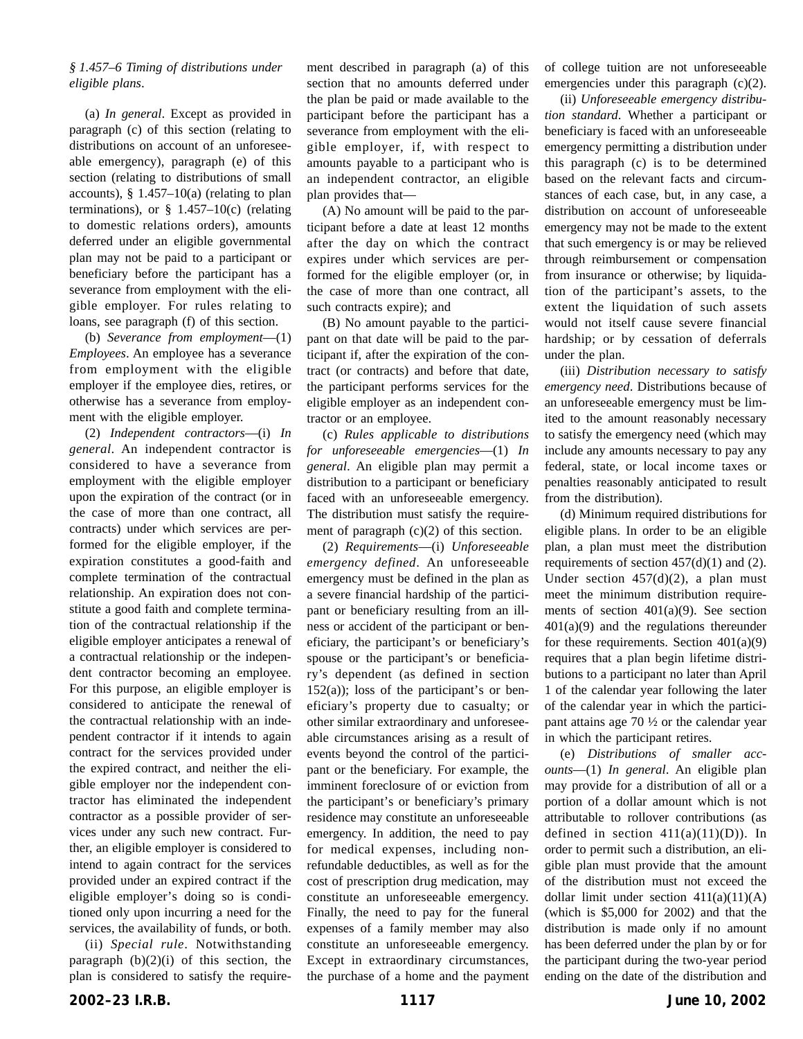*§ 1.457–6 Timing of distributions under eligible plans*.

(a) *In general*. Except as provided in paragraph (c) of this section (relating to distributions on account of an unforeseeable emergency), paragraph (e) of this section (relating to distributions of small accounts), § 1.457–10(a) (relating to plan terminations), or § 1.457–10(c) (relating to domestic relations orders), amounts deferred under an eligible governmental plan may not be paid to a participant or beneficiary before the participant has a severance from employment with the eligible employer. For rules relating to loans, see paragraph (f) of this section.

(b) *Severance from employment*—(1) *Employees*. An employee has a severance from employment with the eligible employer if the employee dies, retires, or otherwise has a severance from employment with the eligible employer.

(2) *Independent contractors*—(i) *In general*. An independent contractor is considered to have a severance from employment with the eligible employer upon the expiration of the contract (or in the case of more than one contract, all contracts) under which services are performed for the eligible employer, if the expiration constitutes a good-faith and complete termination of the contractual relationship. An expiration does not constitute a good faith and complete termination of the contractual relationship if the eligible employer anticipates a renewal of a contractual relationship or the independent contractor becoming an employee. For this purpose, an eligible employer is considered to anticipate the renewal of the contractual relationship with an independent contractor if it intends to again contract for the services provided under the expired contract, and neither the eligible employer nor the independent contractor has eliminated the independent contractor as a possible provider of services under any such new contract. Further, an eligible employer is considered to intend to again contract for the services provided under an expired contract if the eligible employer's doing so is conditioned only upon incurring a need for the services, the availability of funds, or both.

(ii) *Special rule*. Notwithstanding paragraph (b)(2)(i) of this section, the plan is considered to satisfy the requirement described in paragraph (a) of this section that no amounts deferred under the plan be paid or made available to the participant before the participant has a severance from employment with the eligible employer, if, with respect to amounts payable to a participant who is an independent contractor, an eligible plan provides that—

(A) No amount will be paid to the participant before a date at least 12 months after the day on which the contract expires under which services are performed for the eligible employer (or, in the case of more than one contract, all such contracts expire); and

(B) No amount payable to the participant on that date will be paid to the participant if, after the expiration of the contract (or contracts) and before that date, the participant performs services for the eligible employer as an independent contractor or an employee.

(c) *Rules applicable to distributions for unforeseeable emergencies*—(1) *In general*. An eligible plan may permit a distribution to a participant or beneficiary faced with an unforeseeable emergency. The distribution must satisfy the requirement of paragraph (c)(2) of this section.

(2) *Requirements*—(i) *Unforeseeable emergency defined*. An unforeseeable emergency must be defined in the plan as a severe financial hardship of the participant or beneficiary resulting from an illness or accident of the participant or beneficiary, the participant's or beneficiary's spouse or the participant's or beneficiary's dependent (as defined in section 152(a)); loss of the participant's or beneficiary's property due to casualty; or other similar extraordinary and unforeseeable circumstances arising as a result of events beyond the control of the participant or the beneficiary. For example, the imminent foreclosure of or eviction from the participant's or beneficiary's primary residence may constitute an unforeseeable emergency. In addition, the need to pay for medical expenses, including nonrefundable deductibles, as well as for the cost of prescription drug medication, may constitute an unforeseeable emergency. Finally, the need to pay for the funeral expenses of a family member may also constitute an unforeseeable emergency. Except in extraordinary circumstances, the purchase of a home and the payment of college tuition are not unforeseeable emergencies under this paragraph (c)(2).

(ii) *Unforeseeable emergency distribution standard*. Whether a participant or beneficiary is faced with an unforeseeable emergency permitting a distribution under this paragraph (c) is to be determined based on the relevant facts and circumstances of each case, but, in any case, a distribution on account of unforeseeable emergency may not be made to the extent that such emergency is or may be relieved through reimbursement or compensation from insurance or otherwise; by liquidation of the participant's assets, to the extent the liquidation of such assets would not itself cause severe financial hardship; or by cessation of deferrals under the plan.

(iii) *Distribution necessary to satisfy emergency need*. Distributions because of an unforeseeable emergency must be limited to the amount reasonably necessary to satisfy the emergency need (which may include any amounts necessary to pay any federal, state, or local income taxes or penalties reasonably anticipated to result from the distribution).

(d) Minimum required distributions for eligible plans. In order to be an eligible plan, a plan must meet the distribution requirements of section 457(d)(1) and (2). Under section 457(d)(2), a plan must meet the minimum distribution requirements of section 401(a)(9). See section 401(a)(9) and the regulations thereunder for these requirements. Section 401(a)(9) requires that a plan begin lifetime distributions to a participant no later than April 1 of the calendar year following the later of the calendar year in which the participant attains age 70 ½ or the calendar year in which the participant retires.

(e) *Distributions of smaller accounts*—(1) *In general*. An eligible plan may provide for a distribution of all or a portion of a dollar amount which is not attributable to rollover contributions (as defined in section 411(a)(11)(D)). In order to permit such a distribution, an eligible plan must provide that the amount of the distribution must not exceed the dollar limit under section 411(a)(11)(A) (which is $5,000 for 2002) and that the distribution is made only if no amount has been deferred under the plan by or for the participant during the two-year period ending on the date of the distribution and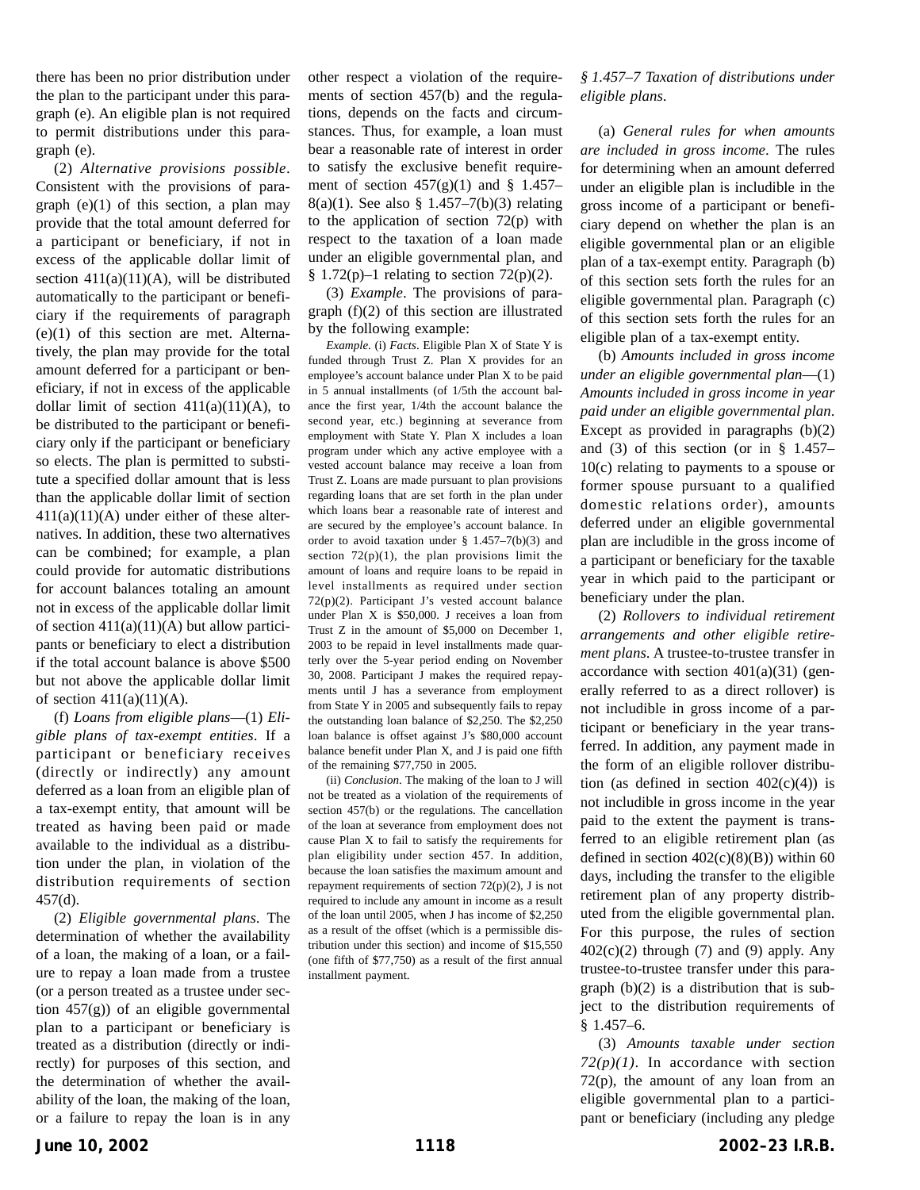there has been no prior distribution under the plan to the participant under this paragraph (e). An eligible plan is not required to permit distributions under this paragraph (e).

(2) *Alternative provisions possible*. Consistent with the provisions of paragraph (e)(1) of this section, a plan may provide that the total amount deferred for a participant or beneficiary, if not in excess of the applicable dollar limit of section 411(a)(11)(A), will be distributed automatically to the participant or beneficiary if the requirements of paragraph (e)(1) of this section are met. Alternatively, the plan may provide for the total amount deferred for a participant or beneficiary, if not in excess of the applicable dollar limit of section 411(a)(11)(A), to be distributed to the participant or beneficiary only if the participant or beneficiary so elects. The plan is permitted to substitute a specified dollar amount that is less than the applicable dollar limit of section 411(a)(11)(A) under either of these alternatives. In addition, these two alternatives can be combined; for example, a plan could provide for automatic distributions for account balances totaling an amount not in excess of the applicable dollar limit of section 411(a)(11)(A) but allow participants or beneficiary to elect a distribution if the total account balance is above $500 but not above the applicable dollar limit of section 411(a)(11)(A).

(f) *Loans from eligible plans*—(1) *Eligible plans of tax-exempt entities*. If a participant or beneficiary receives (directly or indirectly) any amount deferred as a loan from an eligible plan of a tax-exempt entity, that amount will be treated as having been paid or made available to the individual as a distribution under the plan, in violation of the distribution requirements of section 457(d).

(2) *Eligible governmental plans*. The determination of whether the availability of a loan, the making of a loan, or a failure to repay a loan made from a trustee (or a person treated as a trustee under section 457(g)) of an eligible governmental plan to a participant or beneficiary is treated as a distribution (directly or indirectly) for purposes of this section, and the determination of whether the availability of the loan, the making of the loan, or a failure to repay the loan is in any other respect a violation of the requirements of section 457(b) and the regulations, depends on the facts and circumstances. Thus, for example, a loan must bear a reasonable rate of interest in order to satisfy the exclusive benefit requirement of section 457(g)(1) and § 1.457–8(a)(1). See also § 1.457–7(b)(3) relating to the application of section 72(p) with respect to the taxation of a loan made under an eligible governmental plan, and § 1.72(p)–1 relating to section 72(p)(2).

(3) *Example*. The provisions of paragraph (f)(2) of this section are illustrated by the following example:

*Example*. (i) *Facts*. Eligible Plan X of State Y is funded through Trust Z. Plan X provides for an employee's account balance under Plan X to be paid in 5 annual installments (of 1/5th the account balance the first year, 1/4th the account balance the second year, etc.) beginning at severance from employment with State Y. Plan X includes a loan program under which any active employee with a vested account balance may receive a loan from Trust Z. Loans are made pursuant to plan provisions regarding loans that are set forth in the plan under which loans bear a reasonable rate of interest and are secured by the employee's account balance. In order to avoid taxation under § 1.457–7(b)(3) and section 72(p)(1), the plan provisions limit the amount of loans and require loans to be repaid in level installments as required under section 72(p)(2). Participant J's vested account balance under Plan X is $50,000. J receives a loan from Trust Z in the amount of $5,000 on December 1, 2003 to be repaid in level installments made quarterly over the 5-year period ending on November 30, 2008. Participant J makes the required repayments until J has a severance from employment from State Y in 2005 and subsequently fails to repay the outstanding loan balance of $2,250. The $2,250 loan balance is offset against J's $80,000 account balance benefit under Plan X, and J is paid one fifth of the remaining $77,750 in 2005.

(ii) *Conclusion*. The making of the loan to J will not be treated as a violation of the requirements of section 457(b) or the regulations. The cancellation of the loan at severance from employment does not cause Plan X to fail to satisfy the requirements for plan eligibility under section 457. In addition, because the loan satisfies the maximum amount and repayment requirements of section 72(p)(2), J is not required to include any amount in income as a result of the loan until 2005, when J has income of $2,250 as a result of the offset (which is a permissible distribution under this section) and income of $15,550 (one fifth of $77,750) as a result of the first annual installment payment.

*§ 1.457–7 Taxation of distributions under eligible plans*.

(a) *General rules for when amounts are included in gross income*. The rules for determining when an amount deferred under an eligible plan is includible in the gross income of a participant or beneficiary depend on whether the plan is an eligible governmental plan or an eligible plan of a tax-exempt entity. Paragraph (b) of this section sets forth the rules for an eligible governmental plan. Paragraph (c) of this section sets forth the rules for an eligible plan of a tax-exempt entity.

(b) *Amounts included in gross income under an eligible governmental plan*—(1) *Amounts included in gross income in year paid under an eligible governmental plan*. Except as provided in paragraphs (b)(2) and (3) of this section (or in § 1.457–10(c) relating to payments to a spouse or former spouse pursuant to a qualified domestic relations order), amounts deferred under an eligible governmental plan are includible in the gross income of a participant or beneficiary for the taxable year in which paid to the participant or beneficiary under the plan.

(2) *Rollovers to individual retirement arrangements and other eligible retirement plans*. A trustee-to-trustee transfer in accordance with section 401(a)(31) (generally referred to as a direct rollover) is not includible in gross income of a participant or beneficiary in the year transferred. In addition, any payment made in the form of an eligible rollover distribution (as defined in section 402(c)(4)) is not includible in gross income in the year paid to the extent the payment is transferred to an eligible retirement plan (as defined in section 402(c)(8)(B)) within 60 days, including the transfer to the eligible retirement plan of any property distributed from the eligible governmental plan. For this purpose, the rules of section 402(c)(2) through (7) and (9) apply. Any trustee-to-trustee transfer under this paragraph (b)(2) is a distribution that is subject to the distribution requirements of § 1.457–6.

(3) *Amounts taxable under section 72(p)(1)*. In accordance with section 72(p), the amount of any loan from an eligible governmental plan to a participant or beneficiary (including any pledge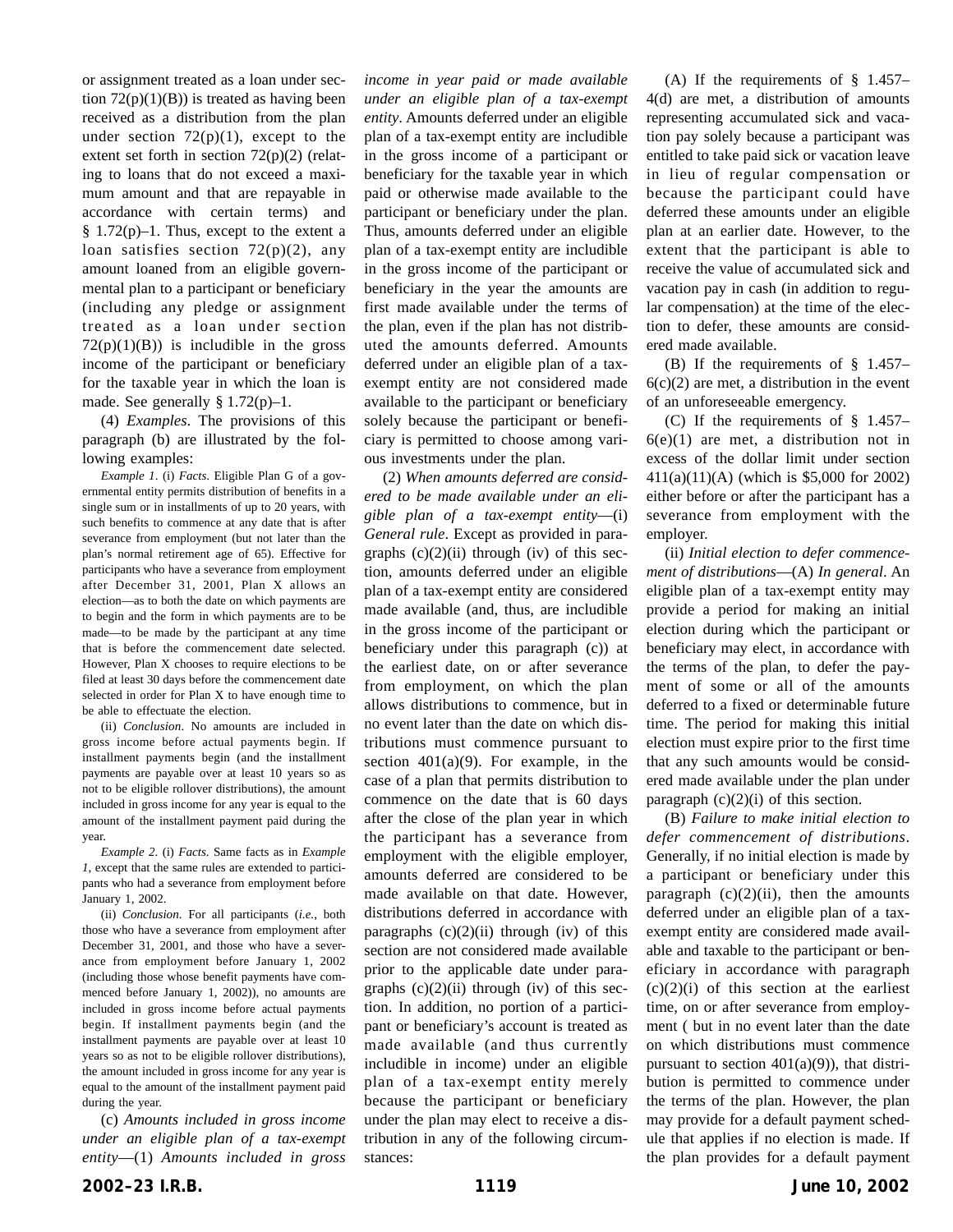or assignment treated as a loan under section 72(p)(1)(B)) is treated as having been received as a distribution from the plan under section 72(p)(1), except to the extent set forth in section 72(p)(2) (relating to loans that do not exceed a maximum amount and that are repayable in accordance with certain terms) and § 1.72(p)–1. Thus, except to the extent a loan satisfies section 72(p)(2), any amount loaned from an eligible governmental plan to a participant or beneficiary (including any pledge or assignment treated as a loan under section 72(p)(1)(B)) is includible in the gross income of the participant or beneficiary for the taxable year in which the loan is made. See generally § 1.72(p)–1.

(4) *Examples*. The provisions of this paragraph (b) are illustrated by the following examples:

*Example 1*. (i) *Facts*. Eligible Plan G of a governmental entity permits distribution of benefits in a single sum or in installments of up to 20 years, with such benefits to commence at any date that is after severance from employment (but not later than the plan's normal retirement age of 65). Effective for participants who have a severance from employment after December 31, 2001, Plan X allows an election—as to both the date on which payments are to begin and the form in which payments are to be made—to be made by the participant at any time that is before the commencement date selected. However, Plan X chooses to require elections to be filed at least 30 days before the commencement date selected in order for Plan X to have enough time to be able to effectuate the election.

(ii) *Conclusion*. No amounts are included in gross income before actual payments begin. If installment payments begin (and the installment payments are payable over at least 10 years so as not to be eligible rollover distributions), the amount included in gross income for any year is equal to the amount of the installment payment paid during the year.

*Example 2*. (i) *Facts*. Same facts as in *Example 1*, except that the same rules are extended to participants who had a severance from employment before January 1, 2002.

(ii) *Conclusion*. For all participants (*i.e.*, both those who have a severance from employment after December 31, 2001, and those who have a severance from employment before January 1, 2002 (including those whose benefit payments have commenced before January 1, 2002)), no amounts are included in gross income before actual payments begin. If installment payments begin (and the installment payments are payable over at least 10 years so as not to be eligible rollover distributions), the amount included in gross income for any year is equal to the amount of the installment payment paid during the year.

(c) *Amounts included in gross income under an eligible plan of a tax-exempt entity*—(1) *Amounts included in gross income in year paid or made available under an eligible plan of a tax-exempt entity*. Amounts deferred under an eligible plan of a tax-exempt entity are includible in the gross income of a participant or beneficiary for the taxable year in which paid or otherwise made available to the participant or beneficiary under the plan. Thus, amounts deferred under an eligible plan of a tax-exempt entity are includible in the gross income of the participant or beneficiary in the year the amounts are first made available under the terms of the plan, even if the plan has not distributed the amounts deferred. Amounts deferred under an eligible plan of a tax-exempt entity are not considered made available to the participant or beneficiary solely because the participant or beneficiary is permitted to choose among various investments under the plan.

(2) *When amounts deferred are considered to be made available under an eligible plan of a tax-exempt entity*—(i) *General rule*. Except as provided in paragraphs (c)(2)(ii) through (iv) of this section, amounts deferred under an eligible plan of a tax-exempt entity are considered made available (and, thus, are includible in the gross income of the participant or beneficiary under this paragraph (c)) at the earliest date, on or after severance from employment, on which the plan allows distributions to commence, but in no event later than the date on which distributions must commence pursuant to section 401(a)(9). For example, in the case of a plan that permits distribution to commence on the date that is 60 days after the close of the plan year in which the participant has a severance from employment with the eligible employer, amounts deferred are considered to be made available on that date. However, distributions deferred in accordance with paragraphs (c)(2)(ii) through (iv) of this section are not considered made available prior to the applicable date under paragraphs (c)(2)(ii) through (iv) of this section. In addition, no portion of a participant or beneficiary's account is treated as made available (and thus currently includible in income) under an eligible plan of a tax-exempt entity merely because the participant or beneficiary under the plan may elect to receive a distribution in any of the following circumstances:

(A) If the requirements of § 1.457–4(d) are met, a distribution of amounts representing accumulated sick and vacation pay solely because a participant was entitled to take paid sick or vacation leave in lieu of regular compensation or because the participant could have deferred these amounts under an eligible plan at an earlier date. However, to the extent that the participant is able to receive the value of accumulated sick and vacation pay in cash (in addition to regular compensation) at the time of the election to defer, these amounts are considered made available.

(B) If the requirements of § 1.457–6(c)(2) are met, a distribution in the event of an unforeseeable emergency.

(C) If the requirements of § 1.457–6(e)(1) are met, a distribution not in excess of the dollar limit under section 411(a)(11)(A) (which is $5,000 for 2002) either before or after the participant has a severance from employment with the employer.

(ii) *Initial election to defer commencement of distributions*—(A) *In general*. An eligible plan of a tax-exempt entity may provide a period for making an initial election during which the participant or beneficiary may elect, in accordance with the terms of the plan, to defer the payment of some or all of the amounts deferred to a fixed or determinable future time. The period for making this initial election must expire prior to the first time that any such amounts would be considered made available under the plan under paragraph (c)(2)(i) of this section.

(B) *Failure to make initial election to defer commencement of distributions*. Generally, if no initial election is made by a participant or beneficiary under this paragraph (c)(2)(ii), then the amounts deferred under an eligible plan of a tax-exempt entity are considered made available and taxable to the participant or beneficiary in accordance with paragraph (c)(2)(i) of this section at the earliest time, on or after severance from employment ( but in no event later than the date on which distributions must commence pursuant to section 401(a)(9)), that distribution is permitted to commence under the terms of the plan. However, the plan may provide for a default payment schedule that applies if no election is made. If the plan provides for a default payment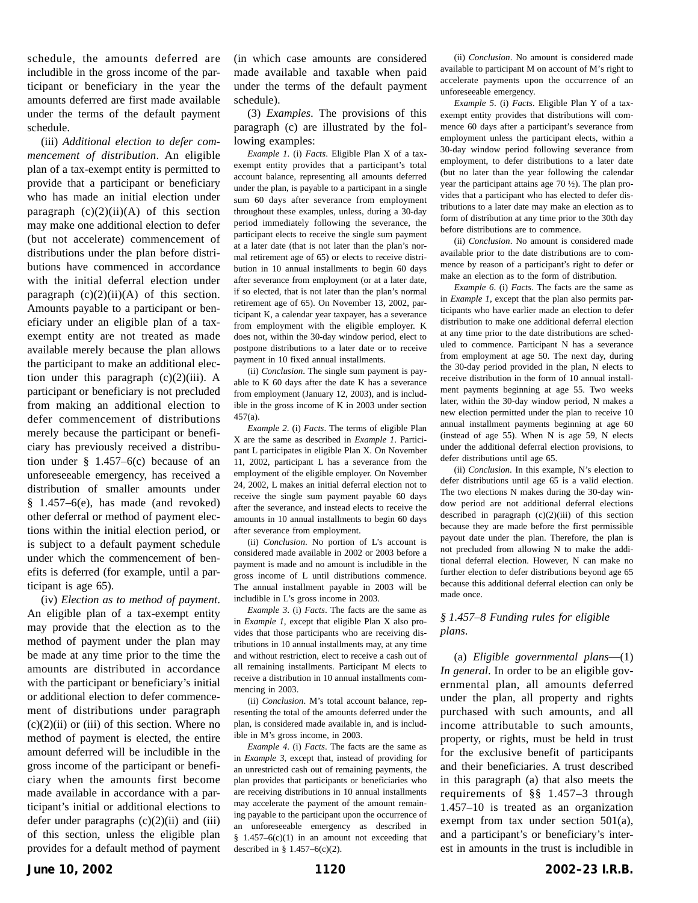schedule, the amounts deferred are includible in the gross income of the participant or beneficiary in the year the amounts deferred are first made available under the terms of the default payment schedule.

(iii) *Additional election to defer commencement of distribution*. An eligible plan of a tax-exempt entity is permitted to provide that a participant or beneficiary who has made an initial election under paragraph (c)(2)(ii)(A) of this section may make one additional election to defer (but not accelerate) commencement of distributions under the plan before distributions have commenced in accordance with the initial deferral election under paragraph (c)(2)(ii)(A) of this section. Amounts payable to a participant or beneficiary under an eligible plan of a tax-exempt entity are not treated as made available merely because the plan allows the participant to make an additional election under this paragraph (c)(2)(iii). A participant or beneficiary is not precluded from making an additional election to defer commencement of distributions merely because the participant or beneficiary has previously received a distribution under § 1.457–6(c) because of an unforeseeable emergency, has received a distribution of smaller amounts under § 1.457–6(e), has made (and revoked) other deferral or method of payment elections within the initial election period, or is subject to a default payment schedule under which the commencement of benefits is deferred (for example, until a participant is age 65).

(iv) *Election as to method of payment*. An eligible plan of a tax-exempt entity may provide that the election as to the method of payment under the plan may be made at any time prior to the time the amounts are distributed in accordance with the participant or beneficiary's initial or additional election to defer commencement of distributions under paragraph (c)(2)(ii) or (iii) of this section. Where no method of payment is elected, the entire amount deferred will be includible in the gross income of the participant or beneficiary when the amounts first become made available in accordance with a participant's initial or additional elections to defer under paragraphs (c)(2)(ii) and (iii) of this section, unless the eligible plan provides for a default method of payment (in which case amounts are considered made available and taxable when paid under the terms of the default payment schedule).

(3) *Examples*. The provisions of this paragraph (c) are illustrated by the following examples:

*Example 1*. (i) *Facts*. Eligible Plan X of a tax-exempt entity provides that a participant's total account balance, representing all amounts deferred under the plan, is payable to a participant in a single sum 60 days after severance from employment throughout these examples, unless, during a 30-day period immediately following the severance, the participant elects to receive the single sum payment at a later date (that is not later than the plan's normal retirement age of 65) or elects to receive distribution in 10 annual installments to begin 60 days after severance from employment (or at a later date, if so elected, that is not later than the plan's normal retirement age of 65). On November 13, 2002, participant K, a calendar year taxpayer, has a severance from employment with the eligible employer. K does not, within the 30-day window period, elect to postpone distributions to a later date or to receive payment in 10 fixed annual installments.

(ii) *Conclusion*. The single sum payment is payable to K 60 days after the date K has a severance from employment (January 12, 2003), and is includible in the gross income of K in 2003 under section 457(a).

*Example 2*. (i) *Facts*. The terms of eligible Plan X are the same as described in *Example 1*. Participant L participates in eligible Plan X. On November 11, 2002, participant L has a severance from the employment of the eligible employer. On November 24, 2002, L makes an initial deferral election not to receive the single sum payment payable 60 days after the severance, and instead elects to receive the amounts in 10 annual installments to begin 60 days after severance from employment.

(ii) *Conclusion*. No portion of L's account is considered made available in 2002 or 2003 before a payment is made and no amount is includible in the gross income of L until distributions commence. The annual installment payable in 2003 will be includible in L's gross income in 2003.

*Example 3*. (i) *Facts*. The facts are the same as in *Example 1*, except that eligible Plan X also provides that those participants who are receiving distributions in 10 annual installments may, at any time and without restriction, elect to receive a cash out of all remaining installments. Participant M elects to receive a distribution in 10 annual installments commencing in 2003.

(ii) *Conclusion*. M's total account balance, representing the total of the amounts deferred under the plan, is considered made available in, and is includible in M's gross income, in 2003.

*Example 4*. (i) *Facts*. The facts are the same as in *Example 3*, except that, instead of providing for an unrestricted cash out of remaining payments, the plan provides that participants or beneficiaries who are receiving distributions in 10 annual installments may accelerate the payment of the amount remaining payable to the participant upon the occurrence of an unforeseeable emergency as described in § 1.457–6(c)(1) in an amount not exceeding that described in § 1.457–6(c)(2).

(ii) *Conclusion*. No amount is considered made available to participant M on account of M's right to accelerate payments upon the occurrence of an unforeseeable emergency.

*Example 5*. (i) *Facts*. Eligible Plan Y of a tax-exempt entity provides that distributions will commence 60 days after a participant's severance from employment unless the participant elects, within a 30-day window period following severance from employment, to defer distributions to a later date (but no later than the year following the calendar year the participant attains age 70 ½). The plan provides that a participant who has elected to defer distributions to a later date may make an election as to form of distribution at any time prior to the 30th day before distributions are to commence.

(ii) *Conclusion*. No amount is considered made available prior to the date distributions are to commence by reason of a participant's right to defer or make an election as to the form of distribution.

*Example 6*. (i) *Facts*. The facts are the same as in *Example 1*, except that the plan also permits participants who have earlier made an election to defer distribution to make one additional deferral election at any time prior to the date distributions are scheduled to commence. Participant N has a severance from employment at age 50. The next day, during the 30-day period provided in the plan, N elects to receive distribution in the form of 10 annual installment payments beginning at age 55. Two weeks later, within the 30-day window period, N makes a new election permitted under the plan to receive 10 annual installment payments beginning at age 60 (instead of age 55). When N is age 59, N elects under the additional deferral election provisions, to defer distributions until age 65.

(ii) *Conclusion*. In this example, N's election to defer distributions until age 65 is a valid election. The two elections N makes during the 30-day window period are not additional deferral elections described in paragraph (c)(2)(iii) of this section because they are made before the first permissible payout date under the plan. Therefore, the plan is not precluded from allowing N to make the additional deferral election. However, N can make no further election to defer distributions beyond age 65 because this additional deferral election can only be made once.

### *§ 1.457–8 Funding rules for eligible plans.*

(a) *Eligible governmental plans*—(1) *In general*. In order to be an eligible governmental plan, all amounts deferred under the plan, all property and rights purchased with such amounts, and all income attributable to such amounts, property, or rights, must be held in trust for the exclusive benefit of participants and their beneficiaries. A trust described in this paragraph (a) that also meets the requirements of §§ 1.457–3 through 1.457–10 is treated as an organization exempt from tax under section 501(a), and a participant's or beneficiary's interest in amounts in the trust is includible in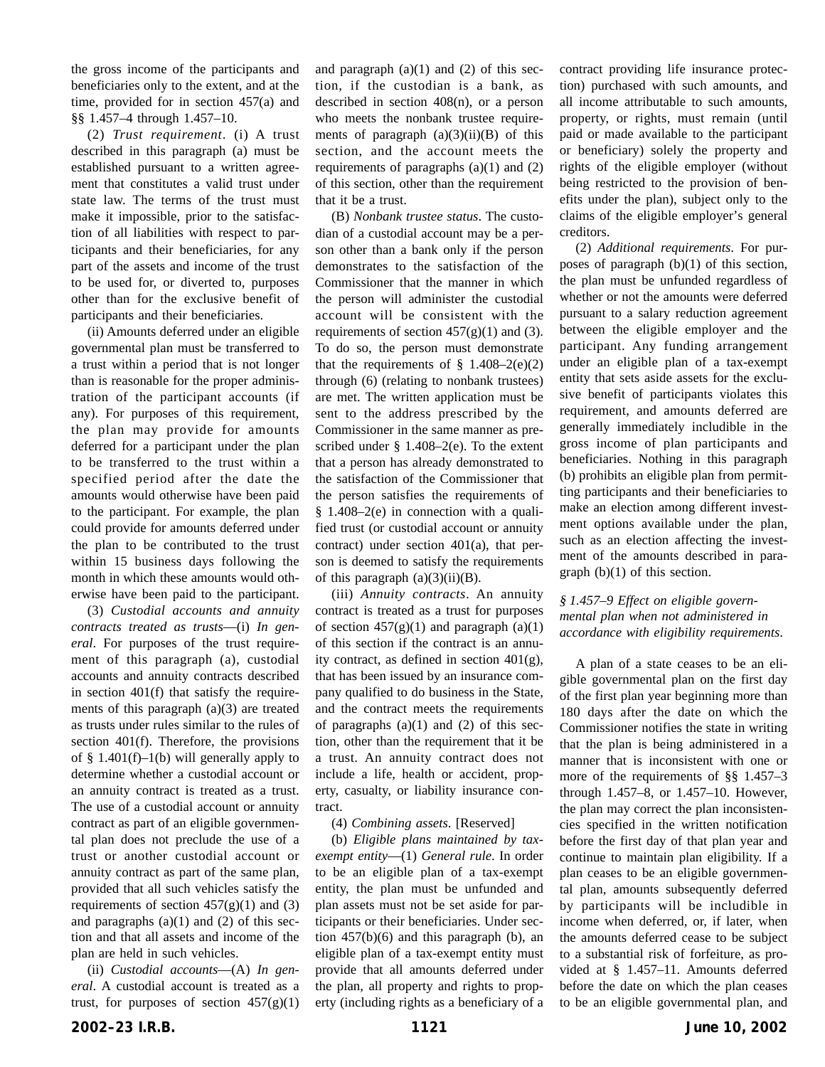the gross income of the participants and beneficiaries only to the extent, and at the time, provided for in section 457(a) and §§ 1.457–4 through 1.457–10.

(2) *Trust requirement*. (i) A trust described in this paragraph (a) must be established pursuant to a written agreement that constitutes a valid trust under state law. The terms of the trust must make it impossible, prior to the satisfaction of all liabilities with respect to participants and their beneficiaries, for any part of the assets and income of the trust to be used for, or diverted to, purposes other than for the exclusive benefit of participants and their beneficiaries.

(ii) Amounts deferred under an eligible governmental plan must be transferred to a trust within a period that is not longer than is reasonable for the proper administration of the participant accounts (if any). For purposes of this requirement, the plan may provide for amounts deferred for a participant under the plan to be transferred to the trust within a specified period after the date the amounts would otherwise have been paid to the participant. For example, the plan could provide for amounts deferred under the plan to be contributed to the trust within 15 business days following the month in which these amounts would otherwise have been paid to the participant.

(3) *Custodial accounts and annuity contracts treated as trusts*—(i) *In general*. For purposes of the trust requirement of this paragraph (a), custodial accounts and annuity contracts described in section 401(f) that satisfy the requirements of this paragraph (a)(3) are treated as trusts under rules similar to the rules of section 401(f). Therefore, the provisions of § 1.401(f)–1(b) will generally apply to determine whether a custodial account or an annuity contract is treated as a trust. The use of a custodial account or annuity contract as part of an eligible governmental plan does not preclude the use of a trust or another custodial account or annuity contract as part of the same plan, provided that all such vehicles satisfy the requirements of section 457(g)(1) and (3) and paragraphs (a)(1) and (2) of this section and that all assets and income of the plan are held in such vehicles.

(ii) *Custodial accounts*—(A) *In general*. A custodial account is treated as a trust, for purposes of section 457(g)(1) and paragraph (a)(1) and (2) of this section, if the custodian is a bank, as described in section 408(n), or a person who meets the nonbank trustee requirements of paragraph (a)(3)(ii)(B) of this section, and the account meets the requirements of paragraphs (a)(1) and (2) of this section, other than the requirement that it be a trust.

(B) *Nonbank trustee status*. The custodian of a custodial account may be a person other than a bank only if the person demonstrates to the satisfaction of the Commissioner that the manner in which the person will administer the custodial account will be consistent with the requirements of section 457(g)(1) and (3). To do so, the person must demonstrate that the requirements of § 1.408–2(e)(2) through (6) (relating to nonbank trustees) are met. The written application must be sent to the address prescribed by the Commissioner in the same manner as prescribed under § 1.408–2(e). To the extent that a person has already demonstrated to the satisfaction of the Commissioner that the person satisfies the requirements of § 1.408–2(e) in connection with a qualified trust (or custodial account or annuity contract) under section 401(a), that person is deemed to satisfy the requirements of this paragraph (a)(3)(ii)(B).

(iii) *Annuity contracts*. An annuity contract is treated as a trust for purposes of section 457(g)(1) and paragraph (a)(1) of this section if the contract is an annuity contract, as defined in section 401(g), that has been issued by an insurance company qualified to do business in the State, and the contract meets the requirements of paragraphs (a)(1) and (2) of this section, other than the requirement that it be a trust. An annuity contract does not include a life, health or accident, property, casualty, or liability insurance contract.

(4) *Combining assets*. [Reserved]

(b) *Eligible plans maintained by tax-exempt entity*—(1) *General rule*. In order to be an eligible plan of a tax-exempt entity, the plan must be unfunded and plan assets must not be set aside for participants or their beneficiaries. Under section 457(b)(6) and this paragraph (b), an eligible plan of a tax-exempt entity must provide that all amounts deferred under the plan, all property and rights to property (including rights as a beneficiary of a contract providing life insurance protection) purchased with such amounts, and all income attributable to such amounts, property, or rights, must remain (until paid or made available to the participant or beneficiary) solely the property and rights of the eligible employer (without being restricted to the provision of benefits under the plan), subject only to the claims of the eligible employer's general creditors.

(2) *Additional requirements*. For purposes of paragraph (b)(1) of this section, the plan must be unfunded regardless of whether or not the amounts were deferred pursuant to a salary reduction agreement between the eligible employer and the participant. Any funding arrangement under an eligible plan of a tax-exempt entity that sets aside assets for the exclusive benefit of participants violates this requirement, and amounts deferred are generally immediately includible in the gross income of plan participants and beneficiaries. Nothing in this paragraph (b) prohibits an eligible plan from permitting participants and their beneficiaries to make an election among different investment options available under the plan, such as an election affecting the investment of the amounts described in paragraph (b)(1) of this section.

*§ 1.457–9 Effect on eligible governmental plan when not administered in accordance with eligibility requirements.*

A plan of a state ceases to be an eligible governmental plan on the first day of the first plan year beginning more than 180 days after the date on which the Commissioner notifies the state in writing that the plan is being administered in a manner that is inconsistent with one or more of the requirements of §§ 1.457–3 through 1.457–8, or 1.457–10. However, the plan may correct the plan inconsistencies specified in the written notification before the first day of that plan year and continue to maintain plan eligibility. If a plan ceases to be an eligible governmental plan, amounts subsequently deferred by participants will be includible in income when deferred, or, if later, when the amounts deferred cease to be subject to a substantial risk of forfeiture, as provided at § 1.457–11. Amounts deferred before the date on which the plan ceases to be an eligible governmental plan, and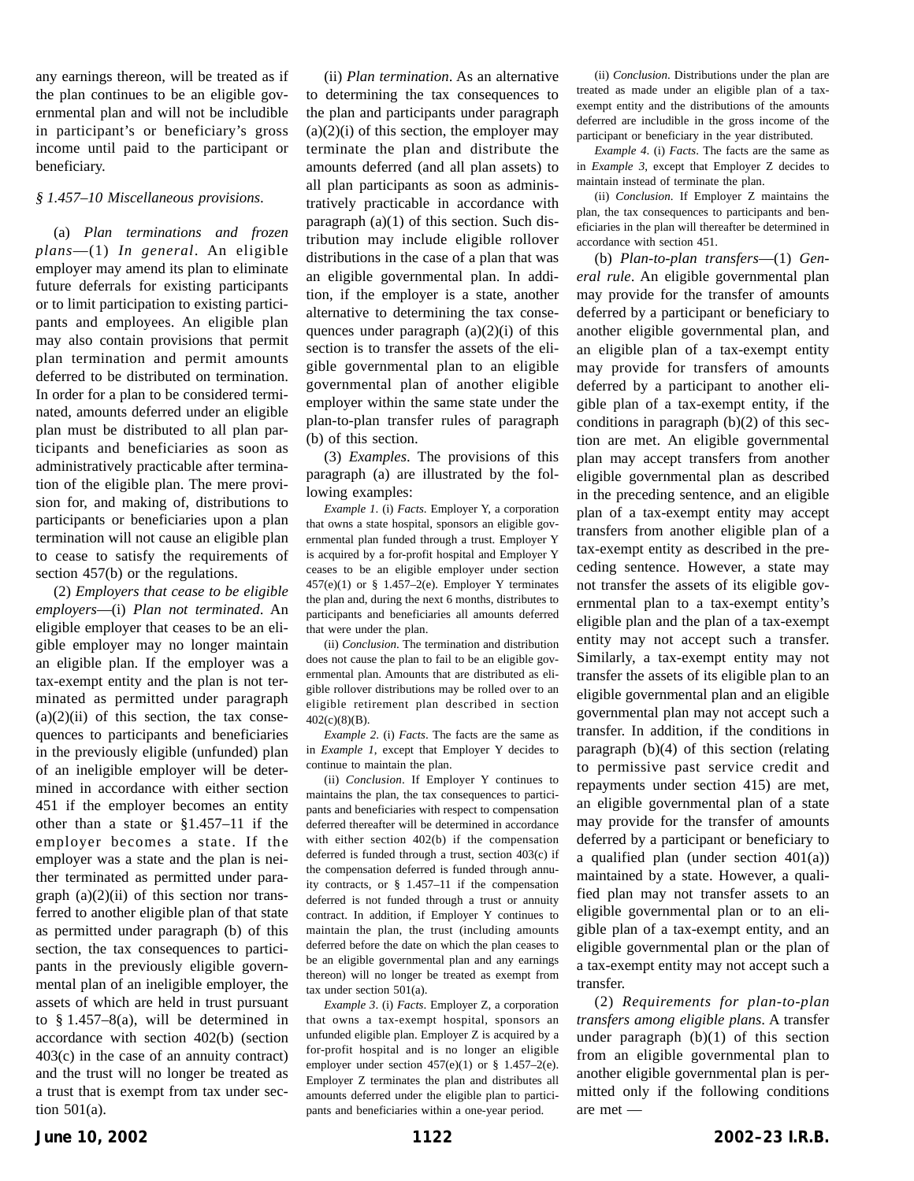any earnings thereon, will be treated as if the plan continues to be an eligible governmental plan and will not be includible in participant's or beneficiary's gross income until paid to the participant or beneficiary.

*§ 1.457–10 Miscellaneous provisions.*

(a) *Plan terminations and frozen plans*—(1) *In general*. An eligible employer may amend its plan to eliminate future deferrals for existing participants or to limit participation to existing participants and employees. An eligible plan may also contain provisions that permit plan termination and permit amounts deferred to be distributed on termination. In order for a plan to be considered terminated, amounts deferred under an eligible plan must be distributed to all plan participants and beneficiaries as soon as administratively practicable after termination of the eligible plan. The mere provision for, and making of, distributions to participants or beneficiaries upon a plan termination will not cause an eligible plan to cease to satisfy the requirements of section 457(b) or the regulations.

(2) *Employers that cease to be eligible employers*—(i) *Plan not terminated*. An eligible employer that ceases to be an eligible employer may no longer maintain an eligible plan. If the employer was a tax-exempt entity and the plan is not terminated as permitted under paragraph (a)(2)(ii) of this section, the tax consequences to participants and beneficiaries in the previously eligible (unfunded) plan of an ineligible employer will be determined in accordance with either section 451 if the employer becomes an entity other than a state or §1.457–11 if the employer becomes a state. If the employer was a state and the plan is neither terminated as permitted under paragraph (a)(2)(ii) of this section nor transferred to another eligible plan of that state as permitted under paragraph (b) of this section, the tax consequences to participants in the previously eligible governmental plan of an ineligible employer, the assets of which are held in trust pursuant to § 1.457–8(a), will be determined in accordance with section 402(b) (section 403(c) in the case of an annuity contract) and the trust will no longer be treated as a trust that is exempt from tax under section 501(a).

(ii) *Plan termination*. As an alternative to determining the tax consequences to the plan and participants under paragraph (a)(2)(i) of this section, the employer may terminate the plan and distribute the amounts deferred (and all plan assets) to all plan participants as soon as administratively practicable in accordance with paragraph (a)(1) of this section. Such distribution may include eligible rollover distributions in the case of a plan that was an eligible governmental plan. In addition, if the employer is a state, another alternative to determining the tax consequences under paragraph (a)(2)(i) of this section is to transfer the assets of the eligible governmental plan to an eligible governmental plan of another eligible employer within the same state under the plan-to-plan transfer rules of paragraph (b) of this section.

(3) *Examples*. The provisions of this paragraph (a) are illustrated by the following examples:

*Example 1*. (i) *Facts*. Employer Y, a corporation that owns a state hospital, sponsors an eligible governmental plan funded through a trust. Employer Y is acquired by a for-profit hospital and Employer Y ceases to be an eligible employer under section 457(e)(1) or § 1.457–2(e). Employer Y terminates the plan and, during the next 6 months, distributes to participants and beneficiaries all amounts deferred that were under the plan.

(ii) *Conclusion*. The termination and distribution does not cause the plan to fail to be an eligible governmental plan. Amounts that are distributed as eligible rollover distributions may be rolled over to an eligible retirement plan described in section 402(c)(8)(B).

*Example 2*. (i) *Facts*. The facts are the same as in *Example 1*, except that Employer Y decides to continue to maintain the plan.

(ii) *Conclusion*. If Employer Y continues to maintains the plan, the tax consequences to participants and beneficiaries with respect to compensation deferred thereafter will be determined in accordance with either section 402(b) if the compensation deferred is funded through a trust, section 403(c) if the compensation deferred is funded through annuity contracts, or § 1.457–11 if the compensation deferred is not funded through a trust or annuity contract. In addition, if Employer Y continues to maintain the plan, the trust (including amounts deferred before the date on which the plan ceases to be an eligible governmental plan and any earnings thereon) will no longer be treated as exempt from tax under section 501(a).

*Example 3*. (i) *Facts*. Employer Z, a corporation that owns a tax-exempt hospital, sponsors an unfunded eligible plan. Employer Z is acquired by a for-profit hospital and is no longer an eligible employer under section 457(e)(1) or § 1.457–2(e). Employer Z terminates the plan and distributes all amounts deferred under the eligible plan to participants and beneficiaries within a one-year period.

(ii) *Conclusion*. Distributions under the plan are treated as made under an eligible plan of a tax-exempt entity and the distributions of the amounts deferred are includible in the gross income of the participant or beneficiary in the year distributed.

*Example 4*. (i) *Facts*. The facts are the same as in *Example 3*, except that Employer Z decides to maintain instead of terminate the plan.

(ii) *Conclusion*. If Employer Z maintains the plan, the tax consequences to participants and beneficiaries in the plan will thereafter be determined in accordance with section 451.

(b) *Plan-to-plan transfers*—(1) *General rule*. An eligible governmental plan may provide for the transfer of amounts deferred by a participant or beneficiary to another eligible governmental plan, and an eligible plan of a tax-exempt entity may provide for transfers of amounts deferred by a participant to another eligible plan of a tax-exempt entity, if the conditions in paragraph (b)(2) of this section are met. An eligible governmental plan may accept transfers from another eligible governmental plan as described in the preceding sentence, and an eligible plan of a tax-exempt entity may accept transfers from another eligible plan of a tax-exempt entity as described in the preceding sentence. However, a state may not transfer the assets of its eligible governmental plan to a tax-exempt entity's eligible plan and the plan of a tax-exempt entity may not accept such a transfer. Similarly, a tax-exempt entity may not transfer the assets of its eligible plan to an eligible governmental plan and an eligible governmental plan may not accept such a transfer. In addition, if the conditions in paragraph (b)(4) of this section (relating to permissive past service credit and repayments under section 415) are met, an eligible governmental plan of a state may provide for the transfer of amounts deferred by a participant or beneficiary to a qualified plan (under section 401(a)) maintained by a state. However, a qualified plan may not transfer assets to an eligible governmental plan or to an eligible plan of a tax-exempt entity, and an eligible governmental plan or the plan of a tax-exempt entity may not accept such a transfer.

(2) *Requirements for plan-to-plan transfers among eligible plans*. A transfer under paragraph (b)(1) of this section from an eligible governmental plan to another eligible governmental plan is permitted only if the following conditions are met —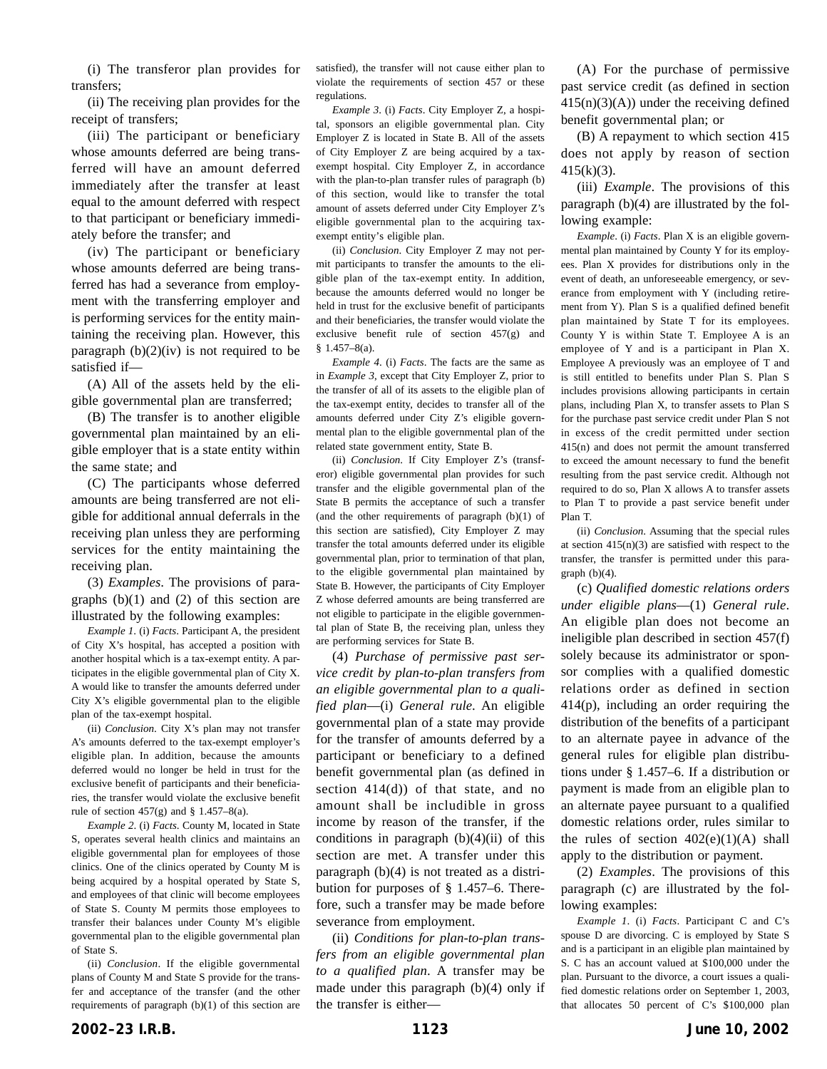(i) The transferor plan provides for transfers;

(ii) The receiving plan provides for the receipt of transfers;

(iii) The participant or beneficiary whose amounts deferred are being transferred will have an amount deferred immediately after the transfer at least equal to the amount deferred with respect to that participant or beneficiary immediately before the transfer; and

(iv) The participant or beneficiary whose amounts deferred are being transferred has had a severance from employment with the transferring employer and is performing services for the entity maintaining the receiving plan. However, this paragraph (b)(2)(iv) is not required to be satisfied if—

(A) All of the assets held by the eligible governmental plan are transferred;

(B) The transfer is to another eligible governmental plan maintained by an eligible employer that is a state entity within the same state; and

(C) The participants whose deferred amounts are being transferred are not eligible for additional annual deferrals in the receiving plan unless they are performing services for the entity maintaining the receiving plan.

(3) *Examples*. The provisions of paragraphs (b)(1) and (2) of this section are illustrated by the following examples:

*Example 1*. (i) *Facts*. Participant A, the president of City X's hospital, has accepted a position with another hospital which is a tax-exempt entity. A participates in the eligible governmental plan of City X. A would like to transfer the amounts deferred under City X's eligible governmental plan to the eligible plan of the tax-exempt hospital.

(ii) *Conclusion*. City X's plan may not transfer A's amounts deferred to the tax-exempt employer's eligible plan. In addition, because the amounts deferred would no longer be held in trust for the exclusive benefit of participants and their beneficiaries, the transfer would violate the exclusive benefit rule of section 457(g) and § 1.457–8(a).

*Example 2*. (i) *Facts*. County M, located in State S, operates several health clinics and maintains an eligible governmental plan for employees of those clinics. One of the clinics operated by County M is being acquired by a hospital operated by State S, and employees of that clinic will become employees of State S. County M permits those employees to transfer their balances under County M's eligible governmental plan to the eligible governmental plan of State S.

(ii) *Conclusion*. If the eligible governmental plans of County M and State S provide for the transfer and acceptance of the transfer (and the other requirements of paragraph (b)(1) of this section are satisfied), the transfer will not cause either plan to violate the requirements of section 457 or these regulations.

*Example 3*. (i) *Facts*. City Employer Z, a hospital, sponsors an eligible governmental plan. City Employer Z is located in State B. All of the assets of City Employer Z are being acquired by a tax-exempt hospital. City Employer Z, in accordance with the plan-to-plan transfer rules of paragraph (b) of this section, would like to transfer the total amount of assets deferred under City Employer Z's eligible governmental plan to the acquiring tax-exempt entity's eligible plan.

(ii) *Conclusion*. City Employer Z may not permit participants to transfer the amounts to the eligible plan of the tax-exempt entity. In addition, because the amounts deferred would no longer be held in trust for the exclusive benefit of participants and their beneficiaries, the transfer would violate the exclusive benefit rule of section 457(g) and § 1.457–8(a).

*Example 4*. (i) *Facts*. The facts are the same as in *Example 3*, except that City Employer Z, prior to the transfer of all of its assets to the eligible plan of the tax-exempt entity, decides to transfer all of the amounts deferred under City Z's eligible governmental plan to the eligible governmental plan of the related state government entity, State B.

(ii) *Conclusion*. If City Employer Z's (transferor) eligible governmental plan provides for such transfer and the eligible governmental plan of the State B permits the acceptance of such a transfer (and the other requirements of paragraph (b)(1) of this section are satisfied), City Employer Z may transfer the total amounts deferred under its eligible governmental plan, prior to termination of that plan, to the eligible governmental plan maintained by State B. However, the participants of City Employer Z whose deferred amounts are being transferred are not eligible to participate in the eligible governmental plan of State B, the receiving plan, unless they are performing services for State B.

(4) *Purchase of permissive past service credit by plan-to-plan transfers from an eligible governmental plan to a qualified plan*—(i) *General rule*. An eligible governmental plan of a state may provide for the transfer of amounts deferred by a participant or beneficiary to a defined benefit governmental plan (as defined in section 414(d)) of that state, and no amount shall be includible in gross income by reason of the transfer, if the conditions in paragraph (b)(4)(ii) of this section are met. A transfer under this paragraph (b)(4) is not treated as a distribution for purposes of § 1.457–6. Therefore, such a transfer may be made before severance from employment.

(ii) *Conditions for plan-to-plan transfers from an eligible governmental plan to a qualified plan*. A transfer may be made under this paragraph (b)(4) only if the transfer is either—

(A) For the purchase of permissive past service credit (as defined in section 415(n)(3)(A)) under the receiving defined benefit governmental plan; or

(B) A repayment to which section 415 does not apply by reason of section 415(k)(3).

(iii) *Example*. The provisions of this paragraph (b)(4) are illustrated by the following example:

*Example*. (i) *Facts*. Plan X is an eligible governmental plan maintained by County Y for its employees. Plan X provides for distributions only in the event of death, an unforeseeable emergency, or severance from employment with Y (including retirement from Y). Plan S is a qualified defined benefit plan maintained by State T for its employees. County Y is within State T. Employee A is an employee of Y and is a participant in Plan X. Employee A previously was an employee of T and is still entitled to benefits under Plan S. Plan S includes provisions allowing participants in certain plans, including Plan X, to transfer assets to Plan S for the purchase past service credit under Plan S not in excess of the credit permitted under section 415(n) and does not permit the amount transferred to exceed the amount necessary to fund the benefit resulting from the past service credit. Although not required to do so, Plan X allows A to transfer assets to Plan T to provide a past service benefit under Plan T.

(ii) *Conclusion*. Assuming that the special rules at section 415(n)(3) are satisfied with respect to the transfer, the transfer is permitted under this paragraph (b)(4).

(c) *Qualified domestic relations orders under eligible plans*—(1) *General rule*. An eligible plan does not become an ineligible plan described in section 457(f) solely because its administrator or sponsor complies with a qualified domestic relations order as defined in section 414(p), including an order requiring the distribution of the benefits of a participant to an alternate payee in advance of the general rules for eligible plan distributions under § 1.457–6. If a distribution or payment is made from an eligible plan to an alternate payee pursuant to a qualified domestic relations order, rules similar to the rules of section 402(e)(1)(A) shall apply to the distribution or payment.

(2) *Examples*. The provisions of this paragraph (c) are illustrated by the following examples:

*Example 1*. (i) *Facts*. Participant C and C's spouse D are divorcing. C is employed by State S and is a participant in an eligible plan maintained by S. C has an account valued at $100,000 under the plan. Pursuant to the divorce, a court issues a qualified domestic relations order on September 1, 2003, that allocates 50 percent of C's $100,000 plan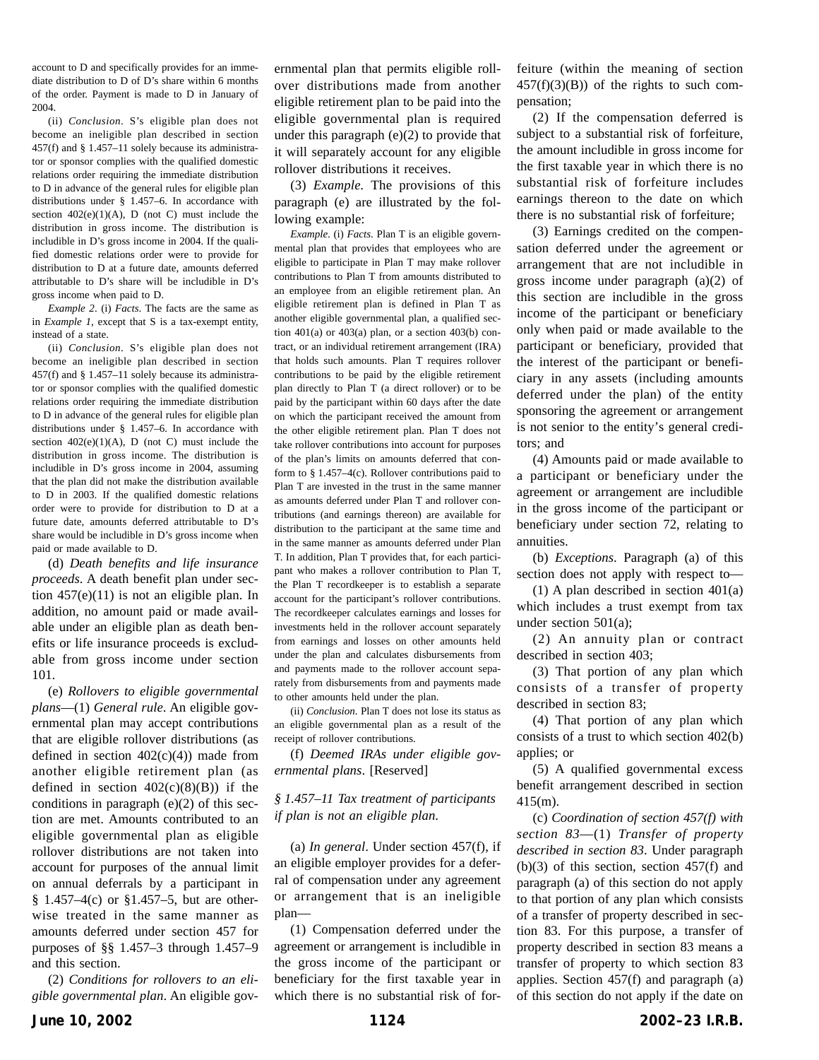account to D and specifically provides for an immediate distribution to D of D's share within 6 months of the order. Payment is made to D in January of 2004.

(ii) *Conclusion*. S's eligible plan does not become an ineligible plan described in section 457(f) and § 1.457–11 solely because its administrator or sponsor complies with the qualified domestic relations order requiring the immediate distribution to D in advance of the general rules for eligible plan distributions under § 1.457–6. In accordance with section 402(e)(1)(A), D (not C) must include the distribution in gross income. The distribution is includible in D's gross income in 2004. If the qualified domestic relations order were to provide for distribution to D at a future date, amounts deferred attributable to D's share will be includible in D's gross income when paid to D.

*Example 2*. (i) *Facts*. The facts are the same as in *Example 1*, except that S is a tax-exempt entity, instead of a state.

(ii) *Conclusion*. S's eligible plan does not become an ineligible plan described in section 457(f) and § 1.457–11 solely because its administrator or sponsor complies with the qualified domestic relations order requiring the immediate distribution to D in advance of the general rules for eligible plan distributions under § 1.457–6. In accordance with section 402(e)(1)(A), D (not C) must include the distribution in gross income. The distribution is includible in D's gross income in 2004, assuming that the plan did not make the distribution available to D in 2003. If the qualified domestic relations order were to provide for distribution to D at a future date, amounts deferred attributable to D's share would be includible in D's gross income when paid or made available to D.

(d) *Death benefits and life insurance proceeds*. A death benefit plan under section 457(e)(11) is not an eligible plan. In addition, no amount paid or made available under an eligible plan as death benefits or life insurance proceeds is excludable from gross income under section 101.

(e) *Rollovers to eligible governmental plans*—(1) *General rule*. An eligible governmental plan may accept contributions that are eligible rollover distributions (as defined in section 402(c)(4)) made from another eligible retirement plan (as defined in section 402(c)(8)(B)) if the conditions in paragraph (e)(2) of this section are met. Amounts contributed to an eligible governmental plan as eligible rollover distributions are not taken into account for purposes of the annual limit on annual deferrals by a participant in § 1.457–4(c) or §1.457–5, but are otherwise treated in the same manner as amounts deferred under section 457 for purposes of §§ 1.457–3 through 1.457–9 and this section.

(2) *Conditions for rollovers to an eligible governmental plan*. An eligible governmental plan that permits eligible rollover distributions made from another eligible retirement plan to be paid into the eligible governmental plan is required under this paragraph (e)(2) to provide that it will separately account for any eligible rollover distributions it receives.

(3) *Example*. The provisions of this paragraph (e) are illustrated by the following example:

*Example*. (i) *Facts*. Plan T is an eligible governmental plan that provides that employees who are eligible to participate in Plan T may make rollover contributions to Plan T from amounts distributed to an employee from an eligible retirement plan. An eligible retirement plan is defined in Plan T as another eligible governmental plan, a qualified section 401(a) or 403(a) plan, or a section 403(b) contract, or an individual retirement arrangement (IRA) that holds such amounts. Plan T requires rollover contributions to be paid by the eligible retirement plan directly to Plan T (a direct rollover) or to be paid by the participant within 60 days after the date on which the participant received the amount from the other eligible retirement plan. Plan T does not take rollover contributions into account for purposes of the plan's limits on amounts deferred that conform to § 1.457–4(c). Rollover contributions paid to Plan T are invested in the trust in the same manner as amounts deferred under Plan T and rollover contributions (and earnings thereon) are available for distribution to the participant at the same time and in the same manner as amounts deferred under Plan T. In addition, Plan T provides that, for each participant who makes a rollover contribution to Plan T, the Plan T recordkeeper is to establish a separate account for the participant's rollover contributions. The recordkeeper calculates earnings and losses for investments held in the rollover account separately from earnings and losses on other amounts held under the plan and calculates disbursements from and payments made to the rollover account separately from disbursements from and payments made to other amounts held under the plan.

(ii) *Conclusion*. Plan T does not lose its status as an eligible governmental plan as a result of the receipt of rollover contributions.

(f) *Deemed IRAs under eligible governmental plans*. [Reserved]

*§ 1.457–11 Tax treatment of participants if plan is not an eligible plan.*

(a) *In general*. Under section 457(f), if an eligible employer provides for a deferral of compensation under any agreement or arrangement that is an ineligible plan—

(1) Compensation deferred under the agreement or arrangement is includible in the gross income of the participant or beneficiary for the first taxable year in which there is no substantial risk of forfeiture (within the meaning of section 457(f)(3)(B)) of the rights to such compensation;

(2) If the compensation deferred is subject to a substantial risk of forfeiture, the amount includible in gross income for the first taxable year in which there is no substantial risk of forfeiture includes earnings thereon to the date on which there is no substantial risk of forfeiture;

(3) Earnings credited on the compensation deferred under the agreement or arrangement that are not includible in gross income under paragraph (a)(2) of this section are includible in the gross income of the participant or beneficiary only when paid or made available to the participant or beneficiary, provided that the interest of the participant or beneficiary in any assets (including amounts deferred under the plan) of the entity sponsoring the agreement or arrangement is not senior to the entity's general creditors; and

(4) Amounts paid or made available to a participant or beneficiary under the agreement or arrangement are includible in the gross income of the participant or beneficiary under section 72, relating to annuities.

(b) *Exceptions*. Paragraph (a) of this section does not apply with respect to—

(1) A plan described in section 401(a) which includes a trust exempt from tax under section 501(a);

(2) An annuity plan or contract described in section 403;

(3) That portion of any plan which consists of a transfer of property described in section 83;

(4) That portion of any plan which consists of a trust to which section 402(b) applies; or

(5) A qualified governmental excess benefit arrangement described in section 415(m).

(c) *Coordination of section 457(f) with section 83*—(1) *Transfer of property described in section 83*. Under paragraph (b)(3) of this section, section 457(f) and paragraph (a) of this section do not apply to that portion of any plan which consists of a transfer of property described in section 83. For this purpose, a transfer of property described in section 83 means a transfer of property to which section 83 applies. Section 457(f) and paragraph (a) of this section do not apply if the date on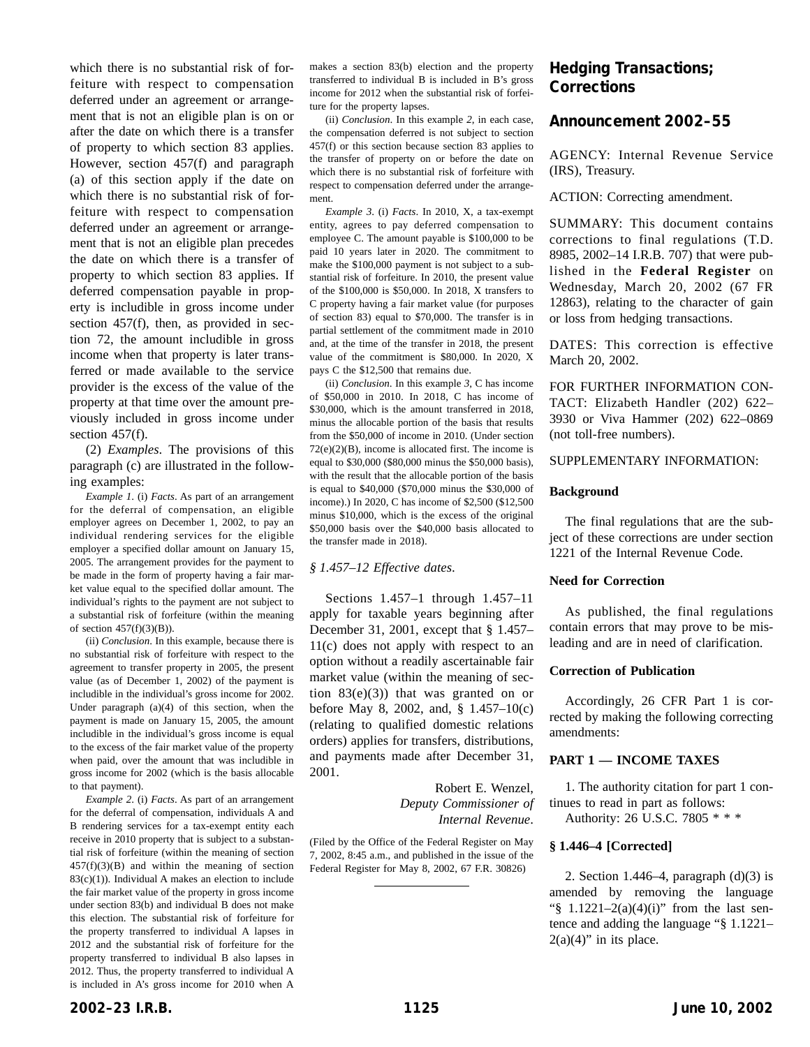which there is no substantial risk of forfeiture with respect to compensation deferred under an agreement or arrangement that is not an eligible plan is on or after the date on which there is a transfer of property to which section 83 applies. However, section 457(f) and paragraph (a) of this section apply if the date on which there is no substantial risk of forfeiture with respect to compensation deferred under an agreement or arrangement that is not an eligible plan precedes the date on which there is a transfer of property to which section 83 applies. If deferred compensation payable in property is includible in gross income under section 457(f), then, as provided in section 72, the amount includible in gross income when that property is later transferred or made available to the service provider is the excess of the value of the property at that time over the amount previously included in gross income under section 457(f).

(2) *Examples*. The provisions of this paragraph (c) are illustrated in the following examples:

*Example 1*. (i) *Facts*. As part of an arrangement for the deferral of compensation, an eligible employer agrees on December 1, 2002, to pay an individual rendering services for the eligible employer a specified dollar amount on January 15, 2005. The arrangement provides for the payment to be made in the form of property having a fair market value equal to the specified dollar amount. The individual's rights to the payment are not subject to a substantial risk of forfeiture (within the meaning of section 457(f)(3)(B)).

(ii) *Conclusion*. In this example, because there is no substantial risk of forfeiture with respect to the agreement to transfer property in 2005, the present value (as of December 1, 2002) of the payment is includible in the individual's gross income for 2002. Under paragraph (a)(4) of this section, when the payment is made on January 15, 2005, the amount includible in the individual's gross income is equal to the excess of the fair market value of the property when paid, over the amount that was includible in gross income for 2002 (which is the basis allocable to that payment).

*Example 2*. (i) *Facts*. As part of an arrangement for the deferral of compensation, individuals A and B rendering services for a tax-exempt entity each receive in 2010 property that is subject to a substantial risk of forfeiture (within the meaning of section 457(f)(3)(B) and within the meaning of section 83(c)(1)). Individual A makes an election to include the fair market value of the property in gross income under section 83(b) and individual B does not make this election. The substantial risk of forfeiture for the property transferred to individual A lapses in 2012 and the substantial risk of forfeiture for the property transferred to individual B also lapses in 2012. Thus, the property transferred to individual A is included in A's gross income for 2010 when A makes a section 83(b) election and the property transferred to individual B is included in B's gross income for 2012 when the substantial risk of forfeiture for the property lapses.

(ii) *Conclusion*. In this example *2*, in each case, the compensation deferred is not subject to section 457(f) or this section because section 83 applies to the transfer of property on or before the date on which there is no substantial risk of forfeiture with respect to compensation deferred under the arrangement.

*Example 3*. (i) *Facts*. In 2010, X, a tax-exempt entity, agrees to pay deferred compensation to employee C. The amount payable is $100,000 to be paid 10 years later in 2020. The commitment to make the $100,000 payment is not subject to a substantial risk of forfeiture. In 2010, the present value of the $100,000 is $50,000. In 2018, X transfers to C property having a fair market value (for purposes of section 83) equal to $70,000. The transfer is in partial settlement of the commitment made in 2010 and, at the time of the transfer in 2018, the present value of the commitment is $80,000. In 2020, X pays C the $12,500 that remains due.

(ii) *Conclusion*. In this example *3*, C has income of $50,000 in 2010. In 2018, C has income of $30,000, which is the amount transferred in 2018, minus the allocable portion of the basis that results from the $50,000 of income in 2010. (Under section 72(e)(2)(B), income is allocated first. The income is equal to $30,000 ($80,000 minus the $50,000 basis), with the result that the allocable portion of the basis is equal to $40,000 ($70,000 minus the $30,000 of income).) In 2020, C has income of $2,500 ($12,500 minus $10,000, which is the excess of the original $50,000 basis over the $40,000 basis allocated to the transfer made in 2018).

*§ 1.457–12 Effective dates*.

Sections 1.457–1 through 1.457–11 apply for taxable years beginning after December 31, 2001, except that § 1.457–11(c) does not apply with respect to an option without a readily ascertainable fair market value (within the meaning of section 83(e)(3)) that was granted on or before May 8, 2002, and, § 1.457–10(c) (relating to qualified domestic relations orders) applies for transfers, distributions, and payments made after December 31, 2001.

Robert E. Wenzel,
*Deputy Commissioner of Internal Revenue*.

(Filed by the Office of the Federal Register on May 7, 2002, 8:45 a.m., and published in the issue of the Federal Register for May 8, 2002, 67 F.R. 30826)

## Hedging Transactions; Corrections

## Announcement 2002–55

AGENCY: Internal Revenue Service (IRS), Treasury.

ACTION: Correcting amendment.

SUMMARY: This document contains corrections to final regulations (T.D. 8985, 2002–14 I.R.B. 707) that were published in the **Federal Register** on Wednesday, March 20, 2002 (67 FR 12863), relating to the character of gain or loss from hedging transactions.

DATES: This correction is effective March 20, 2002.

FOR FURTHER INFORMATION CONTACT: Elizabeth Handler (202) 622–3930 or Viva Hammer (202) 622–0869 (not toll-free numbers).

SUPPLEMENTARY INFORMATION:

**Background**

The final regulations that are the subject of these corrections are under section 1221 of the Internal Revenue Code.

**Need for Correction**

As published, the final regulations contain errors that may prove to be misleading and are in need of clarification.

**Correction of Publication**

Accordingly, 26 CFR Part 1 is corrected by making the following correcting amendments:

**PART 1 — INCOME TAXES**

1. The authority citation for part 1 continues to read in part as follows:

Authority: 26 U.S.C. 7805 * * *

**§ 1.446–4 [Corrected]**

2. Section 1.446–4, paragraph (d)(3) is amended by removing the language "§ 1.1221–2(a)(4)(i)" from the last sentence and adding the language "§ 1.1221–2(a)(4)" in its place.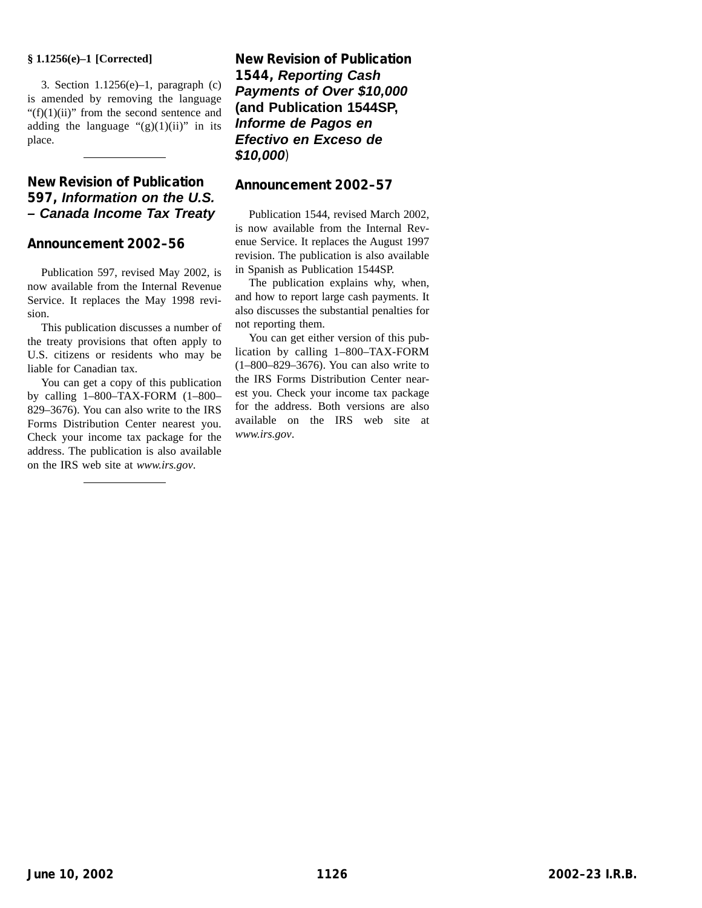**§ 1.1256(e)–1 [Corrected]**

3. Section 1.1256(e)–1, paragraph (c) is amended by removing the language "(f)(1)(ii)" from the second sentence and adding the language "(g)(1)(ii)" in its place.

---

## New Revision of Publication 597, *Information on the U.S. – Canada Income Tax Treaty*

## Announcement 2002–56

Publication 597, revised May 2002, is now available from the Internal Revenue Service. It replaces the May 1998 revision.

This publication discusses a number of the treaty provisions that often apply to U.S. citizens or residents who may be liable for Canadian tax.

You can get a copy of this publication by calling 1–800–TAX-FORM (1–800–829–3676). You can also write to the IRS Forms Distribution Center nearest you. Check your income tax package for the address. The publication is also available on the IRS web site at *www.irs.gov*.

---

## New Revision of Publication 1544, *Reporting Cash Payments of Over $10,000* (and Publication 1544SP, *Informe de Pagos en Efectivo en Exceso de $10,000*)

## Announcement 2002–57

Publication 1544, revised March 2002, is now available from the Internal Revenue Service. It replaces the August 1997 revision. The publication is also available in Spanish as Publication 1544SP.

The publication explains why, when, and how to report large cash payments. It also discusses the substantial penalties for not reporting them.

You can get either version of this publication by calling 1–800–TAX-FORM (1–800–829–3676). You can also write to the IRS Forms Distribution Center nearest you. Check your income tax package for the address. Both versions are also available on the IRS web site at *www.irs.gov*.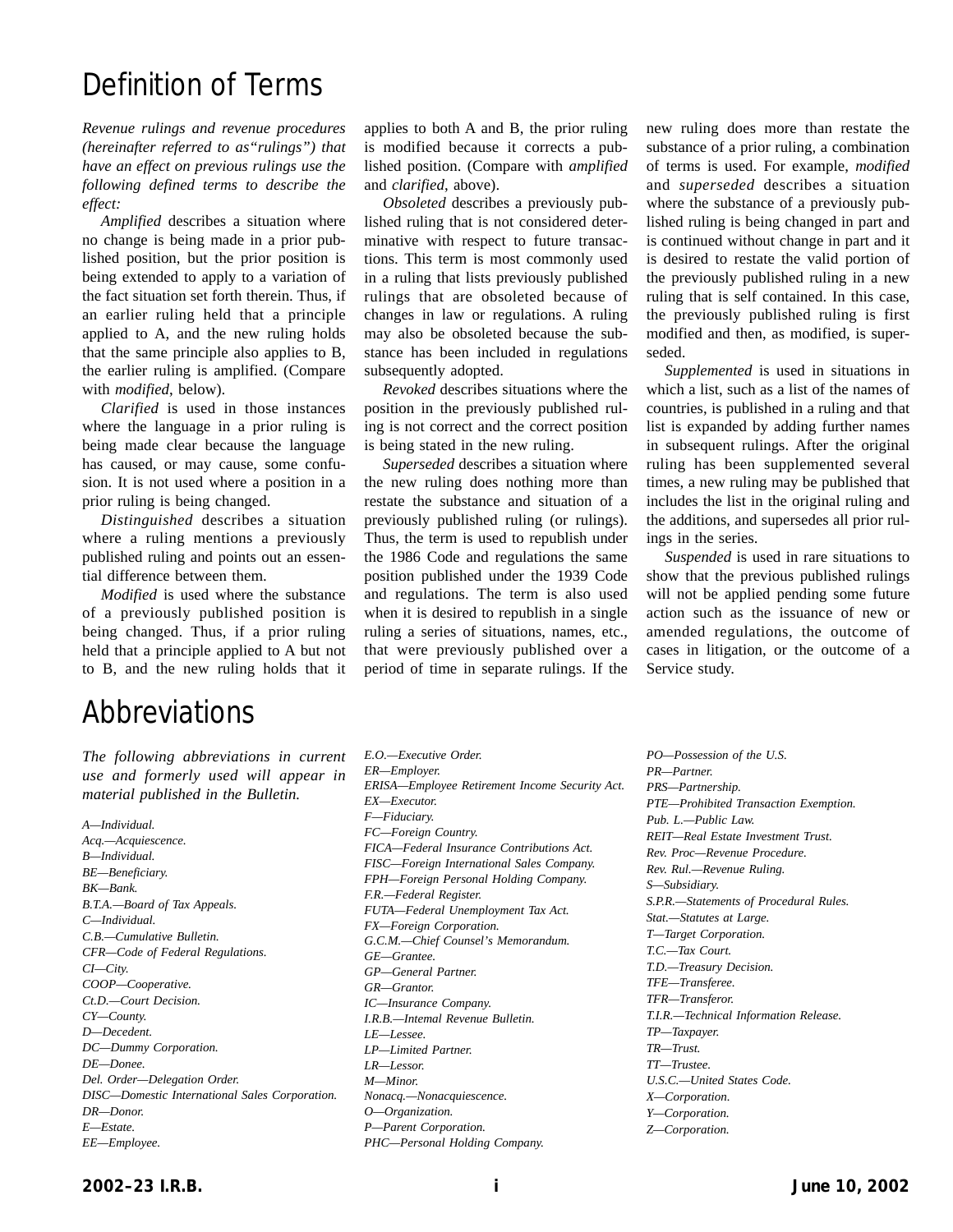# Definition of Terms

*Revenue rulings and revenue procedures (hereinafter referred to as "rulings") that have an effect on previous rulings use the following defined terms to describe the effect:*

*Amplified* describes a situation where no change is being made in a prior published position, but the prior position is being extended to apply to a variation of the fact situation set forth therein. Thus, if an earlier ruling held that a principle applied to A, and the new ruling holds that the same principle also applies to B, the earlier ruling is amplified. (Compare with *modified*, below).

*Clarified* is used in those instances where the language in a prior ruling is being made clear because the language has caused, or may cause, some confusion. It is not used where a position in a prior ruling is being changed.

*Distinguished* describes a situation where a ruling mentions a previously published ruling and points out an essential difference between them.

*Modified* is used where the substance of a previously published position is being changed. Thus, if a prior ruling held that a principle applied to A but not to B, and the new ruling holds that it applies to both A and B, the prior ruling is modified because it corrects a published position. (Compare with *amplified* and *clarified*, above).

*Obsoleted* describes a previously published ruling that is not considered determinative with respect to future transactions. This term is most commonly used in a ruling that lists previously published rulings that are obsoleted because of changes in law or regulations. A ruling may also be obsoleted because the substance has been included in regulations subsequently adopted.

*Revoked* describes situations where the position in the previously published ruling is not correct and the correct position is being stated in the new ruling.

*Superseded* describes a situation where the new ruling does nothing more than restate the substance and situation of a previously published ruling (or rulings). Thus, the term is used to republish under the 1986 Code and regulations the same position published under the 1939 Code and regulations. The term is also used when it is desired to republish in a single ruling a series of situations, names, etc., that were previously published over a period of time in separate rulings. If the new ruling does more than restate the substance of a prior ruling, a combination of terms is used. For example, *modified* and *superseded* describes a situation where the substance of a previously published ruling is being changed in part and is continued without change in part and it is desired to restate the valid portion of the previously published ruling in a new ruling that is self contained. In this case, the previously published ruling is first modified and then, as modified, is superseded.

*Supplemented* is used in situations in which a list, such as a list of the names of countries, is published in a ruling and that list is expanded by adding further names in subsequent rulings. After the original ruling has been supplemented several times, a new ruling may be published that includes the list in the original ruling and the additions, and supersedes all prior rulings in the series.

*Suspended* is used in rare situations to show that the previous published rulings will not be applied pending some future action such as the issuance of new or amended regulations, the outcome of cases in litigation, or the outcome of a Service study.

# Abbreviations

*The following abbreviations in current use and formerly used will appear in material published in the Bulletin.*

*A—Individual.*
*Acq.—Acquiescence.*
*B—Individual.*
*BE—Beneficiary.*
*BK—Bank.*
*B.T.A.—Board of Tax Appeals.*
*C—Individual.*
*C.B.—Cumulative Bulletin.*
*CFR—Code of Federal Regulations.*
*CI—City.*
*COOP—Cooperative.*
*Ct.D.—Court Decision.*
*CY—County.*
*D—Decedent.*
*DC—Dummy Corporation.*
*DE—Donee.*
*Del. Order—Delegation Order.*
*DISC—Domestic International Sales Corporation.*
*DR—Donor.*
*E—Estate.*
*EE—Employee.*
*E.O.—Executive Order.*
*ER—Employer.*
*ERISA—Employee Retirement Income Security Act.*
*EX—Executor.*
*F—Fiduciary.*
*FC—Foreign Country.*
*FICA—Federal Insurance Contributions Act.*
*FISC—Foreign International Sales Company.*
*FPH—Foreign Personal Holding Company.*
*F.R.—Federal Register.*
*FUTA—Federal Unemployment Tax Act.*
*FX—Foreign Corporation.*
*G.C.M.—Chief Counsel's Memorandum.*
*GE—Grantee.*
*GP—General Partner.*
*GR—Grantor.*
*IC—Insurance Company.*
*I.R.B.—Internal Revenue Bulletin.*
*LE—Lessee.*
*LP—Limited Partner.*
*LR—Lessor.*
*M—Minor.*
*Nonacq.—Nonacquiescence.*
*O—Organization.*
*P—Parent Corporation.*
*PHC—Personal Holding Company.*
*PO—Possession of the U.S.*
*PR—Partner.*
*PRS—Partnership.*
*PTE—Prohibited Transaction Exemption.*
*Pub. L.—Public Law.*
*REIT—Real Estate Investment Trust.*
*Rev. Proc—Revenue Procedure.*
*Rev. Rul.—Revenue Ruling.*
*S—Subsidiary.*
*S.P.R.—Statements of Procedural Rules.*
*Stat.—Statutes at Large.*
*T—Target Corporation.*
*T.C.—Tax Court.*
*T.D.—Treasury Decision.*
*TFE—Transferee.*
*TFR—Transferor.*
*T.I.R.—Technical Information Release.*
*TP—Taxpayer.*
*TR—Trust.*
*TT—Trustee.*
*U.S.C.—United States Code.*
*X—Corporation.*
*Y—Corporation.*
*Z—Corporation.*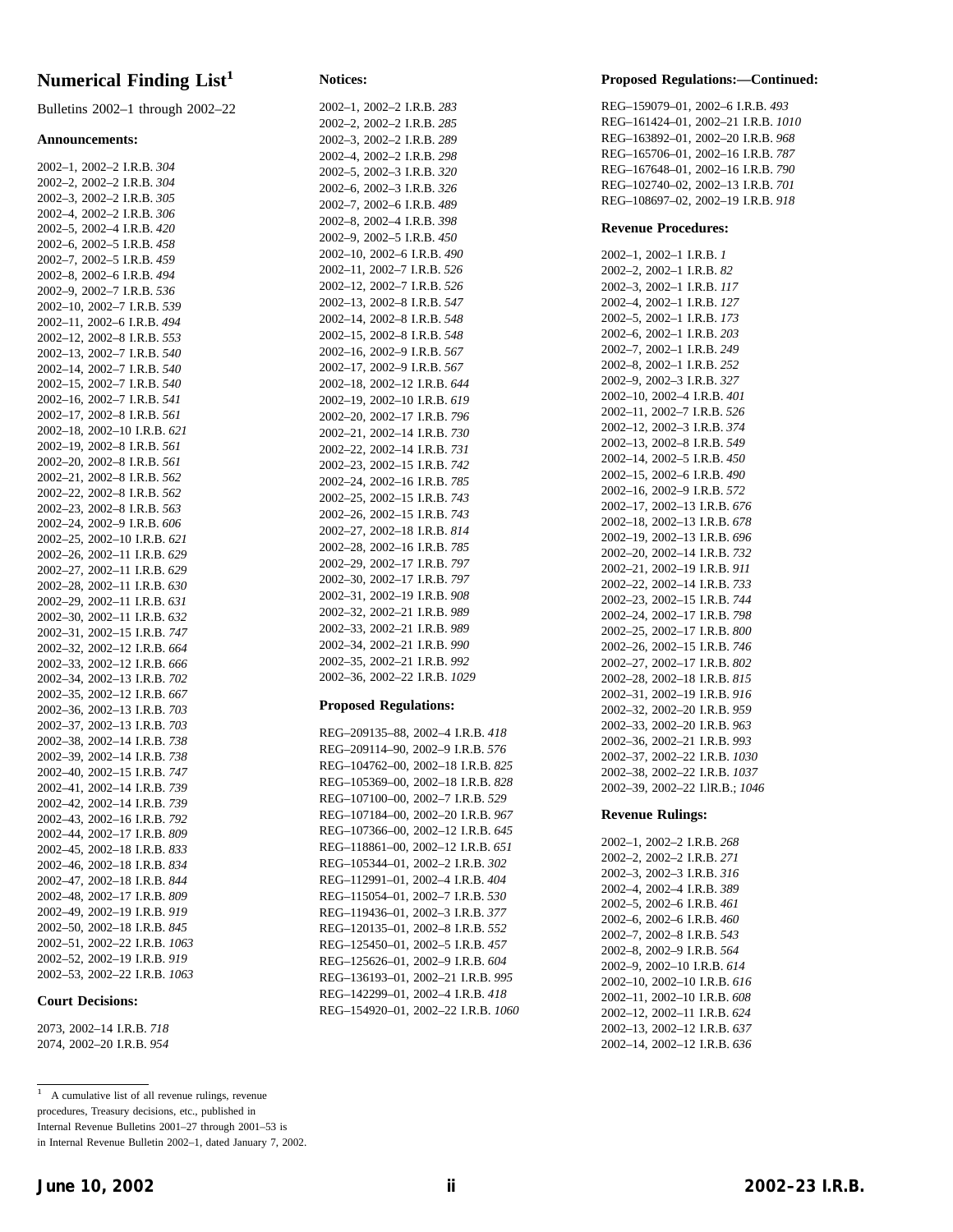# Numerical Finding List[1]

Bulletins 2002–1 through 2002–22

### Announcements:

2002–1, 2002–2 I.R.B. *304*
2002–2, 2002–2 I.R.B. *304*
2002–3, 2002–2 I.R.B. *305*
2002–4, 2002–2 I.R.B. *306*
2002–5, 2002–4 I.R.B. *420*
2002–6, 2002–5 I.R.B. *458*
2002–7, 2002–5 I.R.B. *459*
2002–8, 2002–6 I.R.B. *494*
2002–9, 2002–7 I.R.B. *536*
2002–10, 2002–7 I.R.B. *539*
2002–11, 2002–6 I.R.B. *494*
2002–12, 2002–8 I.R.B. *553*
2002–13, 2002–7 I.R.B. *540*
2002–14, 2002–7 I.R.B. *540*
2002–15, 2002–7 I.R.B. *540*
2002–16, 2002–7 I.R.B. *541*
2002–17, 2002–8 I.R.B. *561*
2002–18, 2002–10 I.R.B. *621*
2002–19, 2002–8 I.R.B. *561*
2002–20, 2002–8 I.R.B. *561*
2002–21, 2002–8 I.R.B. *562*
2002–22, 2002–8 I.R.B. *562*
2002–23, 2002–8 I.R.B. *563*
2002–24, 2002–9 I.R.B. *606*
2002–25, 2002–10 I.R.B. *621*
2002–26, 2002–11 I.R.B. *629*
2002–27, 2002–11 I.R.B. *629*
2002–28, 2002–11 I.R.B. *630*
2002–29, 2002–11 I.R.B. *631*
2002–30, 2002–11 I.R.B. *632*
2002–31, 2002–15 I.R.B. *747*
2002–32, 2002–12 I.R.B. *664*
2002–33, 2002–12 I.R.B. *666*
2002–34, 2002–13 I.R.B. *702*
2002–35, 2002–12 I.R.B. *667*
2002–36, 2002–13 I.R.B. *703*
2002–37, 2002–13 I.R.B. *703*
2002–38, 2002–14 I.R.B. *738*
2002–39, 2002–14 I.R.B. *738*
2002–40, 2002–15 I.R.B. *747*
2002–41, 2002–14 I.R.B. *739*
2002–42, 2002–14 I.R.B. *739*
2002–43, 2002–16 I.R.B. *792*
2002–44, 2002–17 I.R.B. *809*
2002–45, 2002–18 I.R.B. *833*
2002–46, 2002–18 I.R.B. *834*
2002–47, 2002–18 I.R.B. *844*
2002–48, 2002–17 I.R.B. *809*
2002–49, 2002–19 I.R.B. *919*
2002–50, 2002–18 I.R.B. *845*
2002–51, 2002–22 I.R.B. *1063*
2002–52, 2002–19 I.R.B. *919*
2002–53, 2002–22 I.R.B. *1063*

### Court Decisions:

2073, 2002–14 I.R.B. *718*
2074, 2002–20 I.R.B. *954*

### Notices:

2002–1, 2002–2 I.R.B. *283*
2002–2, 2002–2 I.R.B. *285*
2002–3, 2002–2 I.R.B. *289*
2002–4, 2002–2 I.R.B. *298*
2002–5, 2002–3 I.R.B. *320*
2002–6, 2002–3 I.R.B. *326*
2002–7, 2002–6 I.R.B. *489*
2002–8, 2002–4 I.R.B. *398*
2002–9, 2002–5 I.R.B. *450*
2002–10, 2002–6 I.R.B. *490*
2002–11, 2002–7 I.R.B. *526*
2002–12, 2002–7 I.R.B. *526*
2002–13, 2002–8 I.R.B. *547*
2002–14, 2002–8 I.R.B. *548*
2002–15, 2002–8 I.R.B. *548*
2002–16, 2002–9 I.R.B. *567*
2002–17, 2002–9 I.R.B. *567*
2002–18, 2002–12 I.R.B. *644*
2002–19, 2002–10 I.R.B. *619*
2002–20, 2002–17 I.R.B. *796*
2002–21, 2002–14 I.R.B. *730*
2002–22, 2002–14 I.R.B. *731*
2002–23, 2002–15 I.R.B. *742*
2002–24, 2002–16 I.R.B. *785*
2002–25, 2002–15 I.R.B. *743*
2002–26, 2002–15 I.R.B. *743*
2002–27, 2002–18 I.R.B. *814*
2002–28, 2002–16 I.R.B. *785*
2002–29, 2002–17 I.R.B. *797*
2002–30, 2002–17 I.R.B. *797*
2002–31, 2002–19 I.R.B. *908*
2002–32, 2002–21 I.R.B. *989*
2002–33, 2002–21 I.R.B. *989*
2002–34, 2002–21 I.R.B. *990*
2002–35, 2002–21 I.R.B. *992*
2002–36, 2002–22 I.R.B. *1029*

### Proposed Regulations:

REG–209135–88, 2002–4 I.R.B. *418*
REG–209114–90, 2002–9 I.R.B. *576*
REG–104762–00, 2002–18 I.R.B. *825*
REG–105369–00, 2002–18 I.R.B. *828*
REG–107100–00, 2002–7 I.R.B. *529*
REG–107184–00, 2002–20 I.R.B. *967*
REG–107366–00, 2002–12 I.R.B. *645*
REG–118861–00, 2002–12 I.R.B. *651*
REG–105344–01, 2002–2 I.R.B. *302*
REG–112991–01, 2002–4 I.R.B. *404*
REG–115054–01, 2002–7 I.R.B. *530*
REG–119436–01, 2002–3 I.R.B. *377*
REG–120135–01, 2002–8 I.R.B. *552*
REG–125450–01, 2002–5 I.R.B. *457*
REG–125626–01, 2002–9 I.R.B. *604*
REG–136193–01, 2002–21 I.R.B. *995*
REG–142299–01, 2002–4 I.R.B. *418*
REG–154920–01, 2002–22 I.R.B. *1060*

### Proposed Regulations:—Continued:

REG–159079–01, 2002–6 I.R.B. *493*
REG–161424–01, 2002–21 I.R.B. *1010*
REG–163892–01, 2002–20 I.R.B. *968*
REG–165706–01, 2002–16 I.R.B. *787*
REG–167648–01, 2002–16 I.R.B. *790*
REG–102740–02, 2002–13 I.R.B. *701*
REG–108697–02, 2002–19 I.R.B. *918*

### Revenue Procedures:

2002–1, 2002–1 I.R.B. *1*
2002–2, 2002–1 I.R.B. *82*
2002–3, 2002–1 I.R.B. *117*
2002–4, 2002–1 I.R.B. *127*
2002–5, 2002–1 I.R.B. *173*
2002–6, 2002–1 I.R.B. *203*
2002–7, 2002–1 I.R.B. *249*
2002–8, 2002–1 I.R.B. *252*
2002–9, 2002–3 I.R.B. *327*
2002–10, 2002–4 I.R.B. *401*
2002–11, 2002–7 I.R.B. *526*
2002–12, 2002–3 I.R.B. *374*
2002–13, 2002–8 I.R.B. *549*
2002–14, 2002–5 I.R.B. *450*
2002–15, 2002–6 I.R.B. *490*
2002–16, 2002–9 I.R.B. *572*
2002–17, 2002–13 I.R.B. *676*
2002–18, 2002–13 I.R.B. *678*
2002–19, 2002–13 I.R.B. *696*
2002–20, 2002–14 I.R.B. *732*
2002–21, 2002–19 I.R.B. *911*
2002–22, 2002–14 I.R.B. *733*
2002–23, 2002–15 I.R.B. *744*
2002–24, 2002–17 I.R.B. *798*
2002–25, 2002–17 I.R.B. *800*
2002–26, 2002–15 I.R.B. *746*
2002–27, 2002–17 I.R.B. *802*
2002–28, 2002–18 I.R.B. *815*
2002–31, 2002–19 I.R.B. *916*
2002–32, 2002–20 I.R.B. *959*
2002–33, 2002–20 I.R.B. *963*
2002–36, 2002–21 I.R.B. *993*
2002–37, 2002–22 I.R.B. *1030*
2002–38, 2002–22 I.R.B. *1037*
2002–39, 2002–22 I.lR.B.; *1046*

### Revenue Rulings:

2002–1, 2002–2 I.R.B. *268*
2002–2, 2002–2 I.R.B. *271*
2002–3, 2002–3 I.R.B. *316*
2002–4, 2002–4 I.R.B. *389*
2002–5, 2002–6 I.R.B. *461*
2002–6, 2002–6 I.R.B. *460*
2002–7, 2002–8 I.R.B. *543*
2002–8, 2002–9 I.R.B. *564*
2002–9, 2002–10 I.R.B. *614*
2002–10, 2002–10 I.R.B. *616*
2002–11, 2002–10 I.R.B. *608*
2002–12, 2002–11 I.R.B. *624*
2002–13, 2002–12 I.R.B. *637*
2002–14, 2002–12 I.R.B. *636*

---

[1] A cumulative list of all revenue rulings, revenue procedures, Treasury decisions, etc., published in Internal Revenue Bulletins 2001–27 through 2001–53 is in Internal Revenue Bulletin 2002–1, dated January 7, 2002.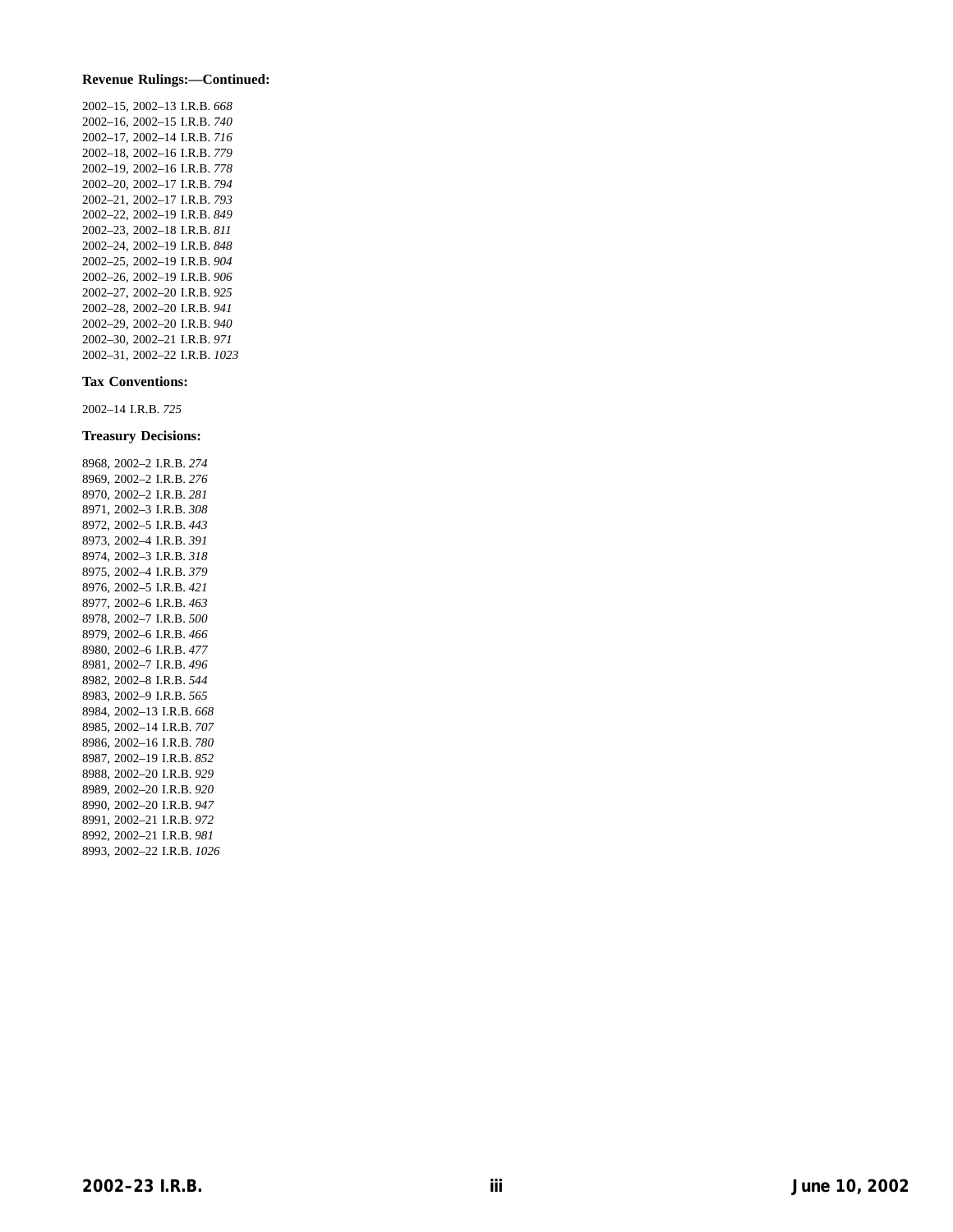**Revenue Rulings:—Continued:**

2002–15, 2002–13 I.R.B. *668*
2002–16, 2002–15 I.R.B. *740*
2002–17, 2002–14 I.R.B. *716*
2002–18, 2002–16 I.R.B. *779*
2002–19, 2002–16 I.R.B. *778*
2002–20, 2002–17 I.R.B. *794*
2002–21, 2002–17 I.R.B. *793*
2002–22, 2002–19 I.R.B. *849*
2002–23, 2002–18 I.R.B. *811*
2002–24, 2002–19 I.R.B. *848*
2002–25, 2002–19 I.R.B. *904*
2002–26, 2002–19 I.R.B. *906*
2002–27, 2002–20 I.R.B. *925*
2002–28, 2002–20 I.R.B. *941*
2002–29, 2002–20 I.R.B. *940*
2002–30, 2002–21 I.R.B. *971*
2002–31, 2002–22 I.R.B. *1023*

**Tax Conventions:**

2002–14 I.R.B. *725*

**Treasury Decisions:**

8968, 2002–2 I.R.B. *274*
8969, 2002–2 I.R.B. *276*
8970, 2002–2 I.R.B. *281*
8971, 2002–3 I.R.B. *308*
8972, 2002–5 I.R.B. *443*
8973, 2002–4 I.R.B. *391*
8974, 2002–3 I.R.B. *318*
8975, 2002–4 I.R.B. *379*
8976, 2002–5 I.R.B. *421*
8977, 2002–6 I.R.B. *463*
8978, 2002–7 I.R.B. *500*
8979, 2002–6 I.R.B. *466*
8980, 2002–6 I.R.B. *477*
8981, 2002–7 I.R.B. *496*
8982, 2002–8 I.R.B. *544*
8983, 2002–9 I.R.B. *565*
8984, 2002–13 I.R.B. *668*
8985, 2002–14 I.R.B. *707*
8986, 2002–16 I.R.B. *780*
8987, 2002–19 I.R.B. *852*
8988, 2002–20 I.R.B. *929*
8989, 2002–20 I.R.B. *920*
8990, 2002–20 I.R.B. *947*
8991, 2002–21 I.R.B. *972*
8992, 2002–21 I.R.B. *981*
8993, 2002–22 I.R.B. *1026*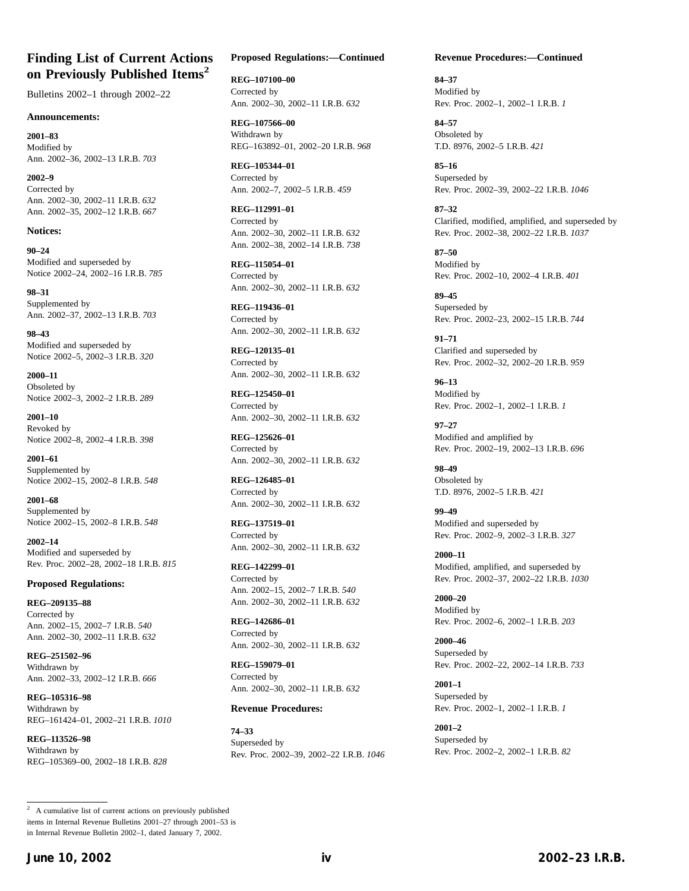# Finding List of Current Actions on Previously Published Items[2]

Bulletins 2002–1 through 2002–22

### Announcements:

**2001–83**
Modified by
Ann. 2002–36, 2002–13 I.R.B. *703*

**2002–9**
Corrected by
Ann. 2002–30, 2002–11 I.R.B. *632*
Ann. 2002–35, 2002–12 I.R.B. *667*

### Notices:

**90–24**
Modified and superseded by
Notice 2002–24, 2002–16 I.R.B. *785*

**98–31**
Supplemented by
Ann. 2002–37, 2002–13 I.R.B. *703*

**98–43**
Modified and superseded by
Notice 2002–5, 2002–3 I.R.B. *320*

**2000–11**
Obsoleted by
Notice 2002–3, 2002–2 I.R.B. *289*

**2001–10**
Revoked by
Notice 2002–8, 2002–4 I.R.B. *398*

**2001–61**
Supplemented by
Notice 2002–15, 2002–8 I.R.B. *548*

**2001–68**
Supplemented by
Notice 2002–15, 2002–8 I.R.B. *548*

**2002–14**
Modified and superseded by
Rev. Proc. 2002–28, 2002–18 I.R.B. *815*

### Proposed Regulations:

**REG–209135–88**
Corrected by
Ann. 2002–15, 2002–7 I.R.B. *540*
Ann. 2002–30, 2002–11 I.R.B. *632*

**REG–251502–96**
Withdrawn by
Ann. 2002–33, 2002–12 I.R.B. *666*

**REG–105316–98**
Withdrawn by
REG–161424–01, 2002–21 I.R.B. *1010*

**REG–113526–98**
Withdrawn by
REG–105369–00, 2002–18 I.R.B. *828*

**REG–107100–00**
Corrected by
Ann. 2002–30, 2002–11 I.R.B. *632*

**REG–107566–00**
Withdrawn by
REG–163892–01, 2002–20 I.R.B. *968*

**REG–105344–01**
Corrected by
Ann. 2002–7, 2002–5 I.R.B. *459*

**REG–112991–01**
Corrected by
Ann. 2002–30, 2002–11 I.R.B. *632*
Ann. 2002–38, 2002–14 I.R.B. *738*

**REG–115054–01**
Corrected by
Ann. 2002–30, 2002–11 I.R.B. *632*

**REG–119436–01**
Corrected by
Ann. 2002–30, 2002–11 I.R.B. *632*

**REG–120135–01**
Corrected by
Ann. 2002–30, 2002–11 I.R.B. *632*

**REG–125450–01**
Corrected by
Ann. 2002–30, 2002–11 I.R.B. *632*

**REG–125626–01**
Corrected by
Ann. 2002–30, 2002–11 I.R.B. *632*

**REG–126485–01**
Corrected by
Ann. 2002–30, 2002–11 I.R.B. *632*

**REG–137519–01**
Corrected by
Ann. 2002–30, 2002–11 I.R.B. *632*

**REG–142299–01**
Corrected by
Ann. 2002–15, 2002–7 I.R.B. *540*
Ann. 2002–30, 2002–11 I.R.B. *632*

**REG–142686–01**
Corrected by
Ann. 2002–30, 2002–11 I.R.B. *632*

**REG–159079–01**
Corrected by
Ann. 2002–30, 2002–11 I.R.B. *632*

### Revenue Procedures:

**74–33**
Superseded by
Rev. Proc. 2002–39, 2002–22 I.R.B. *1046*

**84–37**
Modified by
Rev. Proc. 2002–1, 2002–1 I.R.B. *1*

**84–57**
Obsoleted by
T.D. 8976, 2002–5 I.R.B. *421*

**85–16**
Superseded by
Rev. Proc. 2002–39, 2002–22 I.R.B. *1046*

**87–32**
Clarified, modified, amplified, and superseded by
Rev. Proc. 2002–38, 2002–22 I.R.B. *1037*

**87–50**
Modified by
Rev. Proc. 2002–10, 2002–4 I.R.B. *401*

**89–45**
Superseded by
Rev. Proc. 2002–23, 2002–15 I.R.B. *744*

**91–71**
Clarified and superseded by
Rev. Proc. 2002–32, 2002–20 I.R.B. *959*

**96–13**
Modified by
Rev. Proc. 2002–1, 2002–1 I.R.B. *1*

**97–27**
Modified and amplified by
Rev. Proc. 2002–19, 2002–13 I.R.B. *696*

**98–49**
Obsoleted by
T.D. 8976, 2002–5 I.R.B. *421*

**99–49**
Modified and superseded by
Rev. Proc. 2002–9, 2002–3 I.R.B. *327*

**2000–11**
Modified, amplified, and superseded by
Rev. Proc. 2002–37, 2002–22 I.R.B. *1030*

**2000–20**
Modified by
Rev. Proc. 2002–6, 2002–1 I.R.B. *203*

**2000–46**
Superseded by
Rev. Proc. 2002–22, 2002–14 I.R.B. *733*

**2001–1**
Superseded by
Rev. Proc. 2002–1, 2002–1 I.R.B. *1*

**2001–2**
Superseded by
Rev. Proc. 2002–2, 2002–1 I.R.B. *82*

---

[2] A cumulative list of current actions on previously published items in Internal Revenue Bulletins 2001–27 through 2001–53 is in Internal Revenue Bulletin 2002–1, dated January 7, 2002.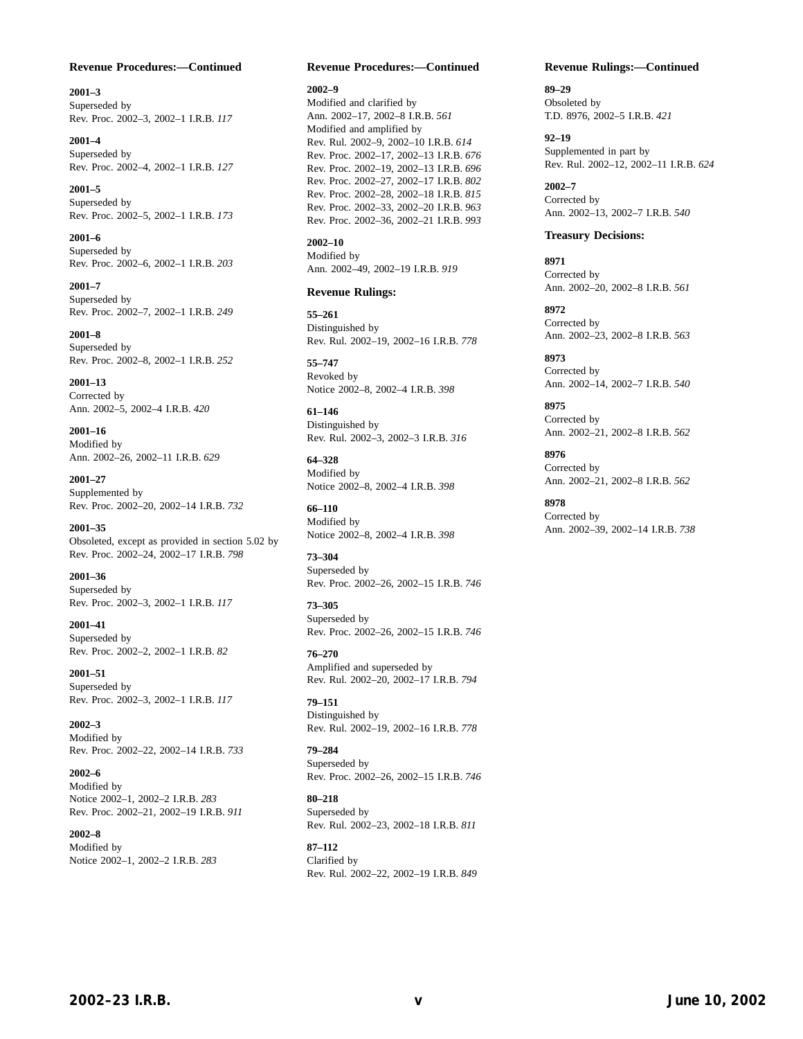**Revenue Procedures:—Continued**

**2001–3**
Superseded by
Rev. Proc. 2002–3, 2002–1 I.R.B. *117*

**2001–4**
Superseded by
Rev. Proc. 2002–4, 2002–1 I.R.B. *127*

**2001–5**
Superseded by
Rev. Proc. 2002–5, 2002–1 I.R.B. *173*

**2001–6**
Superseded by
Rev. Proc. 2002–6, 2002–1 I.R.B. *203*

**2001–7**
Superseded by
Rev. Proc. 2002–7, 2002–1 I.R.B. *249*

**2001–8**
Superseded by
Rev. Proc. 2002–8, 2002–1 I.R.B. *252*

**2001–13**
Corrected by
Ann. 2002–5, 2002–4 I.R.B. *420*

**2001–16**
Modified by
Ann. 2002–26, 2002–11 I.R.B. *629*

**2001–27**
Supplemented by
Rev. Proc. 2002–20, 2002–14 I.R.B. *732*

**2001–35**
Obsoleted, except as provided in section 5.02 by
Rev. Proc. 2002–24, 2002–17 I.R.B. *798*

**2001–36**
Superseded by
Rev. Proc. 2002–3, 2002–1 I.R.B. *117*

**2001–41**
Superseded by
Rev. Proc. 2002–2, 2002–1 I.R.B. *82*

**2001–51**
Superseded by
Rev. Proc. 2002–3, 2002–1 I.R.B. *117*

**2002–3**
Modified by
Rev. Proc. 2002–22, 2002–14 I.R.B. *733*

**2002–6**
Modified by
Notice 2002–1, 2002–2 I.R.B. *283*
Rev. Proc. 2002–21, 2002–19 I.R.B. *911*

**2002–8**
Modified by
Notice 2002–1, 2002–2 I.R.B. *283*

**Revenue Procedures:—Continued**

**2002–9**
Modified and clarified by
Ann. 2002–17, 2002–8 I.R.B. *561*
Modified and amplified by
Rev. Rul. 2002–9, 2002–10 I.R.B. *614*
Rev. Proc. 2002–17, 2002–13 I.R.B. *676*
Rev. Proc. 2002–19, 2002–13 I.R.B. *696*
Rev. Proc. 2002–27, 2002–17 I.R.B. *802*
Rev. Proc. 2002–28, 2002–18 I.R.B. *815*
Rev. Proc. 2002–33, 2002–20 I.R.B. *963*
Rev. Proc. 2002–36, 2002–21 I.R.B. *993*

**2002–10**
Modified by
Ann. 2002–49, 2002–19 I.R.B. *919*

**Revenue Rulings:**

**55–261**
Distinguished by
Rev. Rul. 2002–19, 2002–16 I.R.B. *778*

**55–747**
Revoked by
Notice 2002–8, 2002–4 I.R.B. *398*

**61–146**
Distinguished by
Rev. Rul. 2002–3, 2002–3 I.R.B. *316*

**64–328**
Modified by
Notice 2002–8, 2002–4 I.R.B. *398*

**66–110**
Modified by
Notice 2002–8, 2002–4 I.R.B. *398*

**73–304**
Superseded by
Rev. Proc. 2002–26, 2002–15 I.R.B. *746*

**73–305**
Superseded by
Rev. Proc. 2002–26, 2002–15 I.R.B. *746*

**76–270**
Amplified and superseded by
Rev. Rul. 2002–20, 2002–17 I.R.B. *794*

**79–151**
Distinguished by
Rev. Rul. 2002–19, 2002–16 I.R.B. *778*

**79–284**
Superseded by
Rev. Proc. 2002–26, 2002–15 I.R.B. *746*

**80–218**
Superseded by
Rev. Rul. 2002–23, 2002–18 I.R.B. *811*

**87–112**
Clarified by
Rev. Rul. 2002–22, 2002–19 I.R.B. *849*

**Revenue Rulings:—Continued**

**89–29**
Obsoleted by
T.D. 8976, 2002–5 I.R.B. *421*

**92–19**
Supplemented in part by
Rev. Rul. 2002–12, 2002–11 I.R.B. *624*

**2002–7**
Corrected by
Ann. 2002–13, 2002–7 I.R.B. *540*

**Treasury Decisions:**

**8971**
Corrected by
Ann. 2002–20, 2002–8 I.R.B. *561*

**8972**
Corrected by
Ann. 2002–23, 2002–8 I.R.B. *563*

**8973**
Corrected by
Ann. 2002–14, 2002–7 I.R.B. *540*

**8975**
Corrected by
Ann. 2002–21, 2002–8 I.R.B. *562*

**8976**
Corrected by
Ann. 2002–21, 2002–8 I.R.B. *562*

**8978**
Corrected by
Ann. 2002–39, 2002–14 I.R.B. *738*